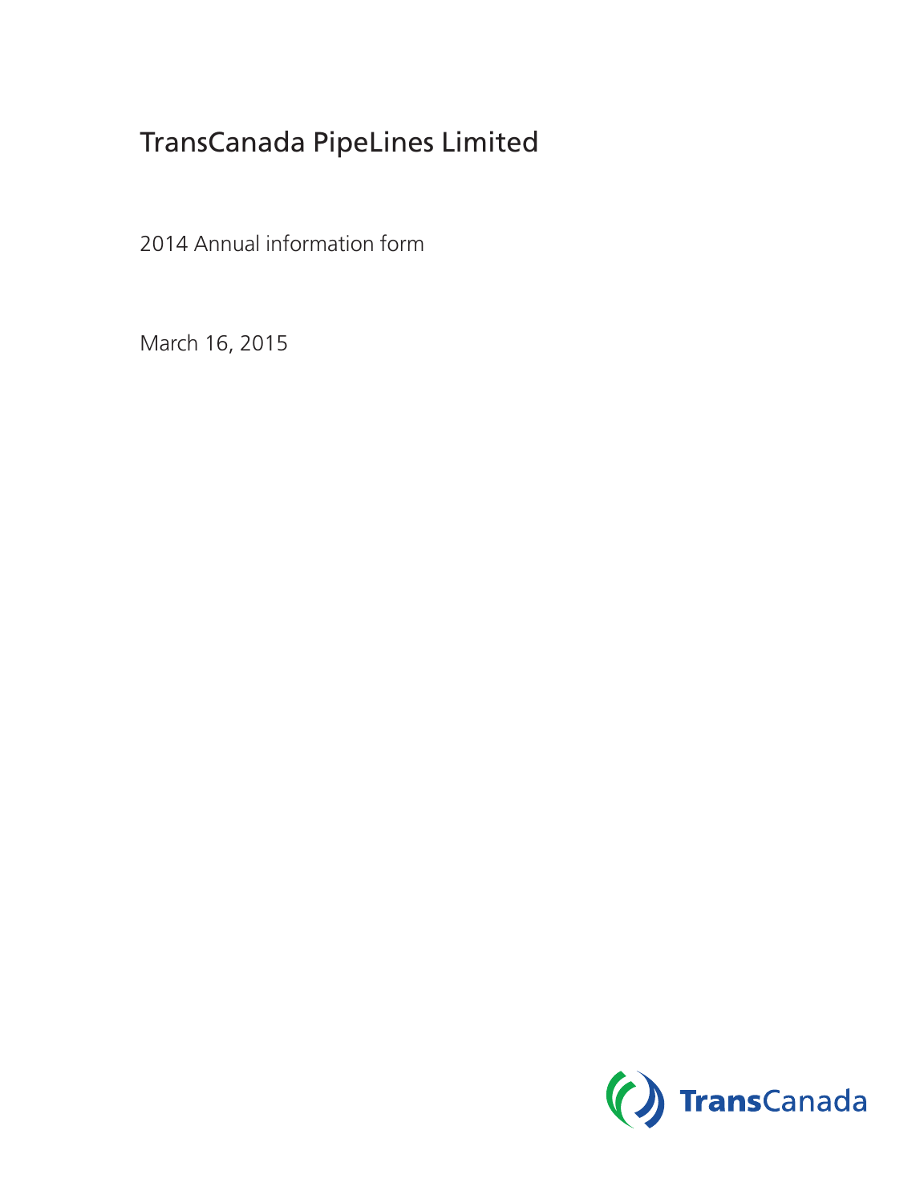# TransCanada PipeLines Limited

2014 Annual information form

March 16, 2015

TransCanada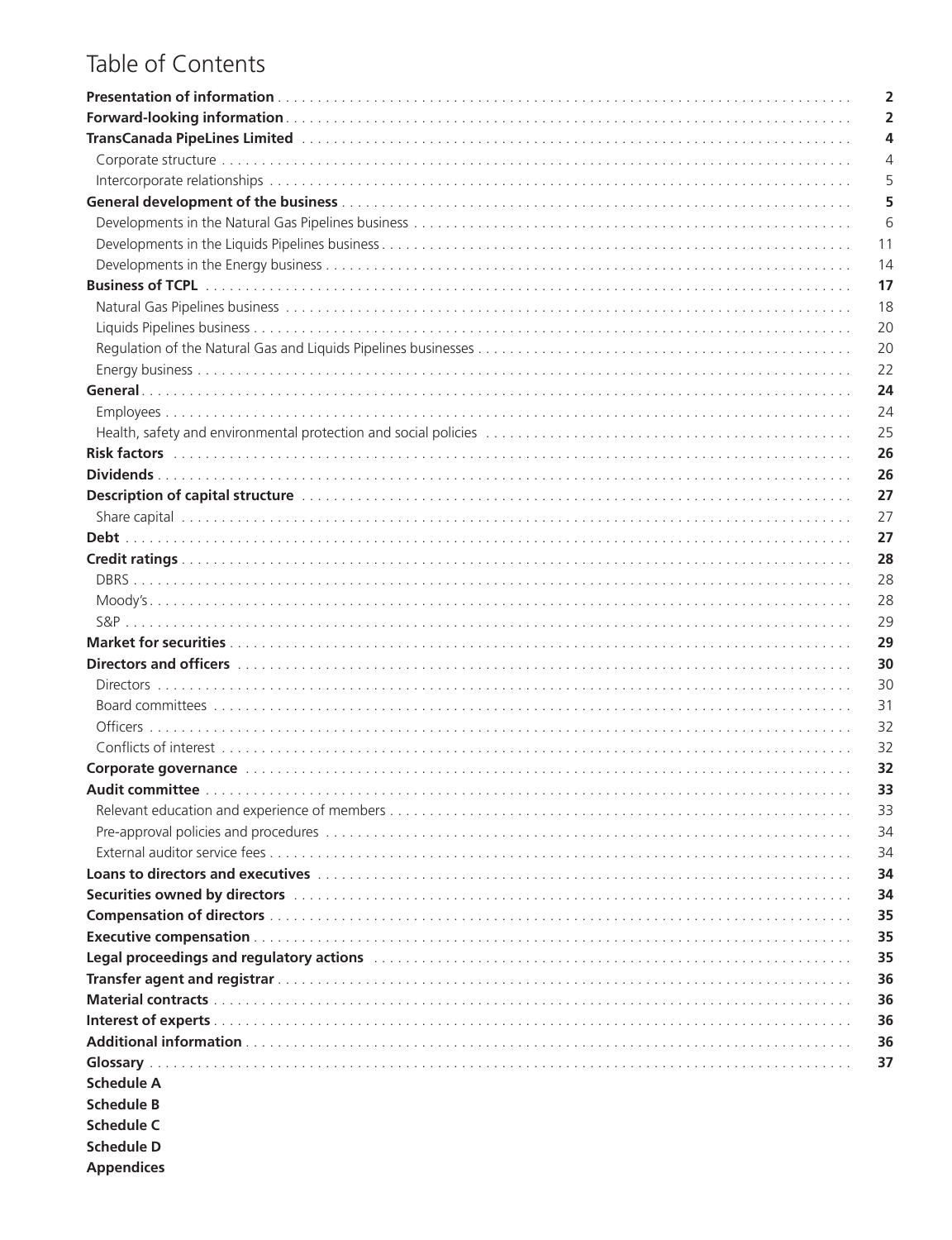# Table of Contents

| | |
|---|---|
| **Presentation of information** | **2** |
| **Forward-looking information** | **2** |
| **TransCanada PipeLines Limited** | **4** |
| Corporate structure | 4 |
| Intercorporate relationships | 5 |
| **General development of the business** | **5** |
| Developments in the Natural Gas Pipelines business | 6 |
| Developments in the Liquids Pipelines business | 11 |
| Developments in the Energy business | 14 |
| **Business of TCPL** | **17** |
| Natural Gas Pipelines business | 18 |
| Liquids Pipelines business | 20 |
| Regulation of the Natural Gas and Liquids Pipelines businesses | 20 |
| Energy business | 22 |
| **General** | **24** |
| Employees | 24 |
| Health, safety and environmental protection and social policies | 25 |
| **Risk factors** | **26** |
| **Dividends** | **26** |
| **Description of capital structure** | **27** |
| Share capital | 27 |
| **Debt** | **27** |
| **Credit ratings** | **28** |
| DBRS | 28 |
| Moody's | 28 |
| S&P | 29 |
| **Market for securities** | **29** |
| **Directors and officers** | **30** |
| Directors | 30 |
| Board committees | 31 |
| Officers | 32 |
| Conflicts of interest | 32 |
| **Corporate governance** | **32** |
| **Audit committee** | **33** |
| Relevant education and experience of members | 33 |
| Pre-approval policies and procedures | 34 |
| External auditor service fees | 34 |
| **Loans to directors and executives** | **34** |
| **Securities owned by directors** | **34** |
| **Compensation of directors** | **35** |
| **Executive compensation** | **35** |
| **Legal proceedings and regulatory actions** | **35** |
| **Transfer agent and registrar** | **36** |
| **Material contracts** | **36** |
| **Interest of experts** | **36** |
| **Additional information** | **36** |
| **Glossary** | **37** |
| **Schedule A** | |
| **Schedule B** | |
| **Schedule C** | |
| **Schedule D** | |
| **Appendices** | |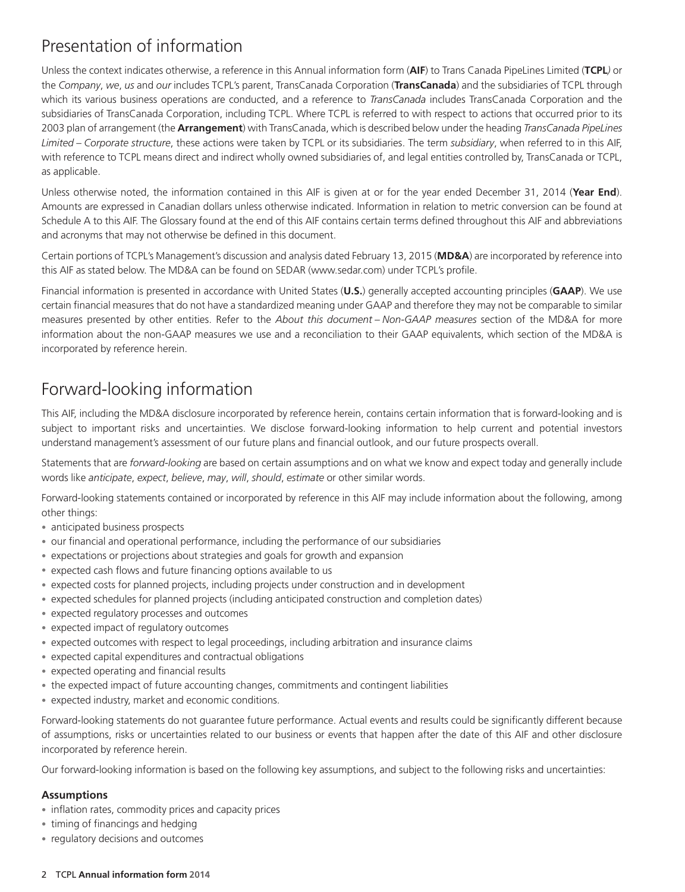# Presentation of information

Unless the context indicates otherwise, a reference in this Annual information form (**AIF**) to Trans Canada PipeLines Limited (**TCPL**) or the *Company*, *we*, *us* and *our* includes TCPL's parent, TransCanada Corporation (**TransCanada**) and the subsidiaries of TCPL through which its various business operations are conducted, and a reference to *TransCanada* includes TransCanada Corporation and the subsidiaries of TransCanada Corporation, including TCPL. Where TCPL is referred to with respect to actions that occurred prior to its 2003 plan of arrangement (the **Arrangement**) with TransCanada, which is described below under the heading *TransCanada PipeLines Limited – Corporate structure*, these actions were taken by TCPL or its subsidiaries. The term *subsidiary*, when referred to in this AIF, with reference to TCPL means direct and indirect wholly owned subsidiaries of, and legal entities controlled by, TransCanada or TCPL, as applicable.

Unless otherwise noted, the information contained in this AIF is given at or for the year ended December 31, 2014 (**Year End**). Amounts are expressed in Canadian dollars unless otherwise indicated. Information in relation to metric conversion can be found at Schedule A to this AIF. The Glossary found at the end of this AIF contains certain terms defined throughout this AIF and abbreviations and acronyms that may not otherwise be defined in this document.

Certain portions of TCPL's Management's discussion and analysis dated February 13, 2015 (**MD&A**) are incorporated by reference into this AIF as stated below. The MD&A can be found on SEDAR (www.sedar.com) under TCPL's profile.

Financial information is presented in accordance with United States (**U.S.**) generally accepted accounting principles (**GAAP**). We use certain financial measures that do not have a standardized meaning under GAAP and therefore they may not be comparable to similar measures presented by other entities. Refer to the *About this document – Non-GAAP measures* section of the MD&A for more information about the non-GAAP measures we use and a reconciliation to their GAAP equivalents, which section of the MD&A is incorporated by reference herein.

# Forward-looking information

This AIF, including the MD&A disclosure incorporated by reference herein, contains certain information that is forward-looking and is subject to important risks and uncertainties. We disclose forward-looking information to help current and potential investors understand management's assessment of our future plans and financial outlook, and our future prospects overall.

Statements that are *forward-looking* are based on certain assumptions and on what we know and expect today and generally include words like *anticipate*, *expect*, *believe*, *may*, *will*, *should*, *estimate* or other similar words.

Forward-looking statements contained or incorporated by reference in this AIF may include information about the following, among other things:

- anticipated business prospects
- our financial and operational performance, including the performance of our subsidiaries
- expectations or projections about strategies and goals for growth and expansion
- expected cash flows and future financing options available to us
- expected costs for planned projects, including projects under construction and in development
- expected schedules for planned projects (including anticipated construction and completion dates)
- expected regulatory processes and outcomes
- expected impact of regulatory outcomes
- expected outcomes with respect to legal proceedings, including arbitration and insurance claims
- expected capital expenditures and contractual obligations
- expected operating and financial results
- the expected impact of future accounting changes, commitments and contingent liabilities
- expected industry, market and economic conditions.

Forward-looking statements do not guarantee future performance. Actual events and results could be significantly different because of assumptions, risks or uncertainties related to our business or events that happen after the date of this AIF and other disclosure incorporated by reference herein.

Our forward-looking information is based on the following key assumptions, and subject to the following risks and uncertainties:

**Assumptions**

- inflation rates, commodity prices and capacity prices
- timing of financings and hedging
- regulatory decisions and outcomes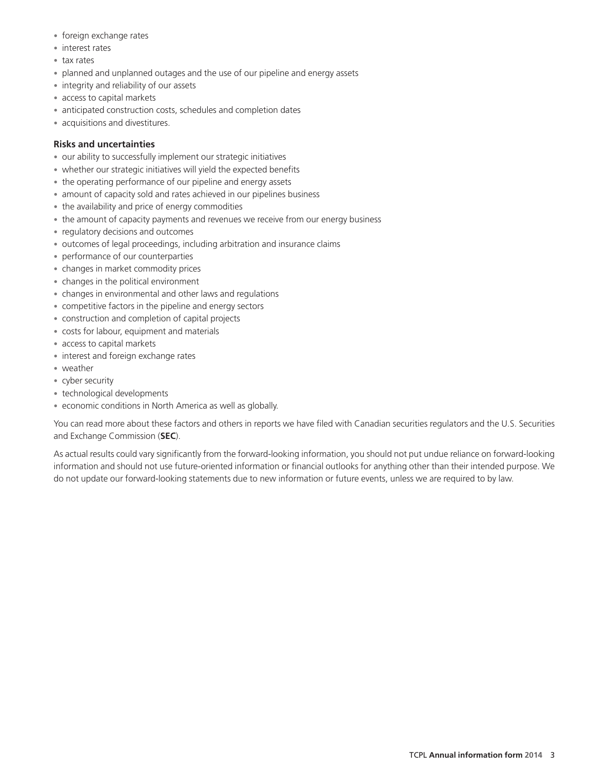- foreign exchange rates
- interest rates
- tax rates
- planned and unplanned outages and the use of our pipeline and energy assets
- integrity and reliability of our assets
- access to capital markets
- anticipated construction costs, schedules and completion dates
- acquisitions and divestitures.

**Risks and uncertainties**

- our ability to successfully implement our strategic initiatives
- whether our strategic initiatives will yield the expected benefits
- the operating performance of our pipeline and energy assets
- amount of capacity sold and rates achieved in our pipelines business
- the availability and price of energy commodities
- the amount of capacity payments and revenues we receive from our energy business
- regulatory decisions and outcomes
- outcomes of legal proceedings, including arbitration and insurance claims
- performance of our counterparties
- changes in market commodity prices
- changes in the political environment
- changes in environmental and other laws and regulations
- competitive factors in the pipeline and energy sectors
- construction and completion of capital projects
- costs for labour, equipment and materials
- access to capital markets
- interest and foreign exchange rates
- weather
- cyber security
- technological developments
- economic conditions in North America as well as globally.

You can read more about these factors and others in reports we have filed with Canadian securities regulators and the U.S. Securities and Exchange Commission (**SEC**).

As actual results could vary significantly from the forward-looking information, you should not put undue reliance on forward-looking information and should not use future-oriented information or financial outlooks for anything other than their intended purpose. We do not update our forward-looking statements due to new information or future events, unless we are required to by law.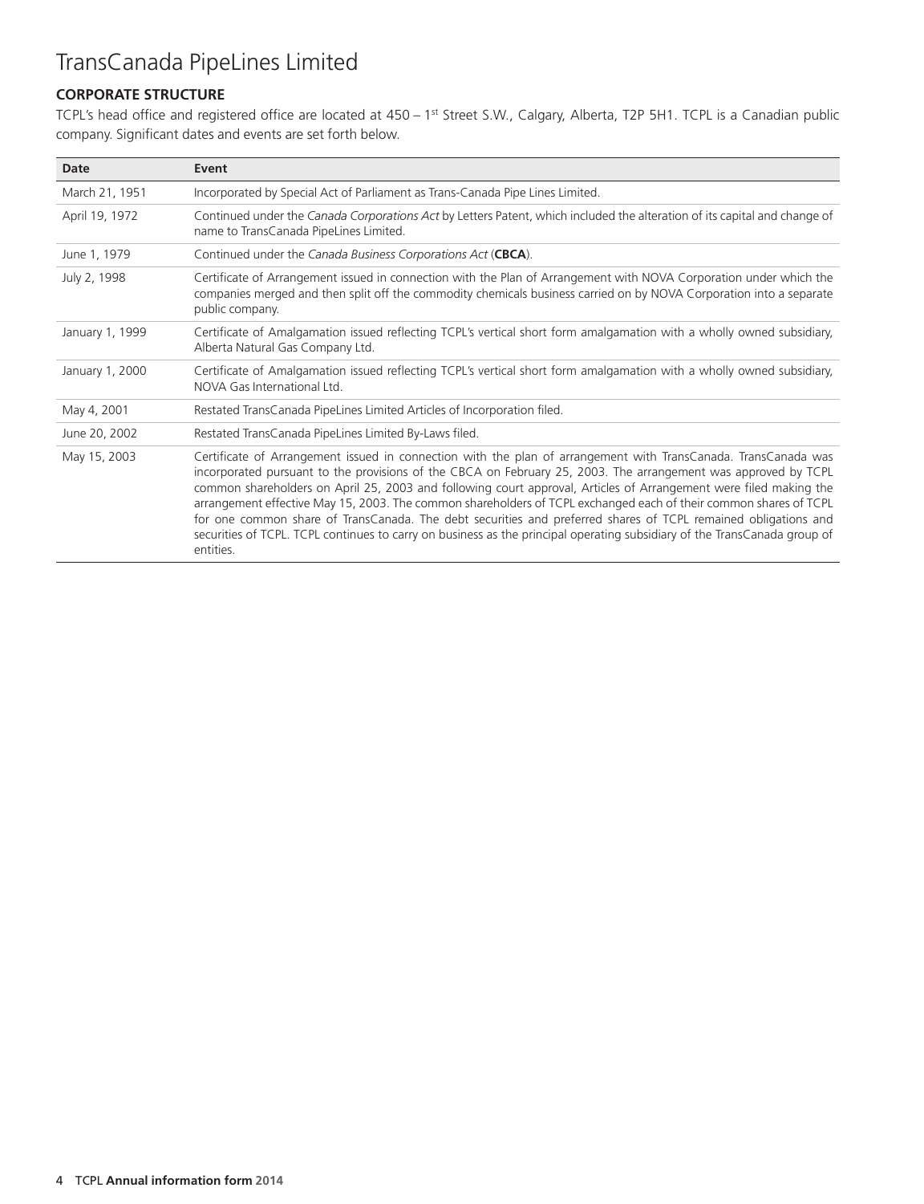## CORPORATE STRUCTURE

TCPL's head office and registered office are located at 450 – 1st Street S.W., Calgary, Alberta, T2P 5H1. TCPL is a Canadian public company. Significant dates and events are set forth below.

| Date | Event |
| --- | --- |
| March 21, 1951 | Incorporated by Special Act of Parliament as Trans-Canada Pipe Lines Limited. |
| April 19, 1972 | Continued under the *Canada Corporations Act* by Letters Patent, which included the alteration of its capital and change of name to TransCanada PipeLines Limited. |
| June 1, 1979 | Continued under the *Canada Business Corporations Act* (**CBCA**). |
| July 2, 1998 | Certificate of Arrangement issued in connection with the Plan of Arrangement with NOVA Corporation under which the companies merged and then split off the commodity chemicals business carried on by NOVA Corporation into a separate public company. |
| January 1, 1999 | Certificate of Amalgamation issued reflecting TCPL's vertical short form amalgamation with a wholly owned subsidiary, Alberta Natural Gas Company Ltd. |
| January 1, 2000 | Certificate of Amalgamation issued reflecting TCPL's vertical short form amalgamation with a wholly owned subsidiary, NOVA Gas International Ltd. |
| May 4, 2001 | Restated TransCanada PipeLines Limited Articles of Incorporation filed. |
| June 20, 2002 | Restated TransCanada PipeLines Limited By-Laws filed. |
| May 15, 2003 | Certificate of Arrangement issued in connection with the plan of arrangement with TransCanada. TransCanada was incorporated pursuant to the provisions of the CBCA on February 25, 2003. The arrangement was approved by TCPL common shareholders on April 25, 2003 and following court approval, Articles of Arrangement were filed making the arrangement effective May 15, 2003. The common shareholders of TCPL exchanged each of their common shares of TCPL for one common share of TransCanada. The debt securities and preferred shares of TCPL remained obligations and securities of TCPL. TCPL continues to carry on business as the principal operating subsidiary of the TransCanada group of entities. |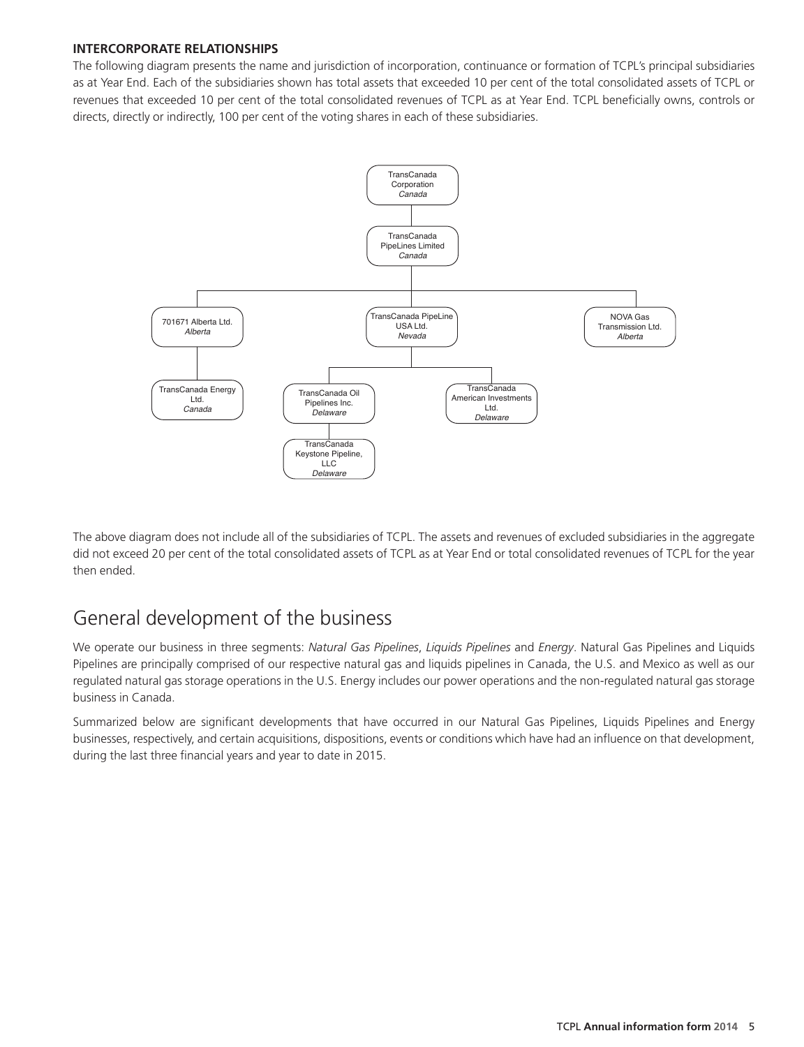**INTERCORPORATE RELATIONSHIPS**

The following diagram presents the name and jurisdiction of incorporation, continuance or formation of TCPL's principal subsidiaries as at Year End. Each of the subsidiaries shown has total assets that exceeded 10 per cent of the total consolidated assets of TCPL or revenues that exceeded 10 per cent of the total consolidated revenues of TCPL as at Year End. TCPL beneficially owns, controls or directs, directly or indirectly, 100 per cent of the voting shares in each of these subsidiaries.

- TransCanada Corporation *Canada*
  - TransCanada PipeLines Limited *Canada*
    - 701671 Alberta Ltd. *Alberta*
      - TransCanada Energy Ltd. *Canada*
    - TransCanada PipeLine USA Ltd. *Nevada*
      - TransCanada Oil Pipelines Inc. *Delaware*
        - TransCanada Keystone Pipeline, LLC *Delaware*
      - TransCanada American Investments Ltd. *Delaware*
    - NOVA Gas Transmission Ltd. *Alberta*

The above diagram does not include all of the subsidiaries of TCPL. The assets and revenues of excluded subsidiaries in the aggregate did not exceed 20 per cent of the total consolidated assets of TCPL as at Year End or total consolidated revenues of TCPL for the year then ended.

# General development of the business

We operate our business in three segments: *Natural Gas Pipelines*, *Liquids Pipelines* and *Energy*. Natural Gas Pipelines and Liquids Pipelines are principally comprised of our respective natural gas and liquids pipelines in Canada, the U.S. and Mexico as well as our regulated natural gas storage operations in the U.S. Energy includes our power operations and the non-regulated natural gas storage business in Canada.

Summarized below are significant developments that have occurred in our Natural Gas Pipelines, Liquids Pipelines and Energy businesses, respectively, and certain acquisitions, dispositions, events or conditions which have had an influence on that development, during the last three financial years and year to date in 2015.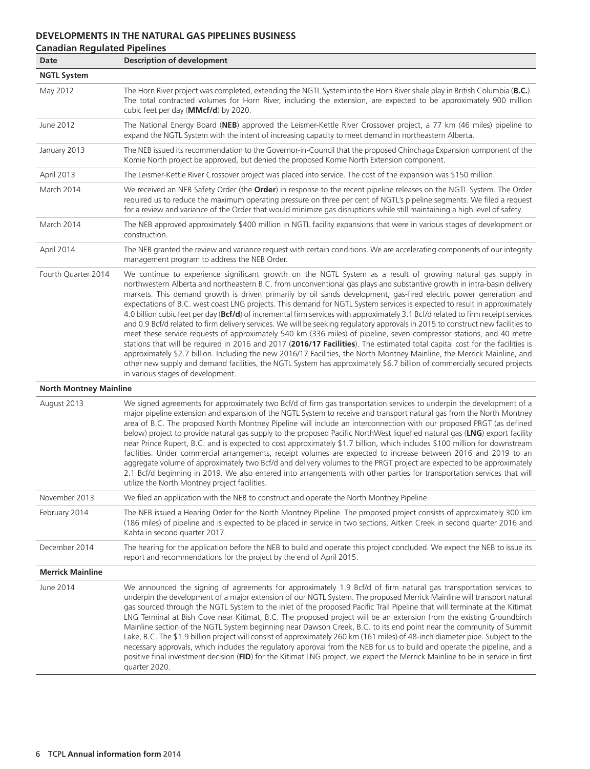## DEVELOPMENTS IN THE NATURAL GAS PIPELINES BUSINESS

### Canadian Regulated Pipelines

| Date | Description of development |
|---|---|
| **NGTL System** | |
| May 2012 | The Horn River project was completed, extending the NGTL System into the Horn River shale play in British Columbia (**B.C.**). The total contracted volumes for Horn River, including the extension, are expected to be approximately 900 million cubic feet per day (**MMcf/d**) by 2020. |
| June 2012 | The National Energy Board (**NEB**) approved the Leismer-Kettle River Crossover project, a 77 km (46 miles) pipeline to expand the NGTL System with the intent of increasing capacity to meet demand in northeastern Alberta. |
| January 2013 | The NEB issued its recommendation to the Governor-in-Council that the proposed Chinchaga Expansion component of the Komie North project be approved, but denied the proposed Komie North Extension component. |
| April 2013 | The Leismer-Kettle River Crossover project was placed into service. The cost of the expansion was $150 million. |
| March 2014 | We received an NEB Safety Order (the **Order**) in response to the recent pipeline releases on the NGTL System. The Order required us to reduce the maximum operating pressure on three per cent of NGTL's pipeline segments. We filed a request for a review and variance of the Order that would minimize gas disruptions while still maintaining a high level of safety. |
| March 2014 | The NEB approved approximately $400 million in NGTL facility expansions that were in various stages of development or construction. |
| April 2014 | The NEB granted the review and variance request with certain conditions. We are accelerating components of our integrity management program to address the NEB Order. |
| Fourth Quarter 2014 | We continue to experience significant growth on the NGTL System as a result of growing natural gas supply in northwestern Alberta and northeastern B.C. from unconventional gas plays and substantive growth in intra-basin delivery markets. This demand growth is driven primarily by oil sands development, gas-fired electric power generation and expectations of B.C. west coast LNG projects. This demand for NGTL System services is expected to result in approximately 4.0 billion cubic feet per day (**Bcf/d**) of incremental firm services with approximately 3.1 Bcf/d related to firm receipt services and 0.9 Bcf/d related to firm delivery services. We will be seeking regulatory approvals in 2015 to construct new facilities to meet these service requests of approximately 540 km (336 miles) of pipeline, seven compressor stations, and 40 metre stations that will be required in 2016 and 2017 (**2016/17 Facilities**). The estimated total capital cost for the facilities is approximately $2.7 billion. Including the new 2016/17 Facilities, the North Montney Mainline, the Merrick Mainline, and other new supply and demand facilities, the NGTL System has approximately $6.7 billion of commercially secured projects in various stages of development. |
| **North Montney Mainline** | |
| August 2013 | We signed agreements for approximately two Bcf/d of firm gas transportation services to underpin the development of a major pipeline extension and expansion of the NGTL System to receive and transport natural gas from the North Montney area of B.C. The proposed North Montney Pipeline will include an interconnection with our proposed PRGT (as defined below) project to provide natural gas supply to the proposed Pacific NorthWest liquefied natural gas (**LNG**) export facility near Prince Rupert, B.C. and is expected to cost approximately $1.7 billion, which includes $100 million for downstream facilities. Under commercial arrangements, receipt volumes are expected to increase between 2016 and 2019 to an aggregate volume of approximately two Bcf/d and delivery volumes to the PRGT project are expected to be approximately 2.1 Bcf/d beginning in 2019. We also entered into arrangements with other parties for transportation services that will utilize the North Montney project facilities. |
| November 2013 | We filed an application with the NEB to construct and operate the North Montney Pipeline. |
| February 2014 | The NEB issued a Hearing Order for the North Montney Pipeline. The proposed project consists of approximately 300 km (186 miles) of pipeline and is expected to be placed in service in two sections, Aitken Creek in second quarter 2016 and Kahta in second quarter 2017. |
| December 2014 | The hearing for the application before the NEB to build and operate this project concluded. We expect the NEB to issue its report and recommendations for the project by the end of April 2015. |
| **Merrick Mainline** | |
| June 2014 | We announced the signing of agreements for approximately 1.9 Bcf/d of firm natural gas transportation services to underpin the development of a major extension of our NGTL System. The proposed Merrick Mainline will transport natural gas sourced through the NGTL System to the inlet of the proposed Pacific Trail Pipeline that will terminate at the Kitimat LNG Terminal at Bish Cove near Kitimat, B.C. The proposed project will be an extension from the existing Groundbirch Mainline section of the NGTL System beginning near Dawson Creek, B.C. to its end point near the community of Summit Lake, B.C. The $1.9 billion project will consist of approximately 260 km (161 miles) of 48-inch diameter pipe. Subject to the necessary approvals, which includes the regulatory approval from the NEB for us to build and operate the pipeline, and a positive final investment decision (**FID**) for the Kitimat LNG project, we expect the Merrick Mainline to be in service in first quarter 2020. |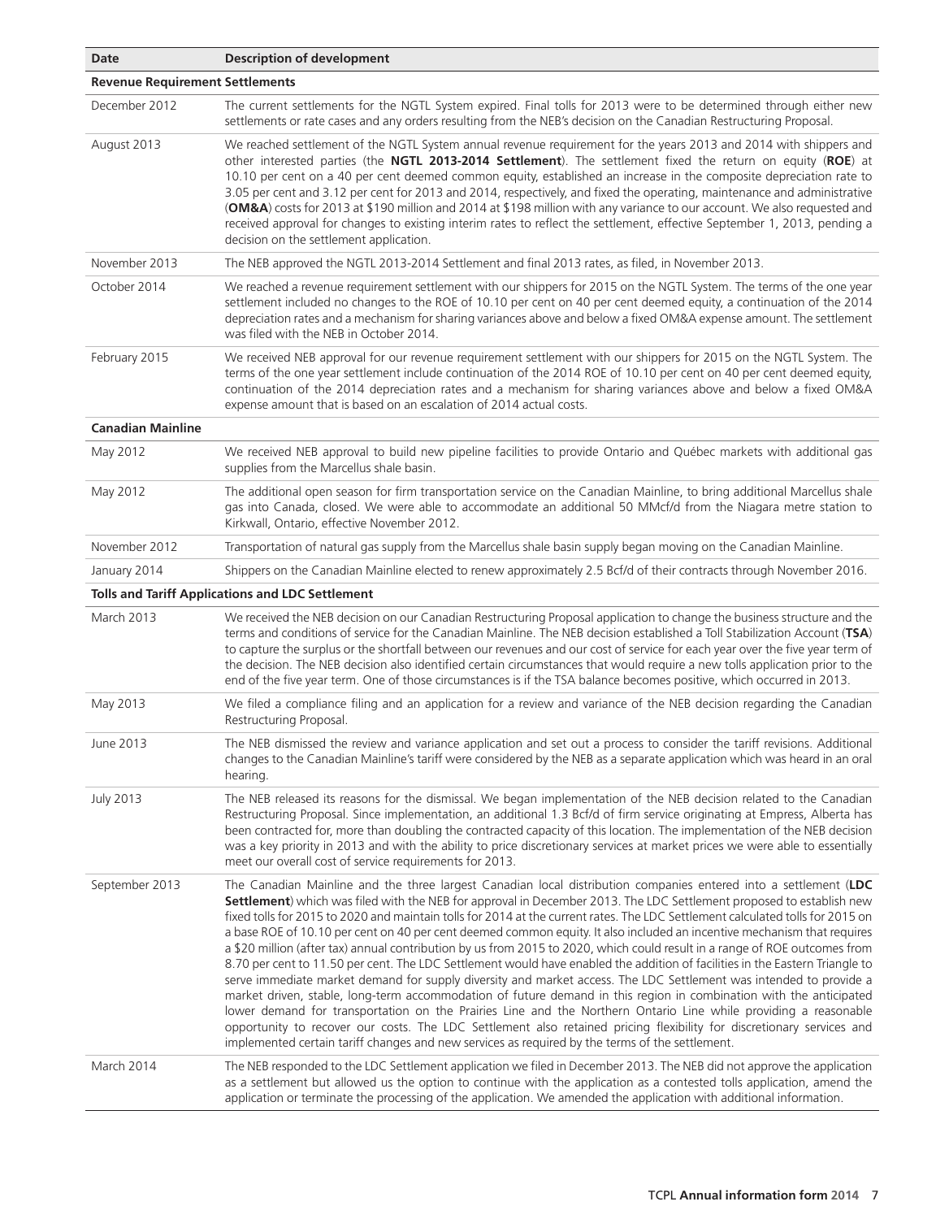| Date | Description of development |
|---|---|
| **Revenue Requirement Settlements** | |
| December 2012 | The current settlements for the NGTL System expired. Final tolls for 2013 were to be determined through either new settlements or rate cases and any orders resulting from the NEB's decision on the Canadian Restructuring Proposal. |
| August 2013 | We reached settlement of the NGTL System annual revenue requirement for the years 2013 and 2014 with shippers and other interested parties (the **NGTL 2013-2014 Settlement**). The settlement fixed the return on equity (**ROE**) at 10.10 per cent on a 40 per cent deemed common equity, established an increase in the composite depreciation rate to 3.05 per cent and 3.12 per cent for 2013 and 2014, respectively, and fixed the operating, maintenance and administrative (**OM&A**) costs for 2013 at \$190 million and 2014 at \$198 million with any variance to our account. We also requested and received approval for changes to existing interim rates to reflect the settlement, effective September 1, 2013, pending a decision on the settlement application. |
| November 2013 | The NEB approved the NGTL 2013-2014 Settlement and final 2013 rates, as filed, in November 2013. |
| October 2014 | We reached a revenue requirement settlement with our shippers for 2015 on the NGTL System. The terms of the one year settlement included no changes to the ROE of 10.10 per cent on 40 per cent deemed equity, a continuation of the 2014 depreciation rates and a mechanism for sharing variances above and below a fixed OM&A expense amount. The settlement was filed with the NEB in October 2014. |
| February 2015 | We received NEB approval for our revenue requirement settlement with our shippers for 2015 on the NGTL System. The terms of the one year settlement include continuation of the 2014 ROE of 10.10 per cent on 40 per cent deemed equity, continuation of the 2014 depreciation rates and a mechanism for sharing variances above and below a fixed OM&A expense amount that is based on an escalation of 2014 actual costs. |
| **Canadian Mainline** | |
| May 2012 | We received NEB approval to build new pipeline facilities to provide Ontario and Québec markets with additional gas supplies from the Marcellus shale basin. |
| May 2012 | The additional open season for firm transportation service on the Canadian Mainline, to bring additional Marcellus shale gas into Canada, closed. We were able to accommodate an additional 50 MMcf/d from the Niagara metre station to Kirkwall, Ontario, effective November 2012. |
| November 2012 | Transportation of natural gas supply from the Marcellus shale basin supply began moving on the Canadian Mainline. |
| January 2014 | Shippers on the Canadian Mainline elected to renew approximately 2.5 Bcf/d of their contracts through November 2016. |
| **Tolls and Tariff Applications and LDC Settlement** | |
| March 2013 | We received the NEB decision on our Canadian Restructuring Proposal application to change the business structure and the terms and conditions of service for the Canadian Mainline. The NEB decision established a Toll Stabilization Account (**TSA**) to capture the surplus or the shortfall between our revenues and our cost of service for each year over the five year term of the decision. The NEB decision also identified certain circumstances that would require a new tolls application prior to the end of the five year term. One of those circumstances is if the TSA balance becomes positive, which occurred in 2013. |
| May 2013 | We filed a compliance filing and an application for a review and variance of the NEB decision regarding the Canadian Restructuring Proposal. |
| June 2013 | The NEB dismissed the review and variance application and set out a process to consider the tariff revisions. Additional changes to the Canadian Mainline's tariff were considered by the NEB as a separate application which was heard in an oral hearing. |
| July 2013 | The NEB released its reasons for the dismissal. We began implementation of the NEB decision related to the Canadian Restructuring Proposal. Since implementation, an additional 1.3 Bcf/d of firm service originating at Empress, Alberta has been contracted for, more than doubling the contracted capacity of this location. The implementation of the NEB decision was a key priority in 2013 and with the ability to price discretionary services at market prices we were able to essentially meet our overall cost of service requirements for 2013. |
| September 2013 | The Canadian Mainline and the three largest Canadian local distribution companies entered into a settlement (**LDC Settlement**) which was filed with the NEB for approval in December 2013. The LDC Settlement proposed to establish new fixed tolls for 2015 to 2020 and maintain tolls for 2014 at the current rates. The LDC Settlement calculated tolls for 2015 on a base ROE of 10.10 per cent on 40 per cent deemed common equity. It also included an incentive mechanism that requires a \$20 million (after tax) annual contribution by us from 2015 to 2020, which could result in a range of ROE outcomes from 8.70 per cent to 11.50 per cent. The LDC Settlement would have enabled the addition of facilities in the Eastern Triangle to serve immediate market demand for supply diversity and market access. The LDC Settlement was intended to provide a market driven, stable, long-term accommodation of future demand in this region in combination with the anticipated lower demand for transportation on the Prairies Line and the Northern Ontario Line while providing a reasonable opportunity to recover our costs. The LDC Settlement also retained pricing flexibility for discretionary services and implemented certain tariff changes and new services as required by the terms of the settlement. |
| March 2014 | The NEB responded to the LDC Settlement application we filed in December 2013. The NEB did not approve the application as a settlement but allowed us the option to continue with the application as a contested tolls application, amend the application or terminate the processing of the application. We amended the application with additional information. |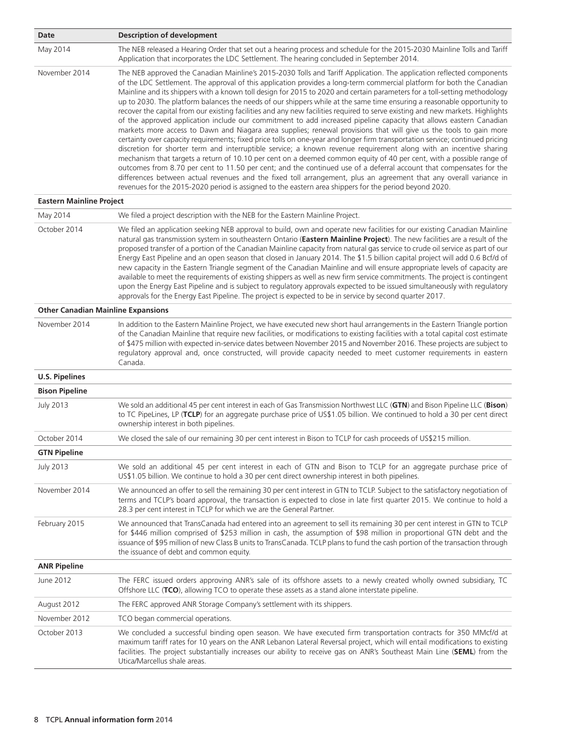| Date | Description of development |
|---|---|
| May 2014 | The NEB released a Hearing Order that set out a hearing process and schedule for the 2015-2030 Mainline Tolls and Tariff Application that incorporates the LDC Settlement. The hearing concluded in September 2014. |
| November 2014 | The NEB approved the Canadian Mainline's 2015-2030 Tolls and Tariff Application. The application reflected components of the LDC Settlement. The approval of this application provides a long-term commercial platform for both the Canadian Mainline and its shippers with a known toll design for 2015 to 2020 and certain parameters for a toll-setting methodology up to 2030. The platform balances the needs of our shippers while at the same time ensuring a reasonable opportunity to recover the capital from our existing facilities and any new facilities required to serve existing and new markets. Highlights of the approved application include our commitment to add increased pipeline capacity that allows eastern Canadian markets more access to Dawn and Niagara area supplies; renewal provisions that will give us the tools to gain more certainty over capacity requirements; fixed price tolls on one-year and longer firm transportation service; continued pricing discretion for shorter term and interruptible service; a known revenue requirement along with an incentive sharing mechanism that targets a return of 10.10 per cent on a deemed common equity of 40 per cent, with a possible range of outcomes from 8.70 per cent to 11.50 per cent; and the continued use of a deferral account that compensates for the differences between actual revenues and the fixed toll arrangement, plus an agreement that any overall variance in revenues for the 2015-2020 period is assigned to the eastern area shippers for the period beyond 2020. |
| **Eastern Mainline Project** | |
| May 2014 | We filed a project description with the NEB for the Eastern Mainline Project. |
| October 2014 | We filed an application seeking NEB approval to build, own and operate new facilities for our existing Canadian Mainline natural gas transmission system in southeastern Ontario (**Eastern Mainline Project**). The new facilities are a result of the proposed transfer of a portion of the Canadian Mainline capacity from natural gas service to crude oil service as part of our Energy East Pipeline and an open season that closed in January 2014. The $1.5 billion capital project will add 0.6 Bcf/d of new capacity in the Eastern Triangle segment of the Canadian Mainline and will ensure appropriate levels of capacity are available to meet the requirements of existing shippers as well as new firm service commitments. The project is contingent upon the Energy East Pipeline and is subject to regulatory approvals expected to be issued simultaneously with regulatory approvals for the Energy East Pipeline. The project is expected to be in service by second quarter 2017. |
| **Other Canadian Mainline Expansions** | |
| November 2014 | In addition to the Eastern Mainline Project, we have executed new short haul arrangements in the Eastern Triangle portion of the Canadian Mainline that require new facilities, or modifications to existing facilities with a total capital cost estimate of $475 million with expected in-service dates between November 2015 and November 2016. These projects are subject to regulatory approval and, once constructed, will provide capacity needed to meet customer requirements in eastern Canada. |
| **U.S. Pipelines** | |
| **Bison Pipeline** | |
| July 2013 | We sold an additional 45 per cent interest in each of Gas Transmission Northwest LLC (**GTN**) and Bison Pipeline LLC (**Bison**) to TC PipeLines, LP (**TCLP**) for an aggregate purchase price of US$1.05 billion. We continued to hold a 30 per cent direct ownership interest in both pipelines. |
| October 2014 | We closed the sale of our remaining 30 per cent interest in Bison to TCLP for cash proceeds of US$215 million. |
| **GTN Pipeline** | |
| July 2013 | We sold an additional 45 per cent interest in each of GTN and Bison to TCLP for an aggregate purchase price of US$1.05 billion. We continue to hold a 30 per cent direct ownership interest in both pipelines. |
| November 2014 | We announced an offer to sell the remaining 30 per cent interest in GTN to TCLP. Subject to the satisfactory negotiation of terms and TCLP's board approval, the transaction is expected to close in late first quarter 2015. We continue to hold a 28.3 per cent interest in TCLP for which we are the General Partner. |
| February 2015 | We announced that TransCanada had entered into an agreement to sell its remaining 30 per cent interest in GTN to TCLP for $446 million comprised of $253 million in cash, the assumption of $98 million in proportional GTN debt and the issuance of $95 million of new Class B units to TransCanada. TCLP plans to fund the cash portion of the transaction through the issuance of debt and common equity. |
| **ANR Pipeline** | |
| June 2012 | The FERC issued orders approving ANR's sale of its offshore assets to a newly created wholly owned subsidiary, TC Offshore LLC (**TCO**), allowing TCO to operate these assets as a stand alone interstate pipeline. |
| August 2012 | The FERC approved ANR Storage Company's settlement with its shippers. |
| November 2012 | TCO began commercial operations. |
| October 2013 | We concluded a successful binding open season. We have executed firm transportation contracts for 350 MMcf/d at maximum tariff rates for 10 years on the ANR Lebanon Lateral Reversal project, which will entail modifications to existing facilities. The project substantially increases our ability to receive gas on ANR's Southeast Main Line (**SEML**) from the Utica/Marcellus shale areas. |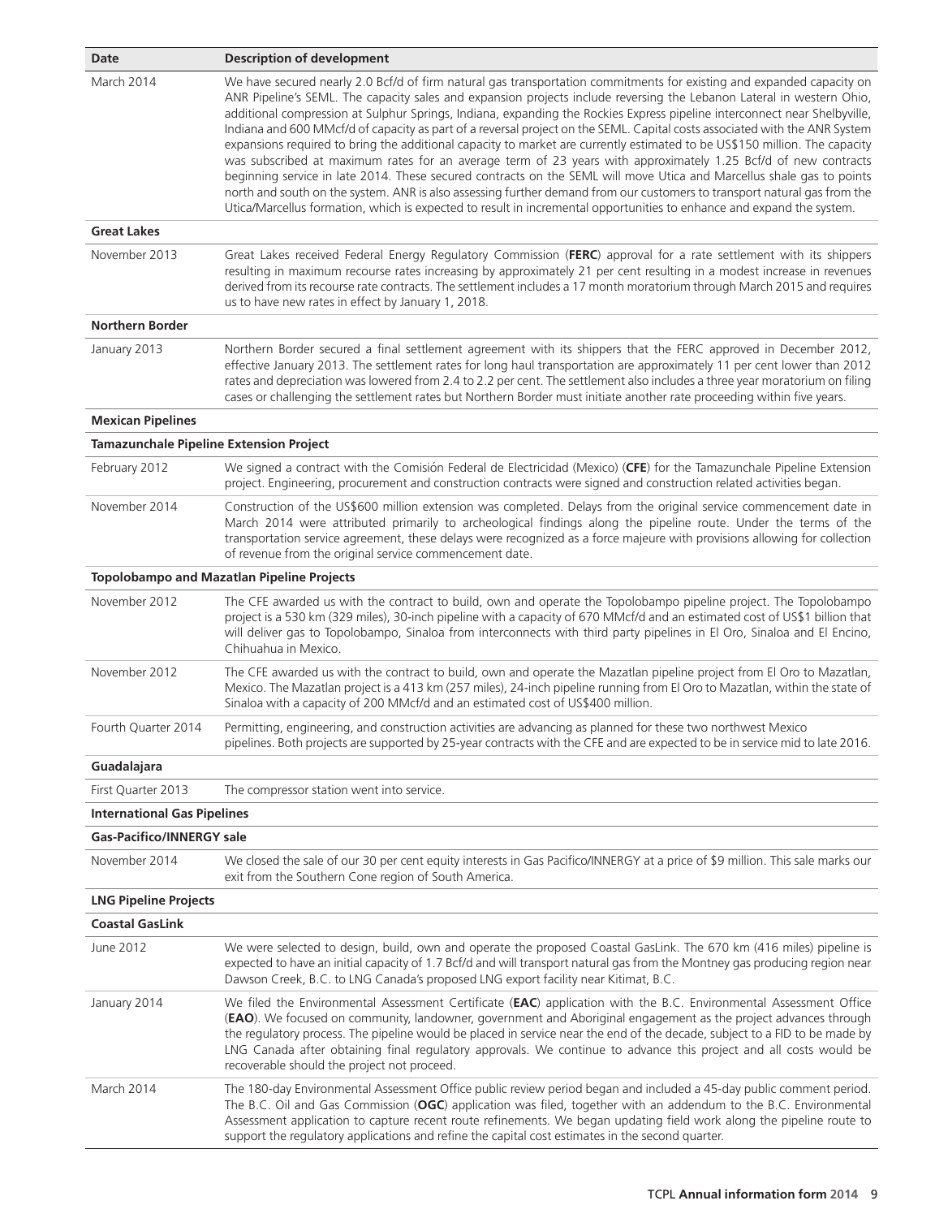| Date | Description of development |
|---|---|
| March 2014 | We have secured nearly 2.0 Bcf/d of firm natural gas transportation commitments for existing and expanded capacity on ANR Pipeline's SEML. The capacity sales and expansion projects include reversing the Lebanon Lateral in western Ohio, additional compression at Sulphur Springs, Indiana, expanding the Rockies Express pipeline interconnect near Shelbyville, Indiana and 600 MMcf/d of capacity as part of a reversal project on the SEML. Capital costs associated with the ANR System expansions required to bring the additional capacity to market are currently estimated to be US$150 million. The capacity was subscribed at maximum rates for an average term of 23 years with approximately 1.25 Bcf/d of new contracts beginning service in late 2014. These secured contracts on the SEML will move Utica and Marcellus shale gas to points north and south on the system. ANR is also assessing further demand from our customers to transport natural gas from the Utica/Marcellus formation, which is expected to result in incremental opportunities to enhance and expand the system. |
| **Great Lakes** | |
| November 2013 | Great Lakes received Federal Energy Regulatory Commission (**FERC**) approval for a rate settlement with its shippers resulting in maximum recourse rates increasing by approximately 21 per cent resulting in a modest increase in revenues derived from its recourse rate contracts. The settlement includes a 17 month moratorium through March 2015 and requires us to have new rates in effect by January 1, 2018. |
| **Northern Border** | |
| January 2013 | Northern Border secured a final settlement agreement with its shippers that the FERC approved in December 2012, effective January 2013. The settlement rates for long haul transportation are approximately 11 per cent lower than 2012 rates and depreciation was lowered from 2.4 to 2.2 per cent. The settlement also includes a three year moratorium on filing cases or challenging the settlement rates but Northern Border must initiate another rate proceeding within five years. |
| **Mexican Pipelines** | |
| **Tamazunchale Pipeline Extension Project** | |
| February 2012 | We signed a contract with the Comisión Federal de Electricidad (Mexico) (**CFE**) for the Tamazunchale Pipeline Extension project. Engineering, procurement and construction contracts were signed and construction related activities began. |
| November 2014 | Construction of the US$600 million extension was completed. Delays from the original service commencement date in March 2014 were attributed primarily to archeological findings along the pipeline route. Under the terms of the transportation service agreement, these delays were recognized as a force majeure with provisions allowing for collection of revenue from the original service commencement date. |
| **Topolobampo and Mazatlan Pipeline Projects** | |
| November 2012 | The CFE awarded us with the contract to build, own and operate the Topolobampo pipeline project. The Topolobampo project is a 530 km (329 miles), 30-inch pipeline with a capacity of 670 MMcf/d and an estimated cost of US$1 billion that will deliver gas to Topolobampo, Sinaloa from interconnects with third party pipelines in El Oro, Sinaloa and El Encino, Chihuahua in Mexico. |
| November 2012 | The CFE awarded us with the contract to build, own and operate the Mazatlan pipeline project from El Oro to Mazatlan, Mexico. The Mazatlan project is a 413 km (257 miles), 24-inch pipeline running from El Oro to Mazatlan, within the state of Sinaloa with a capacity of 200 MMcf/d and an estimated cost of US$400 million. |
| Fourth Quarter 2014 | Permitting, engineering, and construction activities are advancing as planned for these two northwest Mexico pipelines. Both projects are supported by 25-year contracts with the CFE and are expected to be in service mid to late 2016. |
| **Guadalajara** | |
| First Quarter 2013 | The compressor station went into service. |
| **International Gas Pipelines** | |
| **Gas-Pacifico/INNERGY sale** | |
| November 2014 | We closed the sale of our 30 per cent equity interests in Gas Pacifico/INNERGY at a price of $9 million. This sale marks our exit from the Southern Cone region of South America. |
| **LNG Pipeline Projects** | |
| **Coastal GasLink** | |
| June 2012 | We were selected to design, build, own and operate the proposed Coastal GasLink. The 670 km (416 miles) pipeline is expected to have an initial capacity of 1.7 Bcf/d and will transport natural gas from the Montney gas producing region near Dawson Creek, B.C. to LNG Canada's proposed LNG export facility near Kitimat, B.C. |
| January 2014 | We filed the Environmental Assessment Certificate (**EAC**) application with the B.C. Environmental Assessment Office (**EAO**). We focused on community, landowner, government and Aboriginal engagement as the project advances through the regulatory process. The pipeline would be placed in service near the end of the decade, subject to a FID to be made by LNG Canada after obtaining final regulatory approvals. We continue to advance this project and all costs would be recoverable should the project not proceed. |
| March 2014 | The 180-day Environmental Assessment Office public review period began and included a 45-day public comment period. The B.C. Oil and Gas Commission (**OGC**) application was filed, together with an addendum to the B.C. Environmental Assessment application to capture recent route refinements. We began updating field work along the pipeline route to support the regulatory applications and refine the capital cost estimates in the second quarter. |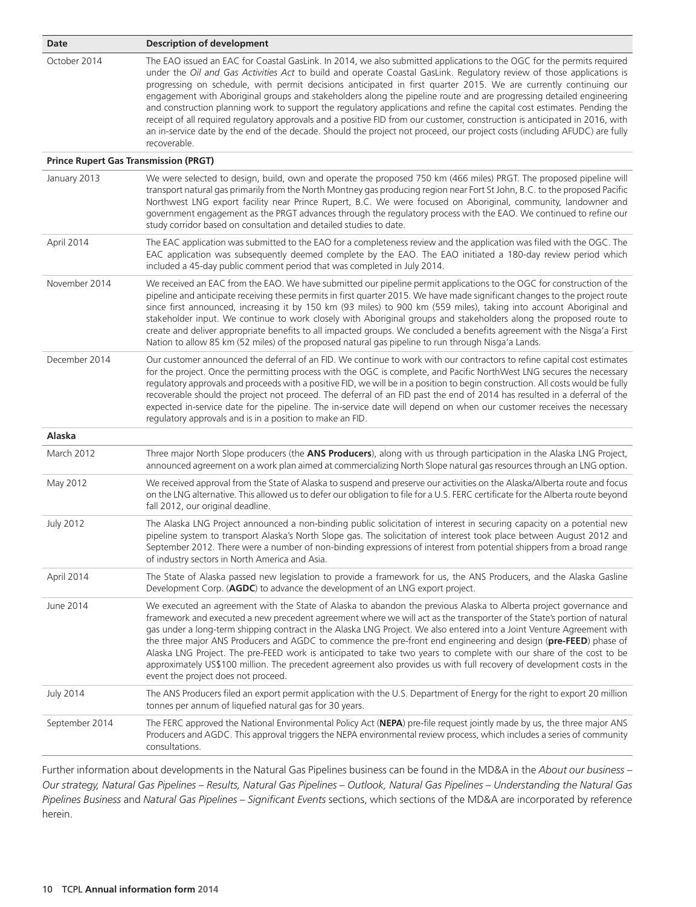| Date | Description of development |
|---|---|
| October 2014 | The EAO issued an EAC for Coastal GasLink. In 2014, we also submitted applications to the OGC for the permits required under the *Oil and Gas Activities Act* to build and operate Coastal GasLink. Regulatory review of those applications is progressing on schedule, with permit decisions anticipated in first quarter 2015. We are currently continuing our engagement with Aboriginal groups and stakeholders along the pipeline route and are progressing detailed engineering and construction planning work to support the regulatory applications and refine the capital cost estimates. Pending the receipt of all required regulatory approvals and a positive FID from our customer, construction is anticipated in 2016, with an in-service date by the end of the decade. Should the project not proceed, our project costs (including AFUDC) are fully recoverable. |
| **Prince Rupert Gas Transmission (PRGT)** | |
| January 2013 | We were selected to design, build, own and operate the proposed 750 km (466 miles) PRGT. The proposed pipeline will transport natural gas primarily from the North Montney gas producing region near Fort St John, B.C. to the proposed Pacific Northwest LNG export facility near Prince Rupert, B.C. We were focused on Aboriginal, community, landowner and government engagement as the PRGT advances through the regulatory process with the EAO. We continued to refine our study corridor based on consultation and detailed studies to date. |
| April 2014 | The EAC application was submitted to the EAO for a completeness review and the application was filed with the OGC. The EAC application was subsequently deemed complete by the EAO. The EAO initiated a 180-day review period which included a 45-day public comment period that was completed in July 2014. |
| November 2014 | We received an EAC from the EAO. We have submitted our pipeline permit applications to the OGC for construction of the pipeline and anticipate receiving these permits in first quarter 2015. We have made significant changes to the project route since first announced, increasing it by 150 km (93 miles) to 900 km (559 miles), taking into account Aboriginal and stakeholder input. We continue to work closely with Aboriginal groups and stakeholders along the proposed route to create and deliver appropriate benefits to all impacted groups. We concluded a benefits agreement with the Nisga'a First Nation to allow 85 km (52 miles) of the proposed natural gas pipeline to run through Nisga'a Lands. |
| December 2014 | Our customer announced the deferral of an FID. We continue to work with our contractors to refine capital cost estimates for the project. Once the permitting process with the OGC is complete, and Pacific NorthWest LNG secures the necessary regulatory approvals and proceeds with a positive FID, we will be in a position to begin construction. All costs would be fully recoverable should the project not proceed. The deferral of an FID past the end of 2014 has resulted in a deferral of the expected in-service date for the pipeline. The in-service date will depend on when our customer receives the necessary regulatory approvals and is in a position to make an FID. |
| **Alaska** | |
| March 2012 | Three major North Slope producers (the **ANS Producers**), along with us through participation in the Alaska LNG Project, announced agreement on a work plan aimed at commercializing North Slope natural gas resources through an LNG option. |
| May 2012 | We received approval from the State of Alaska to suspend and preserve our activities on the Alaska/Alberta route and focus on the LNG alternative. This allowed us to defer our obligation to file for a U.S. FERC certificate for the Alberta route beyond fall 2012, our original deadline. |
| July 2012 | The Alaska LNG Project announced a non-binding public solicitation of interest in securing capacity on a potential new pipeline system to transport Alaska's North Slope gas. The solicitation of interest took place between August 2012 and September 2012. There were a number of non-binding expressions of interest from potential shippers from a broad range of industry sectors in North America and Asia. |
| April 2014 | The State of Alaska passed new legislation to provide a framework for us, the ANS Producers, and the Alaska Gasline Development Corp. (**AGDC**) to advance the development of an LNG export project. |
| June 2014 | We executed an agreement with the State of Alaska to abandon the previous Alaska to Alberta project governance and framework and executed a new precedent agreement where we will act as the transporter of the State's portion of natural gas under a long-term shipping contract in the Alaska LNG Project. We also entered into a Joint Venture Agreement with the three major ANS Producers and AGDC to commence the pre-front end engineering and design (**pre-FEED**) phase of Alaska LNG Project. The pre-FEED work is anticipated to take two years to complete with our share of the cost to be approximately US$100 million. The precedent agreement also provides us with full recovery of development costs in the event the project does not proceed. |
| July 2014 | The ANS Producers filed an export permit application with the U.S. Department of Energy for the right to export 20 million tonnes per annum of liquefied natural gas for 30 years. |
| September 2014 | The FERC approved the National Environmental Policy Act (**NEPA**) pre-file request jointly made by us, the three major ANS Producers and AGDC. This approval triggers the NEPA environmental review process, which includes a series of community consultations. |

Further information about developments in the Natural Gas Pipelines business can be found in the MD&A in the *About our business – Our strategy, Natural Gas Pipelines – Results, Natural Gas Pipelines – Outlook, Natural Gas Pipelines – Understanding the Natural Gas Pipelines Business* and *Natural Gas Pipelines – Significant Events* sections, which sections of the MD&A are incorporated by reference herein.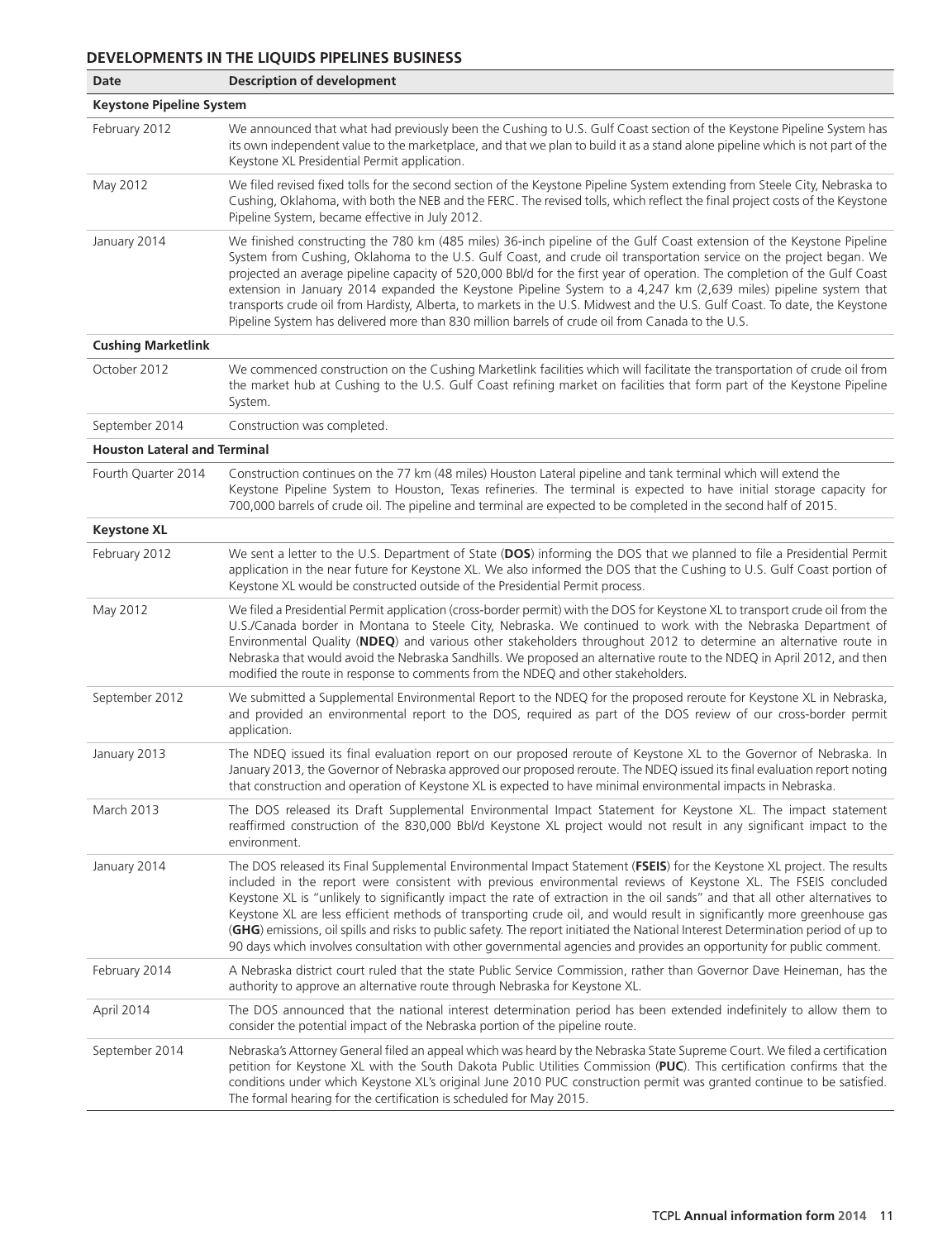## DEVELOPMENTS IN THE LIQUIDS PIPELINES BUSINESS

| Date | Description of development |
|---|---|
| **Keystone Pipeline System** | |
| February 2012 | We announced that what had previously been the Cushing to U.S. Gulf Coast section of the Keystone Pipeline System has its own independent value to the marketplace, and that we plan to build it as a stand alone pipeline which is not part of the Keystone XL Presidential Permit application. |
| May 2012 | We filed revised fixed tolls for the second section of the Keystone Pipeline System extending from Steele City, Nebraska to Cushing, Oklahoma, with both the NEB and the FERC. The revised tolls, which reflect the final project costs of the Keystone Pipeline System, became effective in July 2012. |
| January 2014 | We finished constructing the 780 km (485 miles) 36-inch pipeline of the Gulf Coast extension of the Keystone Pipeline System from Cushing, Oklahoma to the U.S. Gulf Coast, and crude oil transportation service on the project began. We projected an average pipeline capacity of 520,000 Bbl/d for the first year of operation. The completion of the Gulf Coast extension in January 2014 expanded the Keystone Pipeline System to a 4,247 km (2,639 miles) pipeline system that transports crude oil from Hardisty, Alberta, to markets in the U.S. Midwest and the U.S. Gulf Coast. To date, the Keystone Pipeline System has delivered more than 830 million barrels of crude oil from Canada to the U.S. |
| **Cushing Marketlink** | |
| October 2012 | We commenced construction on the Cushing Marketlink facilities which will facilitate the transportation of crude oil from the market hub at Cushing to the U.S. Gulf Coast refining market on facilities that form part of the Keystone Pipeline System. |
| September 2014 | Construction was completed. |
| **Houston Lateral and Terminal** | |
| Fourth Quarter 2014 | Construction continues on the 77 km (48 miles) Houston Lateral pipeline and tank terminal which will extend the Keystone Pipeline System to Houston, Texas refineries. The terminal is expected to have initial storage capacity for 700,000 barrels of crude oil. The pipeline and terminal are expected to be completed in the second half of 2015. |
| **Keystone XL** | |
| February 2012 | We sent a letter to the U.S. Department of State (**DOS**) informing the DOS that we planned to file a Presidential Permit application in the near future for Keystone XL. We also informed the DOS that the Cushing to U.S. Gulf Coast portion of Keystone XL would be constructed outside of the Presidential Permit process. |
| May 2012 | We filed a Presidential Permit application (cross-border permit) with the DOS for Keystone XL to transport crude oil from the U.S./Canada border in Montana to Steele City, Nebraska. We continued to work with the Nebraska Department of Environmental Quality (**NDEQ**) and various other stakeholders throughout 2012 to determine an alternative route in Nebraska that would avoid the Nebraska Sandhills. We proposed an alternative route to the NDEQ in April 2012, and then modified the route in response to comments from the NDEQ and other stakeholders. |
| September 2012 | We submitted a Supplemental Environmental Report to the NDEQ for the proposed reroute for Keystone XL in Nebraska, and provided an environmental report to the DOS, required as part of the DOS review of our cross-border permit application. |
| January 2013 | The NDEQ issued its final evaluation report on our proposed reroute of Keystone XL to the Governor of Nebraska. In January 2013, the Governor of Nebraska approved our proposed reroute. The NDEQ issued its final evaluation report noting that construction and operation of Keystone XL is expected to have minimal environmental impacts in Nebraska. |
| March 2013 | The DOS released its Draft Supplemental Environmental Impact Statement for Keystone XL. The impact statement reaffirmed construction of the 830,000 Bbl/d Keystone XL project would not result in any significant impact to the environment. |
| January 2014 | The DOS released its Final Supplemental Environmental Impact Statement (**FSEIS**) for the Keystone XL project. The results included in the report were consistent with previous environmental reviews of Keystone XL. The FSEIS concluded Keystone XL is "unlikely to significantly impact the rate of extraction in the oil sands" and that all other alternatives to Keystone XL are less efficient methods of transporting crude oil, and would result in significantly more greenhouse gas (**GHG**) emissions, oil spills and risks to public safety. The report initiated the National Interest Determination period of up to 90 days which involves consultation with other governmental agencies and provides an opportunity for public comment. |
| February 2014 | A Nebraska district court ruled that the state Public Service Commission, rather than Governor Dave Heineman, has the authority to approve an alternative route through Nebraska for Keystone XL. |
| April 2014 | The DOS announced that the national interest determination period has been extended indefinitely to allow them to consider the potential impact of the Nebraska portion of the pipeline route. |
| September 2014 | Nebraska's Attorney General filed an appeal which was heard by the Nebraska State Supreme Court. We filed a certification petition for Keystone XL with the South Dakota Public Utilities Commission (**PUC**). This certification confirms that the conditions under which Keystone XL's original June 2010 PUC construction permit was granted continue to be satisfied. The formal hearing for the certification is scheduled for May 2015. |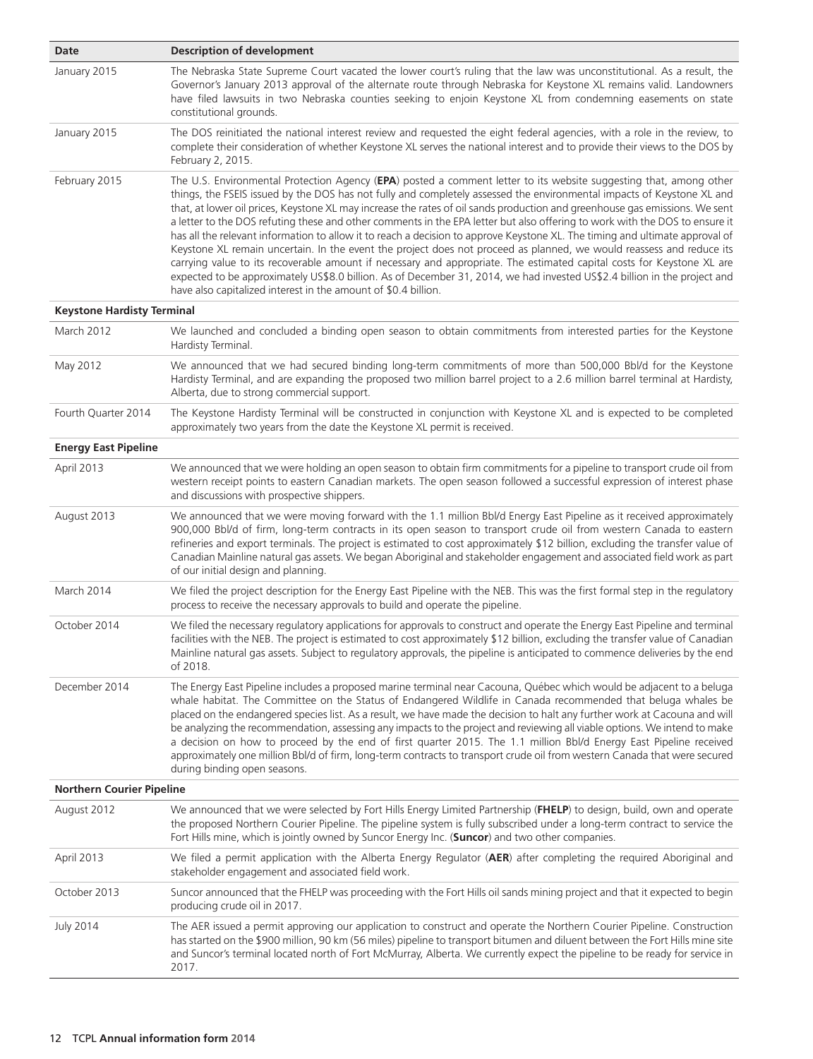| Date | Description of development |
| --- | --- |
| January 2015 | The Nebraska State Supreme Court vacated the lower court's ruling that the law was unconstitutional. As a result, the Governor's January 2013 approval of the alternate route through Nebraska for Keystone XL remains valid. Landowners have filed lawsuits in two Nebraska counties seeking to enjoin Keystone XL from condemning easements on state constitutional grounds. |
| January 2015 | The DOS reinitiated the national interest review and requested the eight federal agencies, with a role in the review, to complete their consideration of whether Keystone XL serves the national interest and to provide their views to the DOS by February 2, 2015. |
| February 2015 | The U.S. Environmental Protection Agency (**EPA**) posted a comment letter to its website suggesting that, among other things, the FSEIS issued by the DOS has not fully and completely assessed the environmental impacts of Keystone XL and that, at lower oil prices, Keystone XL may increase the rates of oil sands production and greenhouse gas emissions. We sent a letter to the DOS refuting these and other comments in the EPA letter but also offering to work with the DOS to ensure it has all the relevant information to allow it to reach a decision to approve Keystone XL. The timing and ultimate approval of Keystone XL remain uncertain. In the event the project does not proceed as planned, we would reassess and reduce its carrying value to its recoverable amount if necessary and appropriate. The estimated capital costs for Keystone XL are expected to be approximately US$8.0 billion. As of December 31, 2014, we had invested US$2.4 billion in the project and have also capitalized interest in the amount of $0.4 billion. |
| **Keystone Hardisty Terminal** | |
| March 2012 | We launched and concluded a binding open season to obtain commitments from interested parties for the Keystone Hardisty Terminal. |
| May 2012 | We announced that we had secured binding long-term commitments of more than 500,000 Bbl/d for the Keystone Hardisty Terminal, and are expanding the proposed two million barrel project to a 2.6 million barrel terminal at Hardisty, Alberta, due to strong commercial support. |
| Fourth Quarter 2014 | The Keystone Hardisty Terminal will be constructed in conjunction with Keystone XL and is expected to be completed approximately two years from the date the Keystone XL permit is received. |
| **Energy East Pipeline** | |
| April 2013 | We announced that we were holding an open season to obtain firm commitments for a pipeline to transport crude oil from western receipt points to eastern Canadian markets. The open season followed a successful expression of interest phase and discussions with prospective shippers. |
| August 2013 | We announced that we were moving forward with the 1.1 million Bbl/d Energy East Pipeline as it received approximately 900,000 Bbl/d of firm, long-term contracts in its open season to transport crude oil from western Canada to eastern refineries and export terminals. The project is estimated to cost approximately $12 billion, excluding the transfer value of Canadian Mainline natural gas assets. We began Aboriginal and stakeholder engagement and associated field work as part of our initial design and planning. |
| March 2014 | We filed the project description for the Energy East Pipeline with the NEB. This was the first formal step in the regulatory process to receive the necessary approvals to build and operate the pipeline. |
| October 2014 | We filed the necessary regulatory applications for approvals to construct and operate the Energy East Pipeline and terminal facilities with the NEB. The project is estimated to cost approximately $12 billion, excluding the transfer value of Canadian Mainline natural gas assets. Subject to regulatory approvals, the pipeline is anticipated to commence deliveries by the end of 2018. |
| December 2014 | The Energy East Pipeline includes a proposed marine terminal near Cacouna, Québec which would be adjacent to a beluga whale habitat. The Committee on the Status of Endangered Wildlife in Canada recommended that beluga whales be placed on the endangered species list. As a result, we have made the decision to halt any further work at Cacouna and will be analyzing the recommendation, assessing any impacts to the project and reviewing all viable options. We intend to make a decision on how to proceed by the end of first quarter 2015. The 1.1 million Bbl/d Energy East Pipeline received approximately one million Bbl/d of firm, long-term contracts to transport crude oil from western Canada that were secured during binding open seasons. |
| **Northern Courier Pipeline** | |
| August 2012 | We announced that we were selected by Fort Hills Energy Limited Partnership (**FHELP**) to design, build, own and operate the proposed Northern Courier Pipeline. The pipeline system is fully subscribed under a long-term contract to service the Fort Hills mine, which is jointly owned by Suncor Energy Inc. (**Suncor**) and two other companies. |
| April 2013 | We filed a permit application with the Alberta Energy Regulator (**AER**) after completing the required Aboriginal and stakeholder engagement and associated field work. |
| October 2013 | Suncor announced that the FHELP was proceeding with the Fort Hills oil sands mining project and that it expected to begin producing crude oil in 2017. |
| July 2014 | The AER issued a permit approving our application to construct and operate the Northern Courier Pipeline. Construction has started on the $900 million, 90 km (56 miles) pipeline to transport bitumen and diluent between the Fort Hills mine site and Suncor's terminal located north of Fort McMurray, Alberta. We currently expect the pipeline to be ready for service in 2017. |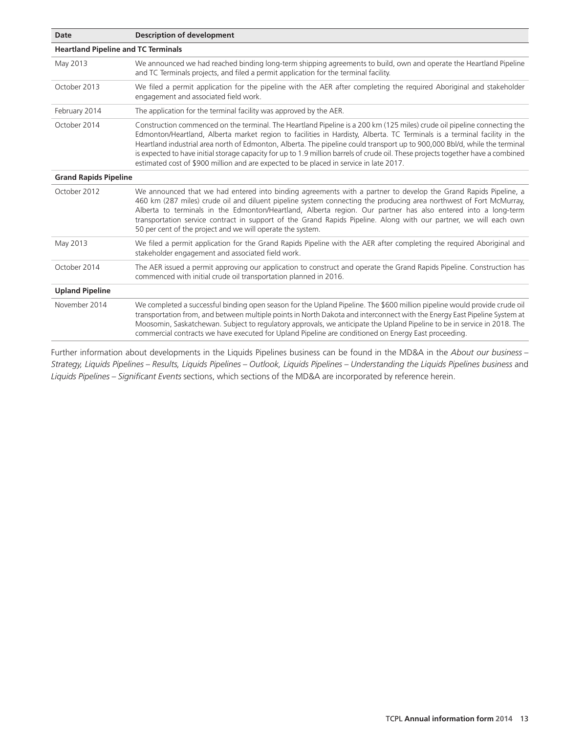| Date | Description of development |
|---|---|
| **Heartland Pipeline and TC Terminals** | |
| May 2013 | We announced we had reached binding long-term shipping agreements to build, own and operate the Heartland Pipeline and TC Terminals projects, and filed a permit application for the terminal facility. |
| October 2013 | We filed a permit application for the pipeline with the AER after completing the required Aboriginal and stakeholder engagement and associated field work. |
| February 2014 | The application for the terminal facility was approved by the AER. |
| October 2014 | Construction commenced on the terminal. The Heartland Pipeline is a 200 km (125 miles) crude oil pipeline connecting the Edmonton/Heartland, Alberta market region to facilities in Hardisty, Alberta. TC Terminals is a terminal facility in the Heartland industrial area north of Edmonton, Alberta. The pipeline could transport up to 900,000 Bbl/d, while the terminal is expected to have initial storage capacity for up to 1.9 million barrels of crude oil. These projects together have a combined estimated cost of $900 million and are expected to be placed in service in late 2017. |
| **Grand Rapids Pipeline** | |
| October 2012 | We announced that we had entered into binding agreements with a partner to develop the Grand Rapids Pipeline, a 460 km (287 miles) crude oil and diluent pipeline system connecting the producing area northwest of Fort McMurray, Alberta to terminals in the Edmonton/Heartland, Alberta region. Our partner has also entered into a long-term transportation service contract in support of the Grand Rapids Pipeline. Along with our partner, we will each own 50 per cent of the project and we will operate the system. |
| May 2013 | We filed a permit application for the Grand Rapids Pipeline with the AER after completing the required Aboriginal and stakeholder engagement and associated field work. |
| October 2014 | The AER issued a permit approving our application to construct and operate the Grand Rapids Pipeline. Construction has commenced with initial crude oil transportation planned in 2016. |
| **Upland Pipeline** | |
| November 2014 | We completed a successful binding open season for the Upland Pipeline. The $600 million pipeline would provide crude oil transportation from, and between multiple points in North Dakota and interconnect with the Energy East Pipeline System at Moosomin, Saskatchewan. Subject to regulatory approvals, we anticipate the Upland Pipeline to be in service in 2018. The commercial contracts we have executed for Upland Pipeline are conditioned on Energy East proceeding. |

Further information about developments in the Liquids Pipelines business can be found in the MD&A in the *About our business – Strategy, Liquids Pipelines – Results, Liquids Pipelines – Outlook, Liquids Pipelines – Understanding the Liquids Pipelines business* and *Liquids Pipelines – Significant Events* sections, which sections of the MD&A are incorporated by reference herein.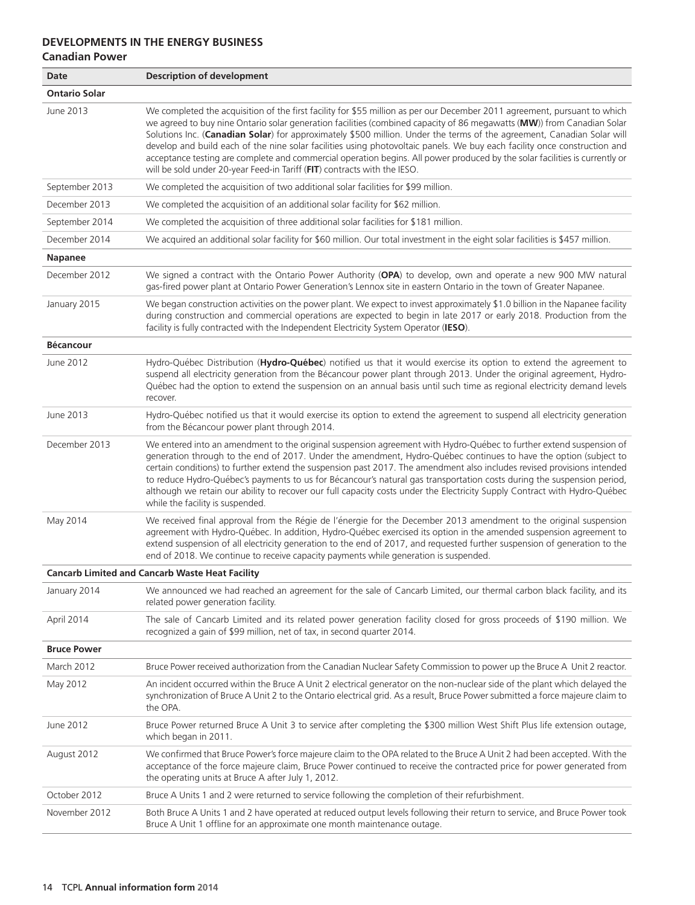## DEVELOPMENTS IN THE ENERGY BUSINESS

### Canadian Power

| Date | Description of development |
|---|---|
| **Ontario Solar** | |
| June 2013 | We completed the acquisition of the first facility for $55 million as per our December 2011 agreement, pursuant to which we agreed to buy nine Ontario solar generation facilities (combined capacity of 86 megawatts (**MW**)) from Canadian Solar Solutions Inc. (**Canadian Solar**) for approximately $500 million. Under the terms of the agreement, Canadian Solar will develop and build each of the nine solar facilities using photovoltaic panels. We buy each facility once construction and acceptance testing are complete and commercial operation begins. All power produced by the solar facilities is currently or will be sold under 20-year Feed-in Tariff (**FIT**) contracts with the IESO. |
| September 2013 | We completed the acquisition of two additional solar facilities for $99 million. |
| December 2013 | We completed the acquisition of an additional solar facility for $62 million. |
| September 2014 | We completed the acquisition of three additional solar facilities for $181 million. |
| December 2014 | We acquired an additional solar facility for $60 million. Our total investment in the eight solar facilities is $457 million. |
| **Napanee** | |
| December 2012 | We signed a contract with the Ontario Power Authority (**OPA**) to develop, own and operate a new 900 MW natural gas-fired power plant at Ontario Power Generation's Lennox site in eastern Ontario in the town of Greater Napanee. |
| January 2015 | We began construction activities on the power plant. We expect to invest approximately $1.0 billion in the Napanee facility during construction and commercial operations are expected to begin in late 2017 or early 2018. Production from the facility is fully contracted with the Independent Electricity System Operator (**IESO**). |
| **Bécancour** | |
| June 2012 | Hydro-Québec Distribution (**Hydro-Québec**) notified us that it would exercise its option to extend the agreement to suspend all electricity generation from the Bécancour power plant through 2013. Under the original agreement, Hydro-Québec had the option to extend the suspension on an annual basis until such time as regional electricity demand levels recover. |
| June 2013 | Hydro-Québec notified us that it would exercise its option to extend the agreement to suspend all electricity generation from the Bécancour power plant through 2014. |
| December 2013 | We entered into an amendment to the original suspension agreement with Hydro-Québec to further extend suspension of generation through to the end of 2017. Under the amendment, Hydro-Québec continues to have the option (subject to certain conditions) to further extend the suspension past 2017. The amendment also includes revised provisions intended to reduce Hydro-Québec's payments to us for Bécancour's natural gas transportation costs during the suspension period, although we retain our ability to recover our full capacity costs under the Electricity Supply Contract with Hydro-Québec while the facility is suspended. |
| May 2014 | We received final approval from the Régie de l'énergie for the December 2013 amendment to the original suspension agreement with Hydro-Québec. In addition, Hydro-Québec exercised its option in the amended suspension agreement to extend suspension of all electricity generation to the end of 2017, and requested further suspension of generation to the end of 2018. We continue to receive capacity payments while generation is suspended. |
| **Cancarb Limited and Cancarb Waste Heat Facility** | |
| January 2014 | We announced we had reached an agreement for the sale of Cancarb Limited, our thermal carbon black facility, and its related power generation facility. |
| April 2014 | The sale of Cancarb Limited and its related power generation facility closed for gross proceeds of $190 million. We recognized a gain of $99 million, net of tax, in second quarter 2014. |
| **Bruce Power** | |
| March 2012 | Bruce Power received authorization from the Canadian Nuclear Safety Commission to power up the Bruce A Unit 2 reactor. |
| May 2012 | An incident occurred within the Bruce A Unit 2 electrical generator on the non-nuclear side of the plant which delayed the synchronization of Bruce A Unit 2 to the Ontario electrical grid. As a result, Bruce Power submitted a force majeure claim to the OPA. |
| June 2012 | Bruce Power returned Bruce A Unit 3 to service after completing the $300 million West Shift Plus life extension outage, which began in 2011. |
| August 2012 | We confirmed that Bruce Power's force majeure claim to the OPA related to the Bruce A Unit 2 had been accepted. With the acceptance of the force majeure claim, Bruce Power continued to receive the contracted price for power generated from the operating units at Bruce A after July 1, 2012. |
| October 2012 | Bruce A Units 1 and 2 were returned to service following the completion of their refurbishment. |
| November 2012 | Both Bruce A Units 1 and 2 have operated at reduced output levels following their return to service, and Bruce Power took Bruce A Unit 1 offline for an approximate one month maintenance outage. |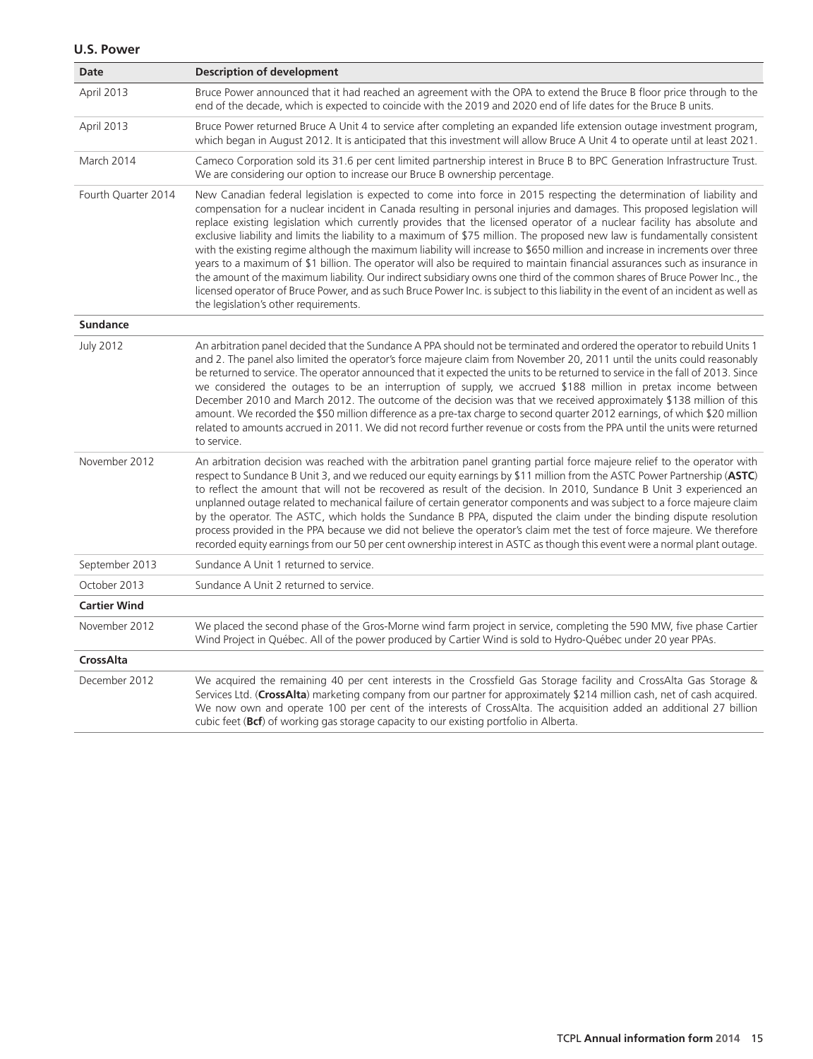## U.S. Power

| Date | Description of development |
|---|---|
| April 2013 | Bruce Power announced that it had reached an agreement with the OPA to extend the Bruce B floor price through to the end of the decade, which is expected to coincide with the 2019 and 2020 end of life dates for the Bruce B units. |
| April 2013 | Bruce Power returned Bruce A Unit 4 to service after completing an expanded life extension outage investment program, which began in August 2012. It is anticipated that this investment will allow Bruce A Unit 4 to operate until at least 2021. |
| March 2014 | Cameco Corporation sold its 31.6 per cent limited partnership interest in Bruce B to BPC Generation Infrastructure Trust. We are considering our option to increase our Bruce B ownership percentage. |
| Fourth Quarter 2014 | New Canadian federal legislation is expected to come into force in 2015 respecting the determination of liability and compensation for a nuclear incident in Canada resulting in personal injuries and damages. This proposed legislation will replace existing legislation which currently provides that the licensed operator of a nuclear facility has absolute and exclusive liability and limits the liability to a maximum of $75 million. The proposed new law is fundamentally consistent with the existing regime although the maximum liability will increase to $650 million and increase in increments over three years to a maximum of $1 billion. The operator will also be required to maintain financial assurances such as insurance in the amount of the maximum liability. Our indirect subsidiary owns one third of the common shares of Bruce Power Inc., the licensed operator of Bruce Power, and as such Bruce Power Inc. is subject to this liability in the event of an incident as well as the legislation's other requirements. |
| **Sundance** | |
| July 2012 | An arbitration panel decided that the Sundance A PPA should not be terminated and ordered the operator to rebuild Units 1 and 2. The panel also limited the operator's force majeure claim from November 20, 2011 until the units could reasonably be returned to service. The operator announced that it expected the units to be returned to service in the fall of 2013. Since we considered the outages to be an interruption of supply, we accrued $188 million in pretax income between December 2010 and March 2012. The outcome of the decision was that we received approximately $138 million of this amount. We recorded the $50 million difference as a pre-tax charge to second quarter 2012 earnings, of which $20 million related to amounts accrued in 2011. We did not record further revenue or costs from the PPA until the units were returned to service. |
| November 2012 | An arbitration decision was reached with the arbitration panel granting partial force majeure relief to the operator with respect to Sundance B Unit 3, and we reduced our equity earnings by $11 million from the ASTC Power Partnership (**ASTC**) to reflect the amount that will not be recovered as result of the decision. In 2010, Sundance B Unit 3 experienced an unplanned outage related to mechanical failure of certain generator components and was subject to a force majeure claim by the operator. The ASTC, which holds the Sundance B PPA, disputed the claim under the binding dispute resolution process provided in the PPA because we did not believe the operator's claim met the test of force majeure. We therefore recorded equity earnings from our 50 per cent ownership interest in ASTC as though this event were a normal plant outage. |
| September 2013 | Sundance A Unit 1 returned to service. |
| October 2013 | Sundance A Unit 2 returned to service. |
| **Cartier Wind** | |
| November 2012 | We placed the second phase of the Gros-Morne wind farm project in service, completing the 590 MW, five phase Cartier Wind Project in Québec. All of the power produced by Cartier Wind is sold to Hydro-Québec under 20 year PPAs. |
| **CrossAlta** | |
| December 2012 | We acquired the remaining 40 per cent interests in the Crossfield Gas Storage facility and CrossAlta Gas Storage & Services Ltd. (**CrossAlta**) marketing company from our partner for approximately $214 million cash, net of cash acquired. We now own and operate 100 per cent of the interests of CrossAlta. The acquisition added an additional 27 billion cubic feet (**Bcf**) of working gas storage capacity to our existing portfolio in Alberta. |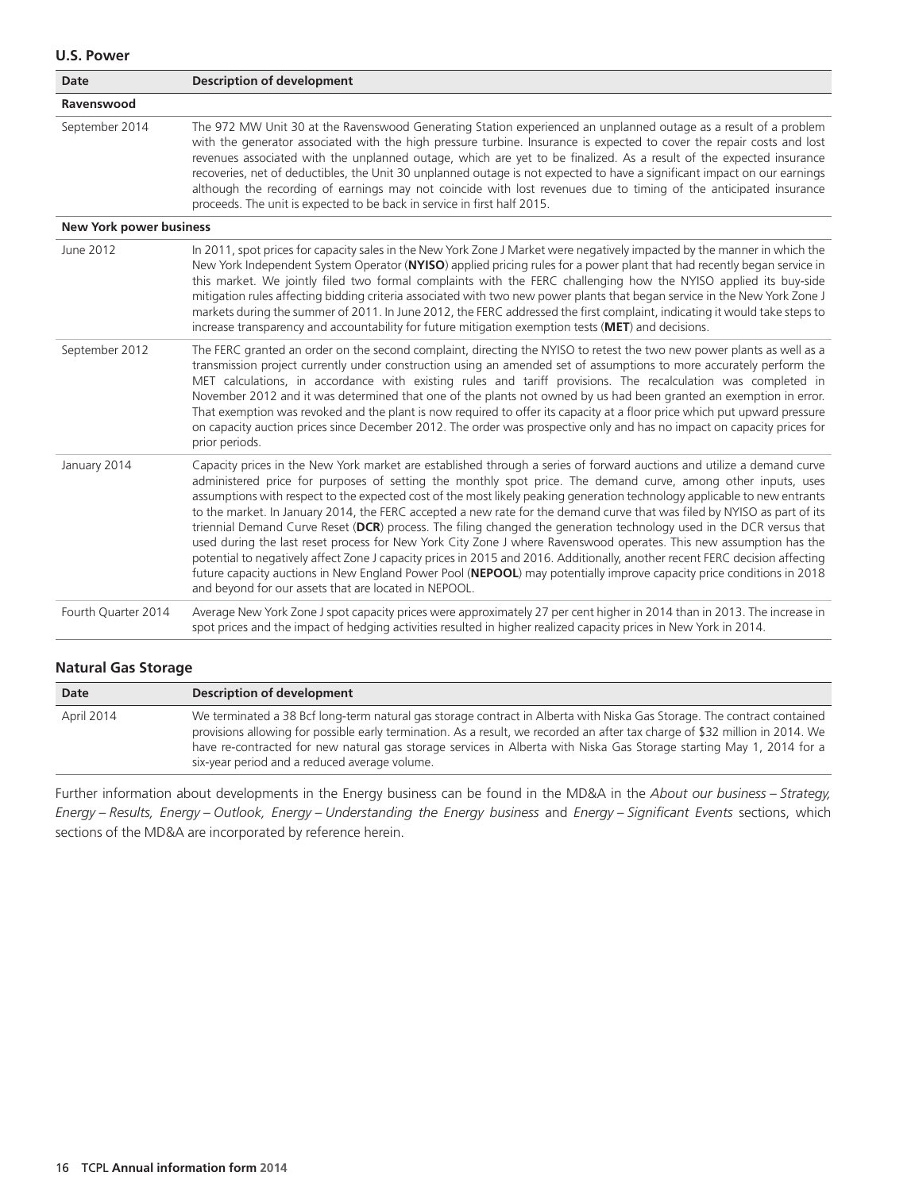### U.S. Power

| Date | Description of development |
| --- | --- |
| **Ravenswood** | |
| September 2014 | The 972 MW Unit 30 at the Ravenswood Generating Station experienced an unplanned outage as a result of a problem with the generator associated with the high pressure turbine. Insurance is expected to cover the repair costs and lost revenues associated with the unplanned outage, which are yet to be finalized. As a result of the expected insurance recoveries, net of deductibles, the Unit 30 unplanned outage is not expected to have a significant impact on our earnings although the recording of earnings may not coincide with lost revenues due to timing of the anticipated insurance proceeds. The unit is expected to be back in service in first half 2015. |
| **New York power business** | |
| June 2012 | In 2011, spot prices for capacity sales in the New York Zone J Market were negatively impacted by the manner in which the New York Independent System Operator (**NYISO**) applied pricing rules for a power plant that had recently began service in this market. We jointly filed two formal complaints with the FERC challenging how the NYISO applied its buy-side mitigation rules affecting bidding criteria associated with two new power plants that began service in the New York Zone J markets during the summer of 2011. In June 2012, the FERC addressed the first complaint, indicating it would take steps to increase transparency and accountability for future mitigation exemption tests (**MET**) and decisions. |
| September 2012 | The FERC granted an order on the second complaint, directing the NYISO to retest the two new power plants as well as a transmission project currently under construction using an amended set of assumptions to more accurately perform the MET calculations, in accordance with existing rules and tariff provisions. The recalculation was completed in November 2012 and it was determined that one of the plants not owned by us had been granted an exemption in error. That exemption was revoked and the plant is now required to offer its capacity at a floor price which put upward pressure on capacity auction prices since December 2012. The order was prospective only and has no impact on capacity prices for prior periods. |
| January 2014 | Capacity prices in the New York market are established through a series of forward auctions and utilize a demand curve administered price for purposes of setting the monthly spot price. The demand curve, among other inputs, uses assumptions with respect to the expected cost of the most likely peaking generation technology applicable to new entrants to the market. In January 2014, the FERC accepted a new rate for the demand curve that was filed by NYISO as part of its triennial Demand Curve Reset (**DCR**) process. The filing changed the generation technology used in the DCR versus that used during the last reset process for New York City Zone J where Ravenswood operates. This new assumption has the potential to negatively affect Zone J capacity prices in 2015 and 2016. Additionally, another recent FERC decision affecting future capacity auctions in New England Power Pool (**NEPOOL**) may potentially improve capacity price conditions in 2018 and beyond for our assets that are located in NEPOOL. |
| Fourth Quarter 2014 | Average New York Zone J spot capacity prices were approximately 27 per cent higher in 2014 than in 2013. The increase in spot prices and the impact of hedging activities resulted in higher realized capacity prices in New York in 2014. |

### Natural Gas Storage

| Date | Description of development |
| --- | --- |
| April 2014 | We terminated a 38 Bcf long-term natural gas storage contract in Alberta with Niska Gas Storage. The contract contained provisions allowing for possible early termination. As a result, we recorded an after tax charge of $32 million in 2014. We have re-contracted for new natural gas storage services in Alberta with Niska Gas Storage starting May 1, 2014 for a six-year period and a reduced average volume. |

Further information about developments in the Energy business can be found in the MD&A in the *About our business – Strategy, Energy – Results, Energy – Outlook, Energy – Understanding the Energy business* and *Energy – Significant Events* sections, which sections of the MD&A are incorporated by reference herein.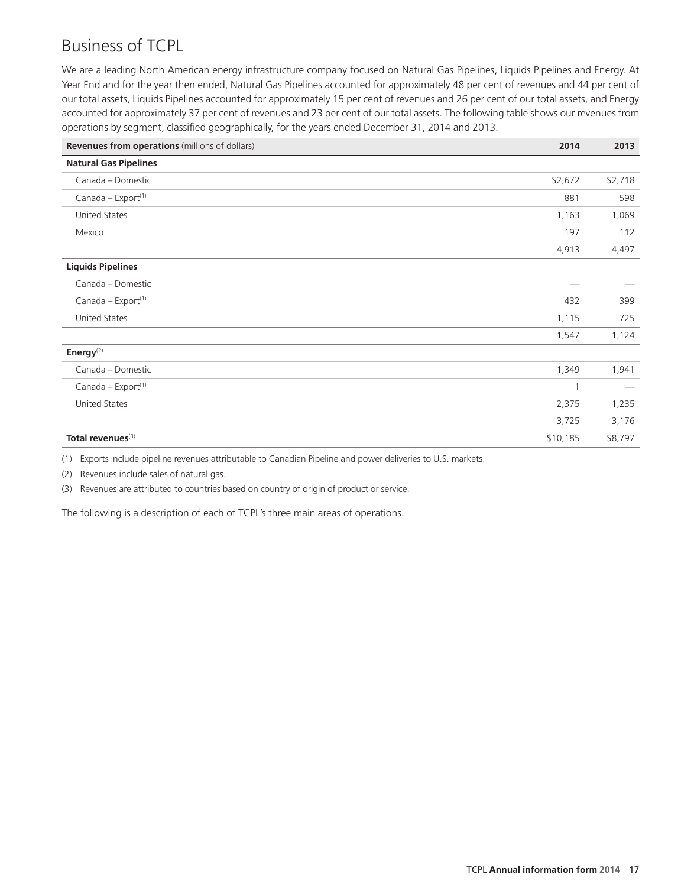# Business of TCPL

We are a leading North American energy infrastructure company focused on Natural Gas Pipelines, Liquids Pipelines and Energy. At Year End and for the year then ended, Natural Gas Pipelines accounted for approximately 48 per cent of revenues and 44 per cent of our total assets, Liquids Pipelines accounted for approximately 15 per cent of revenues and 26 per cent of our total assets, and Energy accounted for approximately 37 per cent of revenues and 23 per cent of our total assets. The following table shows our revenues from operations by segment, classified geographically, for the years ended December 31, 2014 and 2013.

| **Revenues from operations** (millions of dollars) | **2014** | **2013** |
|---|---|---|
| **Natural Gas Pipelines** | | |
| Canada – Domestic | $2,672 | $2,718 |
| Canada – Export[1] | 881 | 598 |
| United States | 1,163 | 1,069 |
| Mexico | 197 | 112 |
| | 4,913 | 4,497 |
| **Liquids Pipelines** | | |
| Canada – Domestic | — | — |
| Canada – Export[1] | 432 | 399 |
| United States | 1,115 | 725 |
| | 1,547 | 1,124 |
| **Energy**[2] | | |
| Canada – Domestic | 1,349 | 1,941 |
| Canada – Export[1] | 1 | — |
| United States | 2,375 | 1,235 |
| | 3,725 | 3,176 |
| **Total revenues**[3] | $10,185 | $8,797 |

(1) Exports include pipeline revenues attributable to Canadian Pipeline and power deliveries to U.S. markets.

(2) Revenues include sales of natural gas.

(3) Revenues are attributed to countries based on country of origin of product or service.

The following is a description of each of TCPL's three main areas of operations.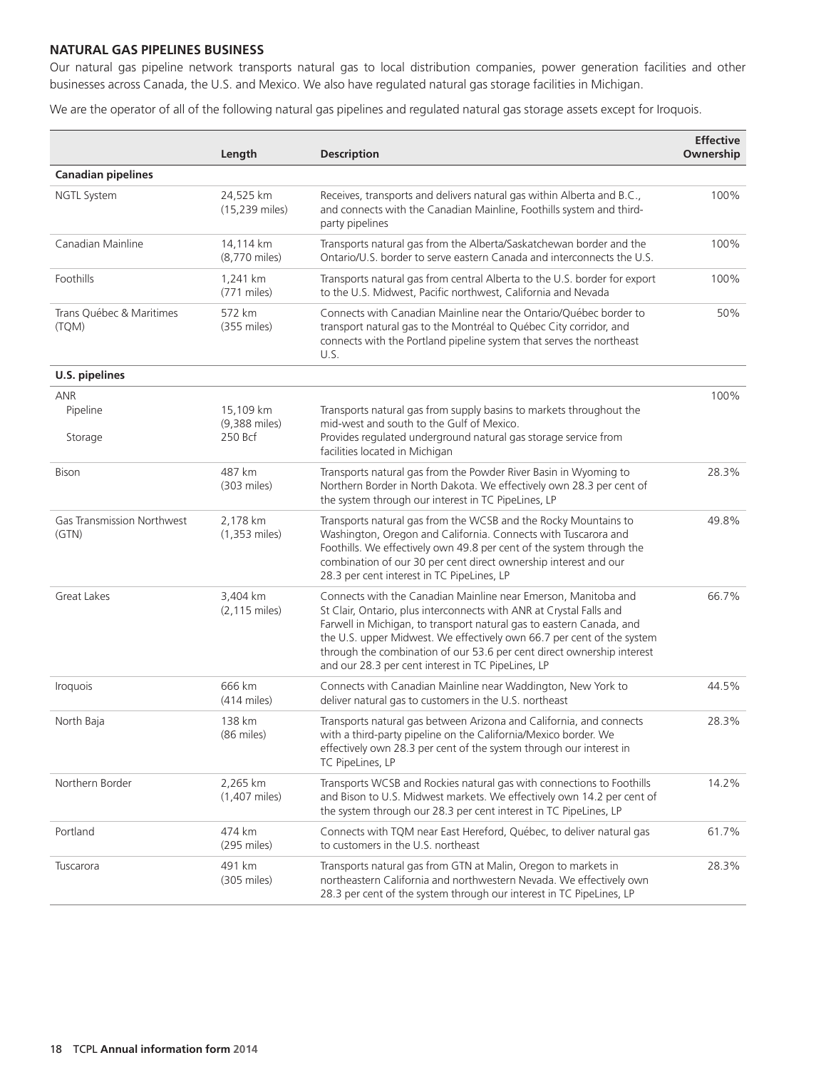## NATURAL GAS PIPELINES BUSINESS

Our natural gas pipeline network transports natural gas to local distribution companies, power generation facilities and other businesses across Canada, the U.S. and Mexico. We also have regulated natural gas storage facilities in Michigan.

We are the operator of all of the following natural gas pipelines and regulated natural gas storage assets except for Iroquois.

| | Length | Description | Effective Ownership |
|---|---|---|---|
| **Canadian pipelines** | | | |
| NGTL System | 24,525 km (15,239 miles) | Receives, transports and delivers natural gas within Alberta and B.C., and connects with the Canadian Mainline, Foothills system and third-party pipelines | 100% |
| Canadian Mainline | 14,114 km (8,770 miles) | Transports natural gas from the Alberta/Saskatchewan border and the Ontario/U.S. border to serve eastern Canada and interconnects the U.S. | 100% |
| Foothills | 1,241 km (771 miles) | Transports natural gas from central Alberta to the U.S. border for export to the U.S. Midwest, Pacific northwest, California and Nevada | 100% |
| Trans Québec & Maritimes (TQM) | 572 km (355 miles) | Connects with Canadian Mainline near the Ontario/Québec border to transport natural gas to the Montréal to Québec City corridor, and connects with the Portland pipeline system that serves the northeast U.S. | 50% |
| **U.S. pipelines** | | | |
| ANR | | | 100% |
| Pipeline | 15,109 km (9,388 miles) | Transports natural gas from supply basins to markets throughout the mid-west and south to the Gulf of Mexico. | |
| Storage | 250 Bcf | Provides regulated underground natural gas storage service from facilities located in Michigan | |
| Bison | 487 km (303 miles) | Transports natural gas from the Powder River Basin in Wyoming to Northern Border in North Dakota. We effectively own 28.3 per cent of the system through our interest in TC PipeLines, LP | 28.3% |
| Gas Transmission Northwest (GTN) | 2,178 km (1,353 miles) | Transports natural gas from the WCSB and the Rocky Mountains to Washington, Oregon and California. Connects with Tuscarora and Foothills. We effectively own 49.8 per cent of the system through the combination of our 30 per cent direct ownership interest and our 28.3 per cent interest in TC PipeLines, LP | 49.8% |
| Great Lakes | 3,404 km (2,115 miles) | Connects with the Canadian Mainline near Emerson, Manitoba and St Clair, Ontario, plus interconnects with ANR at Crystal Falls and Farwell in Michigan, to transport natural gas to eastern Canada, and the U.S. upper Midwest. We effectively own 66.7 per cent of the system through the combination of our 53.6 per cent direct ownership interest and our 28.3 per cent interest in TC PipeLines, LP | 66.7% |
| Iroquois | 666 km (414 miles) | Connects with Canadian Mainline near Waddington, New York to deliver natural gas to customers in the U.S. northeast | 44.5% |
| North Baja | 138 km (86 miles) | Transports natural gas between Arizona and California, and connects with a third-party pipeline on the California/Mexico border. We effectively own 28.3 per cent of the system through our interest in TC PipeLines, LP | 28.3% |
| Northern Border | 2,265 km (1,407 miles) | Transports WCSB and Rockies natural gas with connections to Foothills and Bison to U.S. Midwest markets. We effectively own 14.2 per cent of the system through our 28.3 per cent interest in TC PipeLines, LP | 14.2% |
| Portland | 474 km (295 miles) | Connects with TQM near East Hereford, Québec, to deliver natural gas to customers in the U.S. northeast | 61.7% |
| Tuscarora | 491 km (305 miles) | Transports natural gas from GTN at Malin, Oregon to markets in northeastern California and northwestern Nevada. We effectively own 28.3 per cent of the system through our interest in TC PipeLines, LP | 28.3% |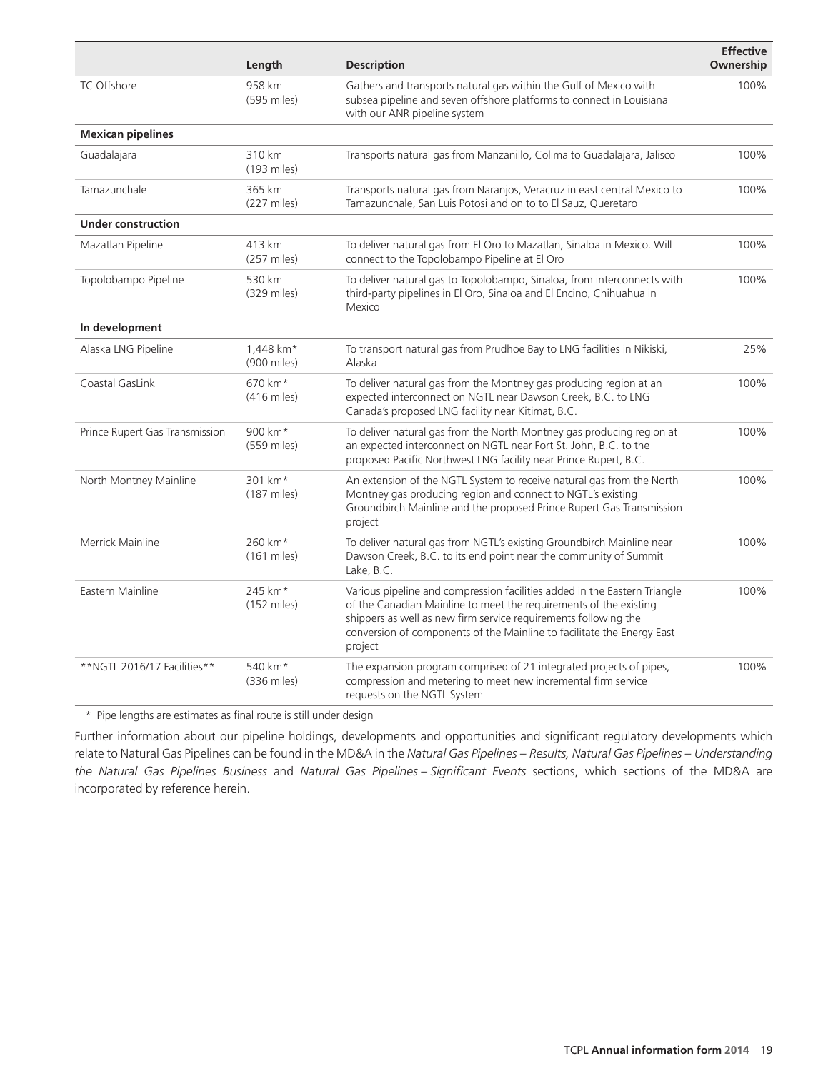| | Length | Description | Effective Ownership |
|---|---|---|---|
| TC Offshore | 958 km (595 miles) | Gathers and transports natural gas within the Gulf of Mexico with subsea pipeline and seven offshore platforms to connect in Louisiana with our ANR pipeline system | 100% |
| **Mexican pipelines** | | | |
| Guadalajara | 310 km (193 miles) | Transports natural gas from Manzanillo, Colima to Guadalajara, Jalisco | 100% |
| Tamazunchale | 365 km (227 miles) | Transports natural gas from Naranjos, Veracruz in east central Mexico to Tamazunchale, San Luis Potosi and on to to El Sauz, Queretaro | 100% |
| **Under construction** | | | |
| Mazatlan Pipeline | 413 km (257 miles) | To deliver natural gas from El Oro to Mazatlan, Sinaloa in Mexico. Will connect to the Topolobampo Pipeline at El Oro | 100% |
| Topolobampo Pipeline | 530 km (329 miles) | To deliver natural gas to Topolobampo, Sinaloa, from interconnects with third-party pipelines in El Oro, Sinaloa and El Encino, Chihuahua in Mexico | 100% |
| **In development** | | | |
| Alaska LNG Pipeline | 1,448 km* (900 miles) | To transport natural gas from Prudhoe Bay to LNG facilities in Nikiski, Alaska | 25% |
| Coastal GasLink | 670 km* (416 miles) | To deliver natural gas from the Montney gas producing region at an expected interconnect on NGTL near Dawson Creek, B.C. to LNG Canada's proposed LNG facility near Kitimat, B.C. | 100% |
| Prince Rupert Gas Transmission | 900 km* (559 miles) | To deliver natural gas from the North Montney gas producing region at an expected interconnect on NGTL near Fort St. John, B.C. to the proposed Pacific Northwest LNG facility near Prince Rupert, B.C. | 100% |
| North Montney Mainline | 301 km* (187 miles) | An extension of the NGTL System to receive natural gas from the North Montney gas producing region and connect to NGTL's existing Groundbirch Mainline and the proposed Prince Rupert Gas Transmission project | 100% |
| Merrick Mainline | 260 km* (161 miles) | To deliver natural gas from NGTL's existing Groundbirch Mainline near Dawson Creek, B.C. to its end point near the community of Summit Lake, B.C. | 100% |
| Eastern Mainline | 245 km* (152 miles) | Various pipeline and compression facilities added in the Eastern Triangle of the Canadian Mainline to meet the requirements of the existing shippers as well as new firm service requirements following the conversion of components of the Mainline to facilitate the Energy East project | 100% |
| **NGTL 2016/17 Facilities** | 540 km* (336 miles) | The expansion program comprised of 21 integrated projects of pipes, compression and metering to meet new incremental firm service requests on the NGTL System | 100% |

\* Pipe lengths are estimates as final route is still under design

Further information about our pipeline holdings, developments and opportunities and significant regulatory developments which relate to Natural Gas Pipelines can be found in the MD&A in the *Natural Gas Pipelines – Results, Natural Gas Pipelines – Understanding the Natural Gas Pipelines Business* and *Natural Gas Pipelines – Significant Events* sections, which sections of the MD&A are incorporated by reference herein.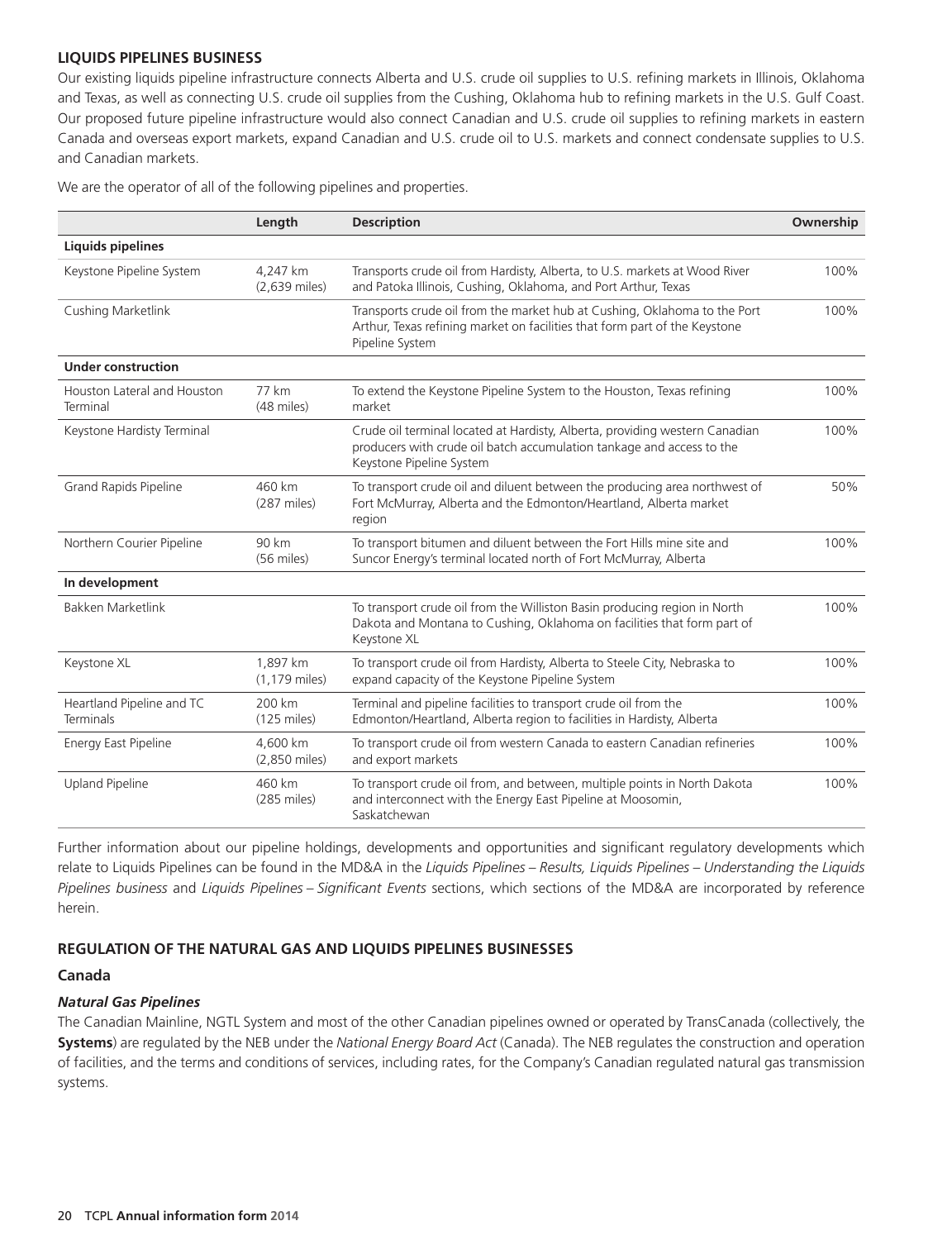### LIQUIDS PIPELINES BUSINESS

Our existing liquids pipeline infrastructure connects Alberta and U.S. crude oil supplies to U.S. refining markets in Illinois, Oklahoma and Texas, as well as connecting U.S. crude oil supplies from the Cushing, Oklahoma hub to refining markets in the U.S. Gulf Coast. Our proposed future pipeline infrastructure would also connect Canadian and U.S. crude oil supplies to refining markets in eastern Canada and overseas export markets, expand Canadian and U.S. crude oil to U.S. markets and connect condensate supplies to U.S. and Canadian markets.

We are the operator of all of the following pipelines and properties.

| | Length | Description | Ownership |
|---|---|---|---|
| **Liquids pipelines** | | | |
| Keystone Pipeline System | 4,247 km (2,639 miles) | Transports crude oil from Hardisty, Alberta, to U.S. markets at Wood River and Patoka Illinois, Cushing, Oklahoma, and Port Arthur, Texas | 100% |
| Cushing Marketlink | | Transports crude oil from the market hub at Cushing, Oklahoma to the Port Arthur, Texas refining market on facilities that form part of the Keystone Pipeline System | 100% |
| **Under construction** | | | |
| Houston Lateral and Houston Terminal | 77 km (48 miles) | To extend the Keystone Pipeline System to the Houston, Texas refining market | 100% |
| Keystone Hardisty Terminal | | Crude oil terminal located at Hardisty, Alberta, providing western Canadian producers with crude oil batch accumulation tankage and access to the Keystone Pipeline System | 100% |
| Grand Rapids Pipeline | 460 km (287 miles) | To transport crude oil and diluent between the producing area northwest of Fort McMurray, Alberta and the Edmonton/Heartland, Alberta market region | 50% |
| Northern Courier Pipeline | 90 km (56 miles) | To transport bitumen and diluent between the Fort Hills mine site and Suncor Energy's terminal located north of Fort McMurray, Alberta | 100% |
| **In development** | | | |
| Bakken Marketlink | | To transport crude oil from the Williston Basin producing region in North Dakota and Montana to Cushing, Oklahoma on facilities that form part of Keystone XL | 100% |
| Keystone XL | 1,897 km (1,179 miles) | To transport crude oil from Hardisty, Alberta to Steele City, Nebraska to expand capacity of the Keystone Pipeline System | 100% |
| Heartland Pipeline and TC Terminals | 200 km (125 miles) | Terminal and pipeline facilities to transport crude oil from the Edmonton/Heartland, Alberta region to facilities in Hardisty, Alberta | 100% |
| Energy East Pipeline | 4,600 km (2,850 miles) | To transport crude oil from western Canada to eastern Canadian refineries and export markets | 100% |
| Upland Pipeline | 460 km (285 miles) | To transport crude oil from, and between, multiple points in North Dakota and interconnect with the Energy East Pipeline at Moosomin, Saskatchewan | 100% |

Further information about our pipeline holdings, developments and opportunities and significant regulatory developments which relate to Liquids Pipelines can be found in the MD&A in the *Liquids Pipelines – Results, Liquids Pipelines – Understanding the Liquids Pipelines business* and *Liquids Pipelines – Significant Events* sections, which sections of the MD&A are incorporated by reference herein.

### REGULATION OF THE NATURAL GAS AND LIQUIDS PIPELINES BUSINESSES

#### Canada

#### *Natural Gas Pipelines*

The Canadian Mainline, NGTL System and most of the other Canadian pipelines owned or operated by TransCanada (collectively, the **Systems**) are regulated by the NEB under the *National Energy Board Act* (Canada). The NEB regulates the construction and operation of facilities, and the terms and conditions of services, including rates, for the Company's Canadian regulated natural gas transmission systems.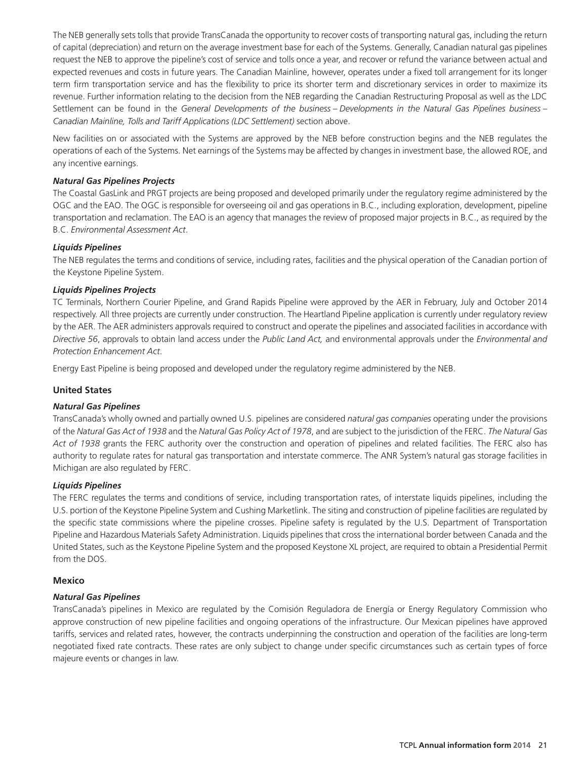The NEB generally sets tolls that provide TransCanada the opportunity to recover costs of transporting natural gas, including the return of capital (depreciation) and return on the average investment base for each of the Systems. Generally, Canadian natural gas pipelines request the NEB to approve the pipeline's cost of service and tolls once a year, and recover or refund the variance between actual and expected revenues and costs in future years. The Canadian Mainline, however, operates under a fixed toll arrangement for its longer term firm transportation service and has the flexibility to price its shorter term and discretionary services in order to maximize its revenue. Further information relating to the decision from the NEB regarding the Canadian Restructuring Proposal as well as the LDC Settlement can be found in the *General Developments of the business – Developments in the Natural Gas Pipelines business – Canadian Mainline, Tolls and Tariff Applications (LDC Settlement)* section above.

New facilities on or associated with the Systems are approved by the NEB before construction begins and the NEB regulates the operations of each of the Systems. Net earnings of the Systems may be affected by changes in investment base, the allowed ROE, and any incentive earnings.

***Natural Gas Pipelines Projects***

The Coastal GasLink and PRGT projects are being proposed and developed primarily under the regulatory regime administered by the OGC and the EAO. The OGC is responsible for overseeing oil and gas operations in B.C., including exploration, development, pipeline transportation and reclamation. The EAO is an agency that manages the review of proposed major projects in B.C., as required by the B.C. *Environmental Assessment Act*.

***Liquids Pipelines***

The NEB regulates the terms and conditions of service, including rates, facilities and the physical operation of the Canadian portion of the Keystone Pipeline System.

***Liquids Pipelines Projects***

TC Terminals, Northern Courier Pipeline, and Grand Rapids Pipeline were approved by the AER in February, July and October 2014 respectively. All three projects are currently under construction. The Heartland Pipeline application is currently under regulatory review by the AER. The AER administers approvals required to construct and operate the pipelines and associated facilities in accordance with *Directive 56*, approvals to obtain land access under the *Public Land Act,* and environmental approvals under the *Environmental and Protection Enhancement Act*.

Energy East Pipeline is being proposed and developed under the regulatory regime administered by the NEB.

**United States**

***Natural Gas Pipelines***

TransCanada's wholly owned and partially owned U.S. pipelines are considered *natural gas companies* operating under the provisions of the *Natural Gas Act of 1938* and the *Natural Gas Policy Act of 1978*, and are subject to the jurisdiction of the FERC. *The Natural Gas Act of 1938* grants the FERC authority over the construction and operation of pipelines and related facilities. The FERC also has authority to regulate rates for natural gas transportation and interstate commerce. The ANR System's natural gas storage facilities in Michigan are also regulated by FERC.

***Liquids Pipelines***

The FERC regulates the terms and conditions of service, including transportation rates, of interstate liquids pipelines, including the U.S. portion of the Keystone Pipeline System and Cushing Marketlink. The siting and construction of pipeline facilities are regulated by the specific state commissions where the pipeline crosses. Pipeline safety is regulated by the U.S. Department of Transportation Pipeline and Hazardous Materials Safety Administration. Liquids pipelines that cross the international border between Canada and the United States, such as the Keystone Pipeline System and the proposed Keystone XL project, are required to obtain a Presidential Permit from the DOS.

**Mexico**

***Natural Gas Pipelines***

TransCanada's pipelines in Mexico are regulated by the Comisión Reguladora de Energía or Energy Regulatory Commission who approve construction of new pipeline facilities and ongoing operations of the infrastructure. Our Mexican pipelines have approved tariffs, services and related rates, however, the contracts underpinning the construction and operation of the facilities are long-term negotiated fixed rate contracts. These rates are only subject to change under specific circumstances such as certain types of force majeure events or changes in law.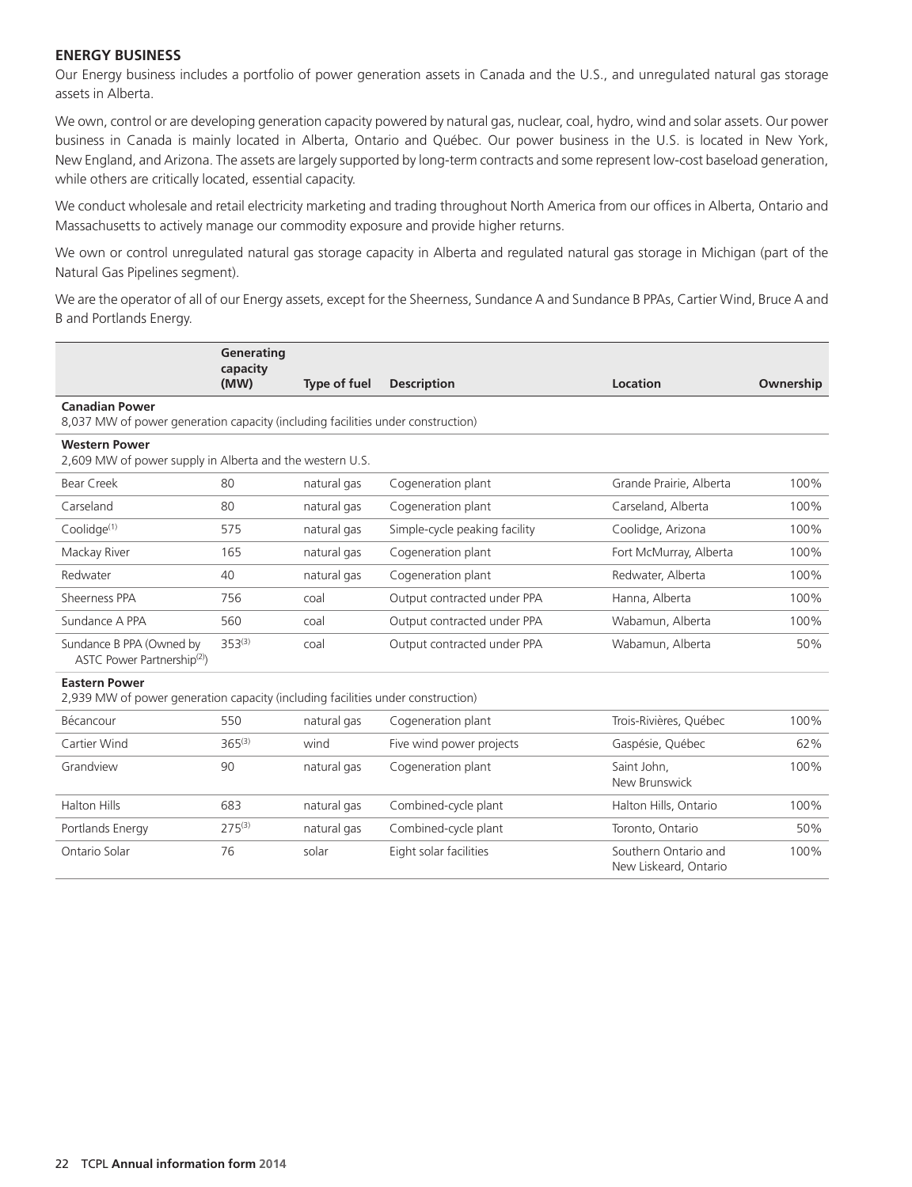## ENERGY BUSINESS

Our Energy business includes a portfolio of power generation assets in Canada and the U.S., and unregulated natural gas storage assets in Alberta.

We own, control or are developing generation capacity powered by natural gas, nuclear, coal, hydro, wind and solar assets. Our power business in Canada is mainly located in Alberta, Ontario and Québec. Our power business in the U.S. is located in New York, New England, and Arizona. The assets are largely supported by long-term contracts and some represent low-cost baseload generation, while others are critically located, essential capacity.

We conduct wholesale and retail electricity marketing and trading throughout North America from our offices in Alberta, Ontario and Massachusetts to actively manage our commodity exposure and provide higher returns.

We own or control unregulated natural gas storage capacity in Alberta and regulated natural gas storage in Michigan (part of the Natural Gas Pipelines segment).

We are the operator of all of our Energy assets, except for the Sheerness, Sundance A and Sundance B PPAs, Cartier Wind, Bruce A and B and Portlands Energy.

| | Generating capacity (MW) | Type of fuel | Description | Location | Ownership |
|---|---|---|---|---|---|
| **Canadian Power**<br>8,037 MW of power generation capacity (including facilities under construction) | | | | | |
| **Western Power**<br>2,609 MW of power supply in Alberta and the western U.S. | | | | | |
| Bear Creek | 80 | natural gas | Cogeneration plant | Grande Prairie, Alberta | 100% |
| Carseland | 80 | natural gas | Cogeneration plant | Carseland, Alberta | 100% |
| Coolidge[(1)] | 575 | natural gas | Simple-cycle peaking facility | Coolidge, Arizona | 100% |
| Mackay River | 165 | natural gas | Cogeneration plant | Fort McMurray, Alberta | 100% |
| Redwater | 40 | natural gas | Cogeneration plant | Redwater, Alberta | 100% |
| Sheerness PPA | 756 | coal | Output contracted under PPA | Hanna, Alberta | 100% |
| Sundance A PPA | 560 | coal | Output contracted under PPA | Wabamun, Alberta | 100% |
| Sundance B PPA (Owned by ASTC Power Partnership[(2)]) | 353[(3)] | coal | Output contracted under PPA | Wabamun, Alberta | 50% |
| **Eastern Power**<br>2,939 MW of power generation capacity (including facilities under construction) | | | | | |
| Bécancour | 550 | natural gas | Cogeneration plant | Trois-Rivières, Québec | 100% |
| Cartier Wind | 365[(3)] | wind | Five wind power projects | Gaspésie, Québec | 62% |
| Grandview | 90 | natural gas | Cogeneration plant | Saint John, New Brunswick | 100% |
| Halton Hills | 683 | natural gas | Combined-cycle plant | Halton Hills, Ontario | 100% |
| Portlands Energy | 275[(3)] | natural gas | Combined-cycle plant | Toronto, Ontario | 50% |
| Ontario Solar | 76 | solar | Eight solar facilities | Southern Ontario and New Liskeard, Ontario | 100% |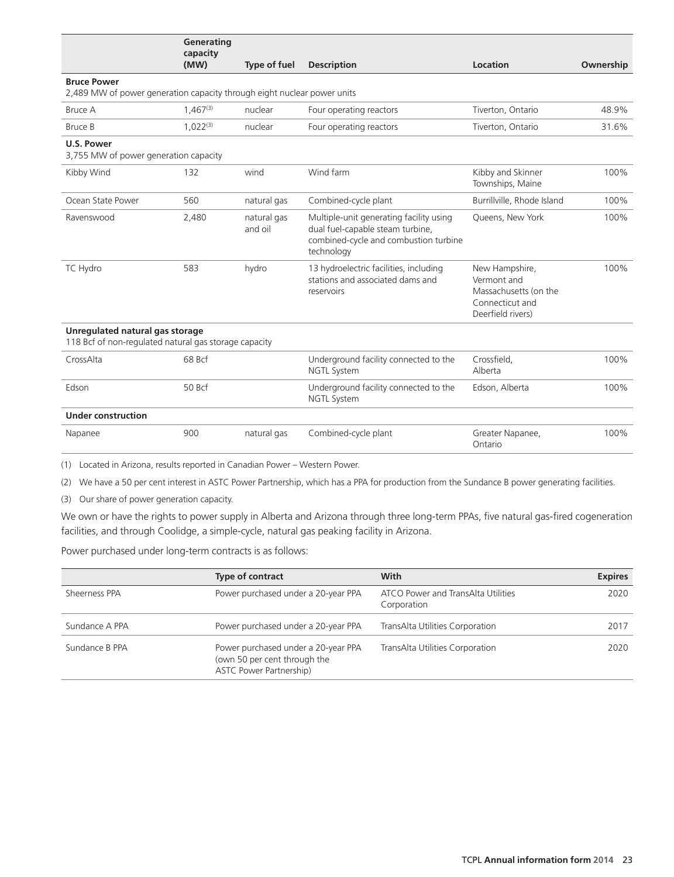| | Generating capacity (MW) | Type of fuel | Description | Location | Ownership |
|---|---|---|---|---|---|
| **Bruce Power**<br>2,489 MW of power generation capacity through eight nuclear power units | | | | | |
| Bruce A | 1,467[(3)] | nuclear | Four operating reactors | Tiverton, Ontario | 48.9% |
| Bruce B | 1,022[(3)] | nuclear | Four operating reactors | Tiverton, Ontario | 31.6% |
| **U.S. Power**<br>3,755 MW of power generation capacity | | | | | |
| Kibby Wind | 132 | wind | Wind farm | Kibby and Skinner Townships, Maine | 100% |
| Ocean State Power | 560 | natural gas | Combined-cycle plant | Burrillville, Rhode Island | 100% |
| Ravenswood | 2,480 | natural gas and oil | Multiple-unit generating facility using dual fuel-capable steam turbine, combined-cycle and combustion turbine technology | Queens, New York | 100% |
| TC Hydro | 583 | hydro | 13 hydroelectric facilities, including stations and associated dams and reservoirs | New Hampshire, Vermont and Massachusetts (on the Connecticut and Deerfield rivers) | 100% |
| **Unregulated natural gas storage**<br>118 Bcf of non-regulated natural gas storage capacity | | | | | |
| CrossAlta | 68 Bcf | | Underground facility connected to the NGTL System | Crossfield, Alberta | 100% |
| Edson | 50 Bcf | | Underground facility connected to the NGTL System | Edson, Alberta | 100% |
| **Under construction** | | | | | |
| Napanee | 900 | natural gas | Combined-cycle plant | Greater Napanee, Ontario | 100% |

(1) Located in Arizona, results reported in Canadian Power – Western Power.

(2) We have a 50 per cent interest in ASTC Power Partnership, which has a PPA for production from the Sundance B power generating facilities.

(3) Our share of power generation capacity.

We own or have the rights to power supply in Alberta and Arizona through three long-term PPAs, five natural gas-fired cogeneration facilities, and through Coolidge, a simple-cycle, natural gas peaking facility in Arizona.

Power purchased under long-term contracts is as follows:

| | Type of contract | With | Expires |
|---|---|---|---|
| Sheerness PPA | Power purchased under a 20-year PPA | ATCO Power and TransAlta Utilities Corporation | 2020 |
| Sundance A PPA | Power purchased under a 20-year PPA | TransAlta Utilities Corporation | 2017 |
| Sundance B PPA | Power purchased under a 20-year PPA (own 50 per cent through the ASTC Power Partnership) | TransAlta Utilities Corporation | 2020 |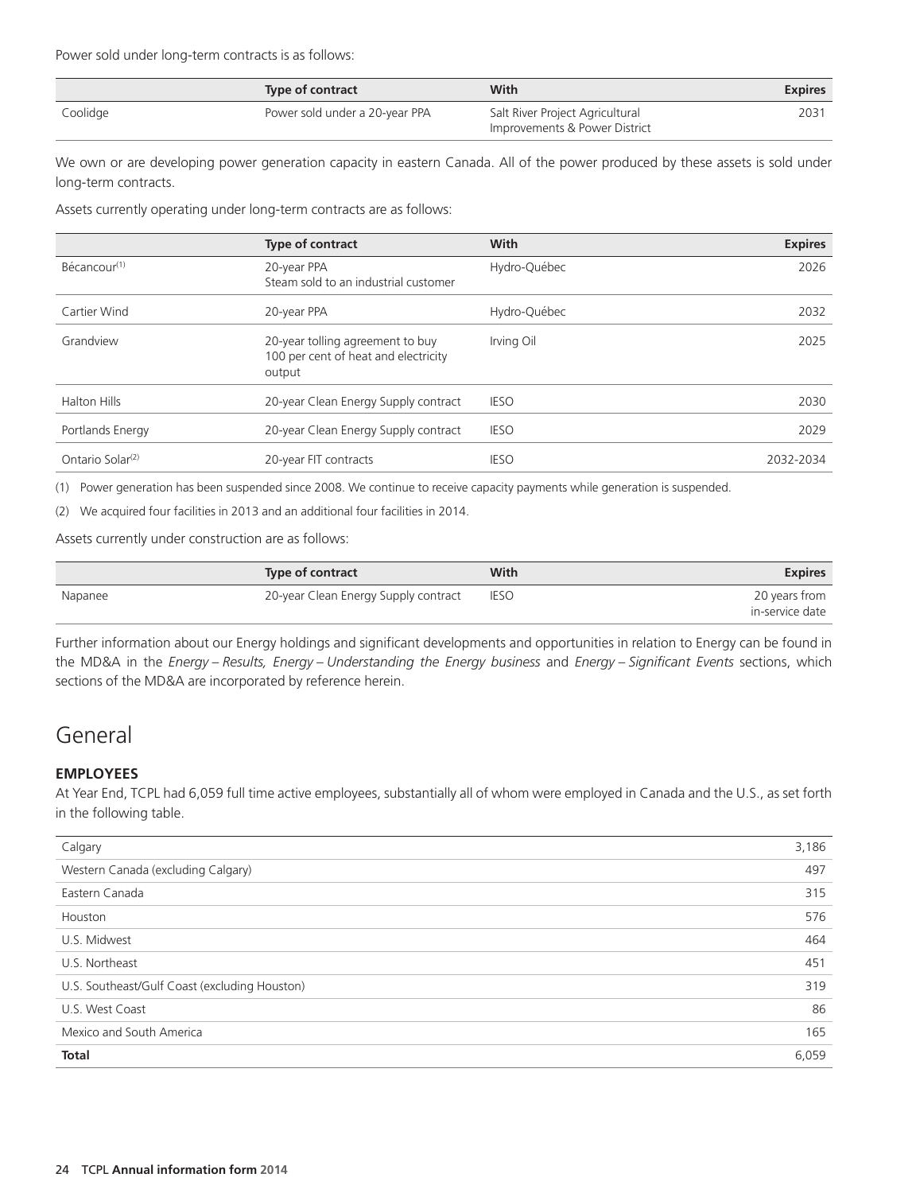Power sold under long-term contracts is as follows:

| | Type of contract | With | Expires |
|---|---|---|---|
| Coolidge | Power sold under a 20-year PPA | Salt River Project Agricultural Improvements & Power District | 2031 |

We own or are developing power generation capacity in eastern Canada. All of the power produced by these assets is sold under long-term contracts.

Assets currently operating under long-term contracts are as follows:

| | Type of contract | With | Expires |
|---|---|---|---|
| Bécancour[(1)] | 20-year PPA<br>Steam sold to an industrial customer | Hydro-Québec | 2026 |
| Cartier Wind | 20-year PPA | Hydro-Québec | 2032 |
| Grandview | 20-year tolling agreement to buy 100 per cent of heat and electricity output | Irving Oil | 2025 |
| Halton Hills | 20-year Clean Energy Supply contract | IESO | 2030 |
| Portlands Energy | 20-year Clean Energy Supply contract | IESO | 2029 |
| Ontario Solar[(2)] | 20-year FIT contracts | IESO | 2032-2034 |

(1) Power generation has been suspended since 2008. We continue to receive capacity payments while generation is suspended.

(2) We acquired four facilities in 2013 and an additional four facilities in 2014.

Assets currently under construction are as follows:

| | Type of contract | With | Expires |
|---|---|---|---|
| Napanee | 20-year Clean Energy Supply contract | IESO | 20 years from in-service date |

Further information about our Energy holdings and significant developments and opportunities in relation to Energy can be found in the MD&A in the *Energy – Results, Energy – Understanding the Energy business* and *Energy – Significant Events* sections, which sections of the MD&A are incorporated by reference herein.

# General

### EMPLOYEES

At Year End, TCPL had 6,059 full time active employees, substantially all of whom were employed in Canada and the U.S., as set forth in the following table.

| | |
|---|---|
| Calgary | 3,186 |
| Western Canada (excluding Calgary) | 497 |
| Eastern Canada | 315 |
| Houston | 576 |
| U.S. Midwest | 464 |
| U.S. Northeast | 451 |
| U.S. Southeast/Gulf Coast (excluding Houston) | 319 |
| U.S. West Coast | 86 |
| Mexico and South America | 165 |
| **Total** | 6,059 |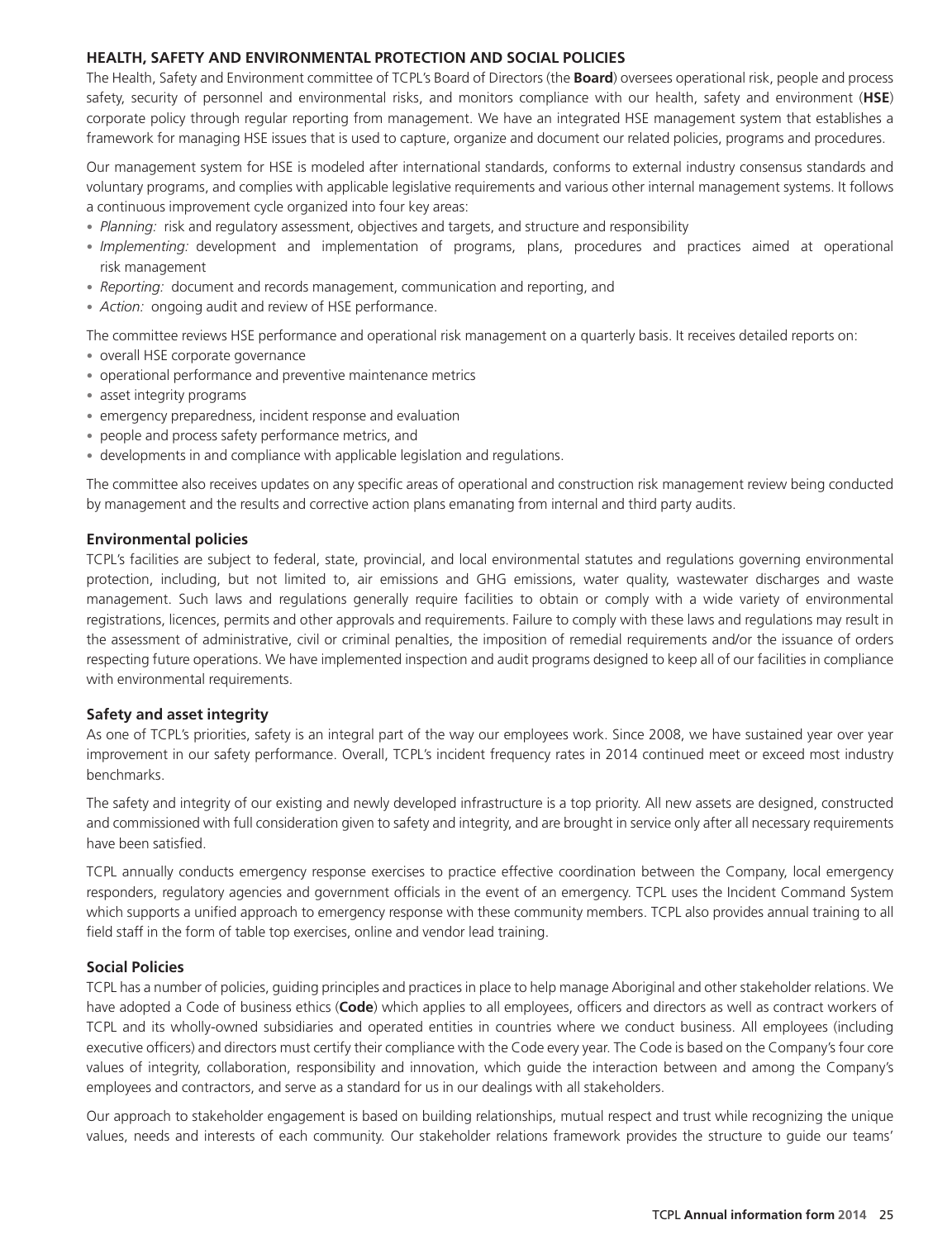## HEALTH, SAFETY AND ENVIRONMENTAL PROTECTION AND SOCIAL POLICIES

The Health, Safety and Environment committee of TCPL's Board of Directors (the **Board**) oversees operational risk, people and process safety, security of personnel and environmental risks, and monitors compliance with our health, safety and environment (**HSE**) corporate policy through regular reporting from management. We have an integrated HSE management system that establishes a framework for managing HSE issues that is used to capture, organize and document our related policies, programs and procedures.

Our management system for HSE is modeled after international standards, conforms to external industry consensus standards and voluntary programs, and complies with applicable legislative requirements and various other internal management systems. It follows a continuous improvement cycle organized into four key areas:

- *Planning:* risk and regulatory assessment, objectives and targets, and structure and responsibility
- *Implementing:* development and implementation of programs, plans, procedures and practices aimed at operational risk management
- *Reporting:* document and records management, communication and reporting, and
- *Action:* ongoing audit and review of HSE performance.

The committee reviews HSE performance and operational risk management on a quarterly basis. It receives detailed reports on:

- overall HSE corporate governance
- operational performance and preventive maintenance metrics
- asset integrity programs
- emergency preparedness, incident response and evaluation
- people and process safety performance metrics, and
- developments in and compliance with applicable legislation and regulations.

The committee also receives updates on any specific areas of operational and construction risk management review being conducted by management and the results and corrective action plans emanating from internal and third party audits.

### Environmental policies

TCPL's facilities are subject to federal, state, provincial, and local environmental statutes and regulations governing environmental protection, including, but not limited to, air emissions and GHG emissions, water quality, wastewater discharges and waste management. Such laws and regulations generally require facilities to obtain or comply with a wide variety of environmental registrations, licences, permits and other approvals and requirements. Failure to comply with these laws and regulations may result in the assessment of administrative, civil or criminal penalties, the imposition of remedial requirements and/or the issuance of orders respecting future operations. We have implemented inspection and audit programs designed to keep all of our facilities in compliance with environmental requirements.

### Safety and asset integrity

As one of TCPL's priorities, safety is an integral part of the way our employees work. Since 2008, we have sustained year over year improvement in our safety performance. Overall, TCPL's incident frequency rates in 2014 continued meet or exceed most industry benchmarks.

The safety and integrity of our existing and newly developed infrastructure is a top priority. All new assets are designed, constructed and commissioned with full consideration given to safety and integrity, and are brought in service only after all necessary requirements have been satisfied.

TCPL annually conducts emergency response exercises to practice effective coordination between the Company, local emergency responders, regulatory agencies and government officials in the event of an emergency. TCPL uses the Incident Command System which supports a unified approach to emergency response with these community members. TCPL also provides annual training to all field staff in the form of table top exercises, online and vendor lead training.

### Social Policies

TCPL has a number of policies, guiding principles and practices in place to help manage Aboriginal and other stakeholder relations. We have adopted a Code of business ethics (**Code**) which applies to all employees, officers and directors as well as contract workers of TCPL and its wholly-owned subsidiaries and operated entities in countries where we conduct business. All employees (including executive officers) and directors must certify their compliance with the Code every year. The Code is based on the Company's four core values of integrity, collaboration, responsibility and innovation, which guide the interaction between and among the Company's employees and contractors, and serve as a standard for us in our dealings with all stakeholders.

Our approach to stakeholder engagement is based on building relationships, mutual respect and trust while recognizing the unique values, needs and interests of each community. Our stakeholder relations framework provides the structure to guide our teams'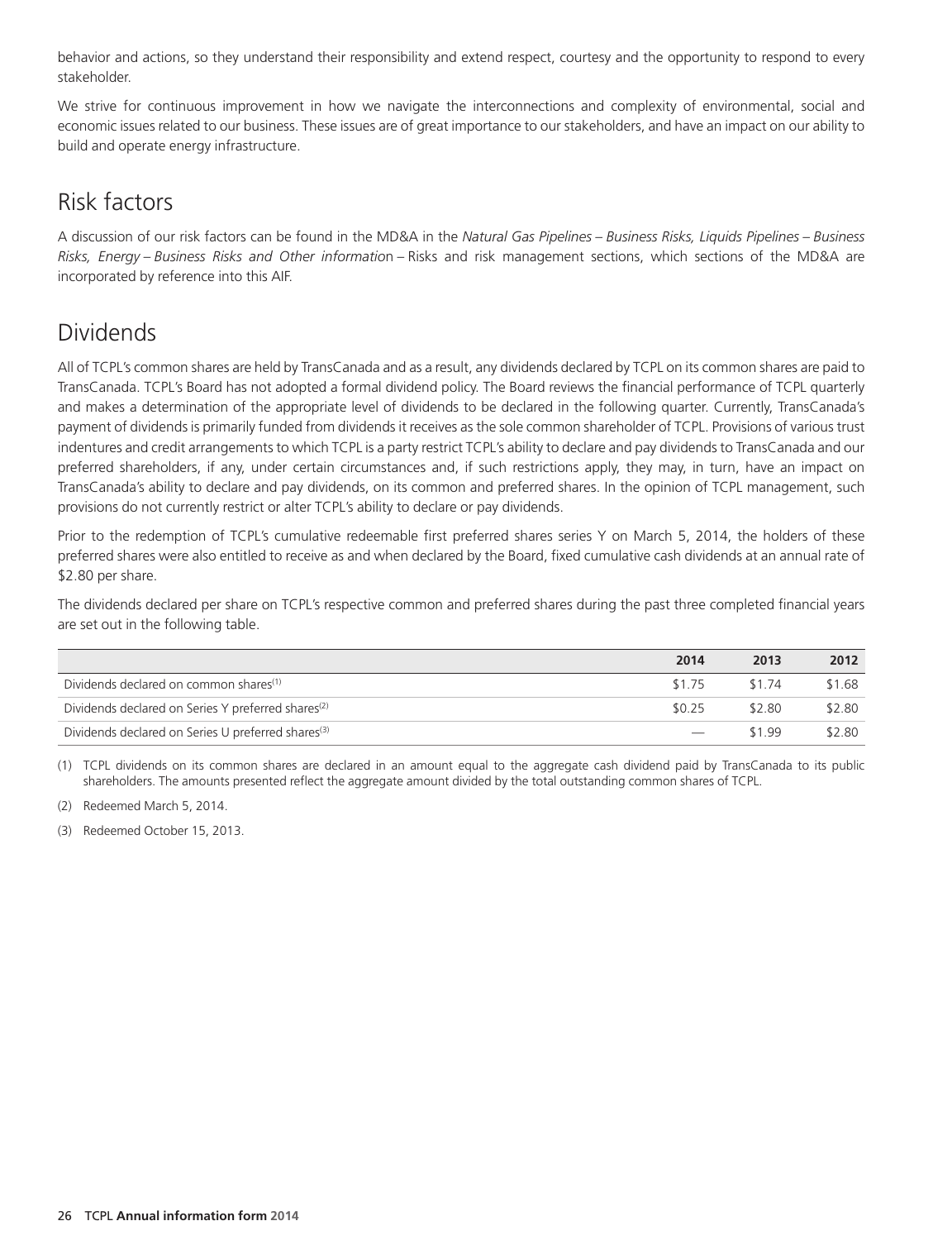behavior and actions, so they understand their responsibility and extend respect, courtesy and the opportunity to respond to every stakeholder.

We strive for continuous improvement in how we navigate the interconnections and complexity of environmental, social and economic issues related to our business. These issues are of great importance to our stakeholders, and have an impact on our ability to build and operate energy infrastructure.

## Risk factors

A discussion of our risk factors can be found in the MD&A in the *Natural Gas Pipelines – Business Risks, Liquids Pipelines – Business Risks, Energy – Business Risks and Other information* – Risks and risk management sections, which sections of the MD&A are incorporated by reference into this AIF.

## Dividends

All of TCPL's common shares are held by TransCanada and as a result, any dividends declared by TCPL on its common shares are paid to TransCanada. TCPL's Board has not adopted a formal dividend policy. The Board reviews the financial performance of TCPL quarterly and makes a determination of the appropriate level of dividends to be declared in the following quarter. Currently, TransCanada's payment of dividends is primarily funded from dividends it receives as the sole common shareholder of TCPL. Provisions of various trust indentures and credit arrangements to which TCPL is a party restrict TCPL's ability to declare and pay dividends to TransCanada and our preferred shareholders, if any, under certain circumstances and, if such restrictions apply, they may, in turn, have an impact on TransCanada's ability to declare and pay dividends, on its common and preferred shares. In the opinion of TCPL management, such provisions do not currently restrict or alter TCPL's ability to declare or pay dividends.

Prior to the redemption of TCPL's cumulative redeemable first preferred shares series Y on March 5, 2014, the holders of these preferred shares were also entitled to receive as and when declared by the Board, fixed cumulative cash dividends at an annual rate of $2.80 per share.

The dividends declared per share on TCPL's respective common and preferred shares during the past three completed financial years are set out in the following table.

| | 2014 | 2013 | 2012 |
|---|---|---|---|
| Dividends declared on common shares[1] | $1.75 | $1.74 | $1.68 |
| Dividends declared on Series Y preferred shares[2] | $0.25 | $2.80 | $2.80 |
| Dividends declared on Series U preferred shares[3] | — | $1.99 | $2.80 |

(1) TCPL dividends on its common shares are declared in an amount equal to the aggregate cash dividend paid by TransCanada to its public shareholders. The amounts presented reflect the aggregate amount divided by the total outstanding common shares of TCPL.

(2) Redeemed March 5, 2014.

(3) Redeemed October 15, 2013.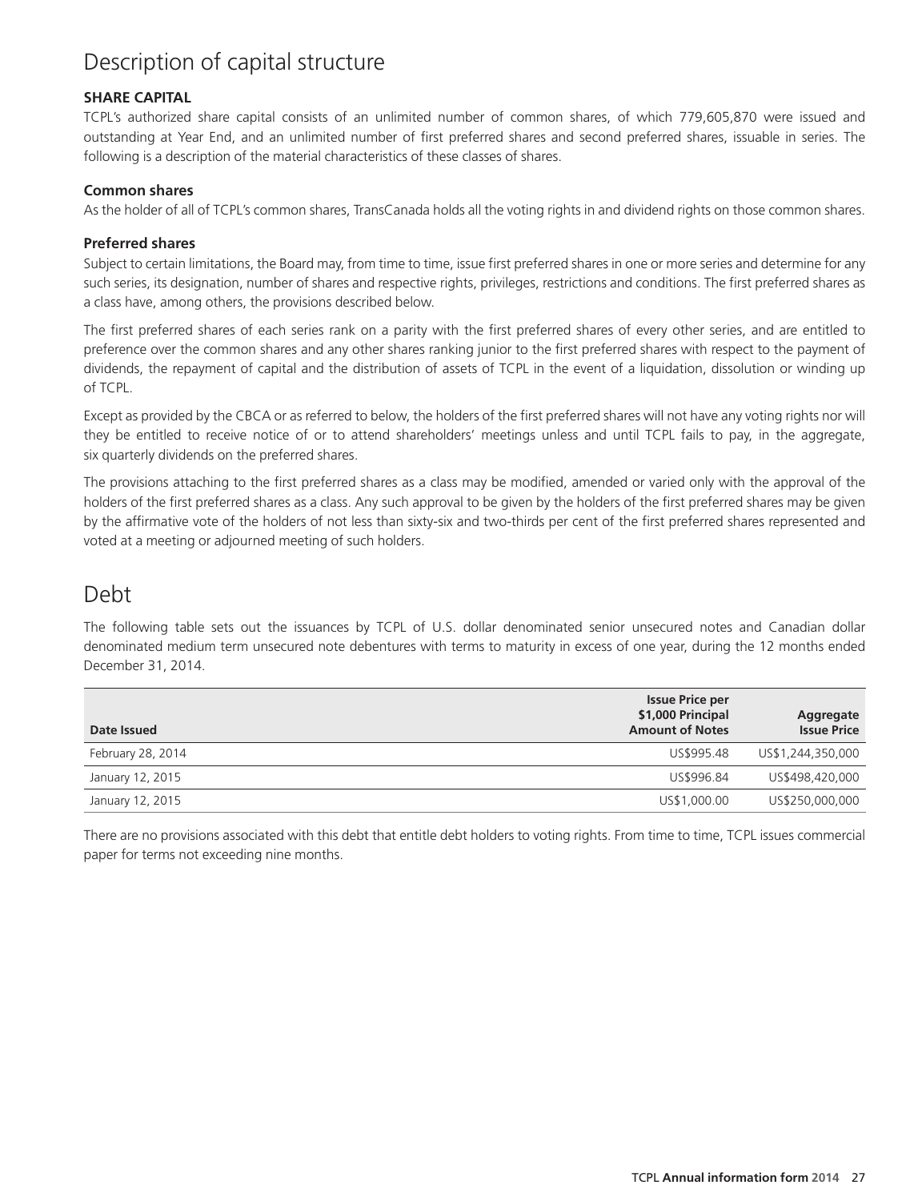# Description of capital structure

**SHARE CAPITAL**

TCPL's authorized share capital consists of an unlimited number of common shares, of which 779,605,870 were issued and outstanding at Year End, and an unlimited number of first preferred shares and second preferred shares, issuable in series. The following is a description of the material characteristics of these classes of shares.

### Common shares

As the holder of all of TCPL's common shares, TransCanada holds all the voting rights in and dividend rights on those common shares.

### Preferred shares

Subject to certain limitations, the Board may, from time to time, issue first preferred shares in one or more series and determine for any such series, its designation, number of shares and respective rights, privileges, restrictions and conditions. The first preferred shares as a class have, among others, the provisions described below.

The first preferred shares of each series rank on a parity with the first preferred shares of every other series, and are entitled to preference over the common shares and any other shares ranking junior to the first preferred shares with respect to the payment of dividends, the repayment of capital and the distribution of assets of TCPL in the event of a liquidation, dissolution or winding up of TCPL.

Except as provided by the CBCA or as referred to below, the holders of the first preferred shares will not have any voting rights nor will they be entitled to receive notice of or to attend shareholders' meetings unless and until TCPL fails to pay, in the aggregate, six quarterly dividends on the preferred shares.

The provisions attaching to the first preferred shares as a class may be modified, amended or varied only with the approval of the holders of the first preferred shares as a class. Any such approval to be given by the holders of the first preferred shares may be given by the affirmative vote of the holders of not less than sixty-six and two-thirds per cent of the first preferred shares represented and voted at a meeting or adjourned meeting of such holders.

# Debt

The following table sets out the issuances by TCPL of U.S. dollar denominated senior unsecured notes and Canadian dollar denominated medium term unsecured note debentures with terms to maturity in excess of one year, during the 12 months ended December 31, 2014.

| Date Issued | Issue Price per $1,000 Principal Amount of Notes | Aggregate Issue Price |
|---|---|---|
| February 28, 2014 | US$995.48 | US$1,244,350,000 |
| January 12, 2015 | US$996.84 | US$498,420,000 |
| January 12, 2015 | US$1,000.00 | US$250,000,000 |

There are no provisions associated with this debt that entitle debt holders to voting rights. From time to time, TCPL issues commercial paper for terms not exceeding nine months.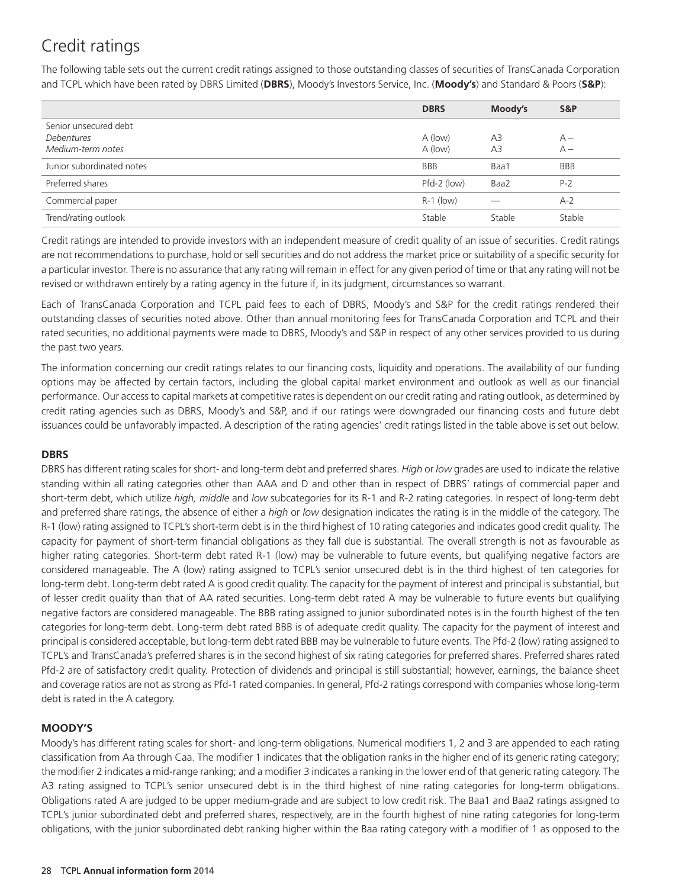# Credit ratings

The following table sets out the current credit ratings assigned to those outstanding classes of securities of TransCanada Corporation and TCPL which have been rated by DBRS Limited (**DBRS**), Moody's Investors Service, Inc. (**Moody's**) and Standard & Poors (**S&P**):

| | **DBRS** | **Moody's** | **S&P** |
|---|---|---|---|
| Senior unsecured debt | | | |
| *Debentures* | A (low) | A3 | A– |
| *Medium-term notes* | A (low) | A3 | A– |
| Junior subordinated notes | BBB | Baa1 | BBB |
| Preferred shares | Pfd-2 (low) | Baa2 | P-2 |
| Commercial paper | R-1 (low) | — | A-2 |
| Trend/rating outlook | Stable | Stable | Stable |

Credit ratings are intended to provide investors with an independent measure of credit quality of an issue of securities. Credit ratings are not recommendations to purchase, hold or sell securities and do not address the market price or suitability of a specific security for a particular investor. There is no assurance that any rating will remain in effect for any given period of time or that any rating will not be revised or withdrawn entirely by a rating agency in the future if, in its judgment, circumstances so warrant.

Each of TransCanada Corporation and TCPL paid fees to each of DBRS, Moody's and S&P for the credit ratings rendered their outstanding classes of securities noted above. Other than annual monitoring fees for TransCanada Corporation and TCPL and their rated securities, no additional payments were made to DBRS, Moody's and S&P in respect of any other services provided to us during the past two years.

The information concerning our credit ratings relates to our financing costs, liquidity and operations. The availability of our funding options may be affected by certain factors, including the global capital market environment and outlook as well as our financial performance. Our access to capital markets at competitive rates is dependent on our credit rating and rating outlook, as determined by credit rating agencies such as DBRS, Moody's and S&P, and if our ratings were downgraded our financing costs and future debt issuances could be unfavorably impacted. A description of the rating agencies' credit ratings listed in the table above is set out below.

### DBRS

DBRS has different rating scales for short- and long-term debt and preferred shares. *High* or *low* grades are used to indicate the relative standing within all rating categories other than AAA and D and other than in respect of DBRS' ratings of commercial paper and short-term debt, which utilize *high, middle* and *low* subcategories for its R-1 and R-2 rating categories. In respect of long-term debt and preferred share ratings, the absence of either a *high* or *low* designation indicates the rating is in the middle of the category. The R-1 (low) rating assigned to TCPL's short-term debt is in the third highest of 10 rating categories and indicates good credit quality. The capacity for payment of short-term financial obligations as they fall due is substantial. The overall strength is not as favourable as higher rating categories. Short-term debt rated R-1 (low) may be vulnerable to future events, but qualifying negative factors are considered manageable. The A (low) rating assigned to TCPL's senior unsecured debt is in the third highest of ten categories for long-term debt. Long-term debt rated A is good credit quality. The capacity for the payment of interest and principal is substantial, but of lesser credit quality than that of AA rated securities. Long-term debt rated A may be vulnerable to future events but qualifying negative factors are considered manageable. The BBB rating assigned to junior subordinated notes is in the fourth highest of the ten categories for long-term debt. Long-term debt rated BBB is of adequate credit quality. The capacity for the payment of interest and principal is considered acceptable, but long-term debt rated BBB may be vulnerable to future events. The Pfd-2 (low) rating assigned to TCPL's and TransCanada's preferred shares is in the second highest of six rating categories for preferred shares. Preferred shares rated Pfd-2 are of satisfactory credit quality. Protection of dividends and principal is still substantial; however, earnings, the balance sheet and coverage ratios are not as strong as Pfd-1 rated companies. In general, Pfd-2 ratings correspond with companies whose long-term debt is rated in the A category.

### MOODY'S

Moody's has different rating scales for short- and long-term obligations. Numerical modifiers 1, 2 and 3 are appended to each rating classification from Aa through Caa. The modifier 1 indicates that the obligation ranks in the higher end of its generic rating category; the modifier 2 indicates a mid-range ranking; and a modifier 3 indicates a ranking in the lower end of that generic rating category. The A3 rating assigned to TCPL's senior unsecured debt is in the third highest of nine rating categories for long-term obligations. Obligations rated A are judged to be upper medium-grade and are subject to low credit risk. The Baa1 and Baa2 ratings assigned to TCPL's junior subordinated debt and preferred shares, respectively, are in the fourth highest of nine rating categories for long-term obligations, with the junior subordinated debt ranking higher within the Baa rating category with a modifier of 1 as opposed to the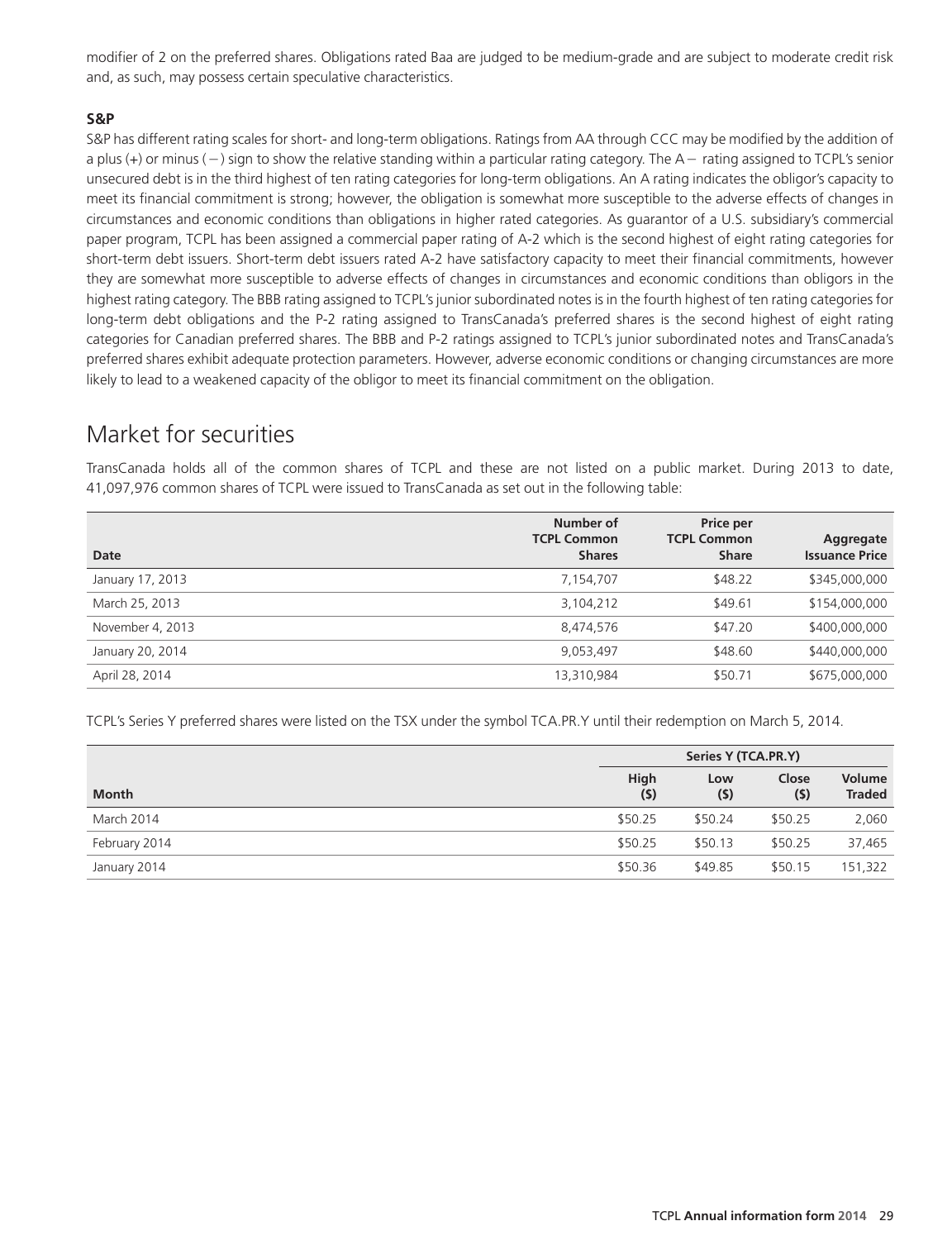modifier of 2 on the preferred shares. Obligations rated Baa are judged to be medium-grade and are subject to moderate credit risk and, as such, may possess certain speculative characteristics.

**S&P**

S&P has different rating scales for short- and long-term obligations. Ratings from AA through CCC may be modified by the addition of a plus (+) or minus (−) sign to show the relative standing within a particular rating category. The A− rating assigned to TCPL's senior unsecured debt is in the third highest of ten rating categories for long-term obligations. An A rating indicates the obligor's capacity to meet its financial commitment is strong; however, the obligation is somewhat more susceptible to the adverse effects of changes in circumstances and economic conditions than obligations in higher rated categories. As guarantor of a U.S. subsidiary's commercial paper program, TCPL has been assigned a commercial paper rating of A-2 which is the second highest of eight rating categories for short-term debt issuers. Short-term debt issuers rated A-2 have satisfactory capacity to meet their financial commitments, however they are somewhat more susceptible to adverse effects of changes in circumstances and economic conditions than obligors in the highest rating category. The BBB rating assigned to TCPL's junior subordinated notes is in the fourth highest of ten rating categories for long-term debt obligations and the P-2 rating assigned to TransCanada's preferred shares is the second highest of eight rating categories for Canadian preferred shares. The BBB and P-2 ratings assigned to TCPL's junior subordinated notes and TransCanada's preferred shares exhibit adequate protection parameters. However, adverse economic conditions or changing circumstances are more likely to lead to a weakened capacity of the obligor to meet its financial commitment on the obligation.

# Market for securities

TransCanada holds all of the common shares of TCPL and these are not listed on a public market. During 2013 to date, 41,097,976 common shares of TCPL were issued to TransCanada as set out in the following table:

| Date | Number of TCPL Common Shares | Price per TCPL Common Share | Aggregate Issuance Price |
|---|---|---|---|
| January 17, 2013 | 7,154,707 | $48.22 | $345,000,000 |
| March 25, 2013 | 3,104,212 | $49.61 | $154,000,000 |
| November 4, 2013 | 8,474,576 | $47.20 | $400,000,000 |
| January 20, 2014 | 9,053,497 | $48.60 | $440,000,000 |
| April 28, 2014 | 13,310,984 | $50.71 | $675,000,000 |

TCPL's Series Y preferred shares were listed on the TSX under the symbol TCA.PR.Y until their redemption on March 5, 2014.

| | Series Y (TCA.PR.Y) | | | |
|---|---|---|---|---|
| Month | High ($) | Low ($) | Close ($) | Volume Traded |
| March 2014 | $50.25 | $50.24 | $50.25 | 2,060 |
| February 2014 | $50.25 | $50.13 | $50.25 | 37,465 |
| January 2014 | $50.36 | $49.85 | $50.15 | 151,322 |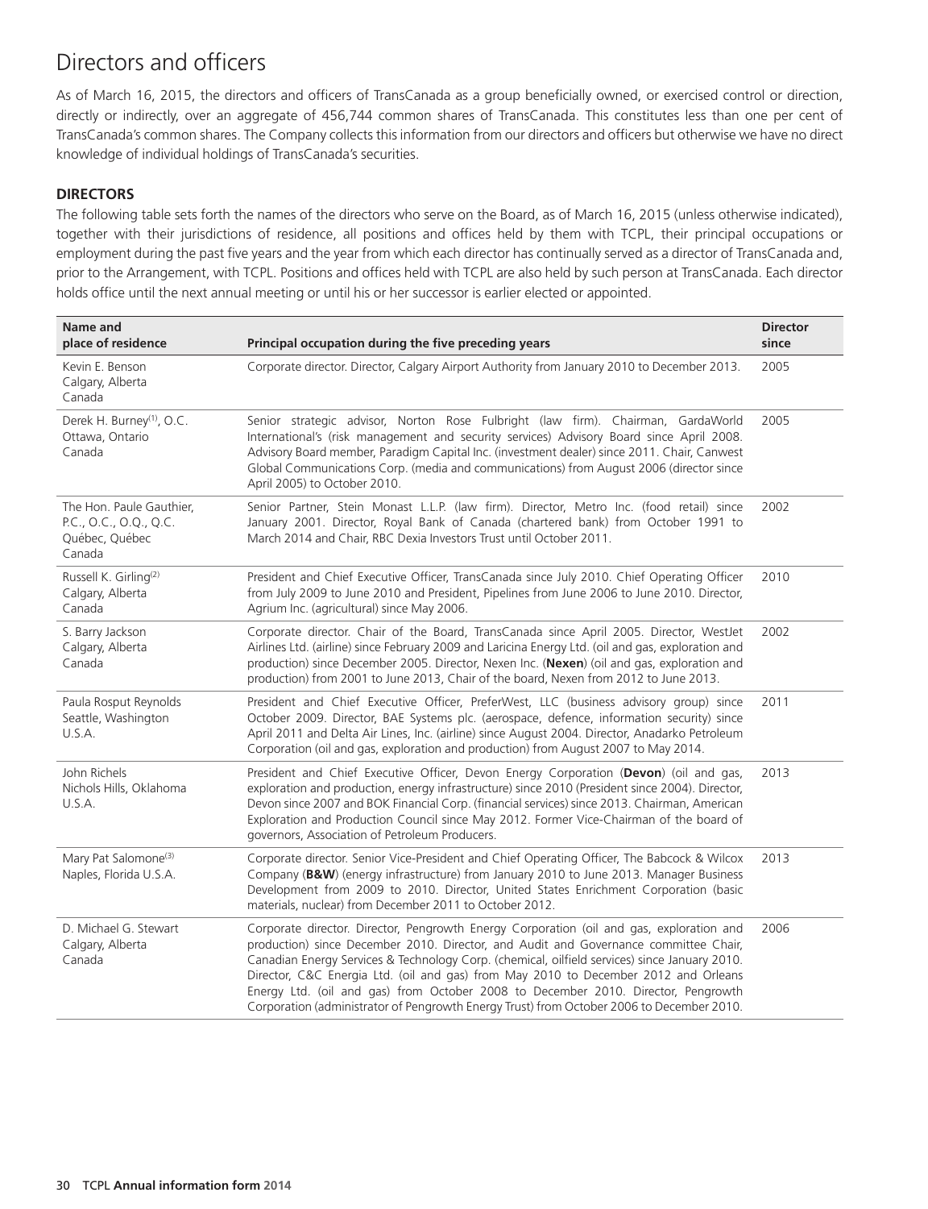# Directors and officers

As of March 16, 2015, the directors and officers of TransCanada as a group beneficially owned, or exercised control or direction, directly or indirectly, over an aggregate of 456,744 common shares of TransCanada. This constitutes less than one per cent of TransCanada's common shares. The Company collects this information from our directors and officers but otherwise we have no direct knowledge of individual holdings of TransCanada's securities.

## DIRECTORS

The following table sets forth the names of the directors who serve on the Board, as of March 16, 2015 (unless otherwise indicated), together with their jurisdictions of residence, all positions and offices held by them with TCPL, their principal occupations or employment during the past five years and the year from which each director has continually served as a director of TransCanada and, prior to the Arrangement, with TCPL. Positions and offices held with TCPL are also held by such person at TransCanada. Each director holds office until the next annual meeting or until his or her successor is earlier elected or appointed.

| Name and place of residence | Principal occupation during the five preceding years | Director since |
|---|---|---|
| Kevin E. Benson<br>Calgary, Alberta<br>Canada | Corporate director. Director, Calgary Airport Authority from January 2010 to December 2013. | 2005 |
| Derek H. Burney[(1)], O.C.<br>Ottawa, Ontario<br>Canada | Senior strategic advisor, Norton Rose Fulbright (law firm). Chairman, GardaWorld International's (risk management and security services) Advisory Board since April 2008. Advisory Board member, Paradigm Capital Inc. (investment dealer) since 2011. Chair, Canwest Global Communications Corp. (media and communications) from August 2006 (director since April 2005) to October 2010. | 2005 |
| The Hon. Paule Gauthier,<br>P.C., O.C., O.Q., Q.C.<br>Québec, Québec<br>Canada | Senior Partner, Stein Monast L.L.P. (law firm). Director, Metro Inc. (food retail) since January 2001. Director, Royal Bank of Canada (chartered bank) from October 1991 to March 2014 and Chair, RBC Dexia Investors Trust until October 2011. | 2002 |
| Russell K. Girling[(2)]<br>Calgary, Alberta<br>Canada | President and Chief Executive Officer, TransCanada since July 2010. Chief Operating Officer from July 2009 to June 2010 and President, Pipelines from June 2006 to June 2010. Director, Agrium Inc. (agricultural) since May 2006. | 2010 |
| S. Barry Jackson<br>Calgary, Alberta<br>Canada | Corporate director. Chair of the Board, TransCanada since April 2005. Director, WestJet Airlines Ltd. (airline) since February 2009 and Laricina Energy Ltd. (oil and gas, exploration and production) since December 2005. Director, Nexen Inc. (**Nexen**) (oil and gas, exploration and production) from 2001 to June 2013, Chair of the board, Nexen from 2012 to June 2013. | 2002 |
| Paula Rosput Reynolds<br>Seattle, Washington<br>U.S.A. | President and Chief Executive Officer, PreferWest, LLC (business advisory group) since October 2009. Director, BAE Systems plc. (aerospace, defence, information security) since April 2011 and Delta Air Lines, Inc. (airline) since August 2004. Director, Anadarko Petroleum Corporation (oil and gas, exploration and production) from August 2007 to May 2014. | 2011 |
| John Richels<br>Nichols Hills, Oklahoma<br>U.S.A. | President and Chief Executive Officer, Devon Energy Corporation (**Devon**) (oil and gas, exploration and production, energy infrastructure) since 2010 (President since 2004). Director, Devon since 2007 and BOK Financial Corp. (financial services) since 2013. Chairman, American Exploration and Production Council since May 2012. Former Vice-Chairman of the board of governors, Association of Petroleum Producers. | 2013 |
| Mary Pat Salomone[(3)]<br>Naples, Florida U.S.A. | Corporate director. Senior Vice-President and Chief Operating Officer, The Babcock & Wilcox Company (**B&W**) (energy infrastructure) from January 2010 to June 2013. Manager Business Development from 2009 to 2010. Director, United States Enrichment Corporation (basic materials, nuclear) from December 2011 to October 2012. | 2013 |
| D. Michael G. Stewart<br>Calgary, Alberta<br>Canada | Corporate director. Director, Pengrowth Energy Corporation (oil and gas, exploration and production) since December 2010. Director, and Audit and Governance committee Chair, Canadian Energy Services & Technology Corp. (chemical, oilfield services) since January 2010. Director, C&C Energia Ltd. (oil and gas) from May 2010 to December 2012 and Orleans Energy Ltd. (oil and gas) from October 2008 to December 2010. Director, Pengrowth Corporation (administrator of Pengrowth Energy Trust) from October 2006 to December 2010. | 2006 |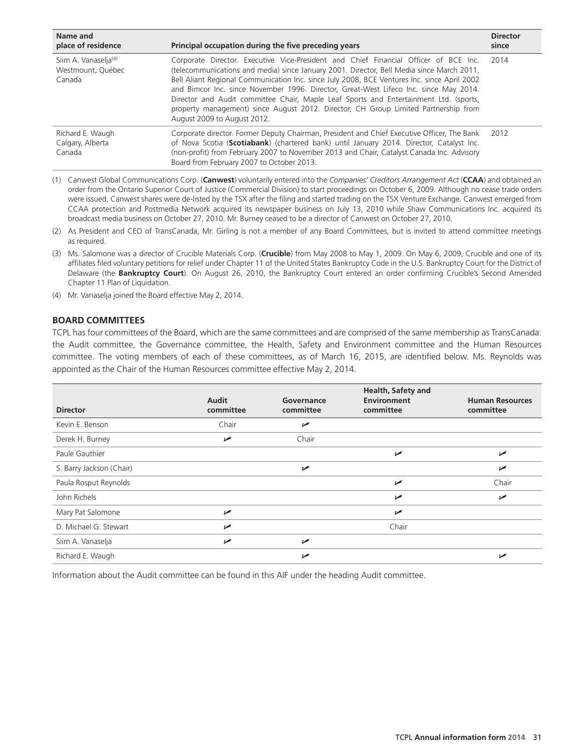| Name and place of residence | Principal occupation during the five preceding years | Director since |
|---|---|---|
| Siim A. Vanaselja[(4)] Westmount, Québec Canada | Corporate Director. Executive Vice-President and Chief Financial Officer of BCE Inc. (telecommunications and media) since January 2001. Director, Bell Media since March 2011, Bell Aliant Regional Communication Inc. since July 2008, BCE Ventures Inc. since April 2002 and Bimcor Inc. since November 1996. Director, Great-West Lifeco Inc. since May 2014. Director and Audit committee Chair, Maple Leaf Sports and Entertainment Ltd. (sports, property management) since August 2012. Director, CH Group Limited Partnership from August 2009 to August 2012. | 2014 |
| Richard E. Waugh Calgary, Alberta Canada | Corporate director. Former Deputy Chairman, President and Chief Executive Officer, The Bank of Nova Scotia (**Scotiabank**) (chartered bank) until January 2014. Director, Catalyst Inc. (non-profit) from February 2007 to November 2013 and Chair, Catalyst Canada Inc. Advisory Board from February 2007 to October 2013. | 2012 |

(1) Canwest Global Communications Corp. (**Canwest**) voluntarily entered into the *Companies' Creditors Arrangement Act* (**CCAA**) and obtained an order from the Ontario Superior Court of Justice (Commercial Division) to start proceedings on October 6, 2009. Although no cease trade orders were issued, Canwest shares were de-listed by the TSX after the filing and started trading on the TSX Venture Exchange. Canwest emerged from CCAA protection and Postmedia Network acquired its newspaper business on July 13, 2010 while Shaw Communications Inc. acquired its broadcast media business on October 27, 2010. Mr. Burney ceased to be a director of Canwest on October 27, 2010.

(2) As President and CEO of TransCanada, Mr. Girling is not a member of any Board Committees, but is invited to attend committee meetings as required.

(3) Ms. Salomone was a director of Crucible Materials Corp. (**Crucible**) from May 2008 to May 1, 2009. On May 6, 2009, Crucible and one of its affiliates filed voluntary petitions for relief under Chapter 11 of the United States Bankruptcy Code in the U.S. Bankruptcy Court for the District of Delaware (the **Bankruptcy Court**). On August 26, 2010, the Bankruptcy Court entered an order confirming Crucible's Second Amended Chapter 11 Plan of Liquidation.

(4) Mr. Vanaselja joined the Board effective May 2, 2014.

## BOARD COMMITTEES

TCPL has four committees of the Board, which are the same committees and are comprised of the same membership as TransCanada: the Audit committee, the Governance committee, the Health, Safety and Environment committee and the Human Resources committee. The voting members of each of these committees, as of March 16, 2015, are identified below. Ms. Reynolds was appointed as the Chair of the Human Resources committee effective May 2, 2014.

| Director | Audit committee | Governance committee | Health, Safety and Environment committee | Human Resources committee |
|---|---|---|---|---|
| Kevin E. Benson | Chair | ✓ | | |
| Derek H. Burney | ✓ | Chair | | |
| Paule Gauthier | | | ✓ | ✓ |
| S. Barry Jackson (Chair) | | ✓ | | ✓ |
| Paula Rosput Reynolds | | | ✓ | Chair |
| John Richels | | | ✓ | ✓ |
| Mary Pat Salomone | ✓ | | ✓ | |
| D. Michael G. Stewart | ✓ | | Chair | |
| Siim A. Vanaselja | ✓ | ✓ | | |
| Richard E. Waugh | | ✓ | | ✓ |

Information about the Audit committee can be found in this AIF under the heading Audit committee.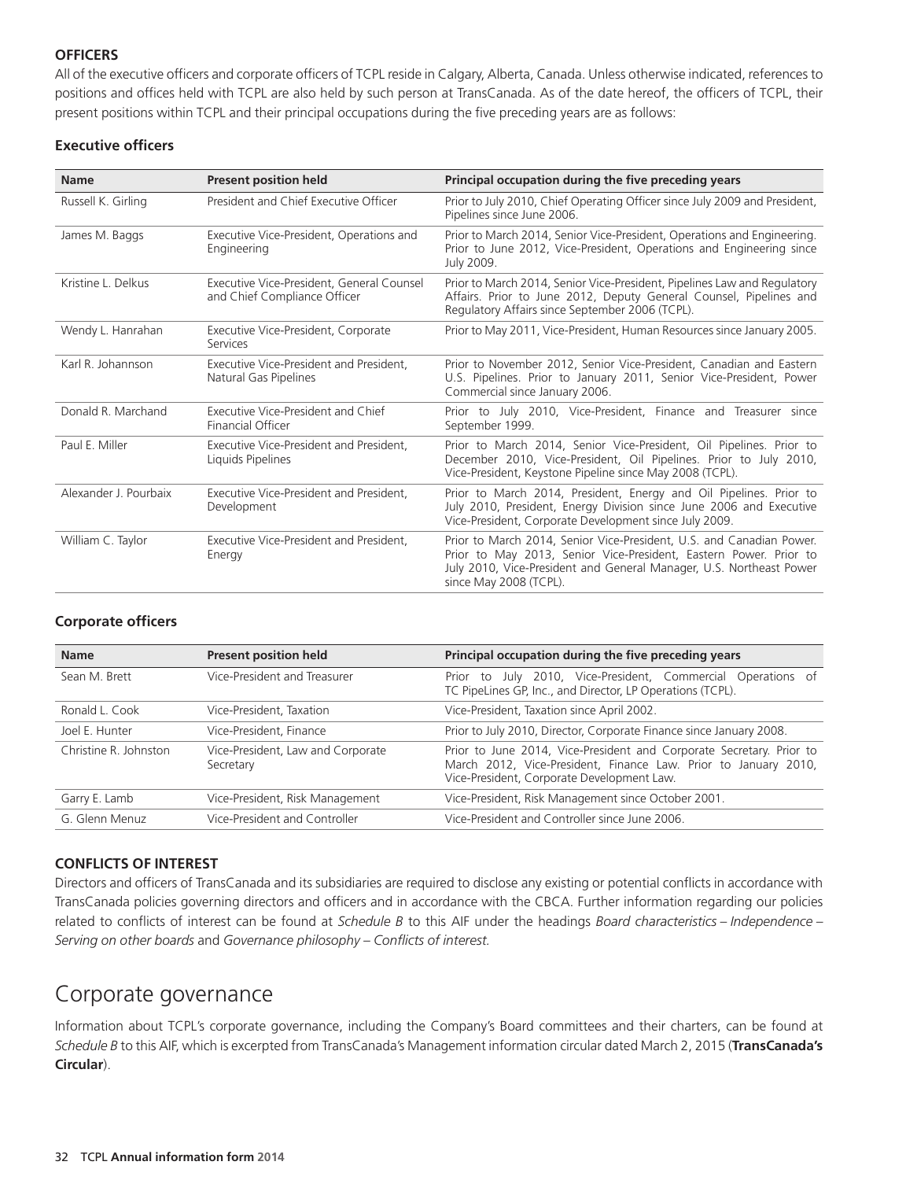## OFFICERS

All of the executive officers and corporate officers of TCPL reside in Calgary, Alberta, Canada. Unless otherwise indicated, references to positions and offices held with TCPL are also held by such person at TransCanada. As of the date hereof, the officers of TCPL, their present positions within TCPL and their principal occupations during the five preceding years are as follows:

### Executive officers

| Name | Present position held | Principal occupation during the five preceding years |
|---|---|---|
| Russell K. Girling | President and Chief Executive Officer | Prior to July 2010, Chief Operating Officer since July 2009 and President, Pipelines since June 2006. |
| James M. Baggs | Executive Vice-President, Operations and Engineering | Prior to March 2014, Senior Vice-President, Operations and Engineering. Prior to June 2012, Vice-President, Operations and Engineering since July 2009. |
| Kristine L. Delkus | Executive Vice-President, General Counsel and Chief Compliance Officer | Prior to March 2014, Senior Vice-President, Pipelines Law and Regulatory Affairs. Prior to June 2012, Deputy General Counsel, Pipelines and Regulatory Affairs since September 2006 (TCPL). |
| Wendy L. Hanrahan | Executive Vice-President, Corporate Services | Prior to May 2011, Vice-President, Human Resources since January 2005. |
| Karl R. Johannson | Executive Vice-President and President, Natural Gas Pipelines | Prior to November 2012, Senior Vice-President, Canadian and Eastern U.S. Pipelines. Prior to January 2011, Senior Vice-President, Power Commercial since January 2006. |
| Donald R. Marchand | Executive Vice-President and Chief Financial Officer | Prior to July 2010, Vice-President, Finance and Treasurer since September 1999. |
| Paul E. Miller | Executive Vice-President and President, Liquids Pipelines | Prior to March 2014, Senior Vice-President, Oil Pipelines. Prior to December 2010, Vice-President, Oil Pipelines. Prior to July 2010, Vice-President, Keystone Pipeline since May 2008 (TCPL). |
| Alexander J. Pourbaix | Executive Vice-President and President, Development | Prior to March 2014, President, Energy and Oil Pipelines. Prior to July 2010, President, Energy Division since June 2006 and Executive Vice-President, Corporate Development since July 2009. |
| William C. Taylor | Executive Vice-President and President, Energy | Prior to March 2014, Senior Vice-President, U.S. and Canadian Power. Prior to May 2013, Senior Vice-President, Eastern Power. Prior to July 2010, Vice-President and General Manager, U.S. Northeast Power since May 2008 (TCPL). |

### Corporate officers

| Name | Present position held | Principal occupation during the five preceding years |
|---|---|---|
| Sean M. Brett | Vice-President and Treasurer | Prior to July 2010, Vice-President, Commercial Operations of TC PipeLines GP, Inc., and Director, LP Operations (TCPL). |
| Ronald L. Cook | Vice-President, Taxation | Vice-President, Taxation since April 2002. |
| Joel E. Hunter | Vice-President, Finance | Prior to July 2010, Director, Corporate Finance since January 2008. |
| Christine R. Johnston | Vice-President, Law and Corporate Secretary | Prior to June 2014, Vice-President and Corporate Secretary. Prior to March 2012, Vice-President, Finance Law. Prior to January 2010, Vice-President, Corporate Development Law. |
| Garry E. Lamb | Vice-President, Risk Management | Vice-President, Risk Management since October 2001. |
| G. Glenn Menuz | Vice-President and Controller | Vice-President and Controller since June 2006. |

## CONFLICTS OF INTEREST

Directors and officers of TransCanada and its subsidiaries are required to disclose any existing or potential conflicts in accordance with TransCanada policies governing directors and officers and in accordance with the CBCA. Further information regarding our policies related to conflicts of interest can be found at *Schedule B* to this AIF under the headings *Board characteristics – Independence – Serving on other boards* and *Governance philosophy – Conflicts of interest.*

# Corporate governance

Information about TCPL's corporate governance, including the Company's Board committees and their charters, can be found at *Schedule B* to this AIF, which is excerpted from TransCanada's Management information circular dated March 2, 2015 (**TransCanada's Circular**).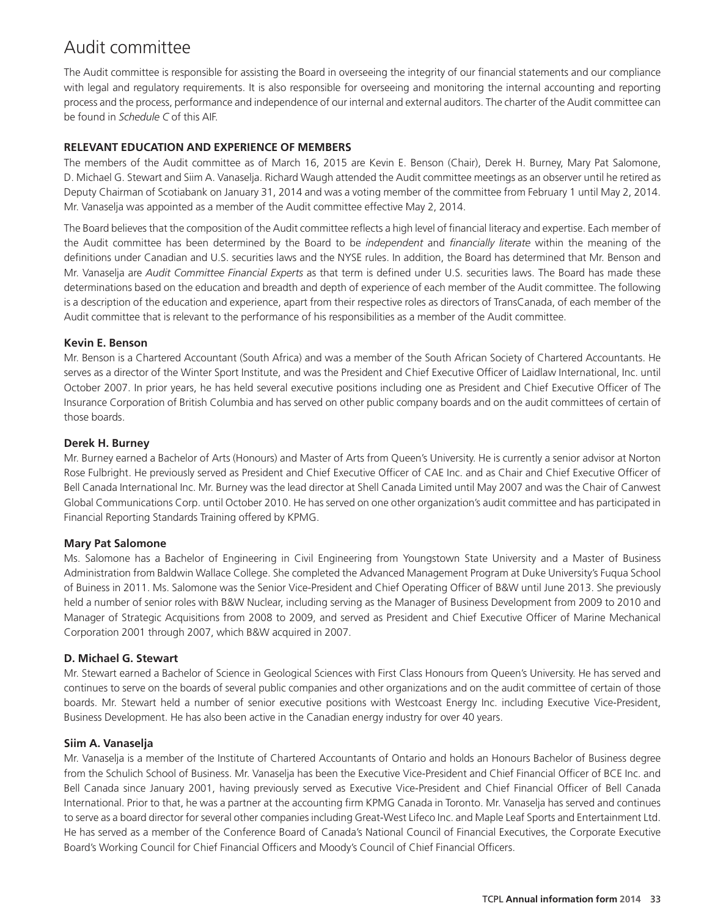# Audit committee

The Audit committee is responsible for assisting the Board in overseeing the integrity of our financial statements and our compliance with legal and regulatory requirements. It is also responsible for overseeing and monitoring the internal accounting and reporting process and the process, performance and independence of our internal and external auditors. The charter of the Audit committee can be found in *Schedule C* of this AIF.

**RELEVANT EDUCATION AND EXPERIENCE OF MEMBERS**

The members of the Audit committee as of March 16, 2015 are Kevin E. Benson (Chair), Derek H. Burney, Mary Pat Salomone, D. Michael G. Stewart and Siim A. Vanaselja. Richard Waugh attended the Audit committee meetings as an observer until he retired as Deputy Chairman of Scotiabank on January 31, 2014 and was a voting member of the committee from February 1 until May 2, 2014. Mr. Vanaselja was appointed as a member of the Audit committee effective May 2, 2014.

The Board believes that the composition of the Audit committee reflects a high level of financial literacy and expertise. Each member of the Audit committee has been determined by the Board to be *independent* and *financially literate* within the meaning of the definitions under Canadian and U.S. securities laws and the NYSE rules. In addition, the Board has determined that Mr. Benson and Mr. Vanaselja are *Audit Committee Financial Experts* as that term is defined under U.S. securities laws. The Board has made these determinations based on the education and breadth and depth of experience of each member of the Audit committee. The following is a description of the education and experience, apart from their respective roles as directors of TransCanada, of each member of the Audit committee that is relevant to the performance of his responsibilities as a member of the Audit committee.

**Kevin E. Benson**

Mr. Benson is a Chartered Accountant (South Africa) and was a member of the South African Society of Chartered Accountants. He serves as a director of the Winter Sport Institute, and was the President and Chief Executive Officer of Laidlaw International, Inc. until October 2007. In prior years, he has held several executive positions including one as President and Chief Executive Officer of The Insurance Corporation of British Columbia and has served on other public company boards and on the audit committees of certain of those boards.

**Derek H. Burney**

Mr. Burney earned a Bachelor of Arts (Honours) and Master of Arts from Queen's University. He is currently a senior advisor at Norton Rose Fulbright. He previously served as President and Chief Executive Officer of CAE Inc. and as Chair and Chief Executive Officer of Bell Canada International Inc. Mr. Burney was the lead director at Shell Canada Limited until May 2007 and was the Chair of Canwest Global Communications Corp. until October 2010. He has served on one other organization's audit committee and has participated in Financial Reporting Standards Training offered by KPMG.

**Mary Pat Salomone**

Ms. Salomone has a Bachelor of Engineering in Civil Engineering from Youngstown State University and a Master of Business Administration from Baldwin Wallace College. She completed the Advanced Management Program at Duke University's Fuqua School of Buiness in 2011. Ms. Salomone was the Senior Vice-President and Chief Operating Officer of B&W until June 2013. She previously held a number of senior roles with B&W Nuclear, including serving as the Manager of Business Development from 2009 to 2010 and Manager of Strategic Acquisitions from 2008 to 2009, and served as President and Chief Executive Officer of Marine Mechanical Corporation 2001 through 2007, which B&W acquired in 2007.

**D. Michael G. Stewart**

Mr. Stewart earned a Bachelor of Science in Geological Sciences with First Class Honours from Queen's University. He has served and continues to serve on the boards of several public companies and other organizations and on the audit committee of certain of those boards. Mr. Stewart held a number of senior executive positions with Westcoast Energy Inc. including Executive Vice-President, Business Development. He has also been active in the Canadian energy industry for over 40 years.

**Siim A. Vanaselja**

Mr. Vanaselja is a member of the Institute of Chartered Accountants of Ontario and holds an Honours Bachelor of Business degree from the Schulich School of Business. Mr. Vanaselja has been the Executive Vice-President and Chief Financial Officer of BCE Inc. and Bell Canada since January 2001, having previously served as Executive Vice-President and Chief Financial Officer of Bell Canada International. Prior to that, he was a partner at the accounting firm KPMG Canada in Toronto. Mr. Vanaselja has served and continues to serve as a board director for several other companies including Great-West Lifeco Inc. and Maple Leaf Sports and Entertainment Ltd. He has served as a member of the Conference Board of Canada's National Council of Financial Executives, the Corporate Executive Board's Working Council for Chief Financial Officers and Moody's Council of Chief Financial Officers.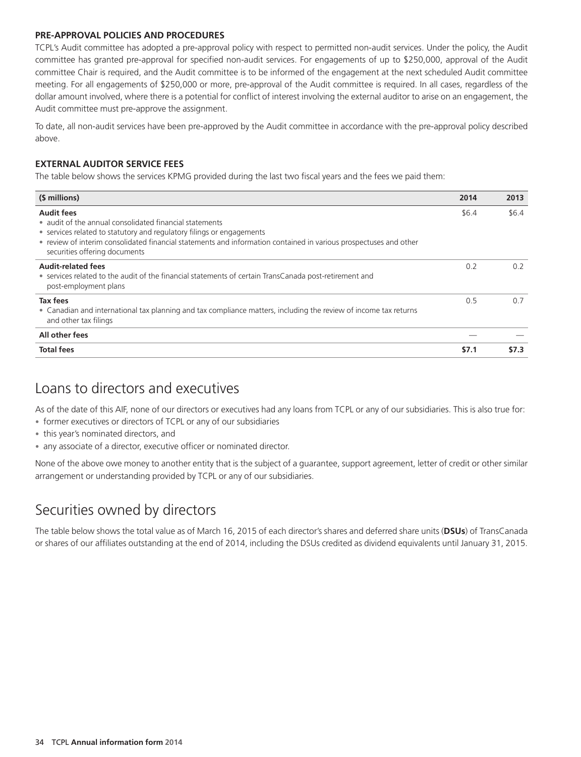### PRE-APPROVAL POLICIES AND PROCEDURES

TCPL's Audit committee has adopted a pre-approval policy with respect to permitted non-audit services. Under the policy, the Audit committee has granted pre-approval for specified non-audit services. For engagements of up to $250,000, approval of the Audit committee Chair is required, and the Audit committee is to be informed of the engagement at the next scheduled Audit committee meeting. For all engagements of $250,000 or more, pre-approval of the Audit committee is required. In all cases, regardless of the dollar amount involved, where there is a potential for conflict of interest involving the external auditor to arise on an engagement, the Audit committee must pre-approve the assignment.

To date, all non-audit services have been pre-approved by the Audit committee in accordance with the pre-approval policy described above.

### EXTERNAL AUDITOR SERVICE FEES

The table below shows the services KPMG provided during the last two fiscal years and the fees we paid them:

| ($ millions) | 2014 | 2013 |
|---|---|---|
| **Audit fees**<br>• audit of the annual consolidated financial statements<br>• services related to statutory and regulatory filings or engagements<br>• review of interim consolidated financial statements and information contained in various prospectuses and other securities offering documents | $6.4 | $6.4 |
| **Audit-related fees**<br>• services related to the audit of the financial statements of certain TransCanada post-retirement and post-employment plans | 0.2 | 0.2 |
| **Tax fees**<br>• Canadian and international tax planning and tax compliance matters, including the review of income tax returns and other tax filings | 0.5 | 0.7 |
| **All other fees** | — | — |
| **Total fees** | **$7.1** | **$7.3** |

## Loans to directors and executives

As of the date of this AIF, none of our directors or executives had any loans from TCPL or any of our subsidiaries. This is also true for:

- former executives or directors of TCPL or any of our subsidiaries
- this year's nominated directors, and
- any associate of a director, executive officer or nominated director.

None of the above owe money to another entity that is the subject of a guarantee, support agreement, letter of credit or other similar arrangement or understanding provided by TCPL or any of our subsidiaries.

## Securities owned by directors

The table below shows the total value as of March 16, 2015 of each director's shares and deferred share units (**DSUs**) of TransCanada or shares of our affiliates outstanding at the end of 2014, including the DSUs credited as dividend equivalents until January 31, 2015.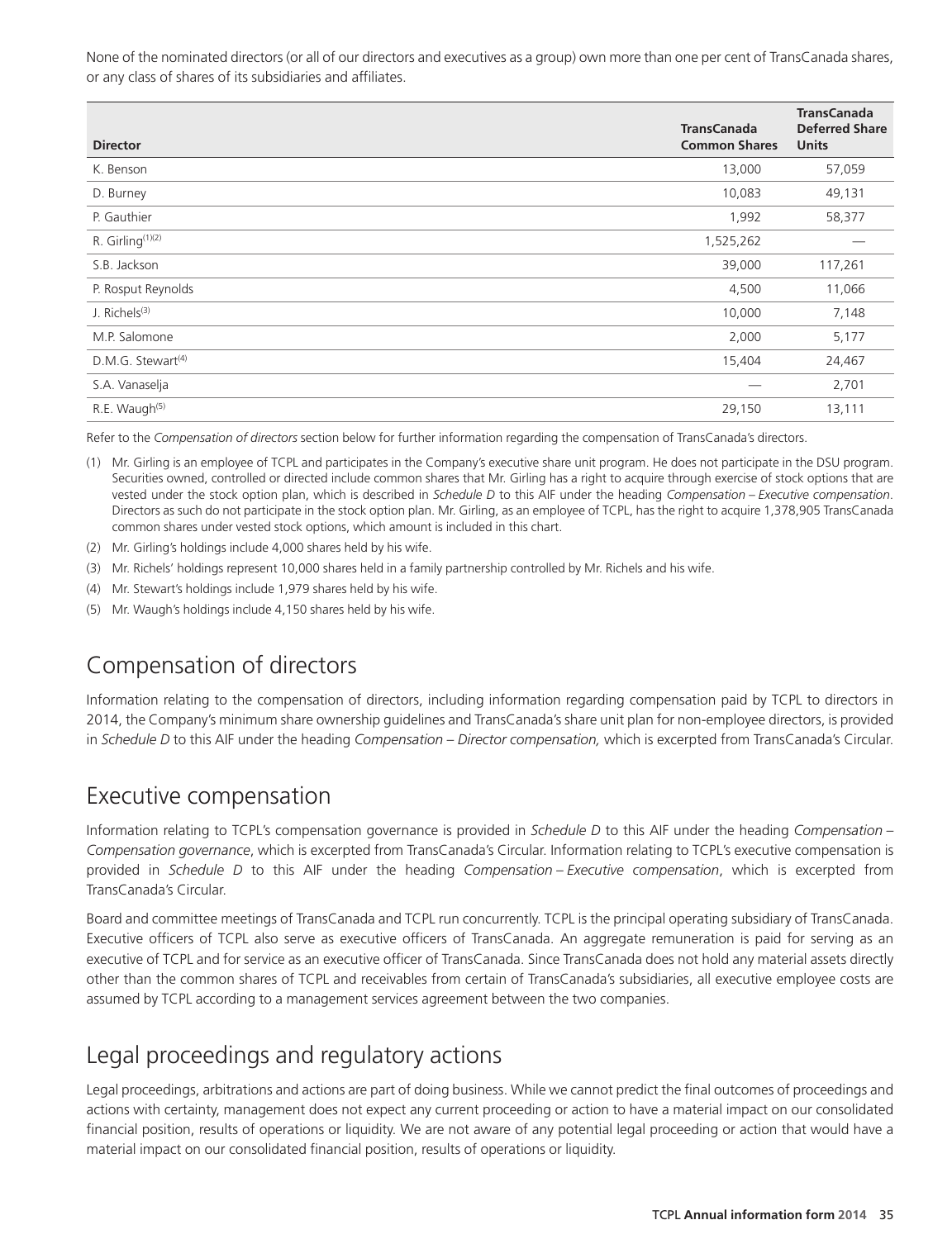None of the nominated directors (or all of our directors and executives as a group) own more than one per cent of TransCanada shares, or any class of shares of its subsidiaries and affiliates.

| Director | TransCanada Common Shares | TransCanada Deferred Share Units |
|---|---|---|
| K. Benson | 13,000 | 57,059 |
| D. Burney | 10,083 | 49,131 |
| P. Gauthier | 1,992 | 58,377 |
| R. Girling[(1)(2)] | 1,525,262 | — |
| S.B. Jackson | 39,000 | 117,261 |
| P. Rosput Reynolds | 4,500 | 11,066 |
| J. Richels[(3)] | 10,000 | 7,148 |
| M.P. Salomone | 2,000 | 5,177 |
| D.M.G. Stewart[(4)] | 15,404 | 24,467 |
| S.A. Vanaselja | — | 2,701 |
| R.E. Waugh[(5)] | 29,150 | 13,111 |

Refer to the *Compensation of directors* section below for further information regarding the compensation of TransCanada's directors.

(1) Mr. Girling is an employee of TCPL and participates in the Company's executive share unit program. He does not participate in the DSU program. Securities owned, controlled or directed include common shares that Mr. Girling has a right to acquire through exercise of stock options that are vested under the stock option plan, which is described in *Schedule D* to this AIF under the heading *Compensation – Executive compensation*. Directors as such do not participate in the stock option plan. Mr. Girling, as an employee of TCPL, has the right to acquire 1,378,905 TransCanada common shares under vested stock options, which amount is included in this chart.

(2) Mr. Girling's holdings include 4,000 shares held by his wife.

(3) Mr. Richels' holdings represent 10,000 shares held in a family partnership controlled by Mr. Richels and his wife.

(4) Mr. Stewart's holdings include 1,979 shares held by his wife.

(5) Mr. Waugh's holdings include 4,150 shares held by his wife.

## Compensation of directors

Information relating to the compensation of directors, including information regarding compensation paid by TCPL to directors in 2014, the Company's minimum share ownership guidelines and TransCanada's share unit plan for non-employee directors, is provided in *Schedule D* to this AIF under the heading *Compensation – Director compensation,* which is excerpted from TransCanada's Circular.

## Executive compensation

Information relating to TCPL's compensation governance is provided in *Schedule D* to this AIF under the heading *Compensation – Compensation governance*, which is excerpted from TransCanada's Circular. Information relating to TCPL's executive compensation is provided in *Schedule D* to this AIF under the heading *Compensation – Executive compensation*, which is excerpted from TransCanada's Circular.

Board and committee meetings of TransCanada and TCPL run concurrently. TCPL is the principal operating subsidiary of TransCanada. Executive officers of TCPL also serve as executive officers of TransCanada. An aggregate remuneration is paid for serving as an executive of TCPL and for service as an executive officer of TransCanada. Since TransCanada does not hold any material assets directly other than the common shares of TCPL and receivables from certain of TransCanada's subsidiaries, all executive employee costs are assumed by TCPL according to a management services agreement between the two companies.

## Legal proceedings and regulatory actions

Legal proceedings, arbitrations and actions are part of doing business. While we cannot predict the final outcomes of proceedings and actions with certainty, management does not expect any current proceeding or action to have a material impact on our consolidated financial position, results of operations or liquidity. We are not aware of any potential legal proceeding or action that would have a material impact on our consolidated financial position, results of operations or liquidity.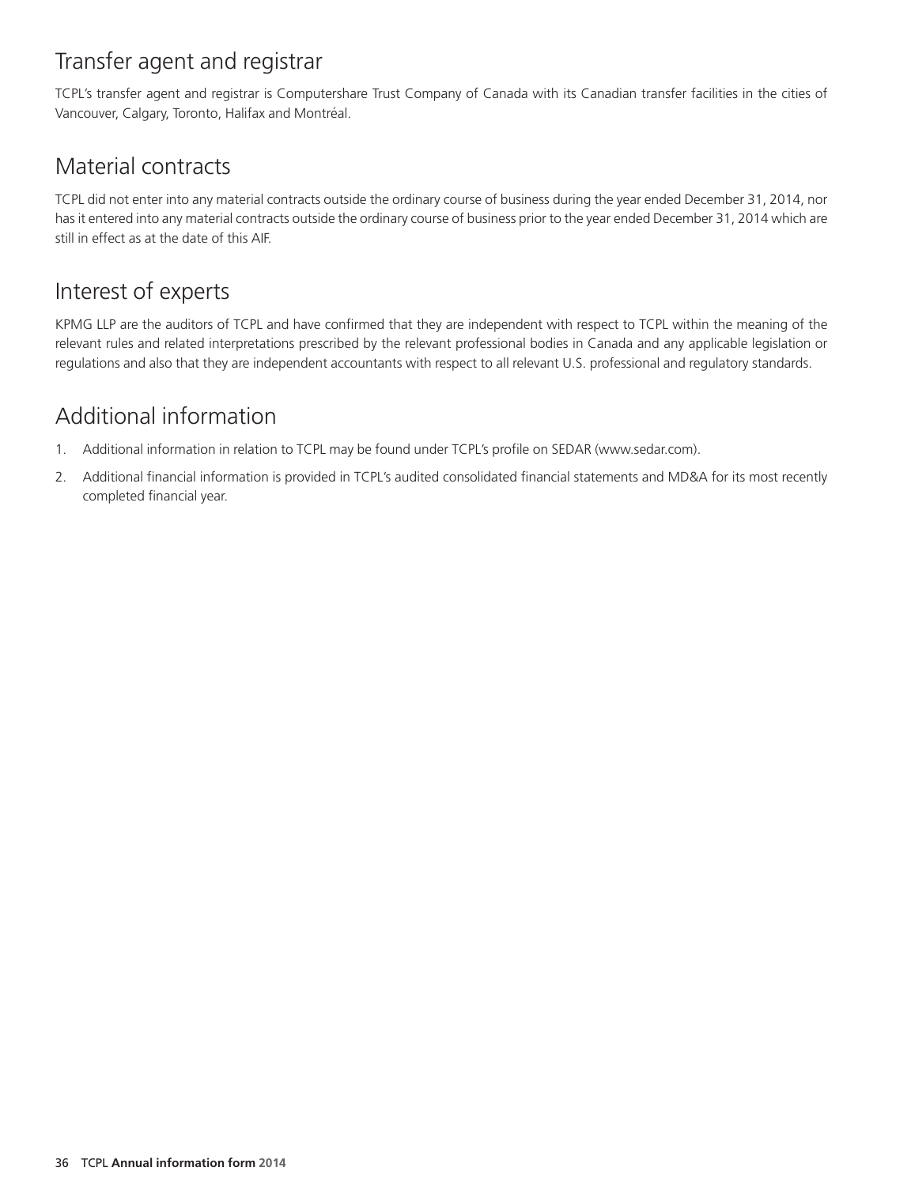## Transfer agent and registrar

TCPL's transfer agent and registrar is Computershare Trust Company of Canada with its Canadian transfer facilities in the cities of Vancouver, Calgary, Toronto, Halifax and Montréal.

## Material contracts

TCPL did not enter into any material contracts outside the ordinary course of business during the year ended December 31, 2014, nor has it entered into any material contracts outside the ordinary course of business prior to the year ended December 31, 2014 which are still in effect as at the date of this AIF.

## Interest of experts

KPMG LLP are the auditors of TCPL and have confirmed that they are independent with respect to TCPL within the meaning of the relevant rules and related interpretations prescribed by the relevant professional bodies in Canada and any applicable legislation or regulations and also that they are independent accountants with respect to all relevant U.S. professional and regulatory standards.

## Additional information

1. Additional information in relation to TCPL may be found under TCPL's profile on SEDAR (www.sedar.com).
2. Additional financial information is provided in TCPL's audited consolidated financial statements and MD&A for its most recently completed financial year.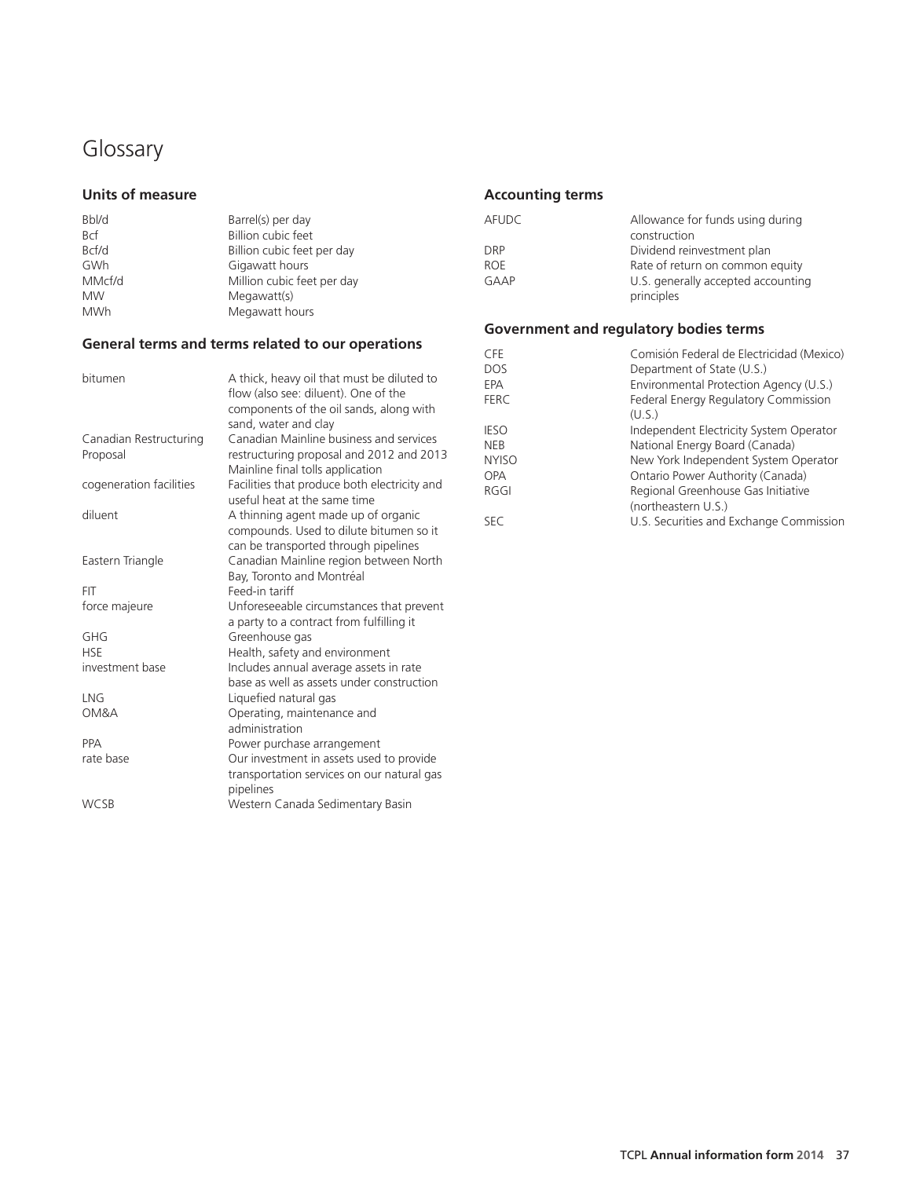# Glossary

## Units of measure

| | |
|---|---|
| Bbl/d | Barrel(s) per day |
| Bcf | Billion cubic feet |
| Bcf/d | Billion cubic feet per day |
| GWh | Gigawatt hours |
| MMcf/d | Million cubic feet per day |
| MW | Megawatt(s) |
| MWh | Megawatt hours |

## General terms and terms related to our operations

| | |
|---|---|
| bitumen | A thick, heavy oil that must be diluted to flow (also see: diluent). One of the components of the oil sands, along with sand, water and clay |
| Canadian Restructuring Proposal | Canadian Mainline business and services restructuring proposal and 2012 and 2013 Mainline final tolls application |
| cogeneration facilities | Facilities that produce both electricity and useful heat at the same time |
| diluent | A thinning agent made up of organic compounds. Used to dilute bitumen so it can be transported through pipelines |
| Eastern Triangle | Canadian Mainline region between North Bay, Toronto and Montréal |
| FIT | Feed-in tariff |
| force majeure | Unforeseeable circumstances that prevent a party to a contract from fulfilling it |
| GHG | Greenhouse gas |
| HSE | Health, safety and environment |
| investment base | Includes annual average assets in rate base as well as assets under construction |
| LNG | Liquefied natural gas |
| OM&A | Operating, maintenance and administration |
| PPA | Power purchase arrangement |
| rate base | Our investment in assets used to provide transportation services on our natural gas pipelines |
| WCSB | Western Canada Sedimentary Basin |

## Accounting terms

| | |
|---|---|
| AFUDC | Allowance for funds using during construction |
| DRP | Dividend reinvestment plan |
| ROE | Rate of return on common equity |
| GAAP | U.S. generally accepted accounting principles |

## Government and regulatory bodies terms

| | |
|---|---|
| CFE | Comisión Federal de Electricidad (Mexico) |
| DOS | Department of State (U.S.) |
| EPA | Environmental Protection Agency (U.S.) |
| FERC | Federal Energy Regulatory Commission (U.S.) |
| IESO | Independent Electricity System Operator |
| NEB | National Energy Board (Canada) |
| NYISO | New York Independent System Operator |
| OPA | Ontario Power Authority (Canada) |
| RGGI | Regional Greenhouse Gas Initiative (northeastern U.S.) |
| SEC | U.S. Securities and Exchange Commission |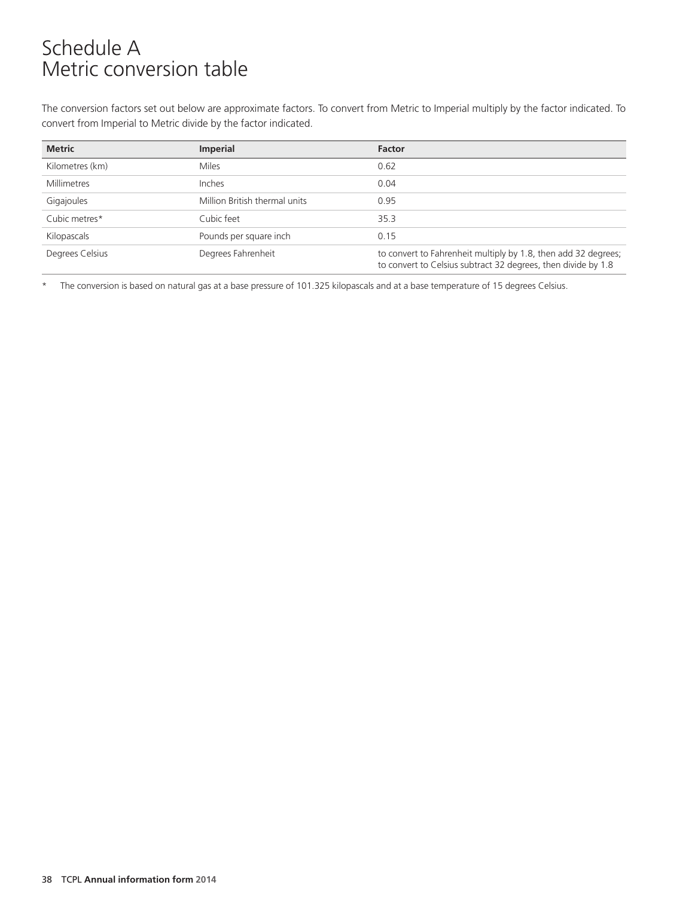# Schedule A
# Metric conversion table

The conversion factors set out below are approximate factors. To convert from Metric to Imperial multiply by the factor indicated. To convert from Imperial to Metric divide by the factor indicated.

| Metric | Imperial | Factor |
|---|---|---|
| Kilometres (km) | Miles | 0.62 |
| Millimetres | Inches | 0.04 |
| Gigajoules | Million British thermal units | 0.95 |
| Cubic metres* | Cubic feet | 35.3 |
| Kilopascals | Pounds per square inch | 0.15 |
| Degrees Celsius | Degrees Fahrenheit | to convert to Fahrenheit multiply by 1.8, then add 32 degrees; to convert to Celsius subtract 32 degrees, then divide by 1.8 |

\* The conversion is based on natural gas at a base pressure of 101.325 kilopascals and at a base temperature of 15 degrees Celsius.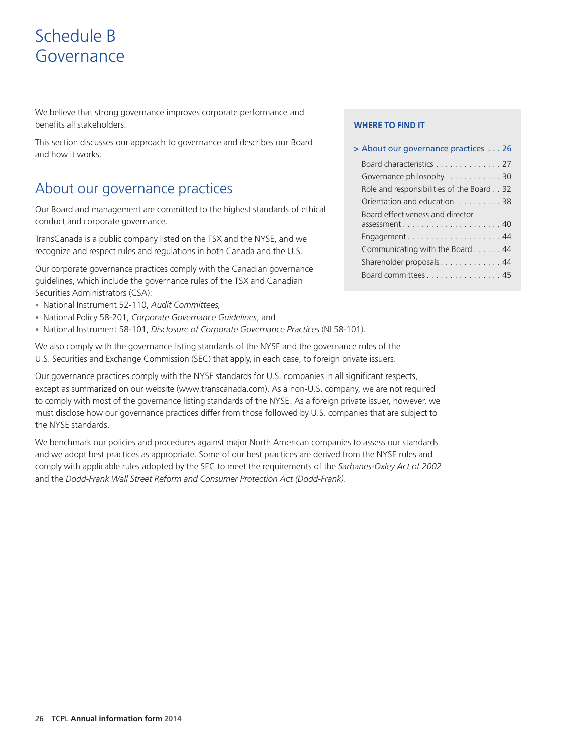# Schedule B Governance

We believe that strong governance improves corporate performance and benefits all stakeholders.

This section discusses our approach to governance and describes our Board and how it works.

**WHERE TO FIND IT**

| | |
|---|---|
| > About our governance practices | 26 |
| Board characteristics | 27 |
| Governance philosophy | 30 |
| Role and responsibilities of the Board | 32 |
| Orientation and education | 38 |
| Board effectiveness and director assessment | 40 |
| Engagement | 44 |
| Communicating with the Board | 44 |
| Shareholder proposals | 44 |
| Board committees | 45 |

## About our governance practices

Our Board and management are committed to the highest standards of ethical conduct and corporate governance.

TransCanada is a public company listed on the TSX and the NYSE, and we recognize and respect rules and regulations in both Canada and the U.S.

Our corporate governance practices comply with the Canadian governance guidelines, which include the governance rules of the TSX and Canadian Securities Administrators (CSA):

- National Instrument 52-110, *Audit Committees,*
- National Policy 58-201, *Corporate Governance Guidelines*, and
- National Instrument 58-101, *Disclosure of Corporate Governance Practices* (NI 58-101).

We also comply with the governance listing standards of the NYSE and the governance rules of the U.S. Securities and Exchange Commission (SEC) that apply, in each case, to foreign private issuers.

Our governance practices comply with the NYSE standards for U.S. companies in all significant respects, except as summarized on our website (www.transcanada.com). As a non-U.S. company, we are not required to comply with most of the governance listing standards of the NYSE. As a foreign private issuer, however, we must disclose how our governance practices differ from those followed by U.S. companies that are subject to the NYSE standards.

We benchmark our policies and procedures against major North American companies to assess our standards and we adopt best practices as appropriate. Some of our best practices are derived from the NYSE rules and comply with applicable rules adopted by the SEC to meet the requirements of the *Sarbanes-Oxley Act of 2002* and the *Dodd-Frank Wall Street Reform and Consumer Protection Act (Dodd-Frank)*.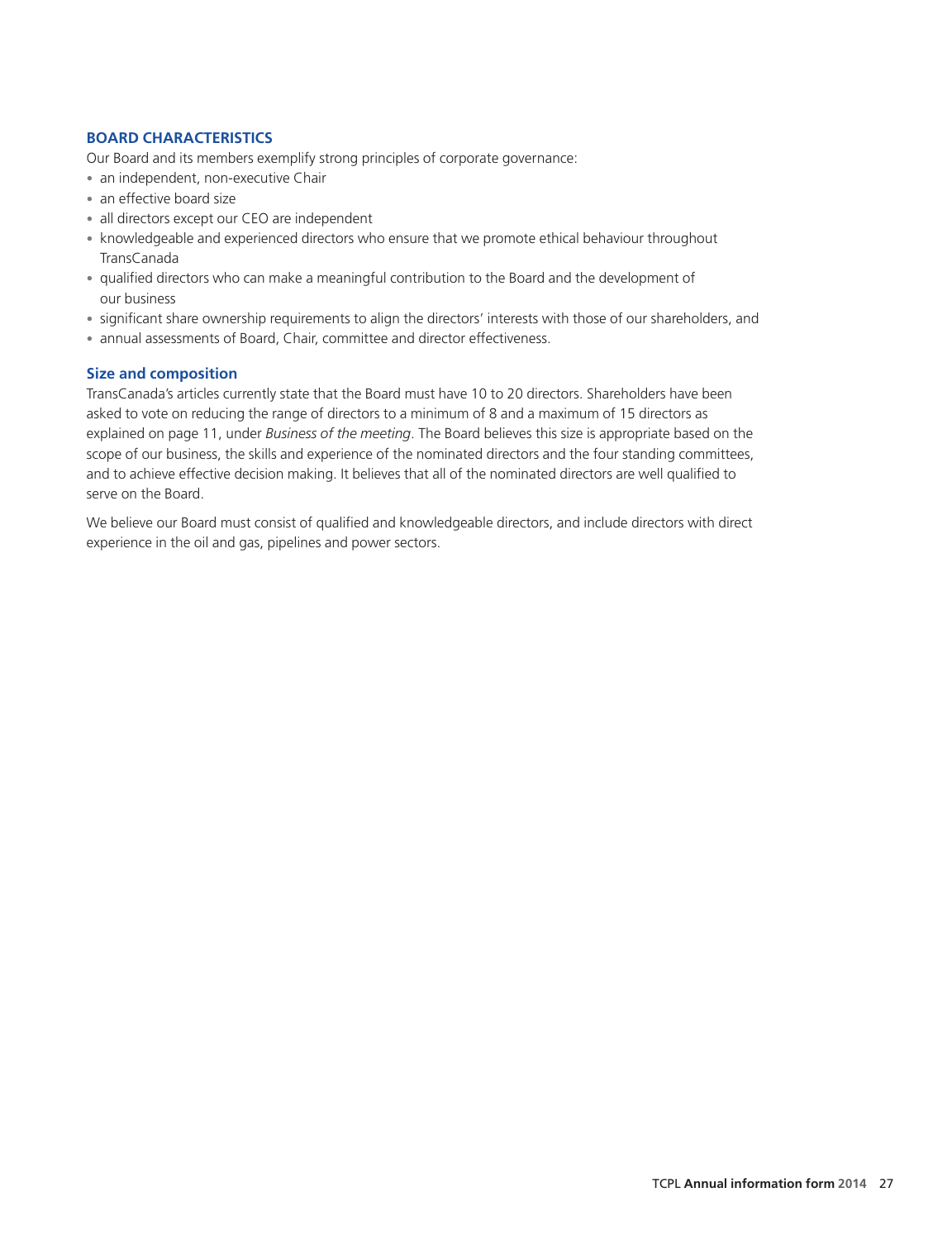## BOARD CHARACTERISTICS

Our Board and its members exemplify strong principles of corporate governance:

- an independent, non-executive Chair
- an effective board size
- all directors except our CEO are independent
- knowledgeable and experienced directors who ensure that we promote ethical behaviour throughout TransCanada
- qualified directors who can make a meaningful contribution to the Board and the development of our business
- significant share ownership requirements to align the directors' interests with those of our shareholders, and
- annual assessments of Board, Chair, committee and director effectiveness.

### Size and composition

TransCanada's articles currently state that the Board must have 10 to 20 directors. Shareholders have been asked to vote on reducing the range of directors to a minimum of 8 and a maximum of 15 directors as explained on page 11, under *Business of the meeting*. The Board believes this size is appropriate based on the scope of our business, the skills and experience of the nominated directors and the four standing committees, and to achieve effective decision making. It believes that all of the nominated directors are well qualified to serve on the Board.

We believe our Board must consist of qualified and knowledgeable directors, and include directors with direct experience in the oil and gas, pipelines and power sectors.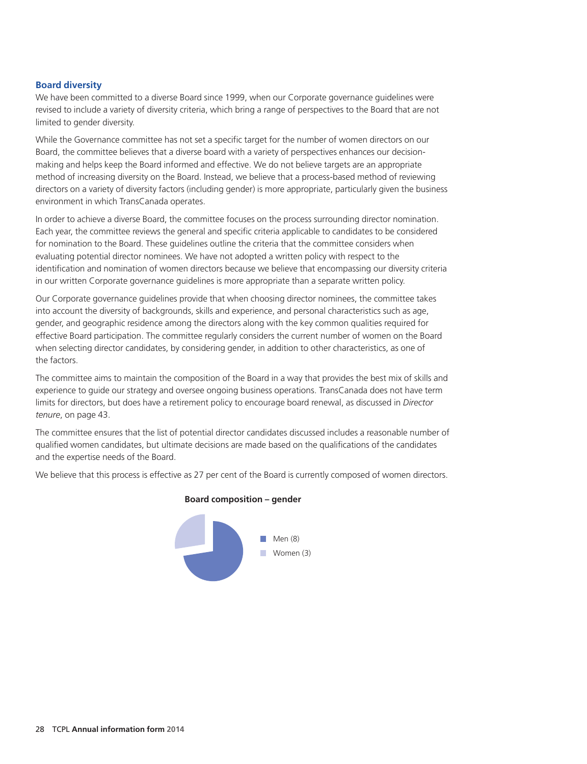## Board diversity

We have been committed to a diverse Board since 1999, when our Corporate governance guidelines were revised to include a variety of diversity criteria, which bring a range of perspectives to the Board that are not limited to gender diversity.

While the Governance committee has not set a specific target for the number of women directors on our Board, the committee believes that a diverse board with a variety of perspectives enhances our decision-making and helps keep the Board informed and effective. We do not believe targets are an appropriate method of increasing diversity on the Board. Instead, we believe that a process-based method of reviewing directors on a variety of diversity factors (including gender) is more appropriate, particularly given the business environment in which TransCanada operates.

In order to achieve a diverse Board, the committee focuses on the process surrounding director nomination. Each year, the committee reviews the general and specific criteria applicable to candidates to be considered for nomination to the Board. These guidelines outline the criteria that the committee considers when evaluating potential director nominees. We have not adopted a written policy with respect to the identification and nomination of women directors because we believe that encompassing our diversity criteria in our written Corporate governance guidelines is more appropriate than a separate written policy.

Our Corporate governance guidelines provide that when choosing director nominees, the committee takes into account the diversity of backgrounds, skills and experience, and personal characteristics such as age, gender, and geographic residence among the directors along with the key common qualities required for effective Board participation. The committee regularly considers the current number of women on the Board when selecting director candidates, by considering gender, in addition to other characteristics, as one of the factors.

The committee aims to maintain the composition of the Board in a way that provides the best mix of skills and experience to guide our strategy and oversee ongoing business operations. TransCanada does not have term limits for directors, but does have a retirement policy to encourage board renewal, as discussed in *Director tenure*, on page 43.

The committee ensures that the list of potential director candidates discussed includes a reasonable number of qualified women candidates, but ultimate decisions are made based on the qualifications of the candidates and the expertise needs of the Board.

We believe that this process is effective as 27 per cent of the Board is currently composed of women directors.

**Board composition – gender**

- Men (8)
- Women (3)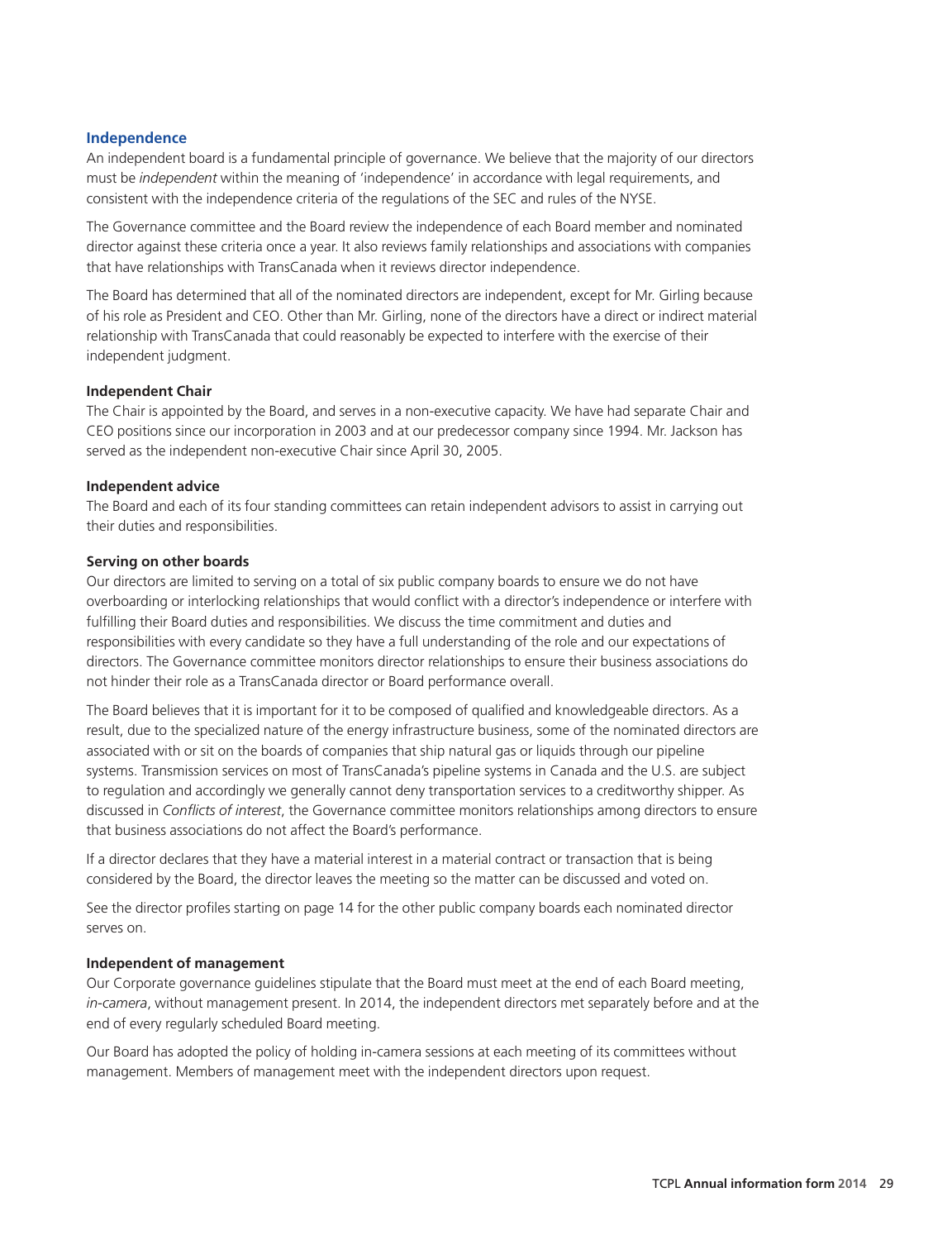## Independence

An independent board is a fundamental principle of governance. We believe that the majority of our directors must be *independent* within the meaning of 'independence' in accordance with legal requirements, and consistent with the independence criteria of the regulations of the SEC and rules of the NYSE.

The Governance committee and the Board review the independence of each Board member and nominated director against these criteria once a year. It also reviews family relationships and associations with companies that have relationships with TransCanada when it reviews director independence.

The Board has determined that all of the nominated directors are independent, except for Mr. Girling because of his role as President and CEO. Other than Mr. Girling, none of the directors have a direct or indirect material relationship with TransCanada that could reasonably be expected to interfere with the exercise of their independent judgment.

### Independent Chair

The Chair is appointed by the Board, and serves in a non-executive capacity. We have had separate Chair and CEO positions since our incorporation in 2003 and at our predecessor company since 1994. Mr. Jackson has served as the independent non-executive Chair since April 30, 2005.

### Independent advice

The Board and each of its four standing committees can retain independent advisors to assist in carrying out their duties and responsibilities.

### Serving on other boards

Our directors are limited to serving on a total of six public company boards to ensure we do not have overboarding or interlocking relationships that would conflict with a director's independence or interfere with fulfilling their Board duties and responsibilities. We discuss the time commitment and duties and responsibilities with every candidate so they have a full understanding of the role and our expectations of directors. The Governance committee monitors director relationships to ensure their business associations do not hinder their role as a TransCanada director or Board performance overall.

The Board believes that it is important for it to be composed of qualified and knowledgeable directors. As a result, due to the specialized nature of the energy infrastructure business, some of the nominated directors are associated with or sit on the boards of companies that ship natural gas or liquids through our pipeline systems. Transmission services on most of TransCanada's pipeline systems in Canada and the U.S. are subject to regulation and accordingly we generally cannot deny transportation services to a creditworthy shipper. As discussed in *Conflicts of interest*, the Governance committee monitors relationships among directors to ensure that business associations do not affect the Board's performance.

If a director declares that they have a material interest in a material contract or transaction that is being considered by the Board, the director leaves the meeting so the matter can be discussed and voted on.

See the director profiles starting on page 14 for the other public company boards each nominated director serves on.

### Independent of management

Our Corporate governance guidelines stipulate that the Board must meet at the end of each Board meeting, *in-camera*, without management present. In 2014, the independent directors met separately before and at the end of every regularly scheduled Board meeting.

Our Board has adopted the policy of holding in-camera sessions at each meeting of its committees without management. Members of management meet with the independent directors upon request.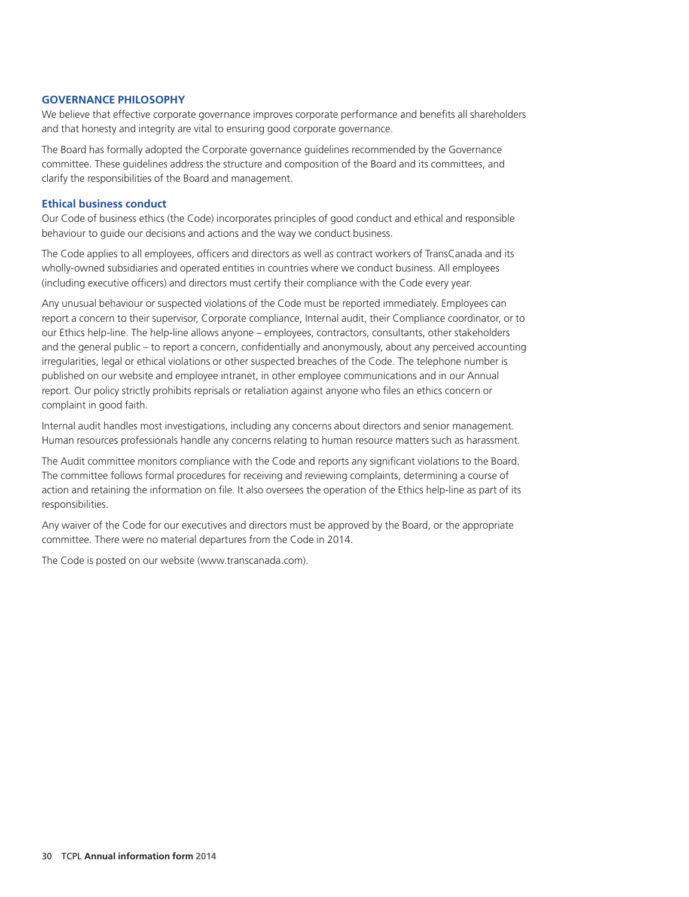## GOVERNANCE PHILOSOPHY

We believe that effective corporate governance improves corporate performance and benefits all shareholders and that honesty and integrity are vital to ensuring good corporate governance.

The Board has formally adopted the Corporate governance guidelines recommended by the Governance committee. These guidelines address the structure and composition of the Board and its committees, and clarify the responsibilities of the Board and management.

### Ethical business conduct

Our Code of business ethics (the Code) incorporates principles of good conduct and ethical and responsible behaviour to guide our decisions and actions and the way we conduct business.

The Code applies to all employees, officers and directors as well as contract workers of TransCanada and its wholly-owned subsidiaries and operated entities in countries where we conduct business. All employees (including executive officers) and directors must certify their compliance with the Code every year.

Any unusual behaviour or suspected violations of the Code must be reported immediately. Employees can report a concern to their supervisor, Corporate compliance, Internal audit, their Compliance coordinator, or to our Ethics help-line. The help-line allows anyone – employees, contractors, consultants, other stakeholders and the general public – to report a concern, confidentially and anonymously, about any perceived accounting irregularities, legal or ethical violations or other suspected breaches of the Code. The telephone number is published on our website and employee intranet, in other employee communications and in our Annual report. Our policy strictly prohibits reprisals or retaliation against anyone who files an ethics concern or complaint in good faith.

Internal audit handles most investigations, including any concerns about directors and senior management. Human resources professionals handle any concerns relating to human resource matters such as harassment.

The Audit committee monitors compliance with the Code and reports any significant violations to the Board. The committee follows formal procedures for receiving and reviewing complaints, determining a course of action and retaining the information on file. It also oversees the operation of the Ethics help-line as part of its responsibilities.

Any waiver of the Code for our executives and directors must be approved by the Board, or the appropriate committee. There were no material departures from the Code in 2014.

The Code is posted on our website (www.transcanada.com).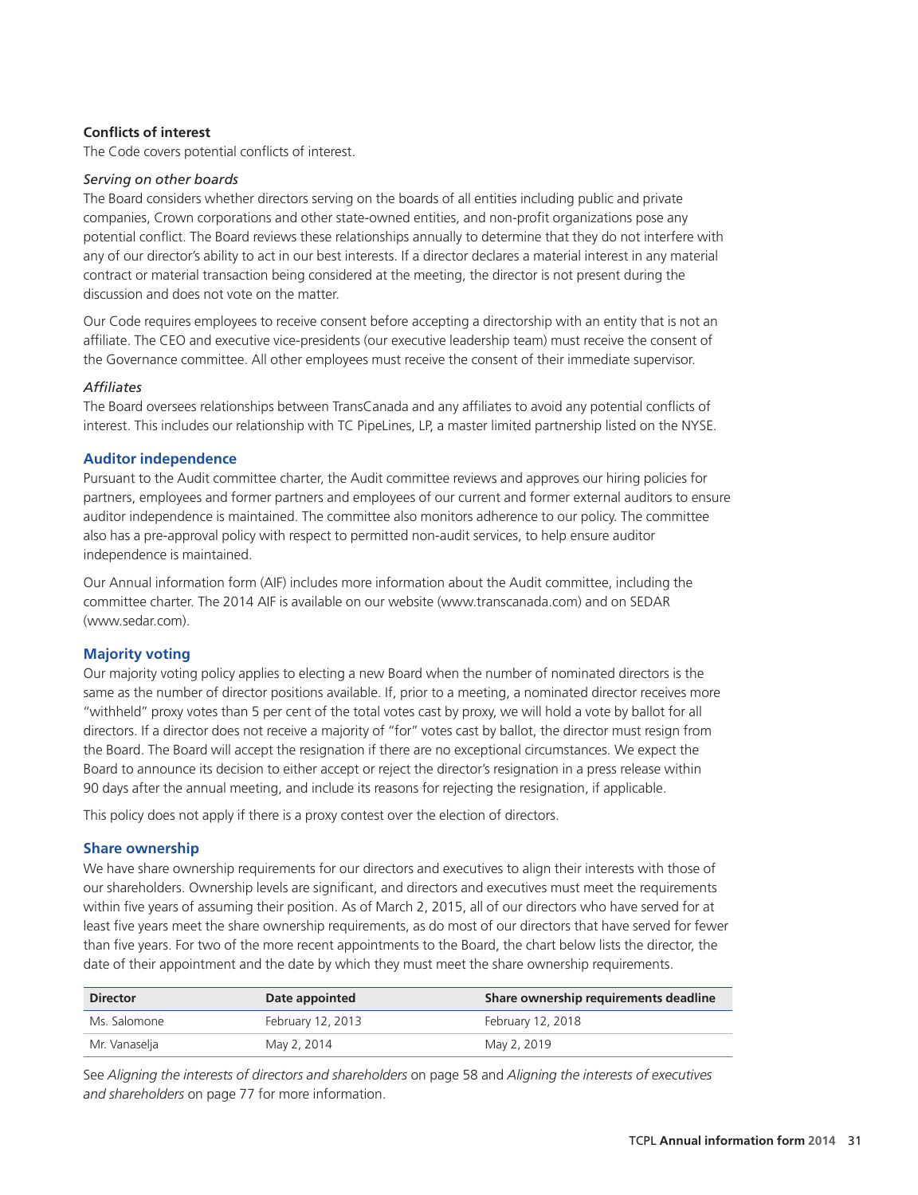**Conflicts of interest**

The Code covers potential conflicts of interest.

*Serving on other boards*

The Board considers whether directors serving on the boards of all entities including public and private companies, Crown corporations and other state-owned entities, and non-profit organizations pose any potential conflict. The Board reviews these relationships annually to determine that they do not interfere with any of our director's ability to act in our best interests. If a director declares a material interest in any material contract or material transaction being considered at the meeting, the director is not present during the discussion and does not vote on the matter.

Our Code requires employees to receive consent before accepting a directorship with an entity that is not an affiliate. The CEO and executive vice-presidents (our executive leadership team) must receive the consent of the Governance committee. All other employees must receive the consent of their immediate supervisor.

*Affiliates*

The Board oversees relationships between TransCanada and any affiliates to avoid any potential conflicts of interest. This includes our relationship with TC PipeLines, LP, a master limited partnership listed on the NYSE.

## Auditor independence

Pursuant to the Audit committee charter, the Audit committee reviews and approves our hiring policies for partners, employees and former partners and employees of our current and former external auditors to ensure auditor independence is maintained. The committee also monitors adherence to our policy. The committee also has a pre-approval policy with respect to permitted non-audit services, to help ensure auditor independence is maintained.

Our Annual information form (AIF) includes more information about the Audit committee, including the committee charter. The 2014 AIF is available on our website (www.transcanada.com) and on SEDAR (www.sedar.com).

## Majority voting

Our majority voting policy applies to electing a new Board when the number of nominated directors is the same as the number of director positions available. If, prior to a meeting, a nominated director receives more "withheld" proxy votes than 5 per cent of the total votes cast by proxy, we will hold a vote by ballot for all directors. If a director does not receive a majority of "for" votes cast by ballot, the director must resign from the Board. The Board will accept the resignation if there are no exceptional circumstances. We expect the Board to announce its decision to either accept or reject the director's resignation in a press release within 90 days after the annual meeting, and include its reasons for rejecting the resignation, if applicable.

This policy does not apply if there is a proxy contest over the election of directors.

## Share ownership

We have share ownership requirements for our directors and executives to align their interests with those of our shareholders. Ownership levels are significant, and directors and executives must meet the requirements within five years of assuming their position. As of March 2, 2015, all of our directors who have served for at least five years meet the share ownership requirements, as do most of our directors that have served for fewer than five years. For two of the more recent appointments to the Board, the chart below lists the director, the date of their appointment and the date by which they must meet the share ownership requirements.

| Director | Date appointed | Share ownership requirements deadline |
|---|---|---|
| Ms. Salomone | February 12, 2013 | February 12, 2018 |
| Mr. Vanaselja | May 2, 2014 | May 2, 2019 |

See *Aligning the interests of directors and shareholders* on page 58 and *Aligning the interests of executives and shareholders* on page 77 for more information.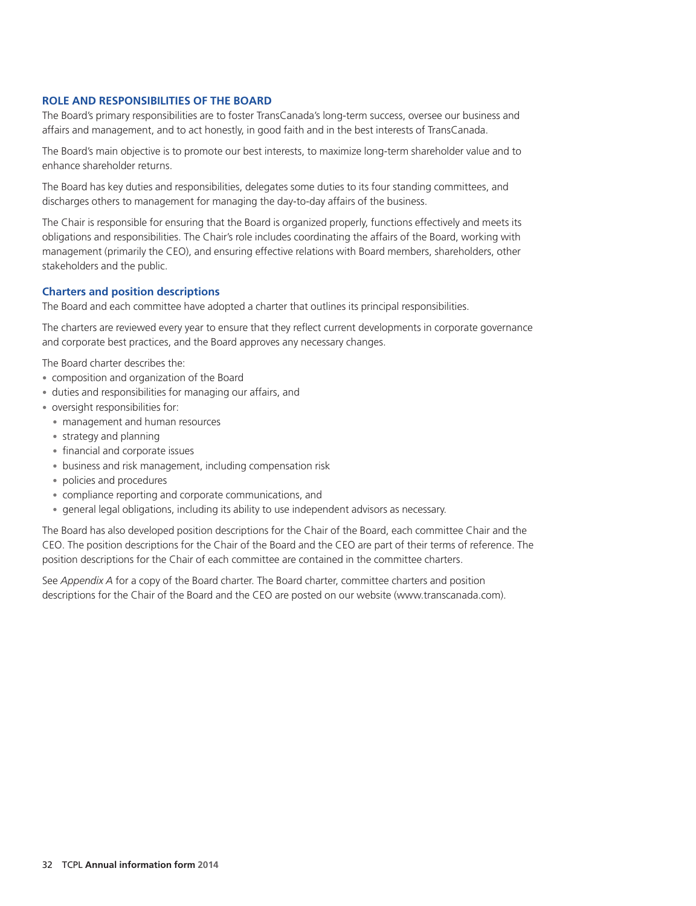## ROLE AND RESPONSIBILITIES OF THE BOARD

The Board's primary responsibilities are to foster TransCanada's long-term success, oversee our business and affairs and management, and to act honestly, in good faith and in the best interests of TransCanada.

The Board's main objective is to promote our best interests, to maximize long-term shareholder value and to enhance shareholder returns.

The Board has key duties and responsibilities, delegates some duties to its four standing committees, and discharges others to management for managing the day-to-day affairs of the business.

The Chair is responsible for ensuring that the Board is organized properly, functions effectively and meets its obligations and responsibilities. The Chair's role includes coordinating the affairs of the Board, working with management (primarily the CEO), and ensuring effective relations with Board members, shareholders, other stakeholders and the public.

### Charters and position descriptions

The Board and each committee have adopted a charter that outlines its principal responsibilities.

The charters are reviewed every year to ensure that they reflect current developments in corporate governance and corporate best practices, and the Board approves any necessary changes.

The Board charter describes the:

- composition and organization of the Board
- duties and responsibilities for managing our affairs, and
- oversight responsibilities for:
  - management and human resources
  - strategy and planning
  - financial and corporate issues
  - business and risk management, including compensation risk
  - policies and procedures
  - compliance reporting and corporate communications, and
  - general legal obligations, including its ability to use independent advisors as necessary.

The Board has also developed position descriptions for the Chair of the Board, each committee Chair and the CEO. The position descriptions for the Chair of the Board and the CEO are part of their terms of reference. The position descriptions for the Chair of each committee are contained in the committee charters.

See *Appendix A* for a copy of the Board charter. The Board charter, committee charters and position descriptions for the Chair of the Board and the CEO are posted on our website (www.transcanada.com).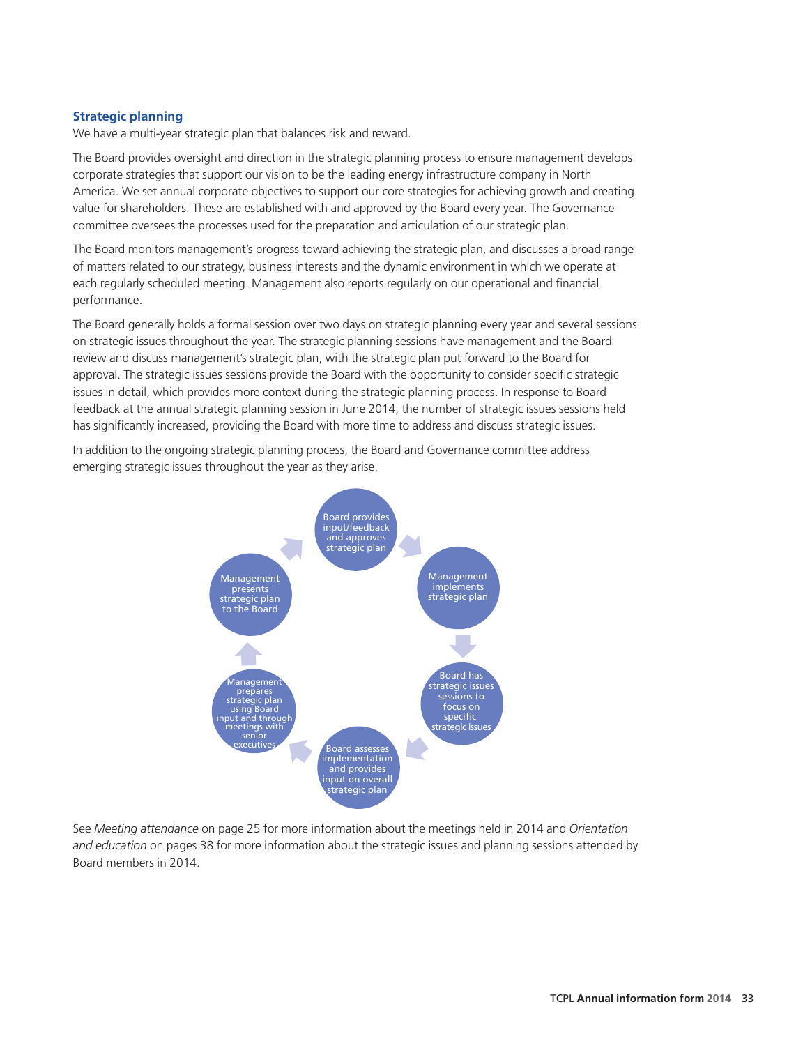### Strategic planning

We have a multi-year strategic plan that balances risk and reward.

The Board provides oversight and direction in the strategic planning process to ensure management develops corporate strategies that support our vision to be the leading energy infrastructure company in North America. We set annual corporate objectives to support our core strategies for achieving growth and creating value for shareholders. These are established with and approved by the Board every year. The Governance committee oversees the processes used for the preparation and articulation of our strategic plan.

The Board monitors management's progress toward achieving the strategic plan, and discusses a broad range of matters related to our strategy, business interests and the dynamic environment in which we operate at each regularly scheduled meeting. Management also reports regularly on our operational and financial performance.

The Board generally holds a formal session over two days on strategic planning every year and several sessions on strategic issues throughout the year. The strategic planning sessions have management and the Board review and discuss management's strategic plan, with the strategic plan put forward to the Board for approval. The strategic issues sessions provide the Board with the opportunity to consider specific strategic issues in detail, which provides more context during the strategic planning process. In response to Board feedback at the annual strategic planning session in June 2014, the number of strategic issues sessions held has significantly increased, providing the Board with more time to address and discuss strategic issues.

In addition to the ongoing strategic planning process, the Board and Governance committee address emerging strategic issues throughout the year as they arise.

- Board provides input/feedback and approves strategic plan
- Management implements strategic plan
- Board has strategic issues sessions to focus on specific strategic issues
- Board assesses implementation and provides input on overall strategic plan
- Management prepares strategic plan using Board input and through meetings with senior executives
- Management presents strategic plan to the Board

See *Meeting attendance* on page 25 for more information about the meetings held in 2014 and *Orientation and education* on pages 38 for more information about the strategic issues and planning sessions attended by Board members in 2014.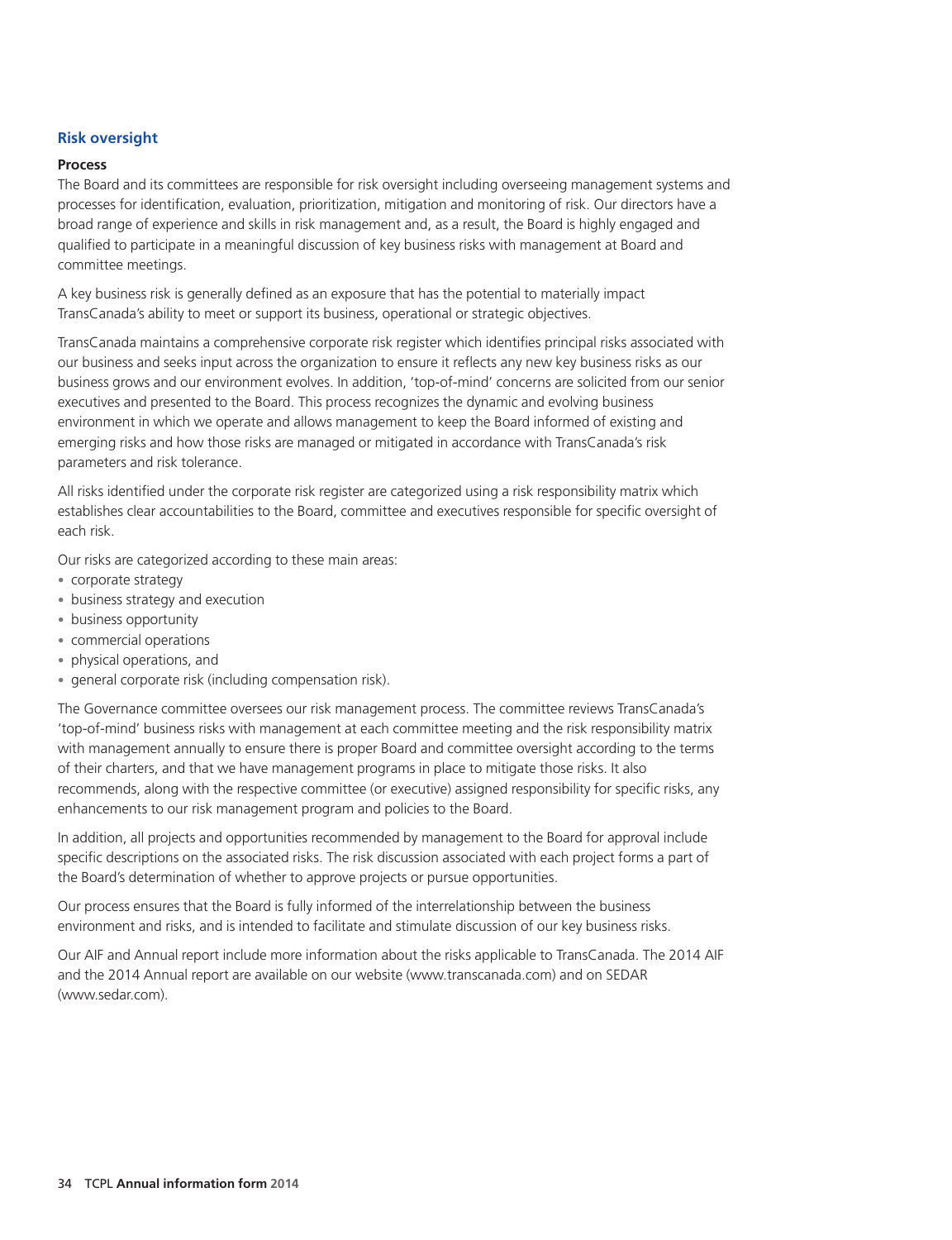## Risk oversight

### Process

The Board and its committees are responsible for risk oversight including overseeing management systems and processes for identification, evaluation, prioritization, mitigation and monitoring of risk. Our directors have a broad range of experience and skills in risk management and, as a result, the Board is highly engaged and qualified to participate in a meaningful discussion of key business risks with management at Board and committee meetings.

A key business risk is generally defined as an exposure that has the potential to materially impact TransCanada's ability to meet or support its business, operational or strategic objectives.

TransCanada maintains a comprehensive corporate risk register which identifies principal risks associated with our business and seeks input across the organization to ensure it reflects any new key business risks as our business grows and our environment evolves. In addition, 'top-of-mind' concerns are solicited from our senior executives and presented to the Board. This process recognizes the dynamic and evolving business environment in which we operate and allows management to keep the Board informed of existing and emerging risks and how those risks are managed or mitigated in accordance with TransCanada's risk parameters and risk tolerance.

All risks identified under the corporate risk register are categorized using a risk responsibility matrix which establishes clear accountabilities to the Board, committee and executives responsible for specific oversight of each risk.

Our risks are categorized according to these main areas:

- corporate strategy
- business strategy and execution
- business opportunity
- commercial operations
- physical operations, and
- general corporate risk (including compensation risk).

The Governance committee oversees our risk management process. The committee reviews TransCanada's 'top-of-mind' business risks with management at each committee meeting and the risk responsibility matrix with management annually to ensure there is proper Board and committee oversight according to the terms of their charters, and that we have management programs in place to mitigate those risks. It also recommends, along with the respective committee (or executive) assigned responsibility for specific risks, any enhancements to our risk management program and policies to the Board.

In addition, all projects and opportunities recommended by management to the Board for approval include specific descriptions on the associated risks. The risk discussion associated with each project forms a part of the Board's determination of whether to approve projects or pursue opportunities.

Our process ensures that the Board is fully informed of the interrelationship between the business environment and risks, and is intended to facilitate and stimulate discussion of our key business risks.

Our AIF and Annual report include more information about the risks applicable to TransCanada. The 2014 AIF and the 2014 Annual report are available on our website (www.transcanada.com) and on SEDAR (www.sedar.com).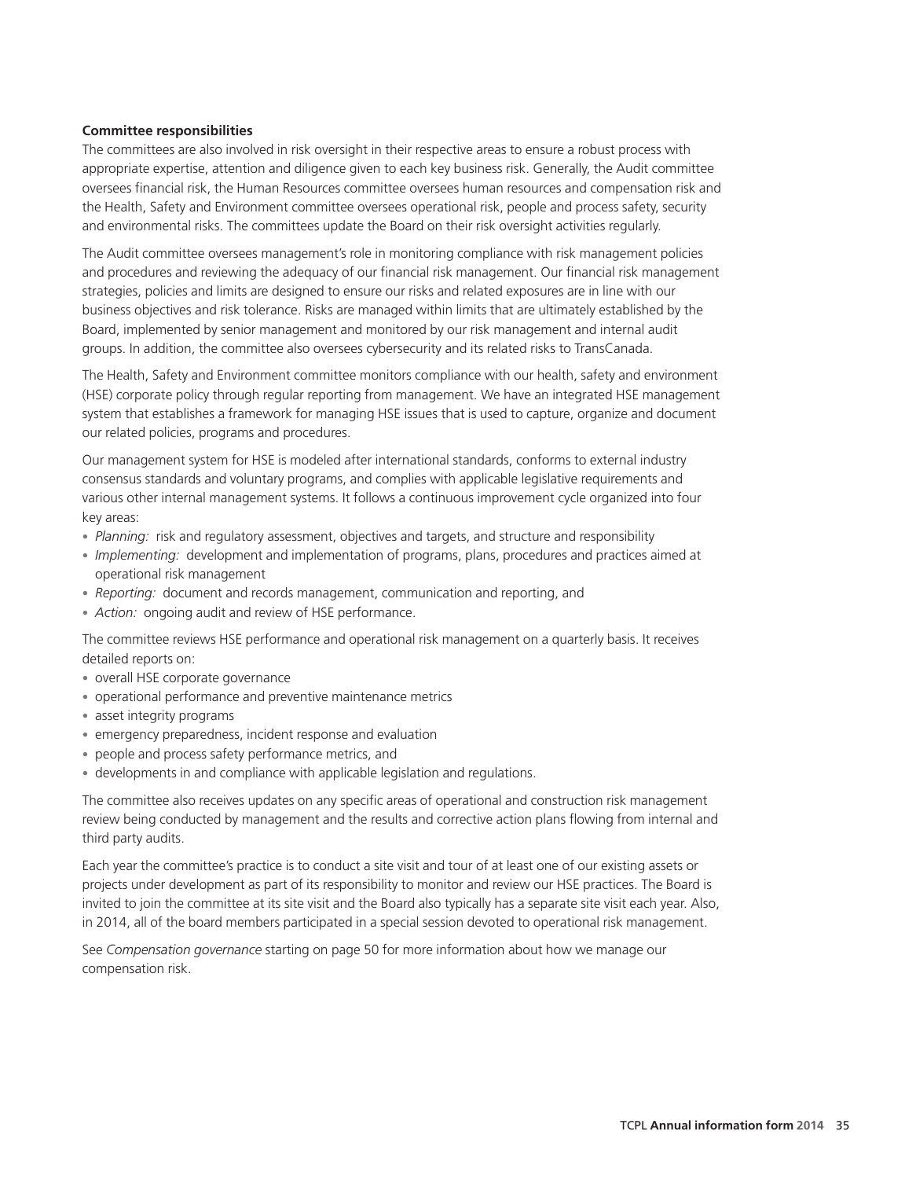**Committee responsibilities**

The committees are also involved in risk oversight in their respective areas to ensure a robust process with appropriate expertise, attention and diligence given to each key business risk. Generally, the Audit committee oversees financial risk, the Human Resources committee oversees human resources and compensation risk and the Health, Safety and Environment committee oversees operational risk, people and process safety, security and environmental risks. The committees update the Board on their risk oversight activities regularly.

The Audit committee oversees management's role in monitoring compliance with risk management policies and procedures and reviewing the adequacy of our financial risk management. Our financial risk management strategies, policies and limits are designed to ensure our risks and related exposures are in line with our business objectives and risk tolerance. Risks are managed within limits that are ultimately established by the Board, implemented by senior management and monitored by our risk management and internal audit groups. In addition, the committee also oversees cybersecurity and its related risks to TransCanada.

The Health, Safety and Environment committee monitors compliance with our health, safety and environment (HSE) corporate policy through regular reporting from management. We have an integrated HSE management system that establishes a framework for managing HSE issues that is used to capture, organize and document our related policies, programs and procedures.

Our management system for HSE is modeled after international standards, conforms to external industry consensus standards and voluntary programs, and complies with applicable legislative requirements and various other internal management systems. It follows a continuous improvement cycle organized into four key areas:

- *Planning:* risk and regulatory assessment, objectives and targets, and structure and responsibility
- *Implementing:* development and implementation of programs, plans, procedures and practices aimed at operational risk management
- *Reporting:* document and records management, communication and reporting, and
- *Action:* ongoing audit and review of HSE performance.

The committee reviews HSE performance and operational risk management on a quarterly basis. It receives detailed reports on:

- overall HSE corporate governance
- operational performance and preventive maintenance metrics
- asset integrity programs
- emergency preparedness, incident response and evaluation
- people and process safety performance metrics, and
- developments in and compliance with applicable legislation and regulations.

The committee also receives updates on any specific areas of operational and construction risk management review being conducted by management and the results and corrective action plans flowing from internal and third party audits.

Each year the committee's practice is to conduct a site visit and tour of at least one of our existing assets or projects under development as part of its responsibility to monitor and review our HSE practices. The Board is invited to join the committee at its site visit and the Board also typically has a separate site visit each year. Also, in 2014, all of the board members participated in a special session devoted to operational risk management.

See *Compensation governance* starting on page 50 for more information about how we manage our compensation risk.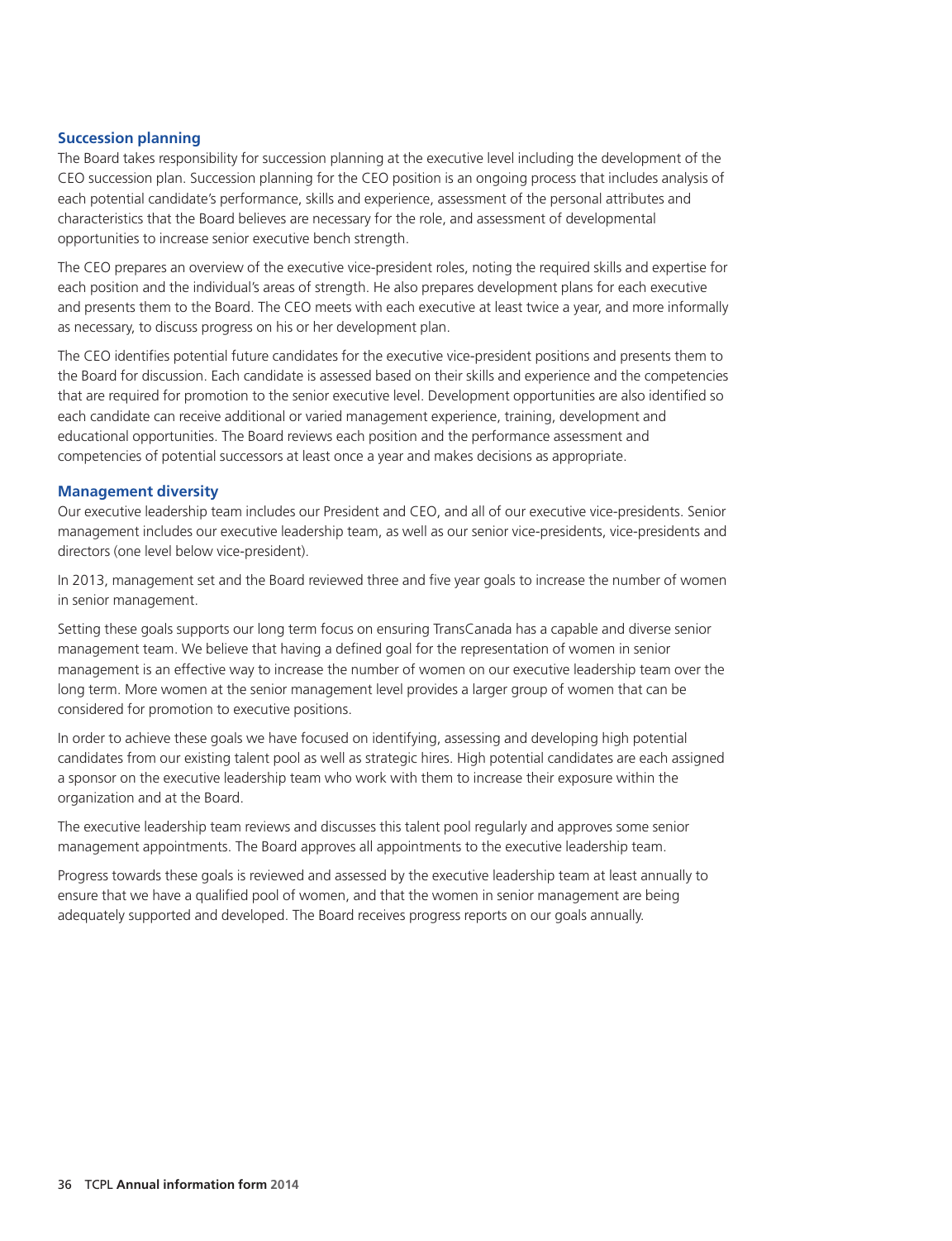### Succession planning

The Board takes responsibility for succession planning at the executive level including the development of the CEO succession plan. Succession planning for the CEO position is an ongoing process that includes analysis of each potential candidate's performance, skills and experience, assessment of the personal attributes and characteristics that the Board believes are necessary for the role, and assessment of developmental opportunities to increase senior executive bench strength.

The CEO prepares an overview of the executive vice-president roles, noting the required skills and expertise for each position and the individual's areas of strength. He also prepares development plans for each executive and presents them to the Board. The CEO meets with each executive at least twice a year, and more informally as necessary, to discuss progress on his or her development plan.

The CEO identifies potential future candidates for the executive vice-president positions and presents them to the Board for discussion. Each candidate is assessed based on their skills and experience and the competencies that are required for promotion to the senior executive level. Development opportunities are also identified so each candidate can receive additional or varied management experience, training, development and educational opportunities. The Board reviews each position and the performance assessment and competencies of potential successors at least once a year and makes decisions as appropriate.

### Management diversity

Our executive leadership team includes our President and CEO, and all of our executive vice-presidents. Senior management includes our executive leadership team, as well as our senior vice-presidents, vice-presidents and directors (one level below vice-president).

In 2013, management set and the Board reviewed three and five year goals to increase the number of women in senior management.

Setting these goals supports our long term focus on ensuring TransCanada has a capable and diverse senior management team. We believe that having a defined goal for the representation of women in senior management is an effective way to increase the number of women on our executive leadership team over the long term. More women at the senior management level provides a larger group of women that can be considered for promotion to executive positions.

In order to achieve these goals we have focused on identifying, assessing and developing high potential candidates from our existing talent pool as well as strategic hires. High potential candidates are each assigned a sponsor on the executive leadership team who work with them to increase their exposure within the organization and at the Board.

The executive leadership team reviews and discusses this talent pool regularly and approves some senior management appointments. The Board approves all appointments to the executive leadership team.

Progress towards these goals is reviewed and assessed by the executive leadership team at least annually to ensure that we have a qualified pool of women, and that the women in senior management are being adequately supported and developed. The Board receives progress reports on our goals annually.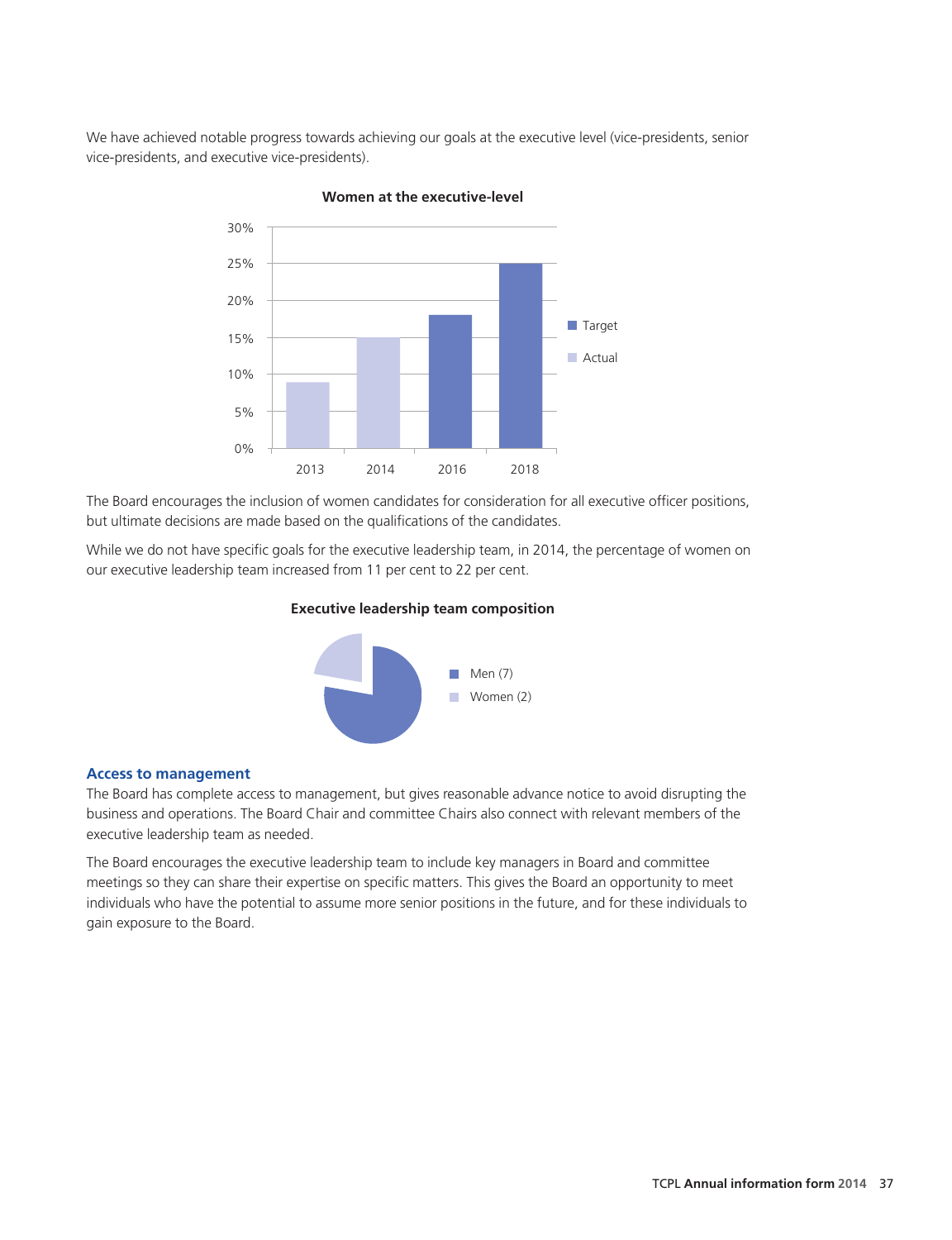We have achieved notable progress towards achieving our goals at the executive level (vice-presidents, senior vice-presidents, and executive vice-presidents).

**Women at the executive-level**

| Year | Actual | Target |
|---|---|---|
| 2013 | 9% | |
| 2014 | 15% | |
| 2016 | | 18% |
| 2018 | | 25% |

The Board encourages the inclusion of women candidates for consideration for all executive officer positions, but ultimate decisions are made based on the qualifications of the candidates.

While we do not have specific goals for the executive leadership team, in 2014, the percentage of women on our executive leadership team increased from 11 per cent to 22 per cent.

**Executive leadership team composition**

- Men (7)
- Women (2)

## Access to management

The Board has complete access to management, but gives reasonable advance notice to avoid disrupting the business and operations. The Board Chair and committee Chairs also connect with relevant members of the executive leadership team as needed.

The Board encourages the executive leadership team to include key managers in Board and committee meetings so they can share their expertise on specific matters. This gives the Board an opportunity to meet individuals who have the potential to assume more senior positions in the future, and for these individuals to gain exposure to the Board.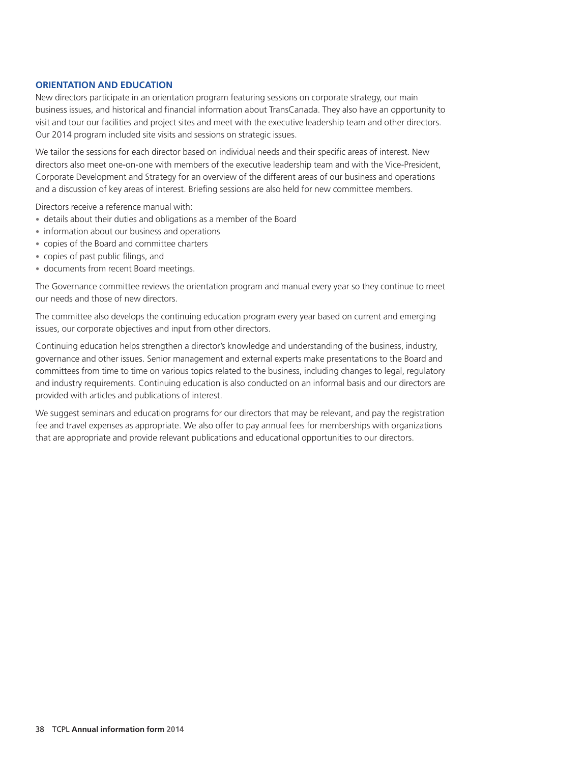## ORIENTATION AND EDUCATION

New directors participate in an orientation program featuring sessions on corporate strategy, our main business issues, and historical and financial information about TransCanada. They also have an opportunity to visit and tour our facilities and project sites and meet with the executive leadership team and other directors. Our 2014 program included site visits and sessions on strategic issues.

We tailor the sessions for each director based on individual needs and their specific areas of interest. New directors also meet one-on-one with members of the executive leadership team and with the Vice-President, Corporate Development and Strategy for an overview of the different areas of our business and operations and a discussion of key areas of interest. Briefing sessions are also held for new committee members.

Directors receive a reference manual with:

- details about their duties and obligations as a member of the Board
- information about our business and operations
- copies of the Board and committee charters
- copies of past public filings, and
- documents from recent Board meetings.

The Governance committee reviews the orientation program and manual every year so they continue to meet our needs and those of new directors.

The committee also develops the continuing education program every year based on current and emerging issues, our corporate objectives and input from other directors.

Continuing education helps strengthen a director's knowledge and understanding of the business, industry, governance and other issues. Senior management and external experts make presentations to the Board and committees from time to time on various topics related to the business, including changes to legal, regulatory and industry requirements. Continuing education is also conducted on an informal basis and our directors are provided with articles and publications of interest.

We suggest seminars and education programs for our directors that may be relevant, and pay the registration fee and travel expenses as appropriate. We also offer to pay annual fees for memberships with organizations that are appropriate and provide relevant publications and educational opportunities to our directors.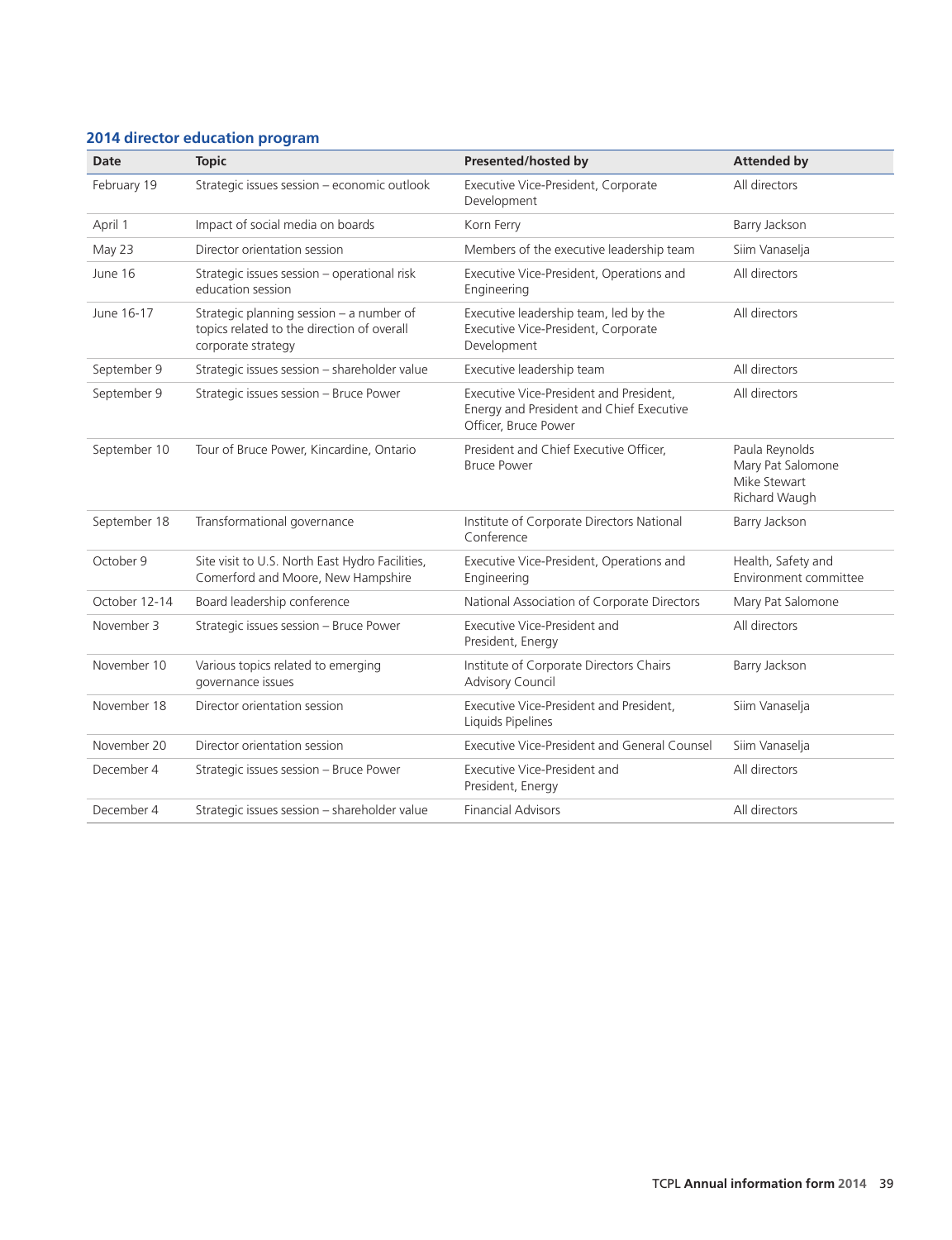### 2014 director education program

| Date | Topic | Presented/hosted by | Attended by |
|---|---|---|---|
| February 19 | Strategic issues session – economic outlook | Executive Vice-President, Corporate Development | All directors |
| April 1 | Impact of social media on boards | Korn Ferry | Barry Jackson |
| May 23 | Director orientation session | Members of the executive leadership team | Siim Vanaselja |
| June 16 | Strategic issues session – operational risk education session | Executive Vice-President, Operations and Engineering | All directors |
| June 16-17 | Strategic planning session – a number of topics related to the direction of overall corporate strategy | Executive leadership team, led by the Executive Vice-President, Corporate Development | All directors |
| September 9 | Strategic issues session – shareholder value | Executive leadership team | All directors |
| September 9 | Strategic issues session – Bruce Power | Executive Vice-President and President, Energy and President and Chief Executive Officer, Bruce Power | All directors |
| September 10 | Tour of Bruce Power, Kincardine, Ontario | President and Chief Executive Officer, Bruce Power | Paula Reynolds<br>Mary Pat Salomone<br>Mike Stewart<br>Richard Waugh |
| September 18 | Transformational governance | Institute of Corporate Directors National Conference | Barry Jackson |
| October 9 | Site visit to U.S. North East Hydro Facilities, Comerford and Moore, New Hampshire | Executive Vice-President, Operations and Engineering | Health, Safety and Environment committee |
| October 12-14 | Board leadership conference | National Association of Corporate Directors | Mary Pat Salomone |
| November 3 | Strategic issues session – Bruce Power | Executive Vice-President and President, Energy | All directors |
| November 10 | Various topics related to emerging governance issues | Institute of Corporate Directors Chairs Advisory Council | Barry Jackson |
| November 18 | Director orientation session | Executive Vice-President and President, Liquids Pipelines | Siim Vanaselja |
| November 20 | Director orientation session | Executive Vice-President and General Counsel | Siim Vanaselja |
| December 4 | Strategic issues session – Bruce Power | Executive Vice-President and President, Energy | All directors |
| December 4 | Strategic issues session – shareholder value | Financial Advisors | All directors |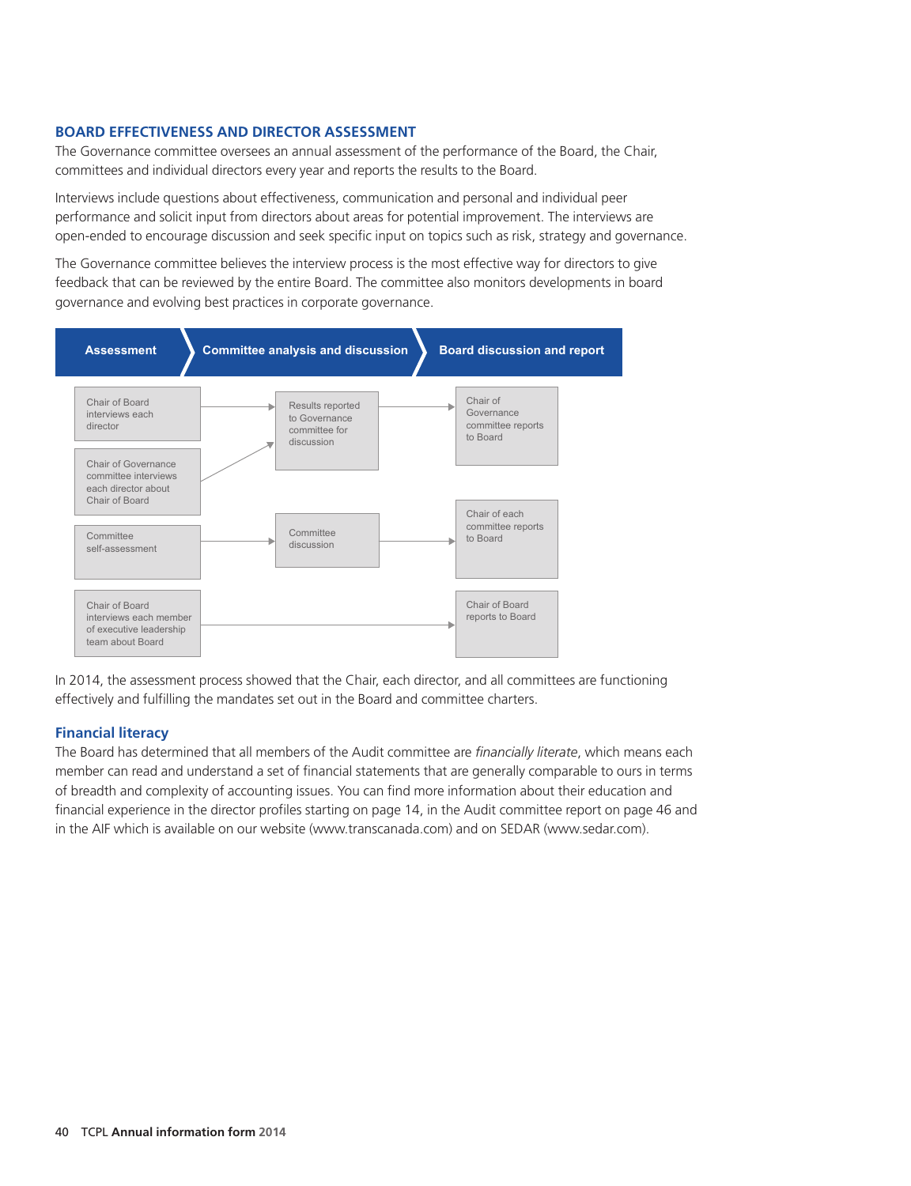## BOARD EFFECTIVENESS AND DIRECTOR ASSESSMENT

The Governance committee oversees an annual assessment of the performance of the Board, the Chair, committees and individual directors every year and reports the results to the Board.

Interviews include questions about effectiveness, communication and personal and individual peer performance and solicit input from directors about areas for potential improvement. The interviews are open-ended to encourage discussion and seek specific input on topics such as risk, strategy and governance.

The Governance committee believes the interview process is the most effective way for directors to give feedback that can be reviewed by the entire Board. The committee also monitors developments in board governance and evolving best practices in corporate governance.

| Assessment | Committee analysis and discussion | Board discussion and report |
|---|---|---|
| Chair of Board interviews each director | Results reported to Governance committee for discussion | Chair of Governance committee reports to Board |
| Chair of Governance committee interviews each director about Chair of Board | Results reported to Governance committee for discussion | Chair of Governance committee reports to Board |
| Committee self-assessment | Committee discussion | Chair of each committee reports to Board |
| Chair of Board interviews each member of executive leadership team about Board | | Chair of Board reports to Board |

In 2014, the assessment process showed that the Chair, each director, and all committees are functioning effectively and fulfilling the mandates set out in the Board and committee charters.

### Financial literacy

The Board has determined that all members of the Audit committee are *financially literate*, which means each member can read and understand a set of financial statements that are generally comparable to ours in terms of breadth and complexity of accounting issues. You can find more information about their education and financial experience in the director profiles starting on page 14, in the Audit committee report on page 46 and in the AIF which is available on our website (www.transcanada.com) and on SEDAR (www.sedar.com).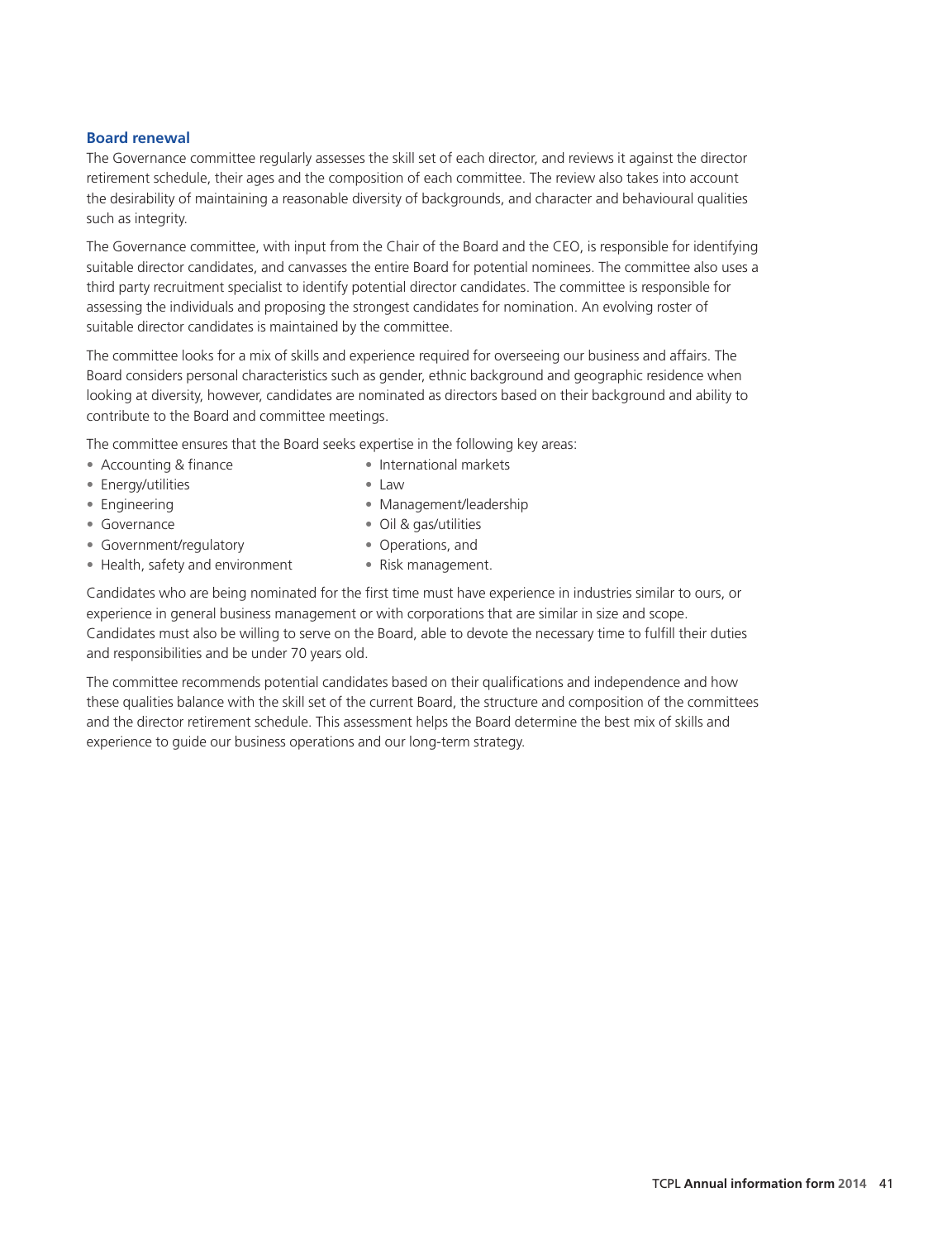### Board renewal

The Governance committee regularly assesses the skill set of each director, and reviews it against the director retirement schedule, their ages and the composition of each committee. The review also takes into account the desirability of maintaining a reasonable diversity of backgrounds, and character and behavioural qualities such as integrity.

The Governance committee, with input from the Chair of the Board and the CEO, is responsible for identifying suitable director candidates, and canvasses the entire Board for potential nominees. The committee also uses a third party recruitment specialist to identify potential director candidates. The committee is responsible for assessing the individuals and proposing the strongest candidates for nomination. An evolving roster of suitable director candidates is maintained by the committee.

The committee looks for a mix of skills and experience required for overseeing our business and affairs. The Board considers personal characteristics such as gender, ethnic background and geographic residence when looking at diversity, however, candidates are nominated as directors based on their background and ability to contribute to the Board and committee meetings.

The committee ensures that the Board seeks expertise in the following key areas:

- Accounting & finance
- Energy/utilities
- Engineering
- Governance
- Government/regulatory
- Health, safety and environment
- International markets
- Law
- Management/leadership
- Oil & gas/utilities
- Operations, and
- Risk management.

Candidates who are being nominated for the first time must have experience in industries similar to ours, or experience in general business management or with corporations that are similar in size and scope. Candidates must also be willing to serve on the Board, able to devote the necessary time to fulfill their duties and responsibilities and be under 70 years old.

The committee recommends potential candidates based on their qualifications and independence and how these qualities balance with the skill set of the current Board, the structure and composition of the committees and the director retirement schedule. This assessment helps the Board determine the best mix of skills and experience to guide our business operations and our long-term strategy.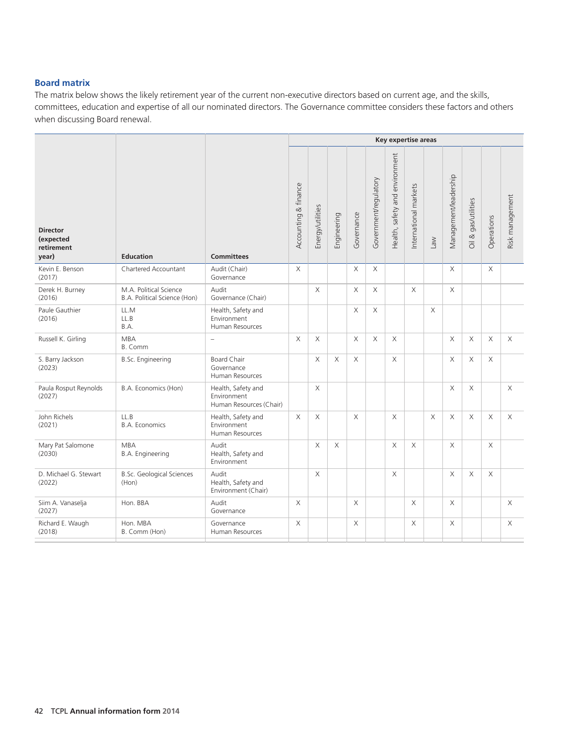## Board matrix

The matrix below shows the likely retirement year of the current non-executive directors based on current age, and the skills, committees, education and expertise of all our nominated directors. The Governance committee considers these factors and others when discussing Board renewal.

| Director (expected retirement year) | Education | Committees | Key expertise areas | | | | | | | | | | | |
|---|---|---|---|---|---|---|---|---|---|---|---|---|---|---|
| | | | Accounting & finance | Energy/utilities | Engineering | Governance | Government/regulatory | Health, safety and environment | International markets | Law | Management/leadership | Oil & gas/utilities | Operations | Risk management |
| Kevin E. Benson (2017) | Chartered Accountant | Audit (Chair)<br>Governance | X | | | X | X | | | | X | | X | |
| Derek H. Burney (2016) | M.A. Political Science<br>B.A. Political Science (Hon) | Audit<br>Governance (Chair) | | X | | X | X | | X | | X | | | |
| Paule Gauthier (2016) | LL.M<br>LL.B<br>B.A. | Health, Safety and Environment<br>Human Resources | | | | X | X | | | X | | | | |
| Russell K. Girling | MBA<br>B. Comm | – | X | X | | X | X | X | | | X | X | X | X |
| S. Barry Jackson (2023) | B.Sc. Engineering | Board Chair<br>Governance<br>Human Resources | | X | X | X | | X | | | X | X | X | |
| Paula Rosput Reynolds (2027) | B.A. Economics (Hon) | Health, Safety and Environment<br>Human Resources (Chair) | | X | | | | | | | X | X | | X |
| John Richels (2021) | LL.B<br>B.A. Economics | Health, Safety and Environment<br>Human Resources | X | X | | X | | X | | X | X | X | X | X |
| Mary Pat Salomone (2030) | MBA<br>B.A. Engineering | Audit<br>Health, Safety and Environment | | X | X | | | X | X | | X | | X | |
| D. Michael G. Stewart (2022) | B.Sc. Geological Sciences (Hon) | Audit<br>Health, Safety and Environment (Chair) | | X | | | | X | | | X | X | X | |
| Siim A. Vanaselja (2027) | Hon. BBA | Audit<br>Governance | X | | | X | | | X | | X | | | X |
| Richard E. Waugh (2018) | Hon. MBA<br>B. Comm (Hon) | Governance<br>Human Resources | X | | | X | | | X | | X | | | X |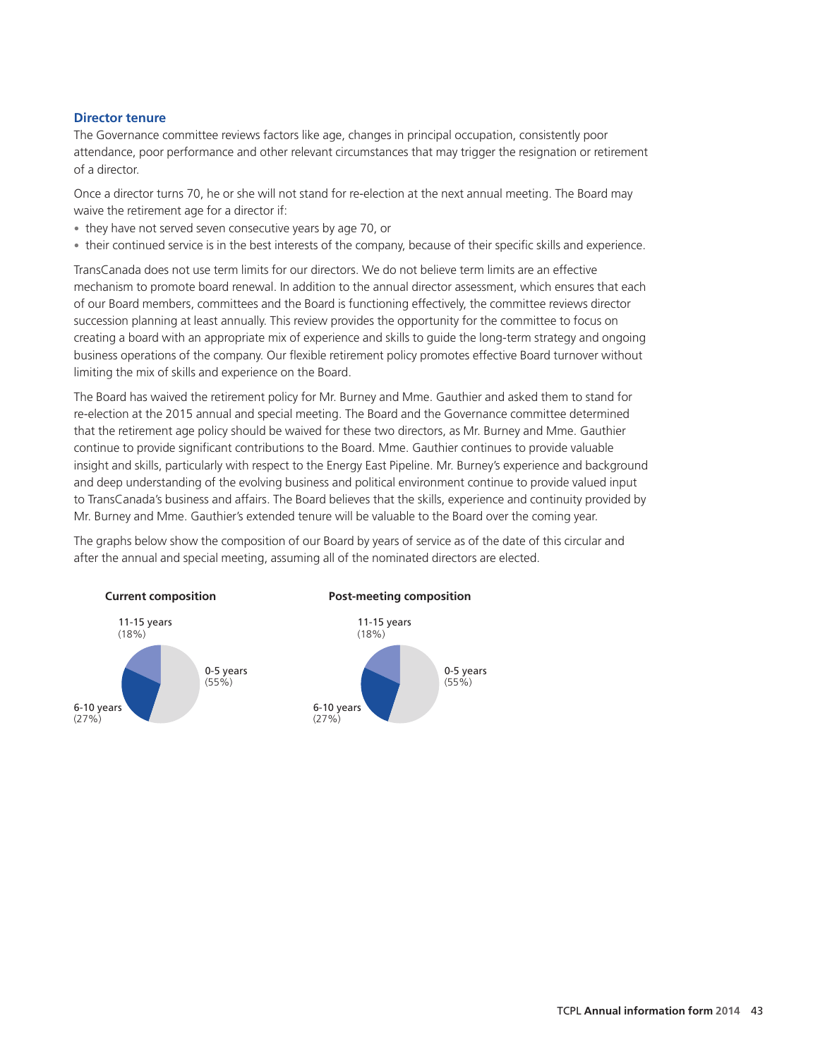### Director tenure

The Governance committee reviews factors like age, changes in principal occupation, consistently poor attendance, poor performance and other relevant circumstances that may trigger the resignation or retirement of a director.

Once a director turns 70, he or she will not stand for re-election at the next annual meeting. The Board may waive the retirement age for a director if:

- they have not served seven consecutive years by age 70, or
- their continued service is in the best interests of the company, because of their specific skills and experience.

TransCanada does not use term limits for our directors. We do not believe term limits are an effective mechanism to promote board renewal. In addition to the annual director assessment, which ensures that each of our Board members, committees and the Board is functioning effectively, the committee reviews director succession planning at least annually. This review provides the opportunity for the committee to focus on creating a board with an appropriate mix of experience and skills to guide the long-term strategy and ongoing business operations of the company. Our flexible retirement policy promotes effective Board turnover without limiting the mix of skills and experience on the Board.

The Board has waived the retirement policy for Mr. Burney and Mme. Gauthier and asked them to stand for re-election at the 2015 annual and special meeting. The Board and the Governance committee determined that the retirement age policy should be waived for these two directors, as Mr. Burney and Mme. Gauthier continue to provide significant contributions to the Board. Mme. Gauthier continues to provide valuable insight and skills, particularly with respect to the Energy East Pipeline. Mr. Burney's experience and background and deep understanding of the evolving business and political environment continue to provide valued input to TransCanada's business and affairs. The Board believes that the skills, experience and continuity provided by Mr. Burney and Mme. Gauthier's extended tenure will be valuable to the Board over the coming year.

The graphs below show the composition of our Board by years of service as of the date of this circular and after the annual and special meeting, assuming all of the nominated directors are elected.

**Current composition**

- 0-5 years (55%)
- 6-10 years (27%)
- 11-15 years (18%)

**Post-meeting composition**

- 0-5 years (55%)
- 6-10 years (27%)
- 11-15 years (18%)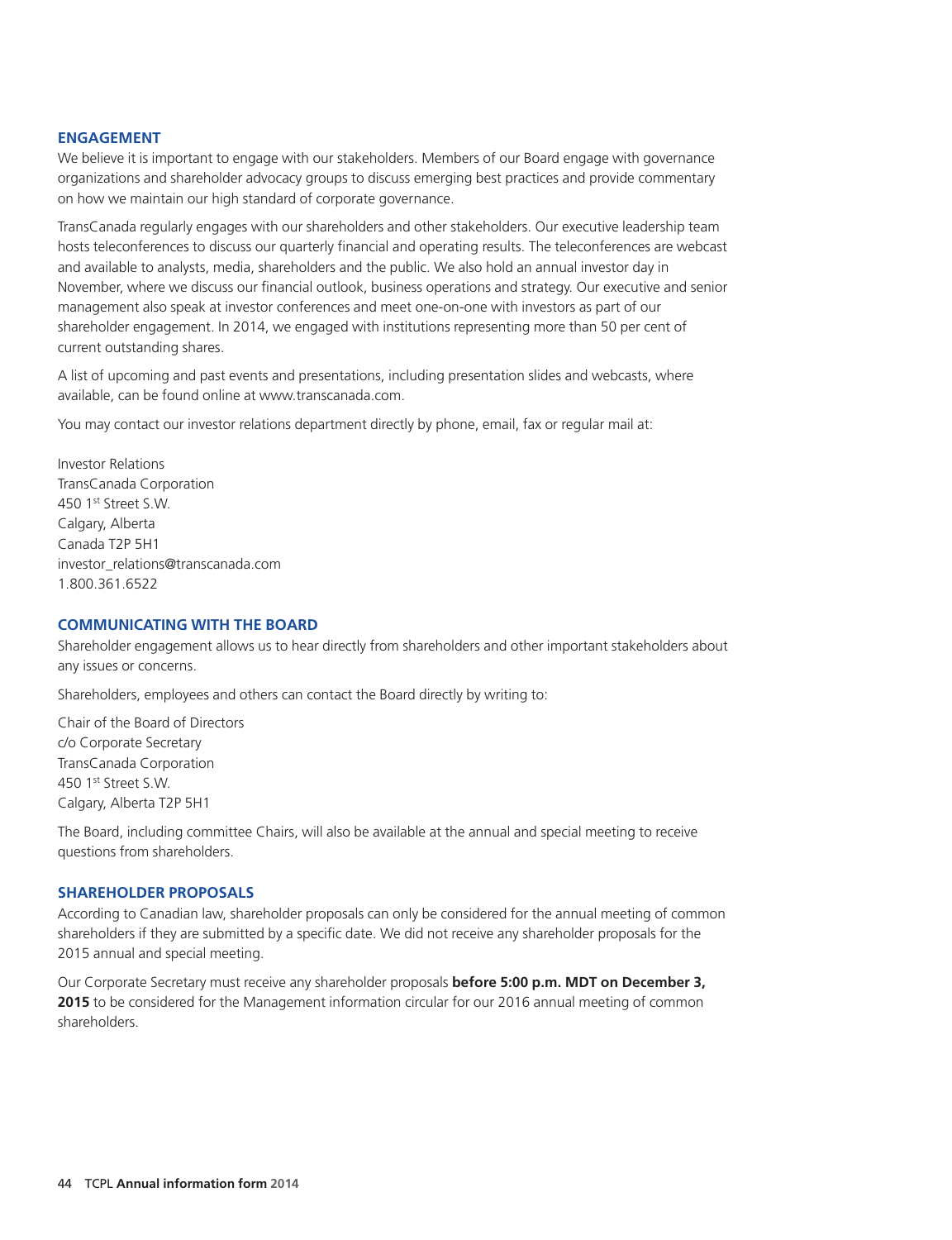## ENGAGEMENT

We believe it is important to engage with our stakeholders. Members of our Board engage with governance organizations and shareholder advocacy groups to discuss emerging best practices and provide commentary on how we maintain our high standard of corporate governance.

TransCanada regularly engages with our shareholders and other stakeholders. Our executive leadership team hosts teleconferences to discuss our quarterly financial and operating results. The teleconferences are webcast and available to analysts, media, shareholders and the public. We also hold an annual investor day in November, where we discuss our financial outlook, business operations and strategy. Our executive and senior management also speak at investor conferences and meet one-on-one with investors as part of our shareholder engagement. In 2014, we engaged with institutions representing more than 50 per cent of current outstanding shares.

A list of upcoming and past events and presentations, including presentation slides and webcasts, where available, can be found online at www.transcanada.com.

You may contact our investor relations department directly by phone, email, fax or regular mail at:

Investor Relations
TransCanada Corporation
450 1st Street S.W.
Calgary, Alberta
Canada T2P 5H1
investor_relations@transcanada.com
1.800.361.6522

## COMMUNICATING WITH THE BOARD

Shareholder engagement allows us to hear directly from shareholders and other important stakeholders about any issues or concerns.

Shareholders, employees and others can contact the Board directly by writing to:

Chair of the Board of Directors
c/o Corporate Secretary
TransCanada Corporation
450 1st Street S.W.
Calgary, Alberta T2P 5H1

The Board, including committee Chairs, will also be available at the annual and special meeting to receive questions from shareholders.

## SHAREHOLDER PROPOSALS

According to Canadian law, shareholder proposals can only be considered for the annual meeting of common shareholders if they are submitted by a specific date. We did not receive any shareholder proposals for the 2015 annual and special meeting.

Our Corporate Secretary must receive any shareholder proposals **before 5:00 p.m. MDT on December 3, 2015** to be considered for the Management information circular for our 2016 annual meeting of common shareholders.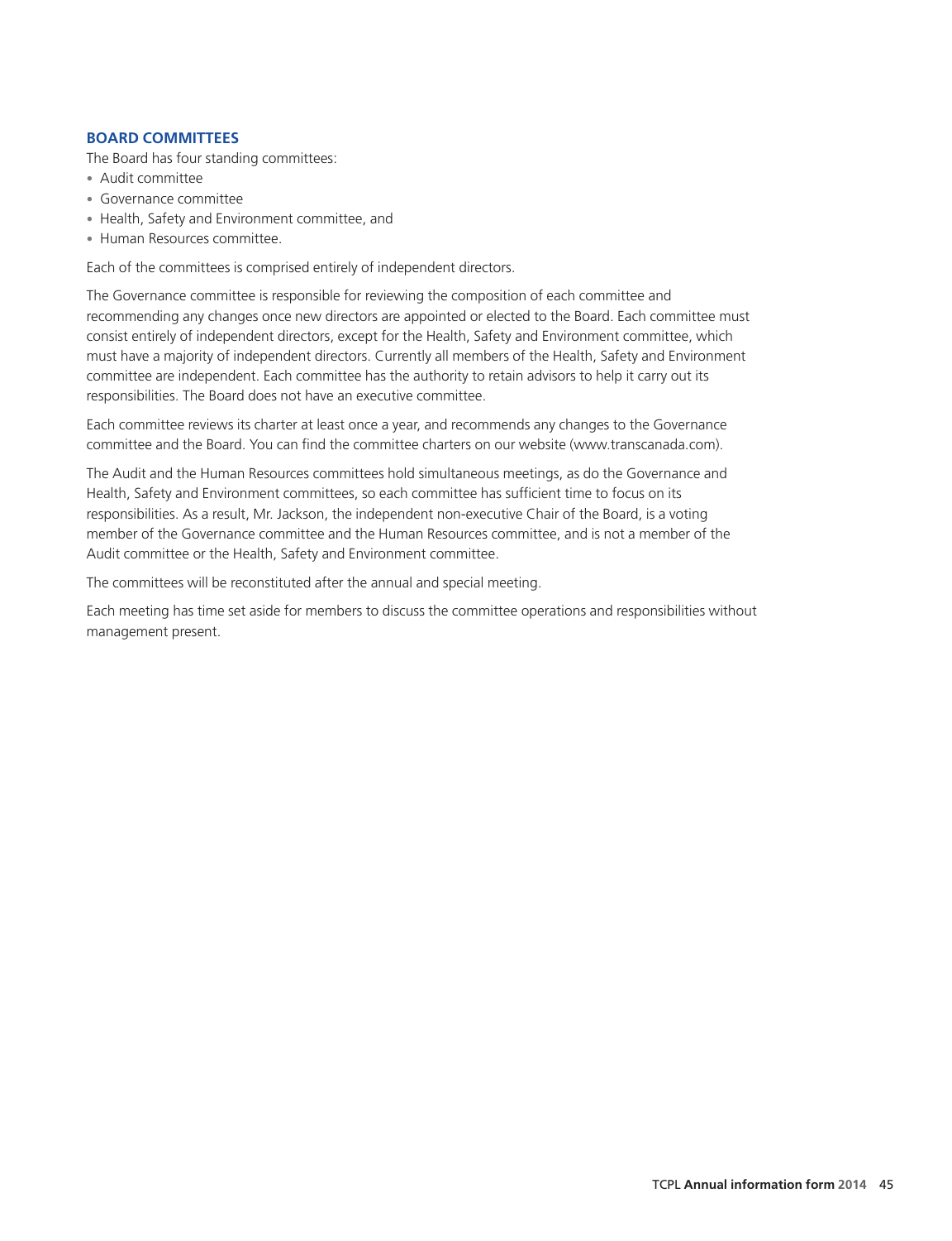## BOARD COMMITTEES

The Board has four standing committees:

- Audit committee
- Governance committee
- Health, Safety and Environment committee, and
- Human Resources committee.

Each of the committees is comprised entirely of independent directors.

The Governance committee is responsible for reviewing the composition of each committee and recommending any changes once new directors are appointed or elected to the Board. Each committee must consist entirely of independent directors, except for the Health, Safety and Environment committee, which must have a majority of independent directors. Currently all members of the Health, Safety and Environment committee are independent. Each committee has the authority to retain advisors to help it carry out its responsibilities. The Board does not have an executive committee.

Each committee reviews its charter at least once a year, and recommends any changes to the Governance committee and the Board. You can find the committee charters on our website (www.transcanada.com).

The Audit and the Human Resources committees hold simultaneous meetings, as do the Governance and Health, Safety and Environment committees, so each committee has sufficient time to focus on its responsibilities. As a result, Mr. Jackson, the independent non-executive Chair of the Board, is a voting member of the Governance committee and the Human Resources committee, and is not a member of the Audit committee or the Health, Safety and Environment committee.

The committees will be reconstituted after the annual and special meeting.

Each meeting has time set aside for members to discuss the committee operations and responsibilities without management present.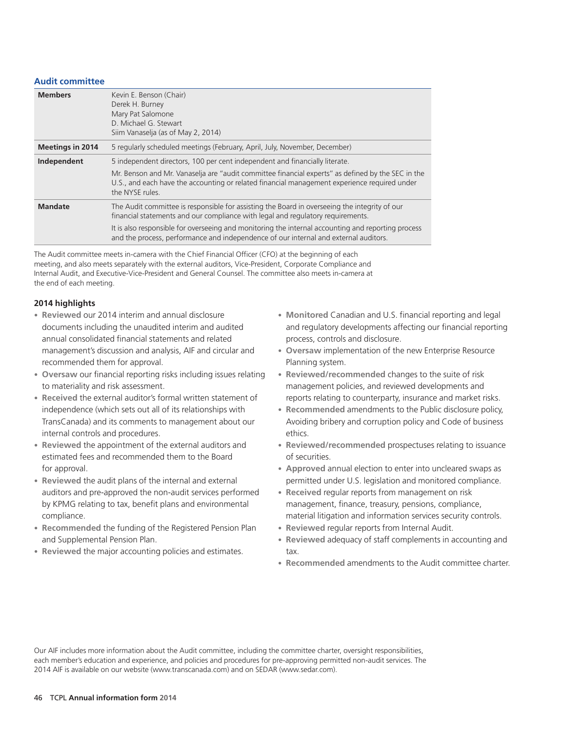## Audit committee

| | |
|---|---|
| **Members** | Kevin E. Benson (Chair)<br>Derek H. Burney<br>Mary Pat Salomone<br>D. Michael G. Stewart<br>Siim Vanaselja (as of May 2, 2014) |
| **Meetings in 2014** | 5 regularly scheduled meetings (February, April, July, November, December) |
| **Independent** | 5 independent directors, 100 per cent independent and financially literate.<br>Mr. Benson and Mr. Vanaselja are "audit committee financial experts" as defined by the SEC in the U.S., and each have the accounting or related financial management experience required under the NYSE rules. |
| **Mandate** | The Audit committee is responsible for assisting the Board in overseeing the integrity of our financial statements and our compliance with legal and regulatory requirements.<br>It is also responsible for overseeing and monitoring the internal accounting and reporting process and the process, performance and independence of our internal and external auditors. |

The Audit committee meets in-camera with the Chief Financial Officer (CFO) at the beginning of each meeting, and also meets separately with the external auditors, Vice-President, Corporate Compliance and Internal Audit, and Executive-Vice-President and General Counsel. The committee also meets in-camera at the end of each meeting.

### 2014 highlights

- **Reviewed** our 2014 interim and annual disclosure documents including the unaudited interim and audited annual consolidated financial statements and related management's discussion and analysis, AIF and circular and recommended them for approval.
- **Oversaw** our financial reporting risks including issues relating to materiality and risk assessment.
- **Received** the external auditor's formal written statement of independence (which sets out all of its relationships with TransCanada) and its comments to management about our internal controls and procedures.
- **Reviewed** the appointment of the external auditors and estimated fees and recommended them to the Board for approval.
- **Reviewed** the audit plans of the internal and external auditors and pre-approved the non-audit services performed by KPMG relating to tax, benefit plans and environmental compliance.
- **Recommended** the funding of the Registered Pension Plan and Supplemental Pension Plan.
- **Reviewed** the major accounting policies and estimates.
- **Monitored** Canadian and U.S. financial reporting and legal and regulatory developments affecting our financial reporting process, controls and disclosure.
- **Oversaw** implementation of the new Enterprise Resource Planning system.
- **Reviewed/recommended** changes to the suite of risk management policies, and reviewed developments and reports relating to counterparty, insurance and market risks.
- **Recommended** amendments to the Public disclosure policy, Avoiding bribery and corruption policy and Code of business ethics.
- **Reviewed/recommended** prospectuses relating to issuance of securities.
- **Approved** annual election to enter into uncleared swaps as permitted under U.S. legislation and monitored compliance.
- **Received** regular reports from management on risk management, finance, treasury, pensions, compliance, material litigation and information services security controls.
- **Reviewed** regular reports from Internal Audit.
- **Reviewed** adequacy of staff complements in accounting and tax.
- **Recommended** amendments to the Audit committee charter.

Our AIF includes more information about the Audit committee, including the committee charter, oversight responsibilities, each member's education and experience, and policies and procedures for pre-approving permitted non-audit services. The 2014 AIF is available on our website (www.transcanada.com) and on SEDAR (www.sedar.com).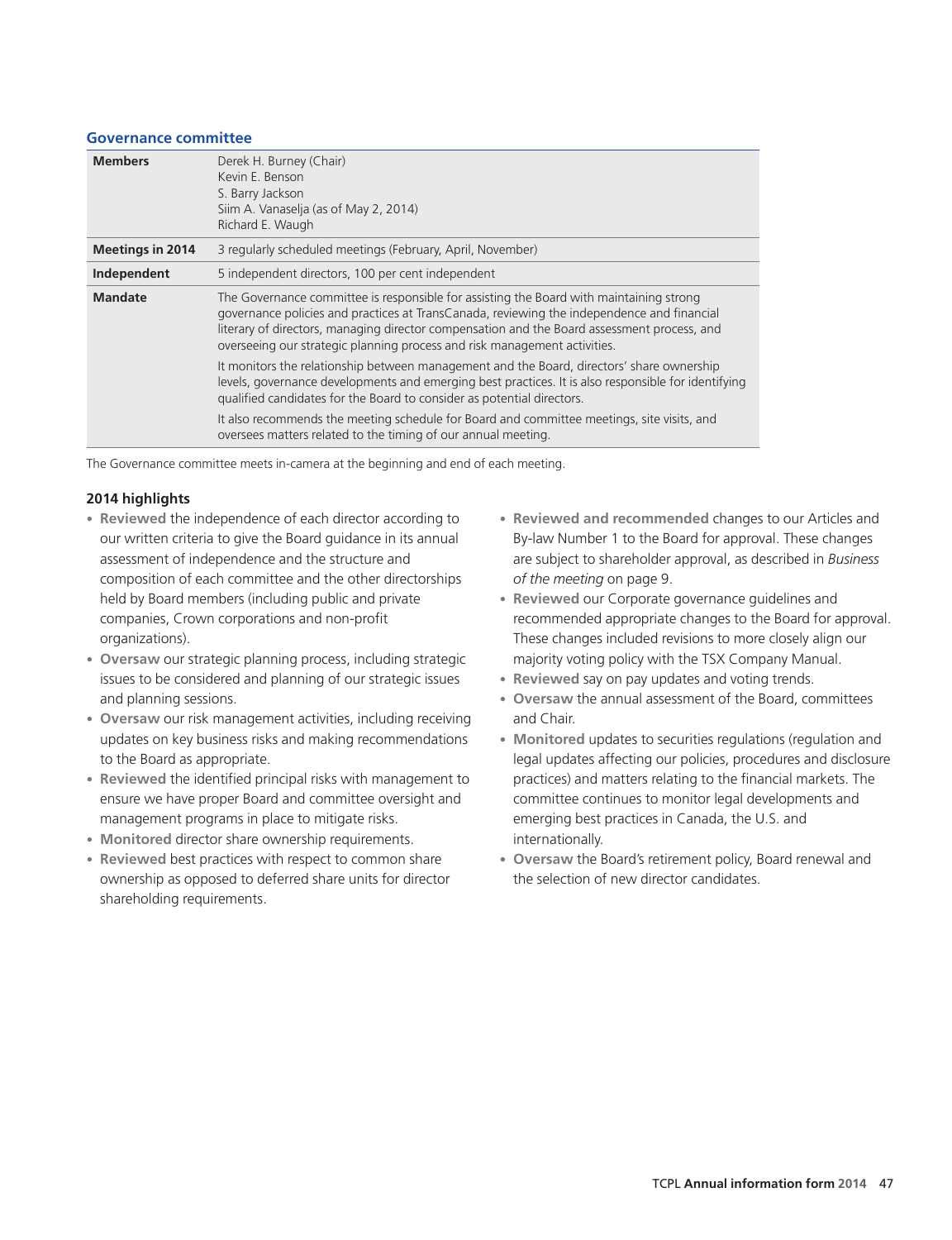## Governance committee

| | |
|---|---|
| **Members** | Derek H. Burney (Chair)<br>Kevin E. Benson<br>S. Barry Jackson<br>Siim A. Vanaselja (as of May 2, 2014)<br>Richard E. Waugh |
| **Meetings in 2014** | 3 regularly scheduled meetings (February, April, November) |
| **Independent** | 5 independent directors, 100 per cent independent |
| **Mandate** | The Governance committee is responsible for assisting the Board with maintaining strong governance policies and practices at TransCanada, reviewing the independence and financial literary of directors, managing director compensation and the Board assessment process, and overseeing our strategic planning process and risk management activities.<br>It monitors the relationship between management and the Board, directors' share ownership levels, governance developments and emerging best practices. It is also responsible for identifying qualified candidates for the Board to consider as potential directors.<br>It also recommends the meeting schedule for Board and committee meetings, site visits, and oversees matters related to the timing of our annual meeting. |

The Governance committee meets in-camera at the beginning and end of each meeting.

### 2014 highlights

- **Reviewed** the independence of each director according to our written criteria to give the Board guidance in its annual assessment of independence and the structure and composition of each committee and the other directorships held by Board members (including public and private companies, Crown corporations and non-profit organizations).
- **Oversaw** our strategic planning process, including strategic issues to be considered and planning of our strategic issues and planning sessions.
- **Oversaw** our risk management activities, including receiving updates on key business risks and making recommendations to the Board as appropriate.
- **Reviewed** the identified principal risks with management to ensure we have proper Board and committee oversight and management programs in place to mitigate risks.
- **Monitored** director share ownership requirements.
- **Reviewed** best practices with respect to common share ownership as opposed to deferred share units for director shareholding requirements.
- **Reviewed and recommended** changes to our Articles and By-law Number 1 to the Board for approval. These changes are subject to shareholder approval, as described in *Business of the meeting* on page 9.
- **Reviewed** our Corporate governance guidelines and recommended appropriate changes to the Board for approval. These changes included revisions to more closely align our majority voting policy with the TSX Company Manual.
- **Reviewed** say on pay updates and voting trends.
- **Oversaw** the annual assessment of the Board, committees and Chair.
- **Monitored** updates to securities regulations (regulation and legal updates affecting our policies, procedures and disclosure practices) and matters relating to the financial markets. The committee continues to monitor legal developments and emerging best practices in Canada, the U.S. and internationally.
- **Oversaw** the Board's retirement policy, Board renewal and the selection of new director candidates.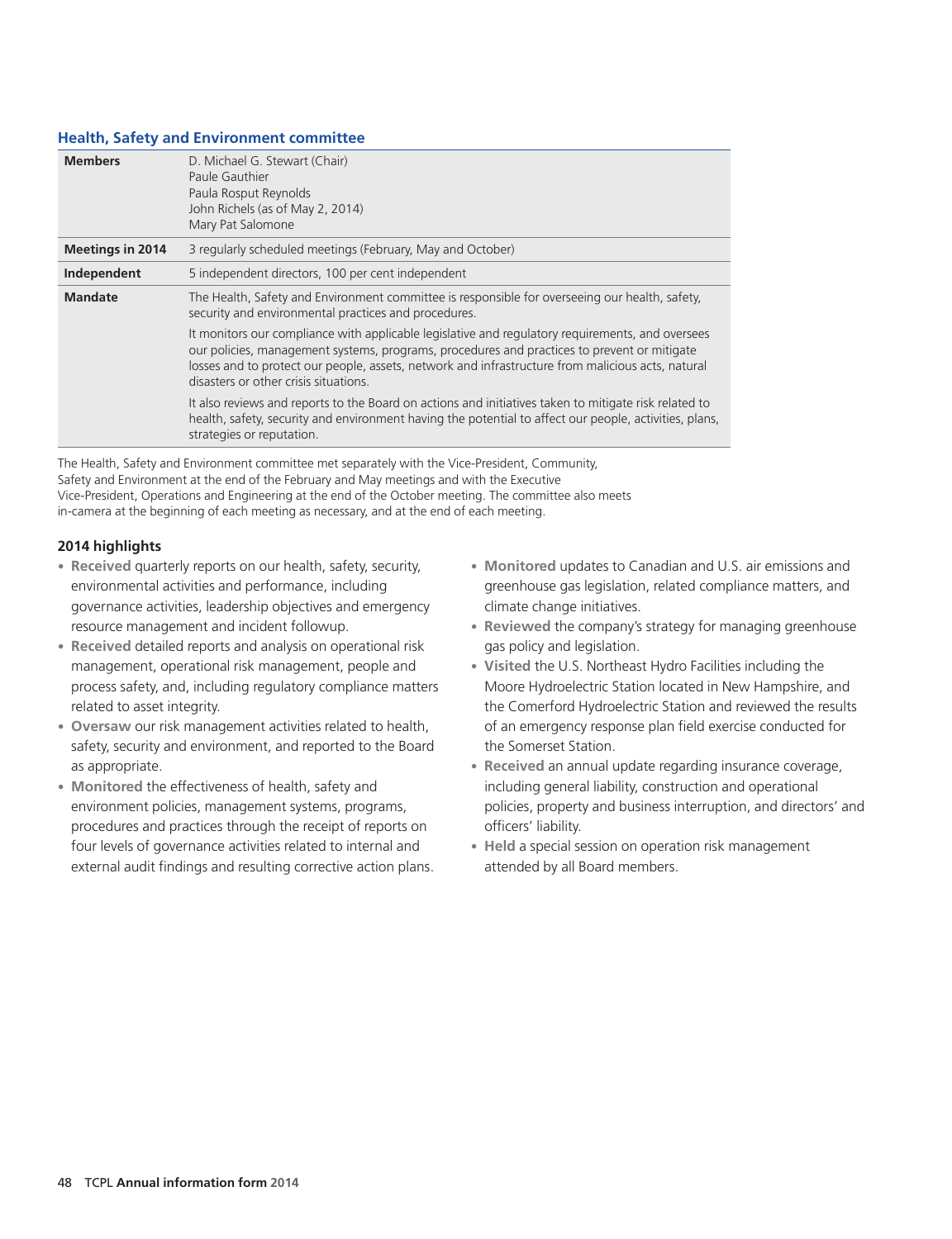### Health, Safety and Environment committee

| | |
|---|---|
| **Members** | D. Michael G. Stewart (Chair)<br>Paule Gauthier<br>Paula Rosput Reynolds<br>John Richels (as of May 2, 2014)<br>Mary Pat Salomone |
| **Meetings in 2014** | 3 regularly scheduled meetings (February, May and October) |
| **Independent** | 5 independent directors, 100 per cent independent |
| **Mandate** | The Health, Safety and Environment committee is responsible for overseeing our health, safety, security and environmental practices and procedures.<br><br>It monitors our compliance with applicable legislative and regulatory requirements, and oversees our policies, management systems, programs, procedures and practices to prevent or mitigate losses and to protect our people, assets, network and infrastructure from malicious acts, natural disasters or other crisis situations.<br><br>It also reviews and reports to the Board on actions and initiatives taken to mitigate risk related to health, safety, security and environment having the potential to affect our people, activities, plans, strategies or reputation. |

The Health, Safety and Environment committee met separately with the Vice-President, Community, Safety and Environment at the end of the February and May meetings and with the Executive Vice-President, Operations and Engineering at the end of the October meeting. The committee also meets in-camera at the beginning of each meeting as necessary, and at the end of each meeting.

**2014 highlights**

- **Received** quarterly reports on our health, safety, security, environmental activities and performance, including governance activities, leadership objectives and emergency resource management and incident followup.
- **Received** detailed reports and analysis on operational risk management, operational risk management, people and process safety, and, including regulatory compliance matters related to asset integrity.
- **Oversaw** our risk management activities related to health, safety, security and environment, and reported to the Board as appropriate.
- **Monitored** the effectiveness of health, safety and environment policies, management systems, programs, procedures and practices through the receipt of reports on four levels of governance activities related to internal and external audit findings and resulting corrective action plans.
- **Monitored** updates to Canadian and U.S. air emissions and greenhouse gas legislation, related compliance matters, and climate change initiatives.
- **Reviewed** the company's strategy for managing greenhouse gas policy and legislation.
- **Visited** the U.S. Northeast Hydro Facilities including the Moore Hydroelectric Station located in New Hampshire, and the Comerford Hydroelectric Station and reviewed the results of an emergency response plan field exercise conducted for the Somerset Station.
- **Received** an annual update regarding insurance coverage, including general liability, construction and operational policies, property and business interruption, and directors' and officers' liability.
- **Held** a special session on operation risk management attended by all Board members.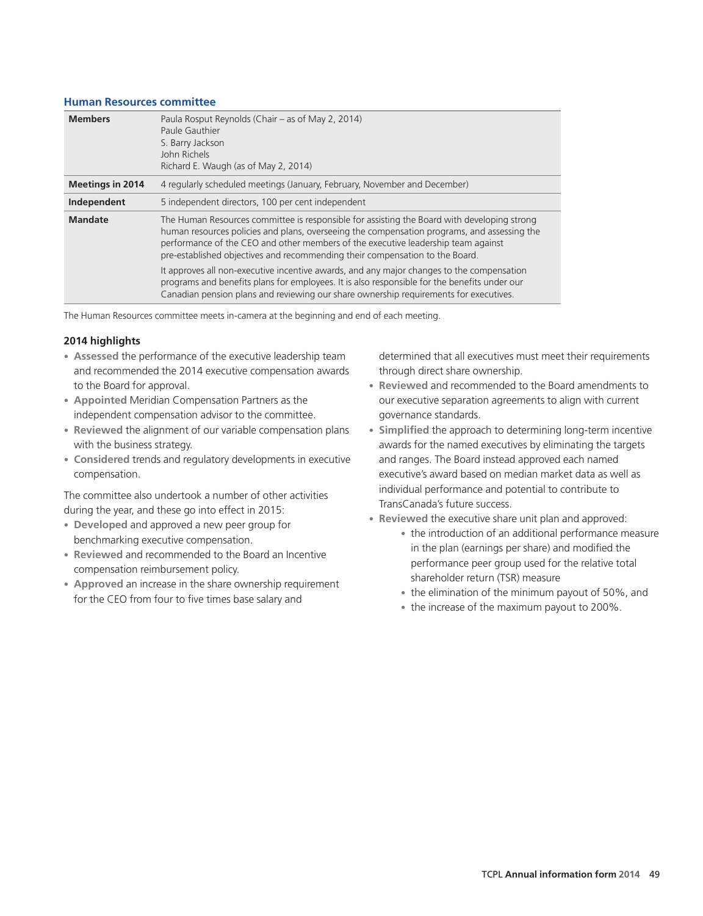### Human Resources committee

| | |
|---|---|
| **Members** | Paula Rosput Reynolds (Chair – as of May 2, 2014)<br>Paule Gauthier<br>S. Barry Jackson<br>John Richels<br>Richard E. Waugh (as of May 2, 2014) |
| **Meetings in 2014** | 4 regularly scheduled meetings (January, February, November and December) |
| **Independent** | 5 independent directors, 100 per cent independent |
| **Mandate** | The Human Resources committee is responsible for assisting the Board with developing strong human resources policies and plans, overseeing the compensation programs, and assessing the performance of the CEO and other members of the executive leadership team against pre-established objectives and recommending their compensation to the Board.<br>It approves all non-executive incentive awards, and any major changes to the compensation programs and benefits plans for employees. It is also responsible for the benefits under our Canadian pension plans and reviewing our share ownership requirements for executives. |

The Human Resources committee meets in-camera at the beginning and end of each meeting.

**2014 highlights**

- **Assessed** the performance of the executive leadership team and recommended the 2014 executive compensation awards to the Board for approval.
- **Appointed** Meridian Compensation Partners as the independent compensation advisor to the committee.
- **Reviewed** the alignment of our variable compensation plans with the business strategy.
- **Considered** trends and regulatory developments in executive compensation.

The committee also undertook a number of other activities during the year, and these go into effect in 2015:

- **Developed** and approved a new peer group for benchmarking executive compensation.
- **Reviewed** and recommended to the Board an Incentive compensation reimbursement policy.
- **Approved** an increase in the share ownership requirement for the CEO from four to five times base salary and determined that all executives must meet their requirements through direct share ownership.
- **Reviewed** and recommended to the Board amendments to our executive separation agreements to align with current governance standards.
- **Simplified** the approach to determining long-term incentive awards for the named executives by eliminating the targets and ranges. The Board instead approved each named executive's award based on median market data as well as individual performance and potential to contribute to TransCanada's future success.
- **Reviewed** the executive share unit plan and approved:
  - the introduction of an additional performance measure in the plan (earnings per share) and modified the performance peer group used for the relative total shareholder return (TSR) measure
  - the elimination of the minimum payout of 50%, and
  - the increase of the maximum payout to 200%.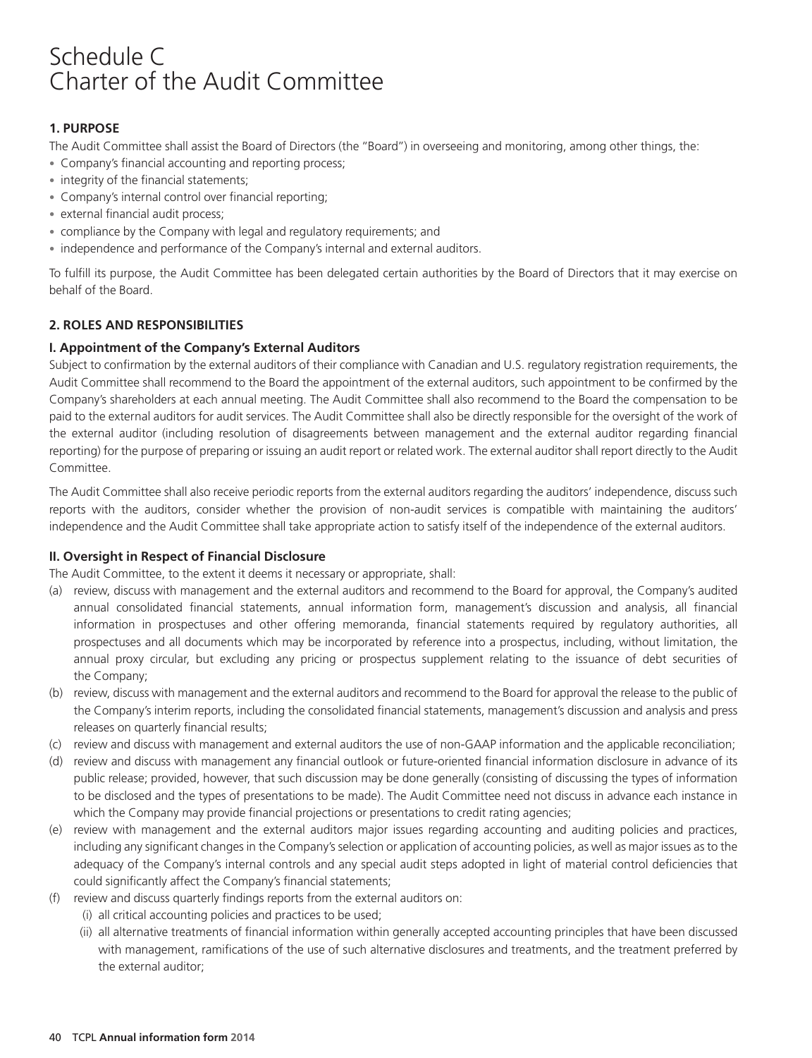# Schedule C
# Charter of the Audit Committee

### 1. PURPOSE

The Audit Committee shall assist the Board of Directors (the "Board") in overseeing and monitoring, among other things, the:

- Company's financial accounting and reporting process;
- integrity of the financial statements;
- Company's internal control over financial reporting;
- external financial audit process;
- compliance by the Company with legal and regulatory requirements; and
- independence and performance of the Company's internal and external auditors.

To fulfill its purpose, the Audit Committee has been delegated certain authorities by the Board of Directors that it may exercise on behalf of the Board.

### 2. ROLES AND RESPONSIBILITIES

#### I. Appointment of the Company's External Auditors

Subject to confirmation by the external auditors of their compliance with Canadian and U.S. regulatory registration requirements, the Audit Committee shall recommend to the Board the appointment of the external auditors, such appointment to be confirmed by the Company's shareholders at each annual meeting. The Audit Committee shall also recommend to the Board the compensation to be paid to the external auditors for audit services. The Audit Committee shall also be directly responsible for the oversight of the work of the external auditor (including resolution of disagreements between management and the external auditor regarding financial reporting) for the purpose of preparing or issuing an audit report or related work. The external auditor shall report directly to the Audit Committee.

The Audit Committee shall also receive periodic reports from the external auditors regarding the auditors' independence, discuss such reports with the auditors, consider whether the provision of non-audit services is compatible with maintaining the auditors' independence and the Audit Committee shall take appropriate action to satisfy itself of the independence of the external auditors.

#### II. Oversight in Respect of Financial Disclosure

The Audit Committee, to the extent it deems it necessary or appropriate, shall:

(a) review, discuss with management and the external auditors and recommend to the Board for approval, the Company's audited annual consolidated financial statements, annual information form, management's discussion and analysis, all financial information in prospectuses and other offering memoranda, financial statements required by regulatory authorities, all prospectuses and all documents which may be incorporated by reference into a prospectus, including, without limitation, the annual proxy circular, but excluding any pricing or prospectus supplement relating to the issuance of debt securities of the Company;

(b) review, discuss with management and the external auditors and recommend to the Board for approval the release to the public of the Company's interim reports, including the consolidated financial statements, management's discussion and analysis and press releases on quarterly financial results;

(c) review and discuss with management and external auditors the use of non-GAAP information and the applicable reconciliation;

(d) review and discuss with management any financial outlook or future-oriented financial information disclosure in advance of its public release; provided, however, that such discussion may be done generally (consisting of discussing the types of information to be disclosed and the types of presentations to be made). The Audit Committee need not discuss in advance each instance in which the Company may provide financial projections or presentations to credit rating agencies;

(e) review with management and the external auditors major issues regarding accounting and auditing policies and practices, including any significant changes in the Company's selection or application of accounting policies, as well as major issues as to the adequacy of the Company's internal controls and any special audit steps adopted in light of material control deficiencies that could significantly affect the Company's financial statements;

(f) review and discuss quarterly findings reports from the external auditors on:

  (i) all critical accounting policies and practices to be used;

  (ii) all alternative treatments of financial information within generally accepted accounting principles that have been discussed with management, ramifications of the use of such alternative disclosures and treatments, and the treatment preferred by the external auditor;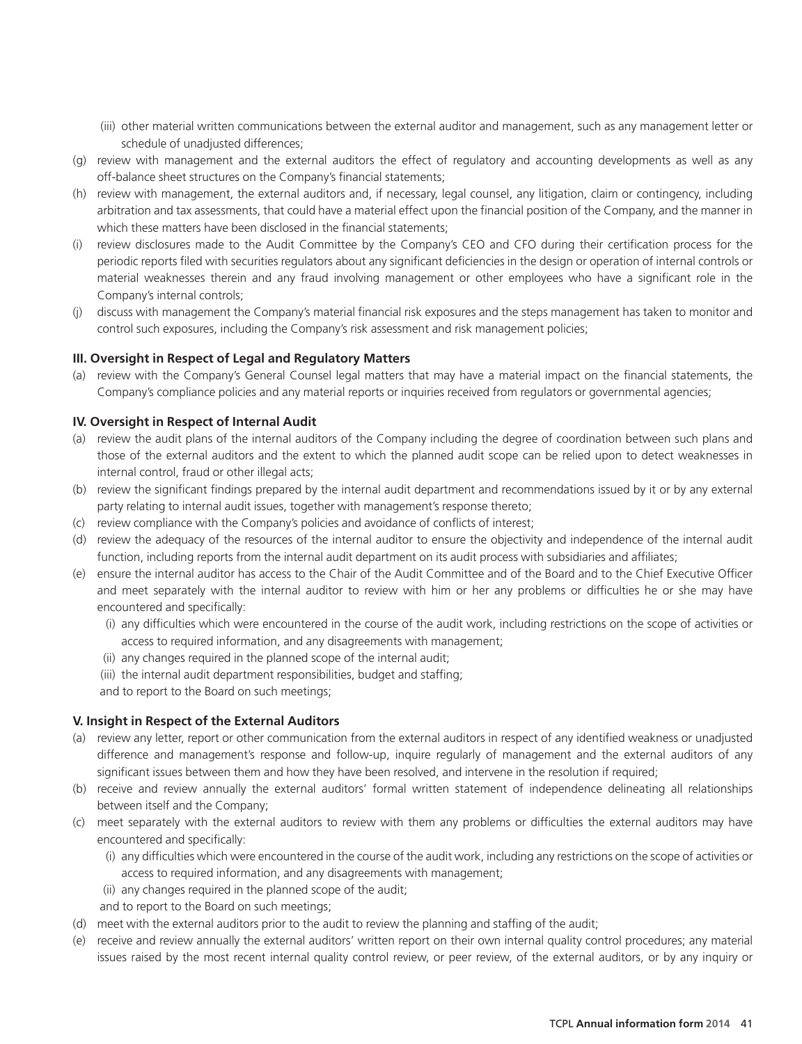(iii) other material written communications between the external auditor and management, such as any management letter or schedule of unadjusted differences;

(g) review with management and the external auditors the effect of regulatory and accounting developments as well as any off-balance sheet structures on the Company's financial statements;

(h) review with management, the external auditors and, if necessary, legal counsel, any litigation, claim or contingency, including arbitration and tax assessments, that could have a material effect upon the financial position of the Company, and the manner in which these matters have been disclosed in the financial statements;

(i) review disclosures made to the Audit Committee by the Company's CEO and CFO during their certification process for the periodic reports filed with securities regulators about any significant deficiencies in the design or operation of internal controls or material weaknesses therein and any fraud involving management or other employees who have a significant role in the Company's internal controls;

(j) discuss with management the Company's material financial risk exposures and the steps management has taken to monitor and control such exposures, including the Company's risk assessment and risk management policies;

**III. Oversight in Respect of Legal and Regulatory Matters**

(a) review with the Company's General Counsel legal matters that may have a material impact on the financial statements, the Company's compliance policies and any material reports or inquiries received from regulators or governmental agencies;

**IV. Oversight in Respect of Internal Audit**

(a) review the audit plans of the internal auditors of the Company including the degree of coordination between such plans and those of the external auditors and the extent to which the planned audit scope can be relied upon to detect weaknesses in internal control, fraud or other illegal acts;

(b) review the significant findings prepared by the internal audit department and recommendations issued by it or by any external party relating to internal audit issues, together with management's response thereto;

(c) review compliance with the Company's policies and avoidance of conflicts of interest;

(d) review the adequacy of the resources of the internal auditor to ensure the objectivity and independence of the internal audit function, including reports from the internal audit department on its audit process with subsidiaries and affiliates;

(e) ensure the internal auditor has access to the Chair of the Audit Committee and of the Board and to the Chief Executive Officer and meet separately with the internal auditor to review with him or her any problems or difficulties he or she may have encountered and specifically:

  (i) any difficulties which were encountered in the course of the audit work, including restrictions on the scope of activities or access to required information, and any disagreements with management;

  (ii) any changes required in the planned scope of the internal audit;

  (iii) the internal audit department responsibilities, budget and staffing;

  and to report to the Board on such meetings;

**V. Insight in Respect of the External Auditors**

(a) review any letter, report or other communication from the external auditors in respect of any identified weakness or unadjusted difference and management's response and follow-up, inquire regularly of management and the external auditors of any significant issues between them and how they have been resolved, and intervene in the resolution if required;

(b) receive and review annually the external auditors' formal written statement of independence delineating all relationships between itself and the Company;

(c) meet separately with the external auditors to review with them any problems or difficulties the external auditors may have encountered and specifically:

  (i) any difficulties which were encountered in the course of the audit work, including any restrictions on the scope of activities or access to required information, and any disagreements with management;

  (ii) any changes required in the planned scope of the audit;

  and to report to the Board on such meetings;

(d) meet with the external auditors prior to the audit to review the planning and staffing of the audit;

(e) receive and review annually the external auditors' written report on their own internal quality control procedures; any material issues raised by the most recent internal quality control review, or peer review, of the external auditors, or by any inquiry or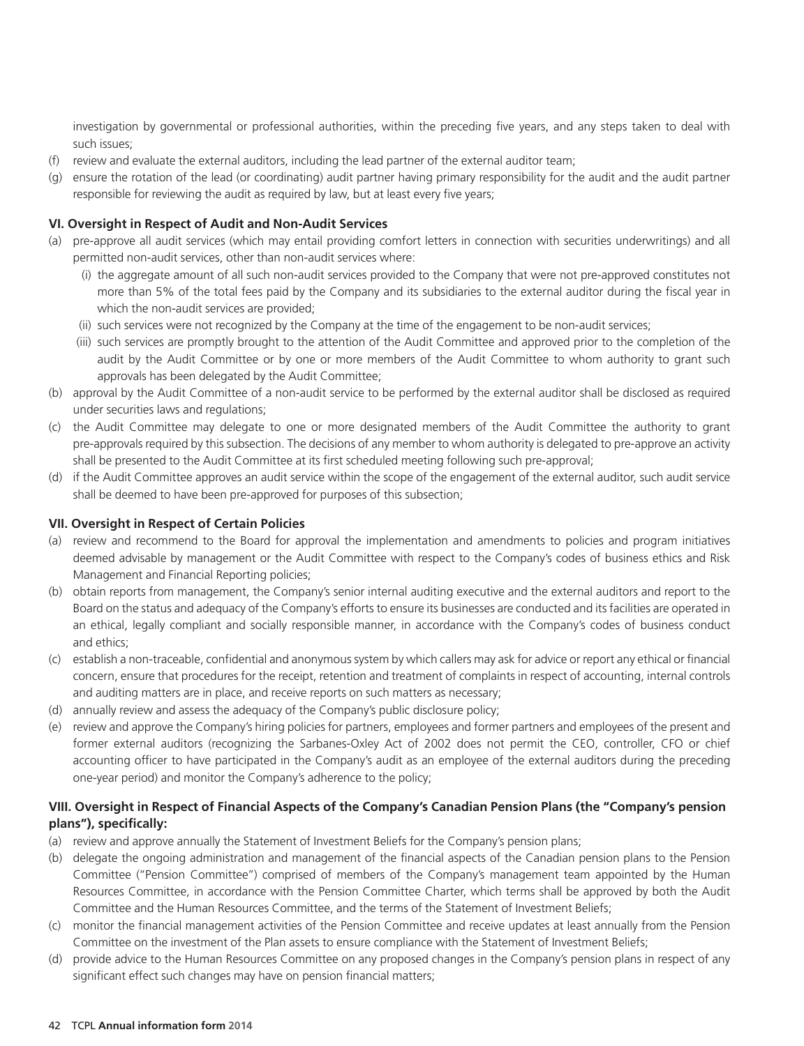investigation by governmental or professional authorities, within the preceding five years, and any steps taken to deal with such issues;

(f) review and evaluate the external auditors, including the lead partner of the external auditor team;

(g) ensure the rotation of the lead (or coordinating) audit partner having primary responsibility for the audit and the audit partner responsible for reviewing the audit as required by law, but at least every five years;

### VI. Oversight in Respect of Audit and Non-Audit Services

(a) pre-approve all audit services (which may entail providing comfort letters in connection with securities underwritings) and all permitted non-audit services, other than non-audit services where:

  (i) the aggregate amount of all such non-audit services provided to the Company that were not pre-approved constitutes not more than 5% of the total fees paid by the Company and its subsidiaries to the external auditor during the fiscal year in which the non-audit services are provided;

  (ii) such services were not recognized by the Company at the time of the engagement to be non-audit services;

  (iii) such services are promptly brought to the attention of the Audit Committee and approved prior to the completion of the audit by the Audit Committee or by one or more members of the Audit Committee to whom authority to grant such approvals has been delegated by the Audit Committee;

(b) approval by the Audit Committee of a non-audit service to be performed by the external auditor shall be disclosed as required under securities laws and regulations;

(c) the Audit Committee may delegate to one or more designated members of the Audit Committee the authority to grant pre-approvals required by this subsection. The decisions of any member to whom authority is delegated to pre-approve an activity shall be presented to the Audit Committee at its first scheduled meeting following such pre-approval;

(d) if the Audit Committee approves an audit service within the scope of the engagement of the external auditor, such audit service shall be deemed to have been pre-approved for purposes of this subsection;

### VII. Oversight in Respect of Certain Policies

(a) review and recommend to the Board for approval the implementation and amendments to policies and program initiatives deemed advisable by management or the Audit Committee with respect to the Company's codes of business ethics and Risk Management and Financial Reporting policies;

(b) obtain reports from management, the Company's senior internal auditing executive and the external auditors and report to the Board on the status and adequacy of the Company's efforts to ensure its businesses are conducted and its facilities are operated in an ethical, legally compliant and socially responsible manner, in accordance with the Company's codes of business conduct and ethics;

(c) establish a non-traceable, confidential and anonymous system by which callers may ask for advice or report any ethical or financial concern, ensure that procedures for the receipt, retention and treatment of complaints in respect of accounting, internal controls and auditing matters are in place, and receive reports on such matters as necessary;

(d) annually review and assess the adequacy of the Company's public disclosure policy;

(e) review and approve the Company's hiring policies for partners, employees and former partners and employees of the present and former external auditors (recognizing the Sarbanes-Oxley Act of 2002 does not permit the CEO, controller, CFO or chief accounting officer to have participated in the Company's audit as an employee of the external auditors during the preceding one-year period) and monitor the Company's adherence to the policy;

### VIII. Oversight in Respect of Financial Aspects of the Company's Canadian Pension Plans (the "Company's pension plans"), specifically:

(a) review and approve annually the Statement of Investment Beliefs for the Company's pension plans;

(b) delegate the ongoing administration and management of the financial aspects of the Canadian pension plans to the Pension Committee ("Pension Committee") comprised of members of the Company's management team appointed by the Human Resources Committee, in accordance with the Pension Committee Charter, which terms shall be approved by both the Audit Committee and the Human Resources Committee, and the terms of the Statement of Investment Beliefs;

(c) monitor the financial management activities of the Pension Committee and receive updates at least annually from the Pension Committee on the investment of the Plan assets to ensure compliance with the Statement of Investment Beliefs;

(d) provide advice to the Human Resources Committee on any proposed changes in the Company's pension plans in respect of any significant effect such changes may have on pension financial matters;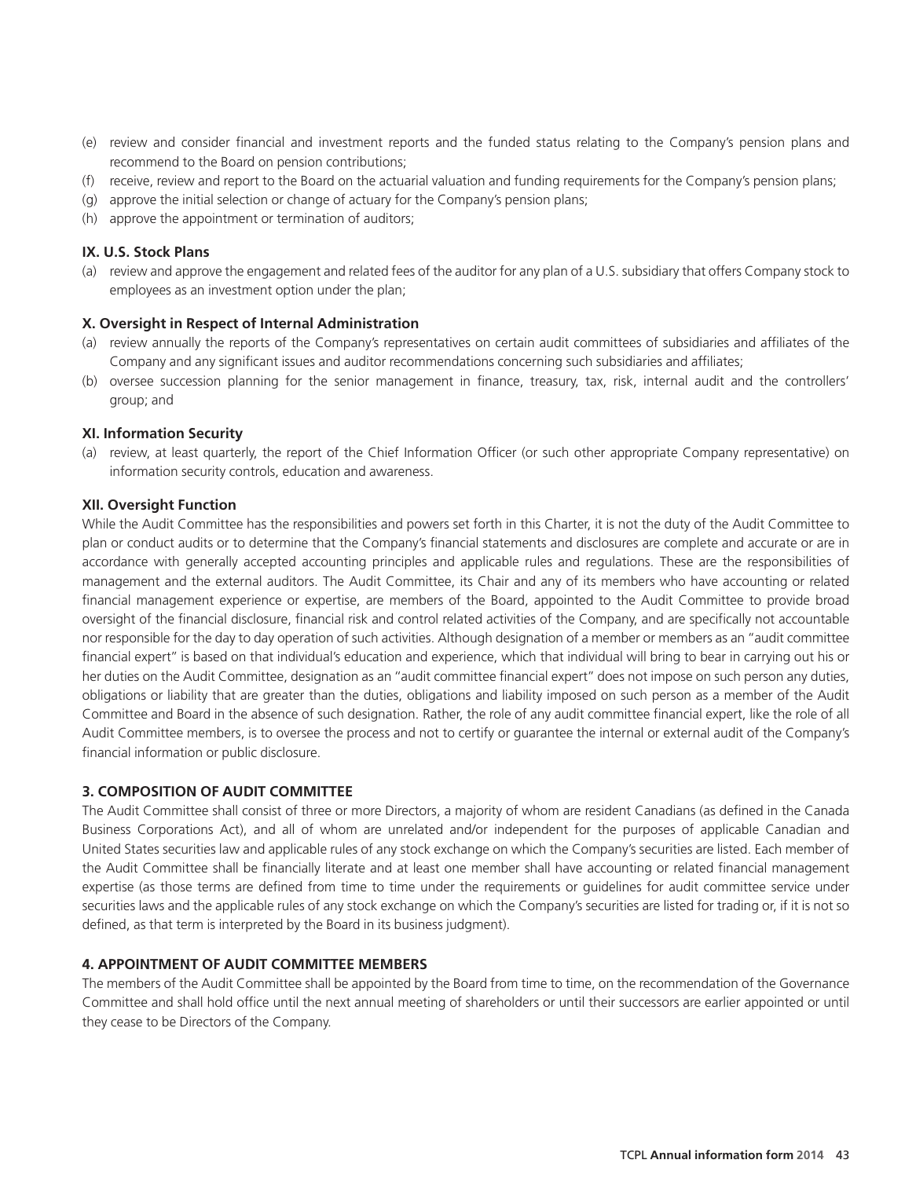(e) review and consider financial and investment reports and the funded status relating to the Company's pension plans and recommend to the Board on pension contributions;
(f) receive, review and report to the Board on the actuarial valuation and funding requirements for the Company's pension plans;
(g) approve the initial selection or change of actuary for the Company's pension plans;
(h) approve the appointment or termination of auditors;

**IX. U.S. Stock Plans**

(a) review and approve the engagement and related fees of the auditor for any plan of a U.S. subsidiary that offers Company stock to employees as an investment option under the plan;

**X. Oversight in Respect of Internal Administration**

(a) review annually the reports of the Company's representatives on certain audit committees of subsidiaries and affiliates of the Company and any significant issues and auditor recommendations concerning such subsidiaries and affiliates;
(b) oversee succession planning for the senior management in finance, treasury, tax, risk, internal audit and the controllers' group; and

**XI. Information Security**

(a) review, at least quarterly, the report of the Chief Information Officer (or such other appropriate Company representative) on information security controls, education and awareness.

**XII. Oversight Function**

While the Audit Committee has the responsibilities and powers set forth in this Charter, it is not the duty of the Audit Committee to plan or conduct audits or to determine that the Company's financial statements and disclosures are complete and accurate or are in accordance with generally accepted accounting principles and applicable rules and regulations. These are the responsibilities of management and the external auditors. The Audit Committee, its Chair and any of its members who have accounting or related financial management experience or expertise, are members of the Board, appointed to the Audit Committee to provide broad oversight of the financial disclosure, financial risk and control related activities of the Company, and are specifically not accountable nor responsible for the day to day operation of such activities. Although designation of a member or members as an "audit committee financial expert" is based on that individual's education and experience, which that individual will bring to bear in carrying out his or her duties on the Audit Committee, designation as an "audit committee financial expert" does not impose on such person any duties, obligations or liability that are greater than the duties, obligations and liability imposed on such person as a member of the Audit Committee and Board in the absence of such designation. Rather, the role of any audit committee financial expert, like the role of all Audit Committee members, is to oversee the process and not to certify or guarantee the internal or external audit of the Company's financial information or public disclosure.

**3. COMPOSITION OF AUDIT COMMITTEE**

The Audit Committee shall consist of three or more Directors, a majority of whom are resident Canadians (as defined in the Canada Business Corporations Act), and all of whom are unrelated and/or independent for the purposes of applicable Canadian and United States securities law and applicable rules of any stock exchange on which the Company's securities are listed. Each member of the Audit Committee shall be financially literate and at least one member shall have accounting or related financial management expertise (as those terms are defined from time to time under the requirements or guidelines for audit committee service under securities laws and the applicable rules of any stock exchange on which the Company's securities are listed for trading or, if it is not so defined, as that term is interpreted by the Board in its business judgment).

**4. APPOINTMENT OF AUDIT COMMITTEE MEMBERS**

The members of the Audit Committee shall be appointed by the Board from time to time, on the recommendation of the Governance Committee and shall hold office until the next annual meeting of shareholders or until their successors are earlier appointed or until they cease to be Directors of the Company.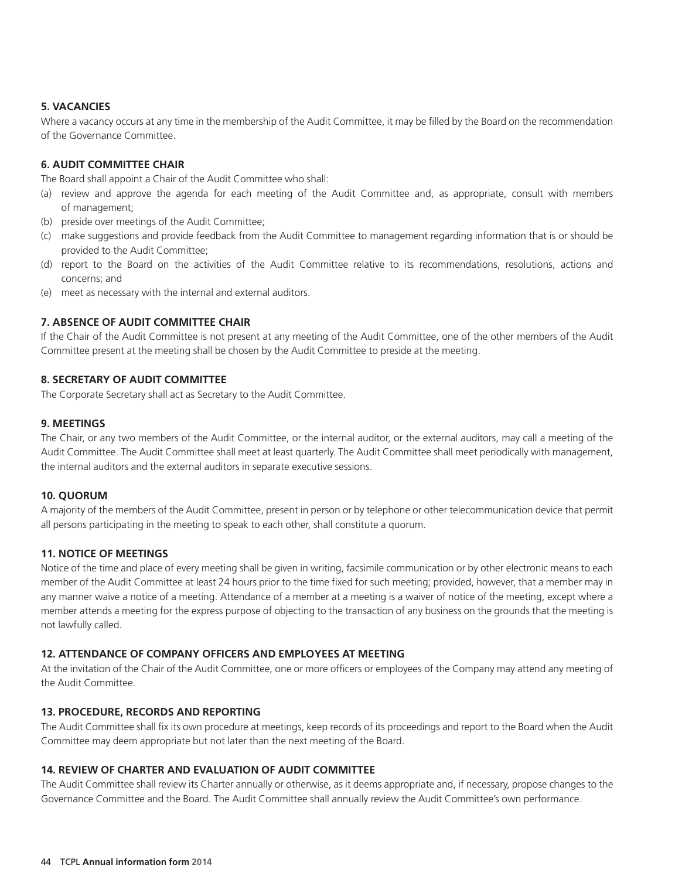### 5. VACANCIES

Where a vacancy occurs at any time in the membership of the Audit Committee, it may be filled by the Board on the recommendation of the Governance Committee.

### 6. AUDIT COMMITTEE CHAIR

The Board shall appoint a Chair of the Audit Committee who shall:

(a) review and approve the agenda for each meeting of the Audit Committee and, as appropriate, consult with members of management;

(b) preside over meetings of the Audit Committee;

(c) make suggestions and provide feedback from the Audit Committee to management regarding information that is or should be provided to the Audit Committee;

(d) report to the Board on the activities of the Audit Committee relative to its recommendations, resolutions, actions and concerns; and

(e) meet as necessary with the internal and external auditors.

### 7. ABSENCE OF AUDIT COMMITTEE CHAIR

If the Chair of the Audit Committee is not present at any meeting of the Audit Committee, one of the other members of the Audit Committee present at the meeting shall be chosen by the Audit Committee to preside at the meeting.

### 8. SECRETARY OF AUDIT COMMITTEE

The Corporate Secretary shall act as Secretary to the Audit Committee.

### 9. MEETINGS

The Chair, or any two members of the Audit Committee, or the internal auditor, or the external auditors, may call a meeting of the Audit Committee. The Audit Committee shall meet at least quarterly. The Audit Committee shall meet periodically with management, the internal auditors and the external auditors in separate executive sessions.

### 10. QUORUM

A majority of the members of the Audit Committee, present in person or by telephone or other telecommunication device that permit all persons participating in the meeting to speak to each other, shall constitute a quorum.

### 11. NOTICE OF MEETINGS

Notice of the time and place of every meeting shall be given in writing, facsimile communication or by other electronic means to each member of the Audit Committee at least 24 hours prior to the time fixed for such meeting; provided, however, that a member may in any manner waive a notice of a meeting. Attendance of a member at a meeting is a waiver of notice of the meeting, except where a member attends a meeting for the express purpose of objecting to the transaction of any business on the grounds that the meeting is not lawfully called.

### 12. ATTENDANCE OF COMPANY OFFICERS AND EMPLOYEES AT MEETING

At the invitation of the Chair of the Audit Committee, one or more officers or employees of the Company may attend any meeting of the Audit Committee.

### 13. PROCEDURE, RECORDS AND REPORTING

The Audit Committee shall fix its own procedure at meetings, keep records of its proceedings and report to the Board when the Audit Committee may deem appropriate but not later than the next meeting of the Board.

### 14. REVIEW OF CHARTER AND EVALUATION OF AUDIT COMMITTEE

The Audit Committee shall review its Charter annually or otherwise, as it deems appropriate and, if necessary, propose changes to the Governance Committee and the Board. The Audit Committee shall annually review the Audit Committee's own performance.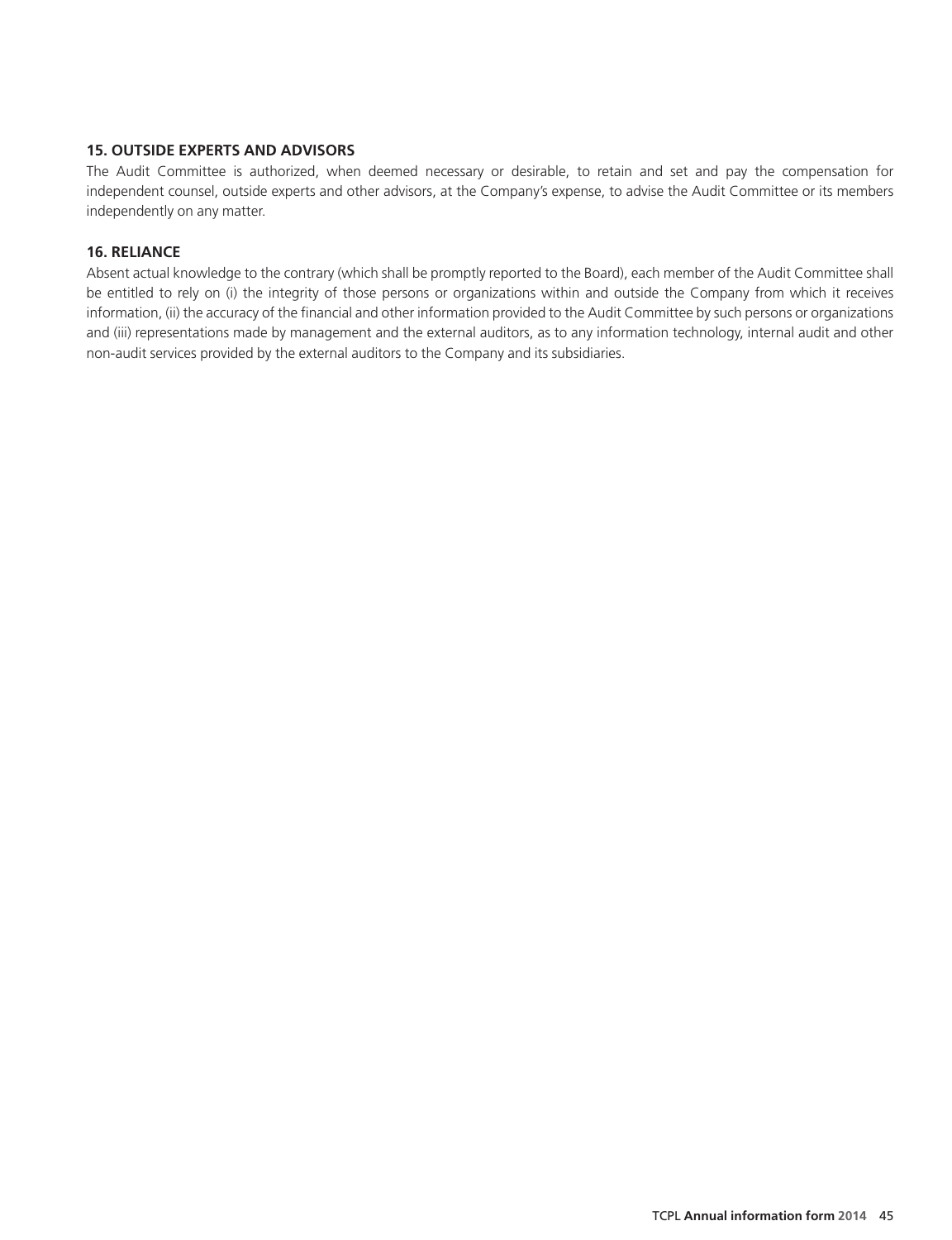### 15. OUTSIDE EXPERTS AND ADVISORS

The Audit Committee is authorized, when deemed necessary or desirable, to retain and set and pay the compensation for independent counsel, outside experts and other advisors, at the Company's expense, to advise the Audit Committee or its members independently on any matter.

### 16. RELIANCE

Absent actual knowledge to the contrary (which shall be promptly reported to the Board), each member of the Audit Committee shall be entitled to rely on (i) the integrity of those persons or organizations within and outside the Company from which it receives information, (ii) the accuracy of the financial and other information provided to the Audit Committee by such persons or organizations and (iii) representations made by management and the external auditors, as to any information technology, internal audit and other non-audit services provided by the external auditors to the Company and its subsidiaries.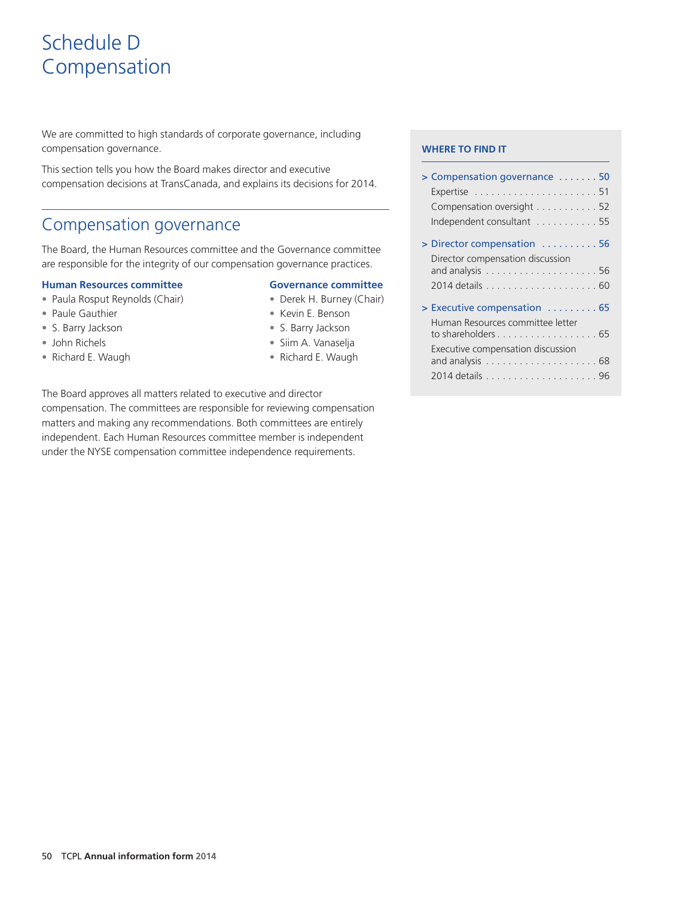# Schedule D Compensation

We are committed to high standards of corporate governance, including compensation governance.

This section tells you how the Board makes director and executive compensation decisions at TransCanada, and explains its decisions for 2014.

## Compensation governance

The Board, the Human Resources committee and the Governance committee are responsible for the integrity of our compensation governance practices.

**Human Resources committee**

- Paula Rosput Reynolds (Chair)
- Paule Gauthier
- S. Barry Jackson
- John Richels
- Richard E. Waugh

**Governance committee**

- Derek H. Burney (Chair)
- Kevin E. Benson
- S. Barry Jackson
- Siim A. Vanaselja
- Richard E. Waugh

The Board approves all matters related to executive and director compensation. The committees are responsible for reviewing compensation matters and making any recommendations. Both committees are entirely independent. Each Human Resources committee member is independent under the NYSE compensation committee independence requirements.

**WHERE TO FIND IT**

> Compensation governance ....... 50
  Expertise ....... 51
  Compensation oversight ....... 52
  Independent consultant ....... 55

> Director compensation ....... 56
  Director compensation discussion and analysis ....... 56
  2014 details ....... 60

> Executive compensation ....... 65
  Human Resources committee letter to shareholders ....... 65
  Executive compensation discussion and analysis ....... 68
  2014 details ....... 96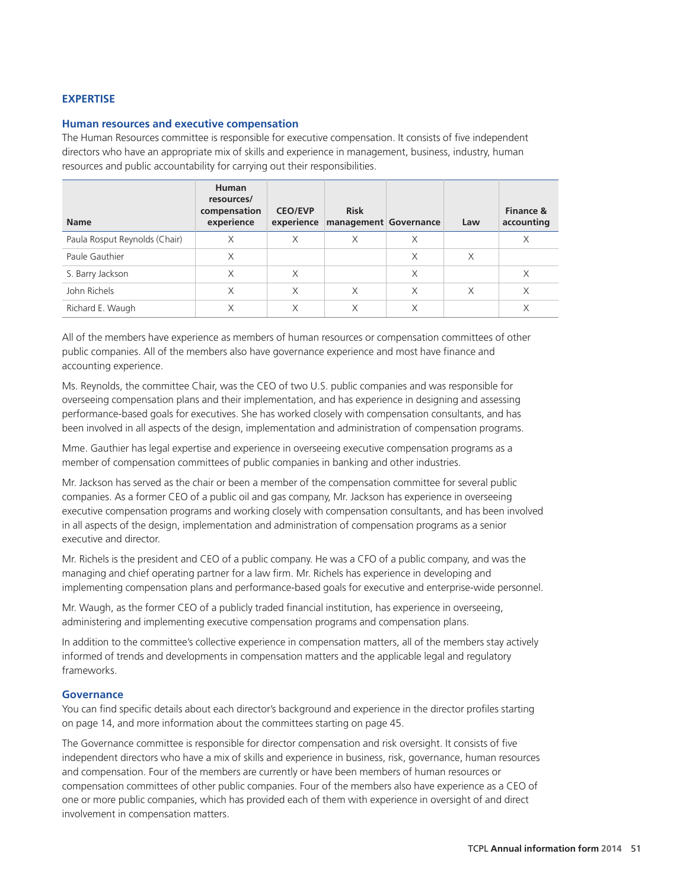## EXPERTISE

### Human resources and executive compensation

The Human Resources committee is responsible for executive compensation. It consists of five independent directors who have an appropriate mix of skills and experience in management, business, industry, human resources and public accountability for carrying out their responsibilities.

| Name | Human resources/ compensation experience | CEO/EVP experience | Risk management | Governance | Law | Finance & accounting |
|---|---|---|---|---|---|---|
| Paula Rosput Reynolds (Chair) | X | X | X | X | | X |
| Paule Gauthier | X | | | X | X | |
| S. Barry Jackson | X | X | | X | | X |
| John Richels | X | X | X | X | X | X |
| Richard E. Waugh | X | X | X | X | | X |

All of the members have experience as members of human resources or compensation committees of other public companies. All of the members also have governance experience and most have finance and accounting experience.

Ms. Reynolds, the committee Chair, was the CEO of two U.S. public companies and was responsible for overseeing compensation plans and their implementation, and has experience in designing and assessing performance-based goals for executives. She has worked closely with compensation consultants, and has been involved in all aspects of the design, implementation and administration of compensation programs.

Mme. Gauthier has legal expertise and experience in overseeing executive compensation programs as a member of compensation committees of public companies in banking and other industries.

Mr. Jackson has served as the chair or been a member of the compensation committee for several public companies. As a former CEO of a public oil and gas company, Mr. Jackson has experience in overseeing executive compensation programs and working closely with compensation consultants, and has been involved in all aspects of the design, implementation and administration of compensation programs as a senior executive and director.

Mr. Richels is the president and CEO of a public company. He was a CFO of a public company, and was the managing and chief operating partner for a law firm. Mr. Richels has experience in developing and implementing compensation plans and performance-based goals for executive and enterprise-wide personnel.

Mr. Waugh, as the former CEO of a publicly traded financial institution, has experience in overseeing, administering and implementing executive compensation programs and compensation plans.

In addition to the committee's collective experience in compensation matters, all of the members stay actively informed of trends and developments in compensation matters and the applicable legal and regulatory frameworks.

### Governance

You can find specific details about each director's background and experience in the director profiles starting on page 14, and more information about the committees starting on page 45.

The Governance committee is responsible for director compensation and risk oversight. It consists of five independent directors who have a mix of skills and experience in business, risk, governance, human resources and compensation. Four of the members are currently or have been members of human resources or compensation committees of other public companies. Four of the members also have experience as a CEO of one or more public companies, which has provided each of them with experience in oversight of and direct involvement in compensation matters.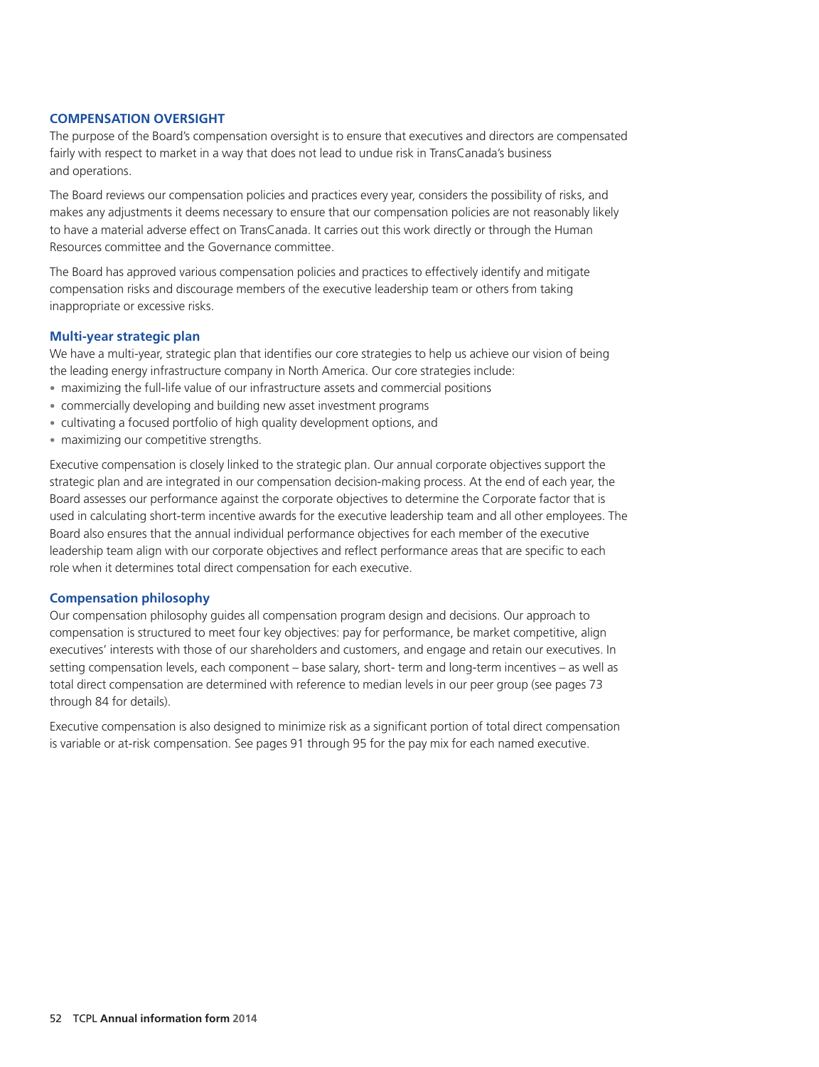## COMPENSATION OVERSIGHT

The purpose of the Board's compensation oversight is to ensure that executives and directors are compensated fairly with respect to market in a way that does not lead to undue risk in TransCanada's business and operations.

The Board reviews our compensation policies and practices every year, considers the possibility of risks, and makes any adjustments it deems necessary to ensure that our compensation policies are not reasonably likely to have a material adverse effect on TransCanada. It carries out this work directly or through the Human Resources committee and the Governance committee.

The Board has approved various compensation policies and practices to effectively identify and mitigate compensation risks and discourage members of the executive leadership team or others from taking inappropriate or excessive risks.

### Multi-year strategic plan

We have a multi-year, strategic plan that identifies our core strategies to help us achieve our vision of being the leading energy infrastructure company in North America. Our core strategies include:

- maximizing the full-life value of our infrastructure assets and commercial positions
- commercially developing and building new asset investment programs
- cultivating a focused portfolio of high quality development options, and
- maximizing our competitive strengths.

Executive compensation is closely linked to the strategic plan. Our annual corporate objectives support the strategic plan and are integrated in our compensation decision-making process. At the end of each year, the Board assesses our performance against the corporate objectives to determine the Corporate factor that is used in calculating short-term incentive awards for the executive leadership team and all other employees. The Board also ensures that the annual individual performance objectives for each member of the executive leadership team align with our corporate objectives and reflect performance areas that are specific to each role when it determines total direct compensation for each executive.

### Compensation philosophy

Our compensation philosophy guides all compensation program design and decisions. Our approach to compensation is structured to meet four key objectives: pay for performance, be market competitive, align executives' interests with those of our shareholders and customers, and engage and retain our executives. In setting compensation levels, each component – base salary, short- term and long-term incentives – as well as total direct compensation are determined with reference to median levels in our peer group (see pages 73 through 84 for details).

Executive compensation is also designed to minimize risk as a significant portion of total direct compensation is variable or at-risk compensation. See pages 91 through 95 for the pay mix for each named executive.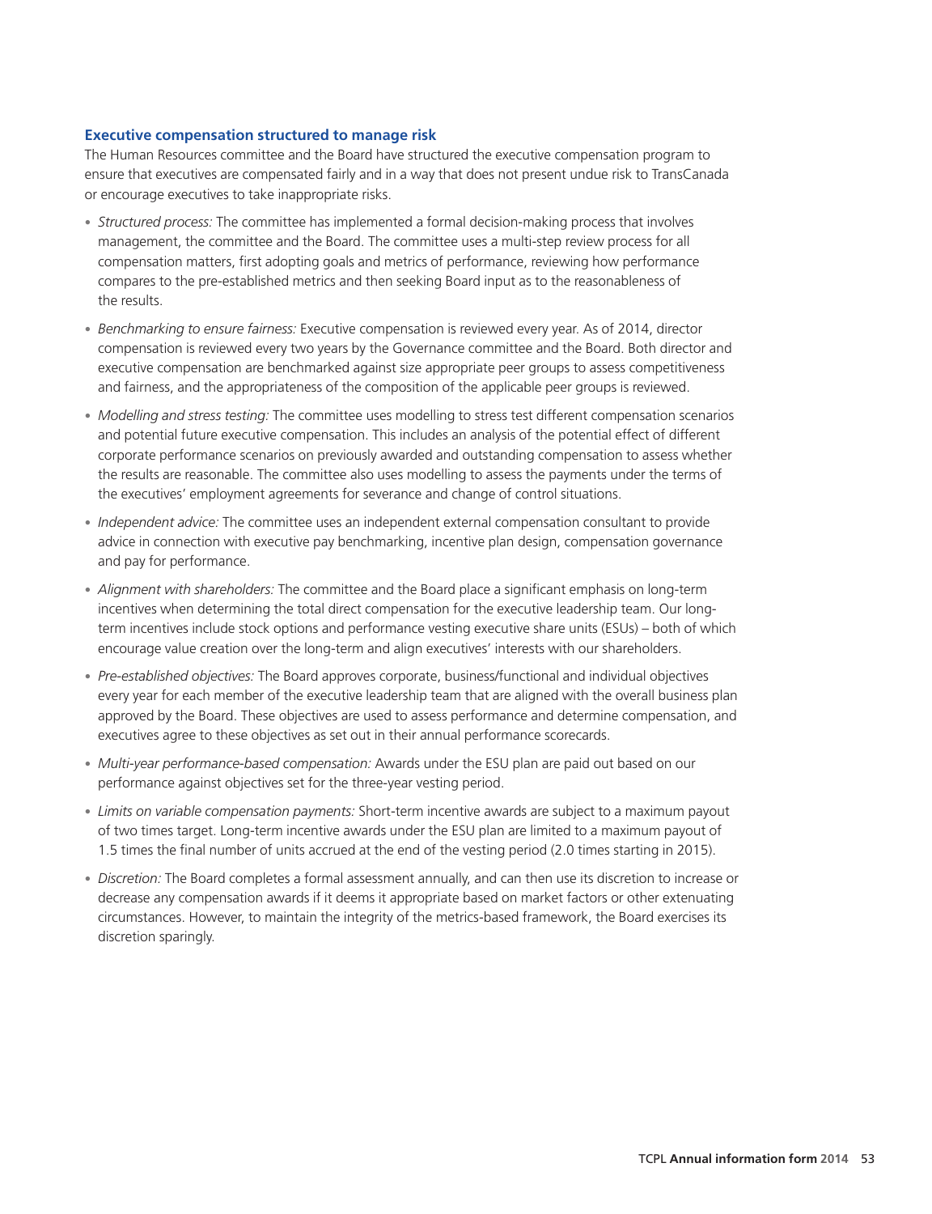### Executive compensation structured to manage risk

The Human Resources committee and the Board have structured the executive compensation program to ensure that executives are compensated fairly and in a way that does not present undue risk to TransCanada or encourage executives to take inappropriate risks.

- *Structured process:* The committee has implemented a formal decision-making process that involves management, the committee and the Board. The committee uses a multi-step review process for all compensation matters, first adopting goals and metrics of performance, reviewing how performance compares to the pre-established metrics and then seeking Board input as to the reasonableness of the results.
- *Benchmarking to ensure fairness:* Executive compensation is reviewed every year. As of 2014, director compensation is reviewed every two years by the Governance committee and the Board. Both director and executive compensation are benchmarked against size appropriate peer groups to assess competitiveness and fairness, and the appropriateness of the composition of the applicable peer groups is reviewed.
- *Modelling and stress testing:* The committee uses modelling to stress test different compensation scenarios and potential future executive compensation. This includes an analysis of the potential effect of different corporate performance scenarios on previously awarded and outstanding compensation to assess whether the results are reasonable. The committee also uses modelling to assess the payments under the terms of the executives' employment agreements for severance and change of control situations.
- *Independent advice:* The committee uses an independent external compensation consultant to provide advice in connection with executive pay benchmarking, incentive plan design, compensation governance and pay for performance.
- *Alignment with shareholders:* The committee and the Board place a significant emphasis on long-term incentives when determining the total direct compensation for the executive leadership team. Our long-term incentives include stock options and performance vesting executive share units (ESUs) – both of which encourage value creation over the long-term and align executives' interests with our shareholders.
- *Pre-established objectives:* The Board approves corporate, business/functional and individual objectives every year for each member of the executive leadership team that are aligned with the overall business plan approved by the Board. These objectives are used to assess performance and determine compensation, and executives agree to these objectives as set out in their annual performance scorecards.
- *Multi-year performance-based compensation:* Awards under the ESU plan are paid out based on our performance against objectives set for the three-year vesting period.
- *Limits on variable compensation payments:* Short-term incentive awards are subject to a maximum payout of two times target. Long-term incentive awards under the ESU plan are limited to a maximum payout of 1.5 times the final number of units accrued at the end of the vesting period (2.0 times starting in 2015).
- *Discretion:* The Board completes a formal assessment annually, and can then use its discretion to increase or decrease any compensation awards if it deems it appropriate based on market factors or other extenuating circumstances. However, to maintain the integrity of the metrics-based framework, the Board exercises its discretion sparingly.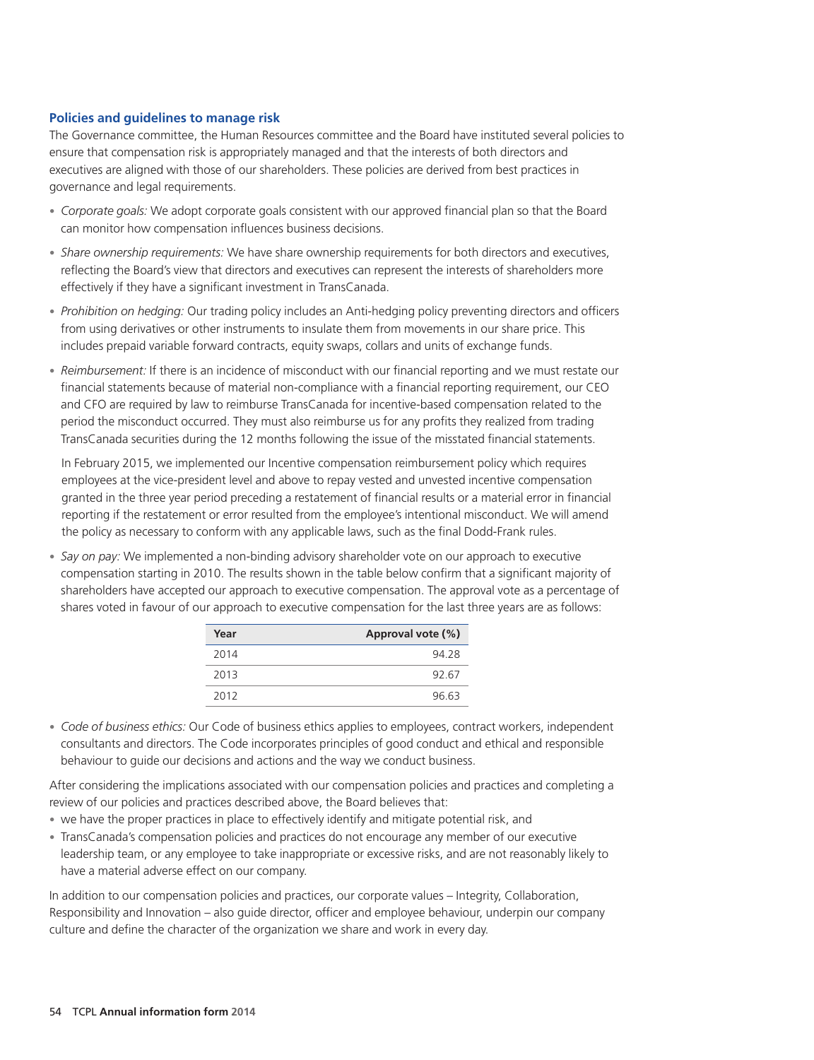### Policies and guidelines to manage risk

The Governance committee, the Human Resources committee and the Board have instituted several policies to ensure that compensation risk is appropriately managed and that the interests of both directors and executives are aligned with those of our shareholders. These policies are derived from best practices in governance and legal requirements.

- *Corporate goals:* We adopt corporate goals consistent with our approved financial plan so that the Board can monitor how compensation influences business decisions.
- *Share ownership requirements:* We have share ownership requirements for both directors and executives, reflecting the Board's view that directors and executives can represent the interests of shareholders more effectively if they have a significant investment in TransCanada.
- *Prohibition on hedging:* Our trading policy includes an Anti-hedging policy preventing directors and officers from using derivatives or other instruments to insulate them from movements in our share price. This includes prepaid variable forward contracts, equity swaps, collars and units of exchange funds.
- *Reimbursement:* If there is an incidence of misconduct with our financial reporting and we must restate our financial statements because of material non-compliance with a financial reporting requirement, our CEO and CFO are required by law to reimburse TransCanada for incentive-based compensation related to the period the misconduct occurred. They must also reimburse us for any profits they realized from trading TransCanada securities during the 12 months following the issue of the misstated financial statements.

  In February 2015, we implemented our Incentive compensation reimbursement policy which requires employees at the vice-president level and above to repay vested and unvested incentive compensation granted in the three year period preceding a restatement of financial results or a material error in financial reporting if the restatement or error resulted from the employee's intentional misconduct. We will amend the policy as necessary to conform with any applicable laws, such as the final Dodd-Frank rules.
- *Say on pay:* We implemented a non-binding advisory shareholder vote on our approach to executive compensation starting in 2010. The results shown in the table below confirm that a significant majority of shareholders have accepted our approach to executive compensation. The approval vote as a percentage of shares voted in favour of our approach to executive compensation for the last three years are as follows:

| Year | Approval vote (%) |
|---|---|
| 2014 | 94.28 |
| 2013 | 92.67 |
| 2012 | 96.63 |

- *Code of business ethics:* Our Code of business ethics applies to employees, contract workers, independent consultants and directors. The Code incorporates principles of good conduct and ethical and responsible behaviour to guide our decisions and actions and the way we conduct business.

After considering the implications associated with our compensation policies and practices and completing a review of our policies and practices described above, the Board believes that:

- we have the proper practices in place to effectively identify and mitigate potential risk, and
- TransCanada's compensation policies and practices do not encourage any member of our executive leadership team, or any employee to take inappropriate or excessive risks, and are not reasonably likely to have a material adverse effect on our company.

In addition to our compensation policies and practices, our corporate values – Integrity, Collaboration, Responsibility and Innovation – also guide director, officer and employee behaviour, underpin our company culture and define the character of the organization we share and work in every day.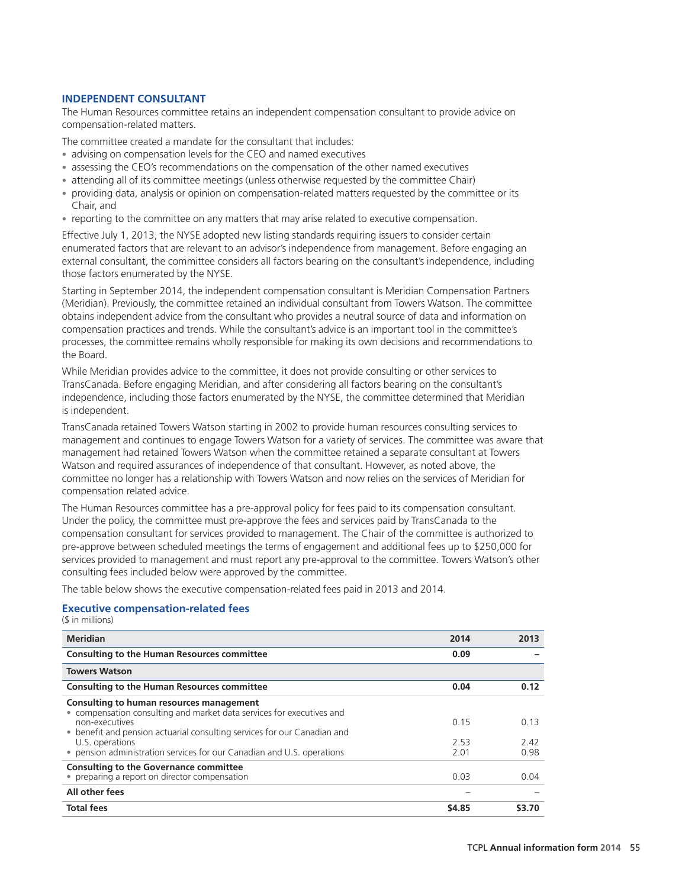## INDEPENDENT CONSULTANT

The Human Resources committee retains an independent compensation consultant to provide advice on compensation-related matters.

The committee created a mandate for the consultant that includes:

- advising on compensation levels for the CEO and named executives
- assessing the CEO's recommendations on the compensation of the other named executives
- attending all of its committee meetings (unless otherwise requested by the committee Chair)
- providing data, analysis or opinion on compensation-related matters requested by the committee or its Chair, and
- reporting to the committee on any matters that may arise related to executive compensation.

Effective July 1, 2013, the NYSE adopted new listing standards requiring issuers to consider certain enumerated factors that are relevant to an advisor's independence from management. Before engaging an external consultant, the committee considers all factors bearing on the consultant's independence, including those factors enumerated by the NYSE.

Starting in September 2014, the independent compensation consultant is Meridian Compensation Partners (Meridian). Previously, the committee retained an individual consultant from Towers Watson. The committee obtains independent advice from the consultant who provides a neutral source of data and information on compensation practices and trends. While the consultant's advice is an important tool in the committee's processes, the committee remains wholly responsible for making its own decisions and recommendations to the Board.

While Meridian provides advice to the committee, it does not provide consulting or other services to TransCanada. Before engaging Meridian, and after considering all factors bearing on the consultant's independence, including those factors enumerated by the NYSE, the committee determined that Meridian is independent.

TransCanada retained Towers Watson starting in 2002 to provide human resources consulting services to management and continues to engage Towers Watson for a variety of services. The committee was aware that management had retained Towers Watson when the committee retained a separate consultant at Towers Watson and required assurances of independence of that consultant. However, as noted above, the committee no longer has a relationship with Towers Watson and now relies on the services of Meridian for compensation related advice.

The Human Resources committee has a pre-approval policy for fees paid to its compensation consultant. Under the policy, the committee must pre-approve the fees and services paid by TransCanada to the compensation consultant for services provided to management. The Chair of the committee is authorized to pre-approve between scheduled meetings the terms of engagement and additional fees up to $250,000 for services provided to management and must report any pre-approval to the committee. Towers Watson's other consulting fees included below were approved by the committee.

The table below shows the executive compensation-related fees paid in 2013 and 2014.

### Executive compensation-related fees

($ in millions)

| Meridian | 2014 | 2013 |
|---|---|---|
| **Consulting to the Human Resources committee** | **0.09** | – |
| **Towers Watson** | | |
| **Consulting to the Human Resources committee** | **0.04** | **0.12** |
| **Consulting to human resources management** | | |
| • compensation consulting and market data services for executives and non-executives | 0.15 | 0.13 |
| • benefit and pension actuarial consulting services for our Canadian and U.S. operations | 2.53 | 2.42 |
| • pension administration services for our Canadian and U.S. operations | 2.01 | 0.98 |
| **Consulting to the Governance committee** | | |
| • preparing a report on director compensation | 0.03 | 0.04 |
| **All other fees** | – | – |
| **Total fees** | **$4.85** | **$3.70** |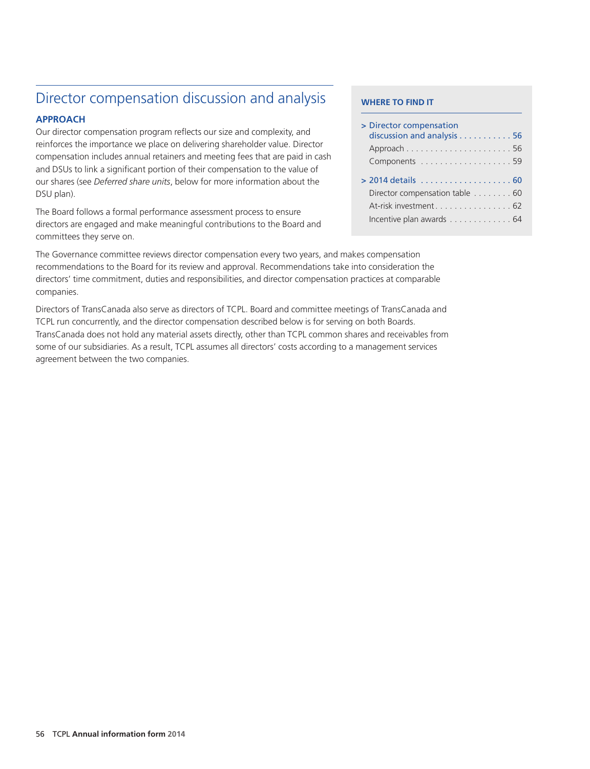## Director compensation discussion and analysis

### APPROACH

Our director compensation program reflects our size and complexity, and reinforces the importance we place on delivering shareholder value. Director compensation includes annual retainers and meeting fees that are paid in cash and DSUs to link a significant portion of their compensation to the value of our shares (see *Deferred share units*, below for more information about the DSU plan).

The Board follows a formal performance assessment process to ensure directors are engaged and make meaningful contributions to the Board and committees they serve on.

**WHERE TO FIND IT**

> Director compensation discussion and analysis . . . . . . . . . . . 56
  Approach . . . . . . . . . . . . . . . . . . . . . . 56
  Components . . . . . . . . . . . . . . . . . . . 59

> 2014 details . . . . . . . . . . . . . . . . . . . 60
  Director compensation table . . . . . . . . 60
  At-risk investment . . . . . . . . . . . . . . . . 62
  Incentive plan awards . . . . . . . . . . . . . 64

The Governance committee reviews director compensation every two years, and makes compensation recommendations to the Board for its review and approval. Recommendations take into consideration the directors' time commitment, duties and responsibilities, and director compensation practices at comparable companies.

Directors of TransCanada also serve as directors of TCPL. Board and committee meetings of TransCanada and TCPL run concurrently, and the director compensation described below is for serving on both Boards. TransCanada does not hold any material assets directly, other than TCPL common shares and receivables from some of our subsidiaries. As a result, TCPL assumes all directors' costs according to a management services agreement between the two companies.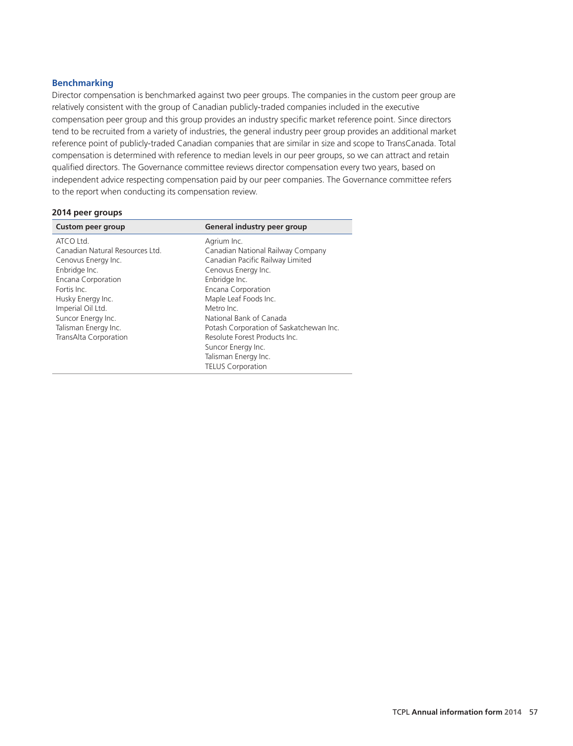### Benchmarking

Director compensation is benchmarked against two peer groups. The companies in the custom peer group are relatively consistent with the group of Canadian publicly-traded companies included in the executive compensation peer group and this group provides an industry specific market reference point. Since directors tend to be recruited from a variety of industries, the general industry peer group provides an additional market reference point of publicly-traded Canadian companies that are similar in size and scope to TransCanada. Total compensation is determined with reference to median levels in our peer groups, so we can attract and retain qualified directors. The Governance committee reviews director compensation every two years, based on independent advice respecting compensation paid by our peer companies. The Governance committee refers to the report when conducting its compensation review.

**2014 peer groups**

| Custom peer group | General industry peer group |
|---|---|
| ATCO Ltd. | Agrium Inc. |
| Canadian Natural Resources Ltd. | Canadian National Railway Company |
| Cenovus Energy Inc. | Canadian Pacific Railway Limited |
| Enbridge Inc. | Cenovus Energy Inc. |
| Encana Corporation | Enbridge Inc. |
| Fortis Inc. | Encana Corporation |
| Husky Energy Inc. | Maple Leaf Foods Inc. |
| Imperial Oil Ltd. | Metro Inc. |
| Suncor Energy Inc. | National Bank of Canada |
| Talisman Energy Inc. | Potash Corporation of Saskatchewan Inc. |
| TransAlta Corporation | Resolute Forest Products Inc. |
| | Suncor Energy Inc. |
| | Talisman Energy Inc. |
| | TELUS Corporation |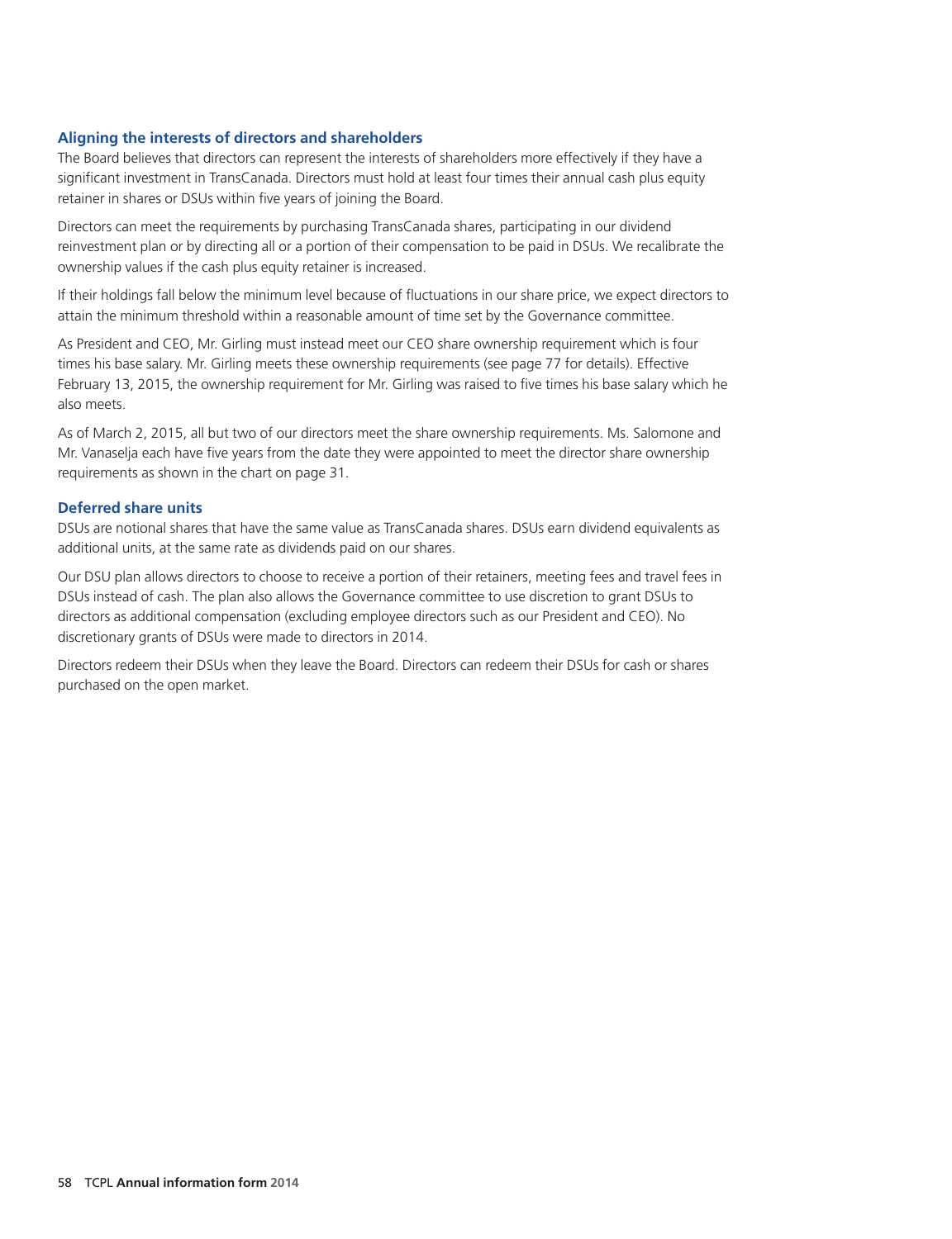### Aligning the interests of directors and shareholders

The Board believes that directors can represent the interests of shareholders more effectively if they have a significant investment in TransCanada. Directors must hold at least four times their annual cash plus equity retainer in shares or DSUs within five years of joining the Board.

Directors can meet the requirements by purchasing TransCanada shares, participating in our dividend reinvestment plan or by directing all or a portion of their compensation to be paid in DSUs. We recalibrate the ownership values if the cash plus equity retainer is increased.

If their holdings fall below the minimum level because of fluctuations in our share price, we expect directors to attain the minimum threshold within a reasonable amount of time set by the Governance committee.

As President and CEO, Mr. Girling must instead meet our CEO share ownership requirement which is four times his base salary. Mr. Girling meets these ownership requirements (see page 77 for details). Effective February 13, 2015, the ownership requirement for Mr. Girling was raised to five times his base salary which he also meets.

As of March 2, 2015, all but two of our directors meet the share ownership requirements. Ms. Salomone and Mr. Vanaselja each have five years from the date they were appointed to meet the director share ownership requirements as shown in the chart on page 31.

### Deferred share units

DSUs are notional shares that have the same value as TransCanada shares. DSUs earn dividend equivalents as additional units, at the same rate as dividends paid on our shares.

Our DSU plan allows directors to choose to receive a portion of their retainers, meeting fees and travel fees in DSUs instead of cash. The plan also allows the Governance committee to use discretion to grant DSUs to directors as additional compensation (excluding employee directors such as our President and CEO). No discretionary grants of DSUs were made to directors in 2014.

Directors redeem their DSUs when they leave the Board. Directors can redeem their DSUs for cash or shares purchased on the open market.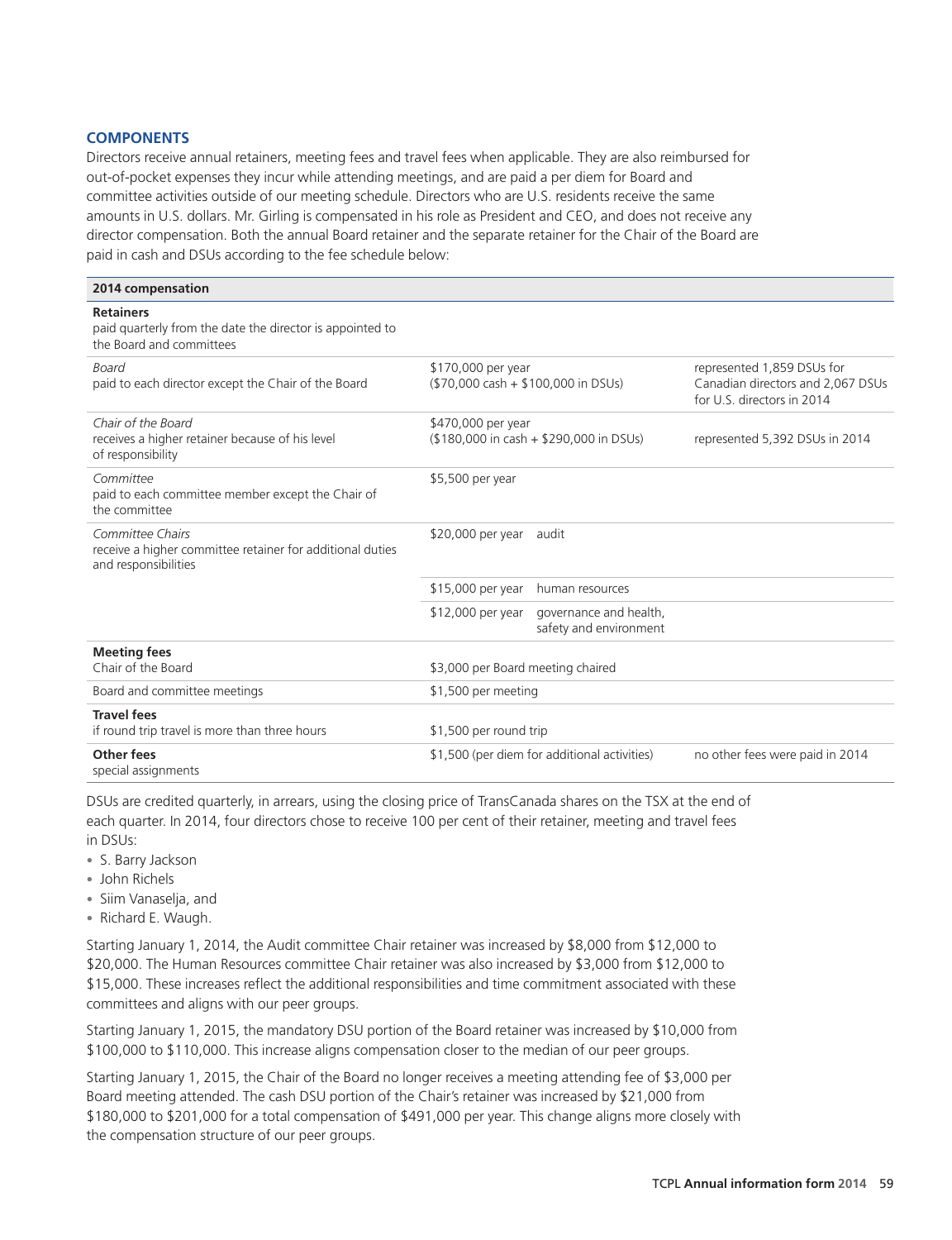## COMPONENTS

Directors receive annual retainers, meeting fees and travel fees when applicable. They are also reimbursed for out-of-pocket expenses they incur while attending meetings, and are paid a per diem for Board and committee activities outside of our meeting schedule. Directors who are U.S. residents receive the same amounts in U.S. dollars. Mr. Girling is compensated in his role as President and CEO, and does not receive any director compensation. Both the annual Board retainer and the separate retainer for the Chair of the Board are paid in cash and DSUs according to the fee schedule below:

| 2014 compensation | | | |
|---|---|---|---|
| **Retainers**<br>paid quarterly from the date the director is appointed to the Board and committees | | | |
| *Board*<br>paid to each director except the Chair of the Board | $170,000 per year<br>($70,000 cash + $100,000 in DSUs) | | represented 1,859 DSUs for Canadian directors and 2,067 DSUs for U.S. directors in 2014 |
| *Chair of the Board*<br>receives a higher retainer because of his level of responsibility | $470,000 per year<br>($180,000 in cash + $290,000 in DSUs) | | represented 5,392 DSUs in 2014 |
| *Committee*<br>paid to each committee member except the Chair of the committee | $5,500 per year | | |
| *Committee Chairs*<br>receive a higher committee retainer for additional duties and responsibilities | $20,000 per year | audit | |
| | $15,000 per year | human resources | |
| | $12,000 per year | governance and health, safety and environment | |
| **Meeting fees**<br>Chair of the Board | $3,000 per Board meeting chaired | | |
| Board and committee meetings | $1,500 per meeting | | |
| **Travel fees**<br>if round trip travel is more than three hours | $1,500 per round trip | | |
| **Other fees**<br>special assignments | $1,500 (per diem for additional activities) | | no other fees were paid in 2014 |

DSUs are credited quarterly, in arrears, using the closing price of TransCanada shares on the TSX at the end of each quarter. In 2014, four directors chose to receive 100 per cent of their retainer, meeting and travel fees in DSUs:

- S. Barry Jackson
- John Richels
- Siim Vanaselja, and
- Richard E. Waugh.

Starting January 1, 2014, the Audit committee Chair retainer was increased by $8,000 from $12,000 to $20,000. The Human Resources committee Chair retainer was also increased by $3,000 from $12,000 to $15,000. These increases reflect the additional responsibilities and time commitment associated with these committees and aligns with our peer groups.

Starting January 1, 2015, the mandatory DSU portion of the Board retainer was increased by $10,000 from $100,000 to $110,000. This increase aligns compensation closer to the median of our peer groups.

Starting January 1, 2015, the Chair of the Board no longer receives a meeting attending fee of $3,000 per Board meeting attended. The cash DSU portion of the Chair's retainer was increased by $21,000 from $180,000 to $201,000 for a total compensation of $491,000 per year. This change aligns more closely with the compensation structure of our peer groups.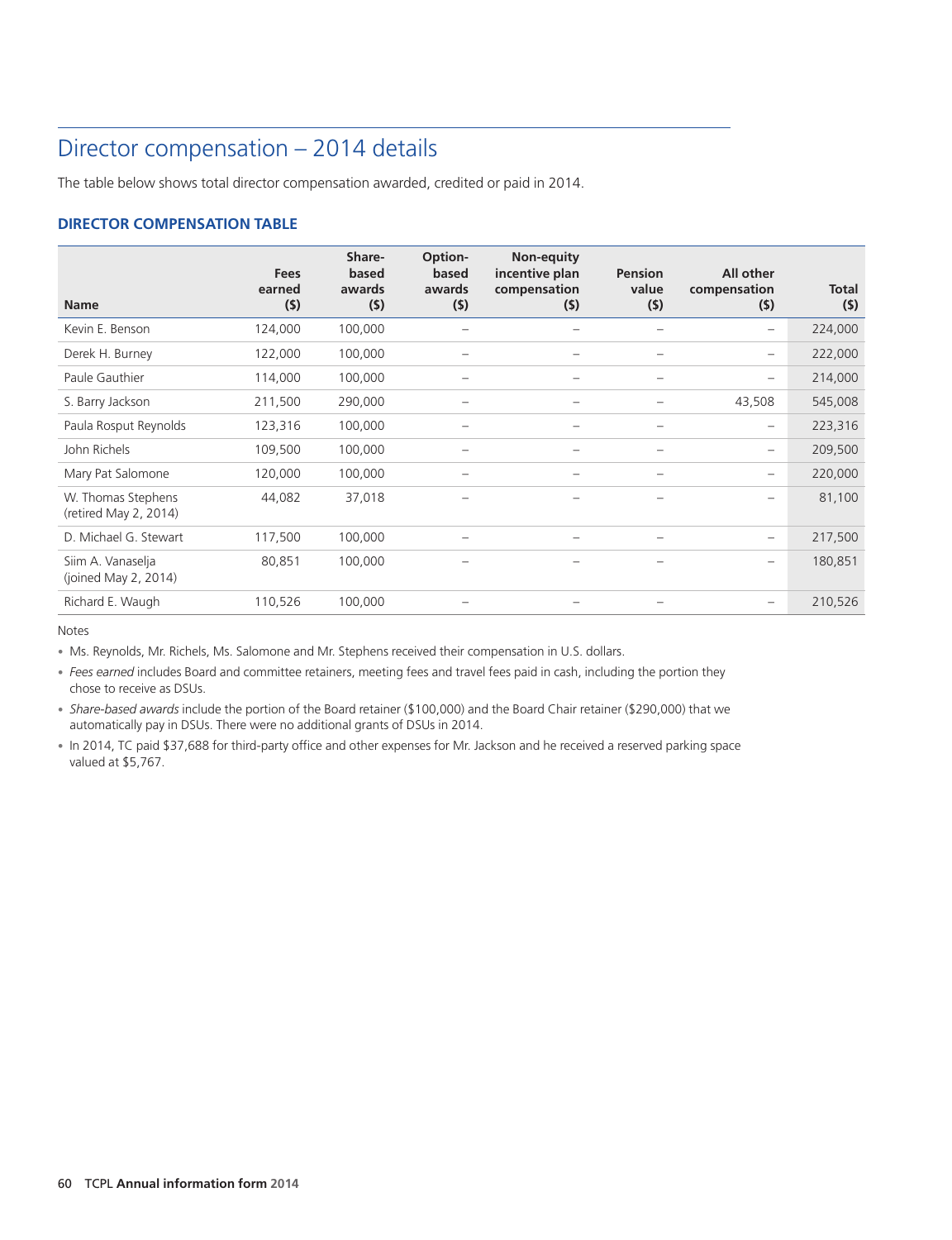# Director compensation – 2014 details

The table below shows total director compensation awarded, credited or paid in 2014.

### DIRECTOR COMPENSATION TABLE

| Name | Fees earned ($) | Share-based awards ($) | Option-based awards ($) | Non-equity incentive plan compensation ($) | Pension value ($) | All other compensation ($) | Total ($) |
|---|---|---|---|---|---|---|---|
| Kevin E. Benson | 124,000 | 100,000 | – | – | – | – | 224,000 |
| Derek H. Burney | 122,000 | 100,000 | – | – | – | – | 222,000 |
| Paule Gauthier | 114,000 | 100,000 | – | – | – | – | 214,000 |
| S. Barry Jackson | 211,500 | 290,000 | – | – | – | 43,508 | 545,008 |
| Paula Rosput Reynolds | 123,316 | 100,000 | – | – | – | – | 223,316 |
| John Richels | 109,500 | 100,000 | – | – | – | – | 209,500 |
| Mary Pat Salomone | 120,000 | 100,000 | – | – | – | – | 220,000 |
| W. Thomas Stephens (retired May 2, 2014) | 44,082 | 37,018 | – | – | – | – | 81,100 |
| D. Michael G. Stewart | 117,500 | 100,000 | – | – | – | – | 217,500 |
| Siim A. Vanaselja (joined May 2, 2014) | 80,851 | 100,000 | – | – | – | – | 180,851 |
| Richard E. Waugh | 110,526 | 100,000 | – | – | – | – | 210,526 |

Notes

- Ms. Reynolds, Mr. Richels, Ms. Salomone and Mr. Stephens received their compensation in U.S. dollars.
- *Fees earned* includes Board and committee retainers, meeting fees and travel fees paid in cash, including the portion they chose to receive as DSUs.
- *Share-based awards* include the portion of the Board retainer ($100,000) and the Board Chair retainer ($290,000) that we automatically pay in DSUs. There were no additional grants of DSUs in 2014.
- In 2014, TC paid $37,688 for third-party office and other expenses for Mr. Jackson and he received a reserved parking space valued at $5,767.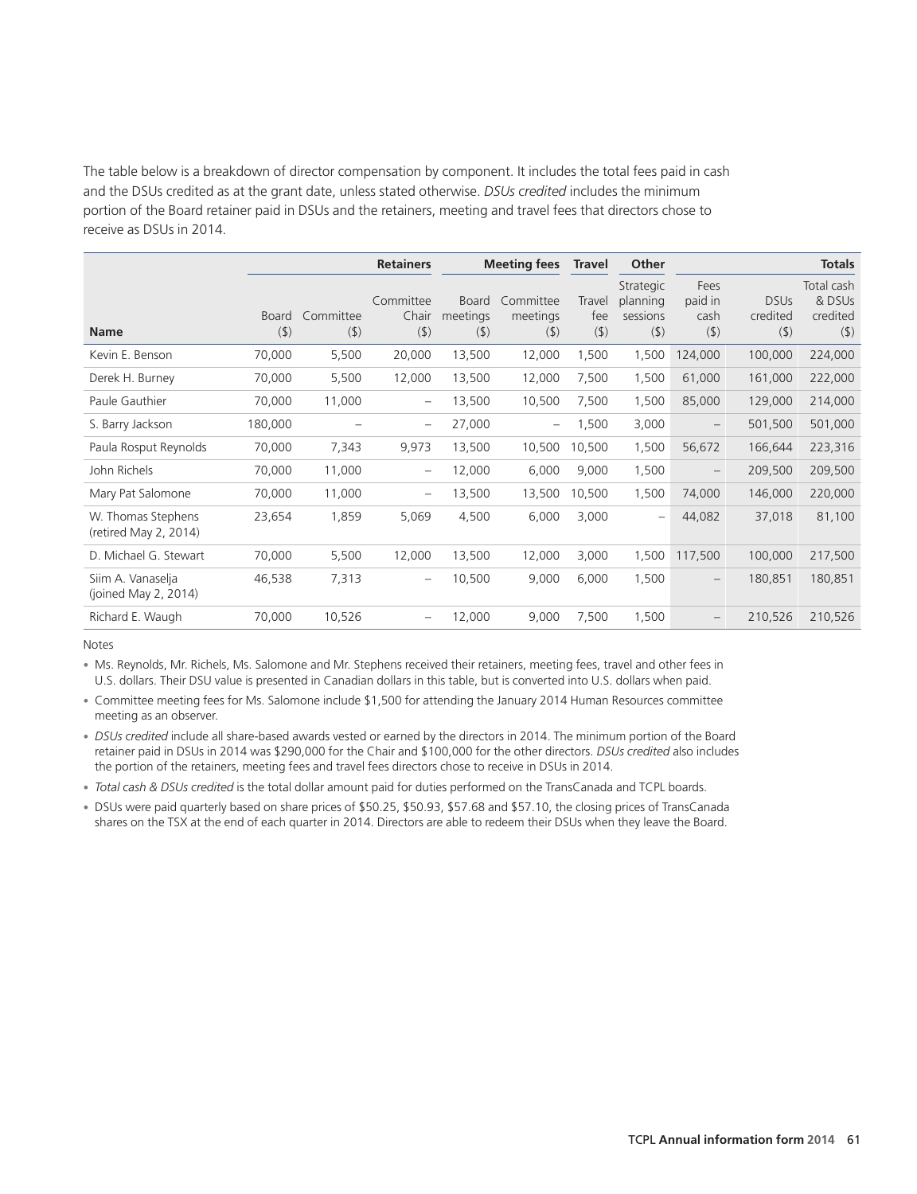The table below is a breakdown of director compensation by component. It includes the total fees paid in cash and the DSUs credited as at the grant date, unless stated otherwise. *DSUs credited* includes the minimum portion of the Board retainer paid in DSUs and the retainers, meeting and travel fees that directors chose to receive as DSUs in 2014.

| | Retainers | | | Meeting fees | | Travel | Other | Totals | | |
|---|---|---|---|---|---|---|---|---|---|---|
| Name | Board ($) | Committee ($) | Committee Chair ($) | Board meetings ($) | Committee meetings ($) | Travel fee ($) | Strategic planning sessions ($) | Fees paid in cash ($) | DSUs credited ($) | Total cash & DSUs credited ($) |
| Kevin E. Benson | 70,000 | 5,500 | 20,000 | 13,500 | 12,000 | 1,500 | 1,500 | 124,000 | 100,000 | 224,000 |
| Derek H. Burney | 70,000 | 5,500 | 12,000 | 13,500 | 12,000 | 7,500 | 1,500 | 61,000 | 161,000 | 222,000 |
| Paule Gauthier | 70,000 | 11,000 | – | 13,500 | 10,500 | 7,500 | 1,500 | 85,000 | 129,000 | 214,000 |
| S. Barry Jackson | 180,000 | – | – | 27,000 | – | 1,500 | 3,000 | – | 501,500 | 501,000 |
| Paula Rosput Reynolds | 70,000 | 7,343 | 9,973 | 13,500 | 10,500 | 10,500 | 1,500 | 56,672 | 166,644 | 223,316 |
| John Richels | 70,000 | 11,000 | – | 12,000 | 6,000 | 9,000 | 1,500 | – | 209,500 | 209,500 |
| Mary Pat Salomone | 70,000 | 11,000 | – | 13,500 | 13,500 | 10,500 | 1,500 | 74,000 | 146,000 | 220,000 |
| W. Thomas Stephens (retired May 2, 2014) | 23,654 | 1,859 | 5,069 | 4,500 | 6,000 | 3,000 | – | 44,082 | 37,018 | 81,100 |
| D. Michael G. Stewart | 70,000 | 5,500 | 12,000 | 13,500 | 12,000 | 3,000 | 1,500 | 117,500 | 100,000 | 217,500 |
| Siim A. Vanaselja (joined May 2, 2014) | 46,538 | 7,313 | – | 10,500 | 9,000 | 6,000 | 1,500 | – | 180,851 | 180,851 |
| Richard E. Waugh | 70,000 | 10,526 | – | 12,000 | 9,000 | 7,500 | 1,500 | – | 210,526 | 210,526 |

Notes

- Ms. Reynolds, Mr. Richels, Ms. Salomone and Mr. Stephens received their retainers, meeting fees, travel and other fees in U.S. dollars. Their DSU value is presented in Canadian dollars in this table, but is converted into U.S. dollars when paid.
- Committee meeting fees for Ms. Salomone include $1,500 for attending the January 2014 Human Resources committee meeting as an observer.
- *DSUs credited* include all share-based awards vested or earned by the directors in 2014. The minimum portion of the Board retainer paid in DSUs in 2014 was $290,000 for the Chair and $100,000 for the other directors. *DSUs credited* also includes the portion of the retainers, meeting fees and travel fees directors chose to receive in DSUs in 2014.
- *Total cash & DSUs credited* is the total dollar amount paid for duties performed on the TransCanada and TCPL boards.
- DSUs were paid quarterly based on share prices of $50.25, $50.93, $57.68 and $57.10, the closing prices of TransCanada shares on the TSX at the end of each quarter in 2014. Directors are able to redeem their DSUs when they leave the Board.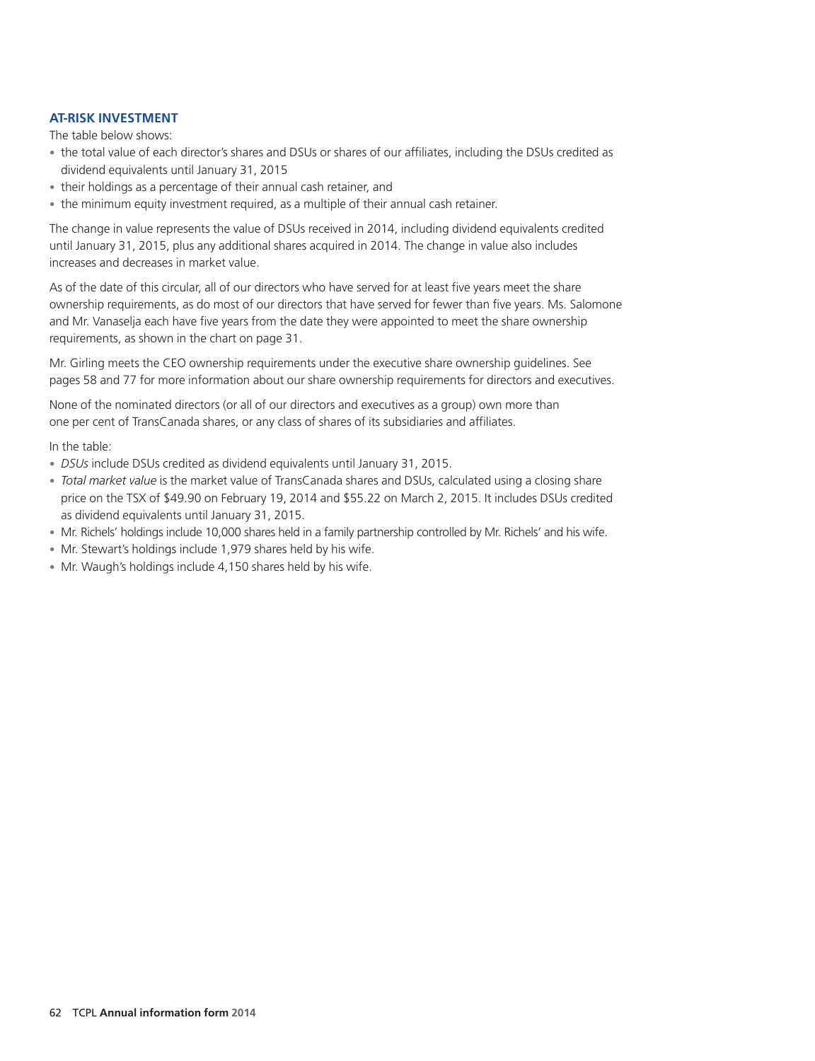### AT-RISK INVESTMENT

The table below shows:

- the total value of each director's shares and DSUs or shares of our affiliates, including the DSUs credited as dividend equivalents until January 31, 2015
- their holdings as a percentage of their annual cash retainer, and
- the minimum equity investment required, as a multiple of their annual cash retainer.

The change in value represents the value of DSUs received in 2014, including dividend equivalents credited until January 31, 2015, plus any additional shares acquired in 2014. The change in value also includes increases and decreases in market value.

As of the date of this circular, all of our directors who have served for at least five years meet the share ownership requirements, as do most of our directors that have served for fewer than five years. Ms. Salomone and Mr. Vanaselja each have five years from the date they were appointed to meet the share ownership requirements, as shown in the chart on page 31.

Mr. Girling meets the CEO ownership requirements under the executive share ownership guidelines. See pages 58 and 77 for more information about our share ownership requirements for directors and executives.

None of the nominated directors (or all of our directors and executives as a group) own more than one per cent of TransCanada shares, or any class of shares of its subsidiaries and affiliates.

In the table:

- *DSUs* include DSUs credited as dividend equivalents until January 31, 2015.
- *Total market value* is the market value of TransCanada shares and DSUs, calculated using a closing share price on the TSX of $49.90 on February 19, 2014 and $55.22 on March 2, 2015. It includes DSUs credited as dividend equivalents until January 31, 2015.
- Mr. Richels' holdings include 10,000 shares held in a family partnership controlled by Mr. Richels' and his wife.
- Mr. Stewart's holdings include 1,979 shares held by his wife.
- Mr. Waugh's holdings include 4,150 shares held by his wife.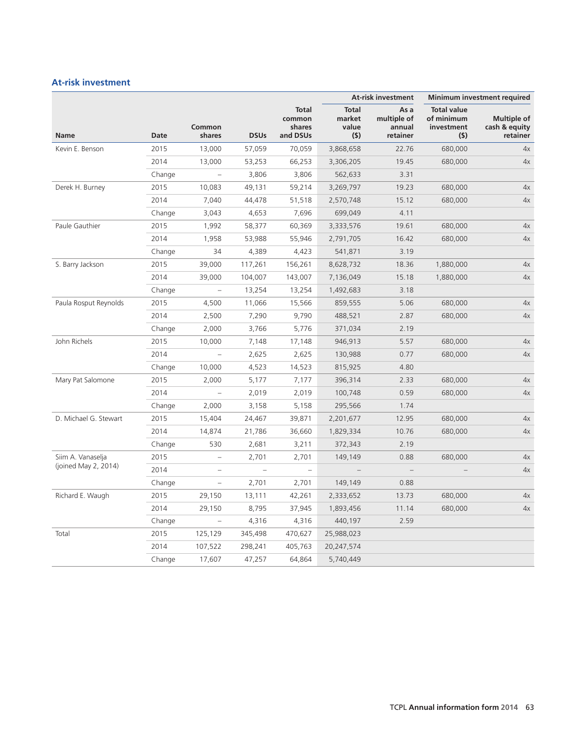## At-risk investment

| Name | Date | Common shares | DSUs | Total common shares and DSUs | At-risk investment | | Minimum investment required | |
|---|---|---|---|---|---|---|---|---|
| | | | | | Total market value ($) | As a multiple of annual retainer | Total value of minimum investment ($) | Multiple of cash & equity retainer |
| Kevin E. Benson | 2015 | 13,000 | 57,059 | 70,059 | 3,868,658 | 22.76 | 680,000 | 4x |
| | 2014 | 13,000 | 53,253 | 66,253 | 3,306,205 | 19.45 | 680,000 | 4x |
| | Change | – | 3,806 | 3,806 | 562,633 | 3.31 | | |
| Derek H. Burney | 2015 | 10,083 | 49,131 | 59,214 | 3,269,797 | 19.23 | 680,000 | 4x |
| | 2014 | 7,040 | 44,478 | 51,518 | 2,570,748 | 15.12 | 680,000 | 4x |
| | Change | 3,043 | 4,653 | 7,696 | 699,049 | 4.11 | | |
| Paule Gauthier | 2015 | 1,992 | 58,377 | 60,369 | 3,333,576 | 19.61 | 680,000 | 4x |
| | 2014 | 1,958 | 53,988 | 55,946 | 2,791,705 | 16.42 | 680,000 | 4x |
| | Change | 34 | 4,389 | 4,423 | 541,871 | 3.19 | | |
| S. Barry Jackson | 2015 | 39,000 | 117,261 | 156,261 | 8,628,732 | 18.36 | 1,880,000 | 4x |
| | 2014 | 39,000 | 104,007 | 143,007 | 7,136,049 | 15.18 | 1,880,000 | 4x |
| | Change | – | 13,254 | 13,254 | 1,492,683 | 3.18 | | |
| Paula Rosput Reynolds | 2015 | 4,500 | 11,066 | 15,566 | 859,555 | 5.06 | 680,000 | 4x |
| | 2014 | 2,500 | 7,290 | 9,790 | 488,521 | 2.87 | 680,000 | 4x |
| | Change | 2,000 | 3,766 | 5,776 | 371,034 | 2.19 | | |
| John Richels | 2015 | 10,000 | 7,148 | 17,148 | 946,913 | 5.57 | 680,000 | 4x |
| | 2014 | – | 2,625 | 2,625 | 130,988 | 0.77 | 680,000 | 4x |
| | Change | 10,000 | 4,523 | 14,523 | 815,925 | 4.80 | | |
| Mary Pat Salomone | 2015 | 2,000 | 5,177 | 7,177 | 396,314 | 2.33 | 680,000 | 4x |
| | 2014 | – | 2,019 | 2,019 | 100,748 | 0.59 | 680,000 | 4x |
| | Change | 2,000 | 3,158 | 5,158 | 295,566 | 1.74 | | |
| D. Michael G. Stewart | 2015 | 15,404 | 24,467 | 39,871 | 2,201,677 | 12.95 | 680,000 | 4x |
| | 2014 | 14,874 | 21,786 | 36,660 | 1,829,334 | 10.76 | 680,000 | 4x |
| | Change | 530 | 2,681 | 3,211 | 372,343 | 2.19 | | |
| Siim A. Vanaselja (joined May 2, 2014) | 2015 | – | 2,701 | 2,701 | 149,149 | 0.88 | 680,000 | 4x |
| | 2014 | – | – | – | – | – | – | 4x |
| | Change | – | 2,701 | 2,701 | 149,149 | 0.88 | | |
| Richard E. Waugh | 2015 | 29,150 | 13,111 | 42,261 | 2,333,652 | 13.73 | 680,000 | 4x |
| | 2014 | 29,150 | 8,795 | 37,945 | 1,893,456 | 11.14 | 680,000 | 4x |
| | Change | – | 4,316 | 4,316 | 440,197 | 2.59 | | |
| Total | 2015 | 125,129 | 345,498 | 470,627 | 25,988,023 | | | |
| | 2014 | 107,522 | 298,241 | 405,763 | 20,247,574 | | | |
| | Change | 17,607 | 47,257 | 64,864 | 5,740,449 | | | |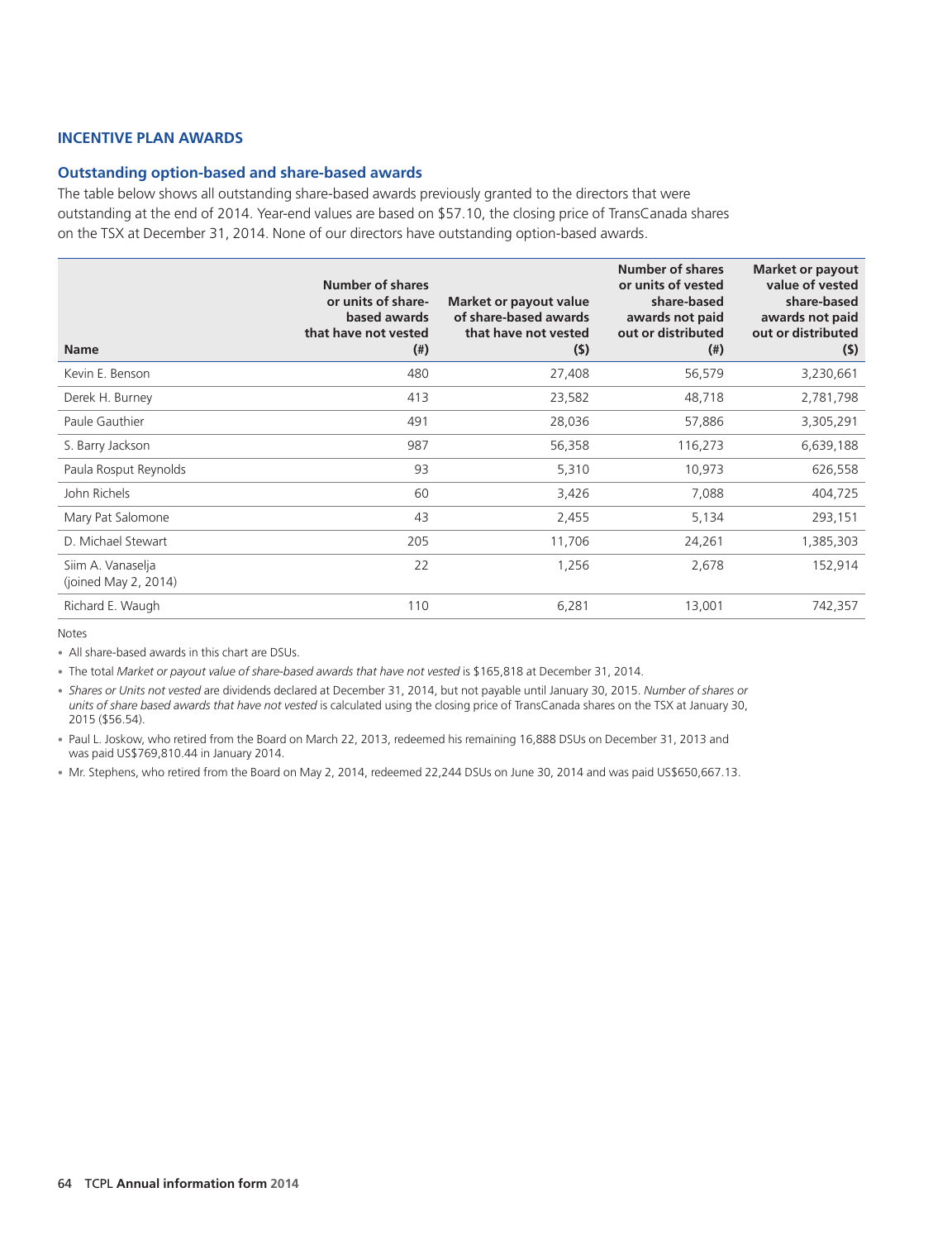## INCENTIVE PLAN AWARDS

### Outstanding option-based and share-based awards

The table below shows all outstanding share-based awards previously granted to the directors that were outstanding at the end of 2014. Year-end values are based on $57.10, the closing price of TransCanada shares on the TSX at December 31, 2014. None of our directors have outstanding option-based awards.

| Name | Number of shares or units of share-based awards that have not vested (#) | Market or payout value of share-based awards that have not vested ($) | Number of shares or units of vested share-based awards not paid out or distributed (#) | Market or payout value of vested share-based awards not paid out or distributed ($) |
|---|---|---|---|---|
| Kevin E. Benson | 480 | 27,408 | 56,579 | 3,230,661 |
| Derek H. Burney | 413 | 23,582 | 48,718 | 2,781,798 |
| Paule Gauthier | 491 | 28,036 | 57,886 | 3,305,291 |
| S. Barry Jackson | 987 | 56,358 | 116,273 | 6,639,188 |
| Paula Rosput Reynolds | 93 | 5,310 | 10,973 | 626,558 |
| John Richels | 60 | 3,426 | 7,088 | 404,725 |
| Mary Pat Salomone | 43 | 2,455 | 5,134 | 293,151 |
| D. Michael Stewart | 205 | 11,706 | 24,261 | 1,385,303 |
| Siim A. Vanaselja (joined May 2, 2014) | 22 | 1,256 | 2,678 | 152,914 |
| Richard E. Waugh | 110 | 6,281 | 13,001 | 742,357 |

Notes

- All share-based awards in this chart are DSUs.
- The total *Market or payout value of share-based awards that have not vested* is $165,818 at December 31, 2014.
- *Shares or Units not vested* are dividends declared at December 31, 2014, but not payable until January 30, 2015. *Number of shares or units of share based awards that have not vested* is calculated using the closing price of TransCanada shares on the TSX at January 30, 2015 ($56.54).
- Paul L. Joskow, who retired from the Board on March 22, 2013, redeemed his remaining 16,888 DSUs on December 31, 2013 and was paid US$769,810.44 in January 2014.
- Mr. Stephens, who retired from the Board on May 2, 2014, redeemed 22,244 DSUs on June 30, 2014 and was paid US$650,667.13.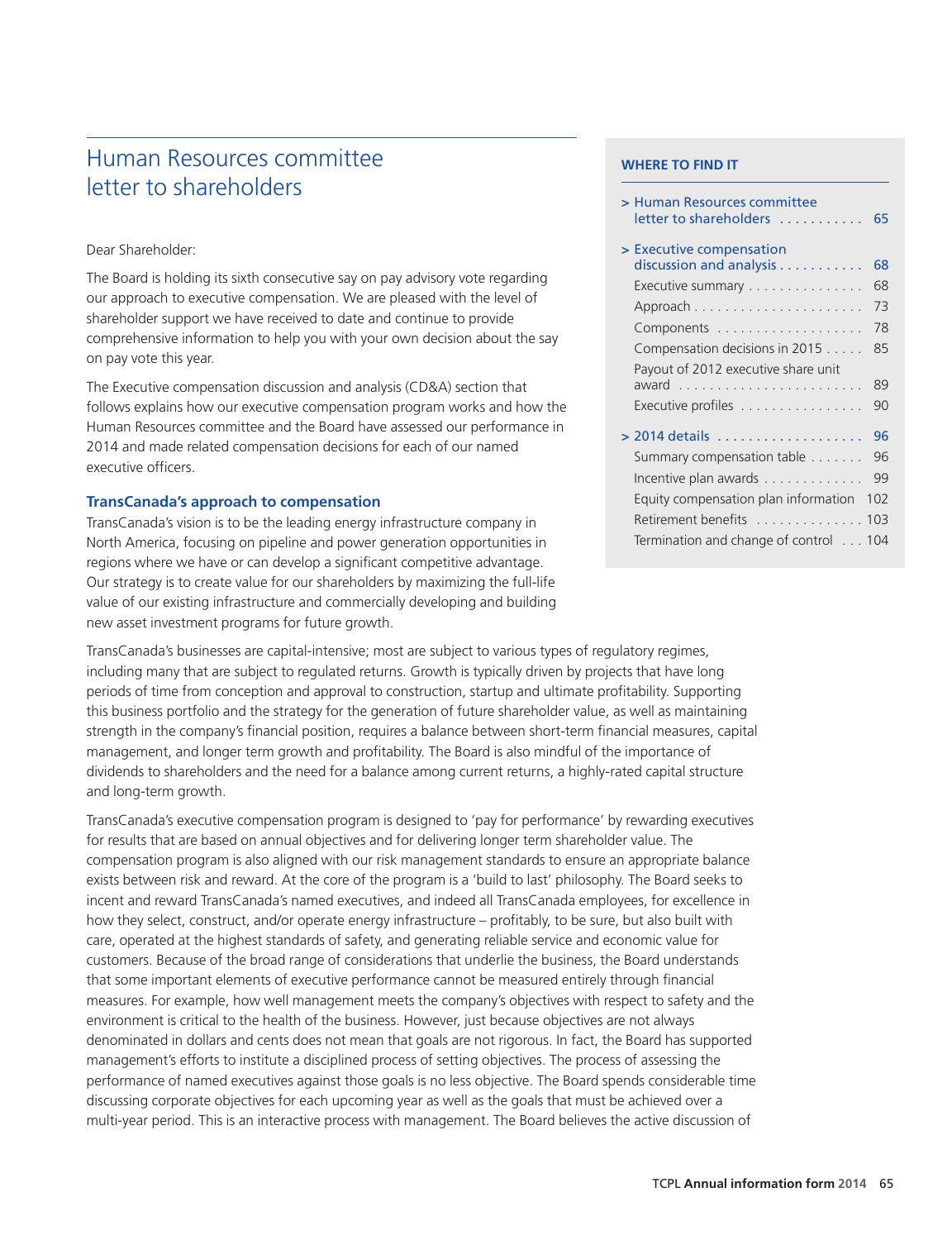# Human Resources committee letter to shareholders

Dear Shareholder:

The Board is holding its sixth consecutive say on pay advisory vote regarding our approach to executive compensation. We are pleased with the level of shareholder support we have received to date and continue to provide comprehensive information to help you with your own decision about the say on pay vote this year.

The Executive compensation discussion and analysis (CD&A) section that follows explains how our executive compensation program works and how the Human Resources committee and the Board have assessed our performance in 2014 and made related compensation decisions for each of our named executive officers.

**WHERE TO FIND IT**

- > Human Resources committee letter to shareholders ........... 65
- > Executive compensation discussion and analysis ........... 68
  - Executive summary ............... 68
  - Approach ....................... 73
  - Components ..................... 78
  - Compensation decisions in 2015 ..... 85
  - Payout of 2012 executive share unit award ......................... 89
  - Executive profiles ................ 90
- > 2014 details .................... 96
  - Summary compensation table ....... 96
  - Incentive plan awards ............. 99
  - Equity compensation plan information 102
  - Retirement benefits .............. 103
  - Termination and change of control ... 104

### TransCanada's approach to compensation

TransCanada's vision is to be the leading energy infrastructure company in North America, focusing on pipeline and power generation opportunities in regions where we have or can develop a significant competitive advantage. Our strategy is to create value for our shareholders by maximizing the full-life value of our existing infrastructure and commercially developing and building new asset investment programs for future growth.

TransCanada's businesses are capital-intensive; most are subject to various types of regulatory regimes, including many that are subject to regulated returns. Growth is typically driven by projects that have long periods of time from conception and approval to construction, startup and ultimate profitability. Supporting this business portfolio and the strategy for the generation of future shareholder value, as well as maintaining strength in the company's financial position, requires a balance between short-term financial measures, capital management, and longer term growth and profitability. The Board is also mindful of the importance of dividends to shareholders and the need for a balance among current returns, a highly-rated capital structure and long-term growth.

TransCanada's executive compensation program is designed to 'pay for performance' by rewarding executives for results that are based on annual objectives and for delivering longer term shareholder value. The compensation program is also aligned with our risk management standards to ensure an appropriate balance exists between risk and reward. At the core of the program is a 'build to last' philosophy. The Board seeks to incent and reward TransCanada's named executives, and indeed all TransCanada employees, for excellence in how they select, construct, and/or operate energy infrastructure – profitably, to be sure, but also built with care, operated at the highest standards of safety, and generating reliable service and economic value for customers. Because of the broad range of considerations that underlie the business, the Board understands that some important elements of executive performance cannot be measured entirely through financial measures. For example, how well management meets the company's objectives with respect to safety and the environment is critical to the health of the business. However, just because objectives are not always denominated in dollars and cents does not mean that goals are not rigorous. In fact, the Board has supported management's efforts to institute a disciplined process of setting objectives. The process of assessing the performance of named executives against those goals is no less objective. The Board spends considerable time discussing corporate objectives for each upcoming year as well as the goals that must be achieved over a multi-year period. This is an interactive process with management. The Board believes the active discussion of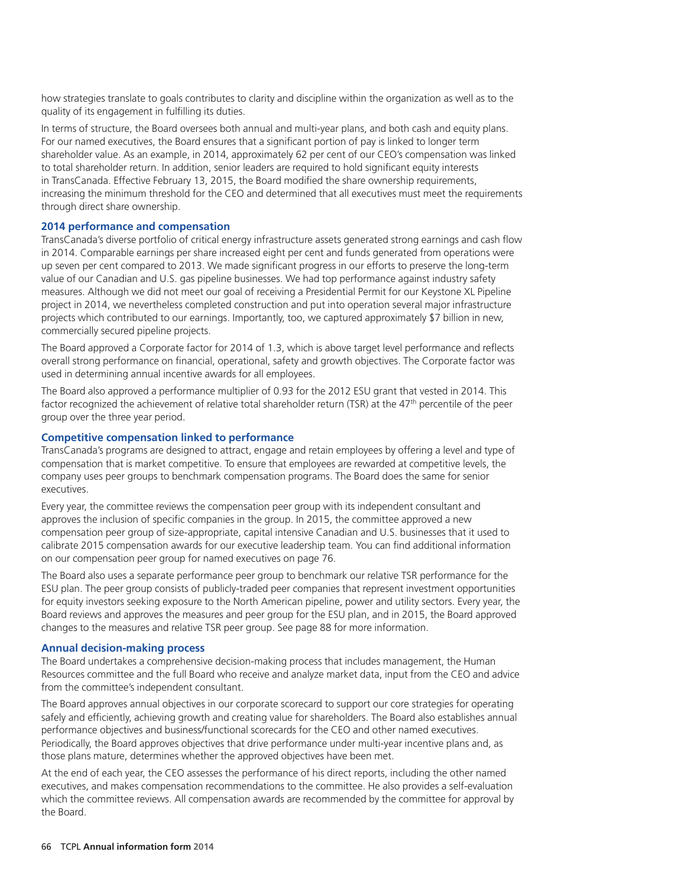how strategies translate to goals contributes to clarity and discipline within the organization as well as to the quality of its engagement in fulfilling its duties.

In terms of structure, the Board oversees both annual and multi-year plans, and both cash and equity plans. For our named executives, the Board ensures that a significant portion of pay is linked to longer term shareholder value. As an example, in 2014, approximately 62 per cent of our CEO's compensation was linked to total shareholder return. In addition, senior leaders are required to hold significant equity interests in TransCanada. Effective February 13, 2015, the Board modified the share ownership requirements, increasing the minimum threshold for the CEO and determined that all executives must meet the requirements through direct share ownership.

### 2014 performance and compensation

TransCanada's diverse portfolio of critical energy infrastructure assets generated strong earnings and cash flow in 2014. Comparable earnings per share increased eight per cent and funds generated from operations were up seven per cent compared to 2013. We made significant progress in our efforts to preserve the long-term value of our Canadian and U.S. gas pipeline businesses. We had top performance against industry safety measures. Although we did not meet our goal of receiving a Presidential Permit for our Keystone XL Pipeline project in 2014, we nevertheless completed construction and put into operation several major infrastructure projects which contributed to our earnings. Importantly, too, we captured approximately $7 billion in new, commercially secured pipeline projects.

The Board approved a Corporate factor for 2014 of 1.3, which is above target level performance and reflects overall strong performance on financial, operational, safety and growth objectives. The Corporate factor was used in determining annual incentive awards for all employees.

The Board also approved a performance multiplier of 0.93 for the 2012 ESU grant that vested in 2014. This factor recognized the achievement of relative total shareholder return (TSR) at the 47th percentile of the peer group over the three year period.

### Competitive compensation linked to performance

TransCanada's programs are designed to attract, engage and retain employees by offering a level and type of compensation that is market competitive. To ensure that employees are rewarded at competitive levels, the company uses peer groups to benchmark compensation programs. The Board does the same for senior executives.

Every year, the committee reviews the compensation peer group with its independent consultant and approves the inclusion of specific companies in the group. In 2015, the committee approved a new compensation peer group of size-appropriate, capital intensive Canadian and U.S. businesses that it used to calibrate 2015 compensation awards for our executive leadership team. You can find additional information on our compensation peer group for named executives on page 76.

The Board also uses a separate performance peer group to benchmark our relative TSR performance for the ESU plan. The peer group consists of publicly-traded peer companies that represent investment opportunities for equity investors seeking exposure to the North American pipeline, power and utility sectors. Every year, the Board reviews and approves the measures and peer group for the ESU plan, and in 2015, the Board approved changes to the measures and relative TSR peer group. See page 88 for more information.

### Annual decision-making process

The Board undertakes a comprehensive decision-making process that includes management, the Human Resources committee and the full Board who receive and analyze market data, input from the CEO and advice from the committee's independent consultant.

The Board approves annual objectives in our corporate scorecard to support our core strategies for operating safely and efficiently, achieving growth and creating value for shareholders. The Board also establishes annual performance objectives and business/functional scorecards for the CEO and other named executives. Periodically, the Board approves objectives that drive performance under multi-year incentive plans and, as those plans mature, determines whether the approved objectives have been met.

At the end of each year, the CEO assesses the performance of his direct reports, including the other named executives, and makes compensation recommendations to the committee. He also provides a self-evaluation which the committee reviews. All compensation awards are recommended by the committee for approval by the Board.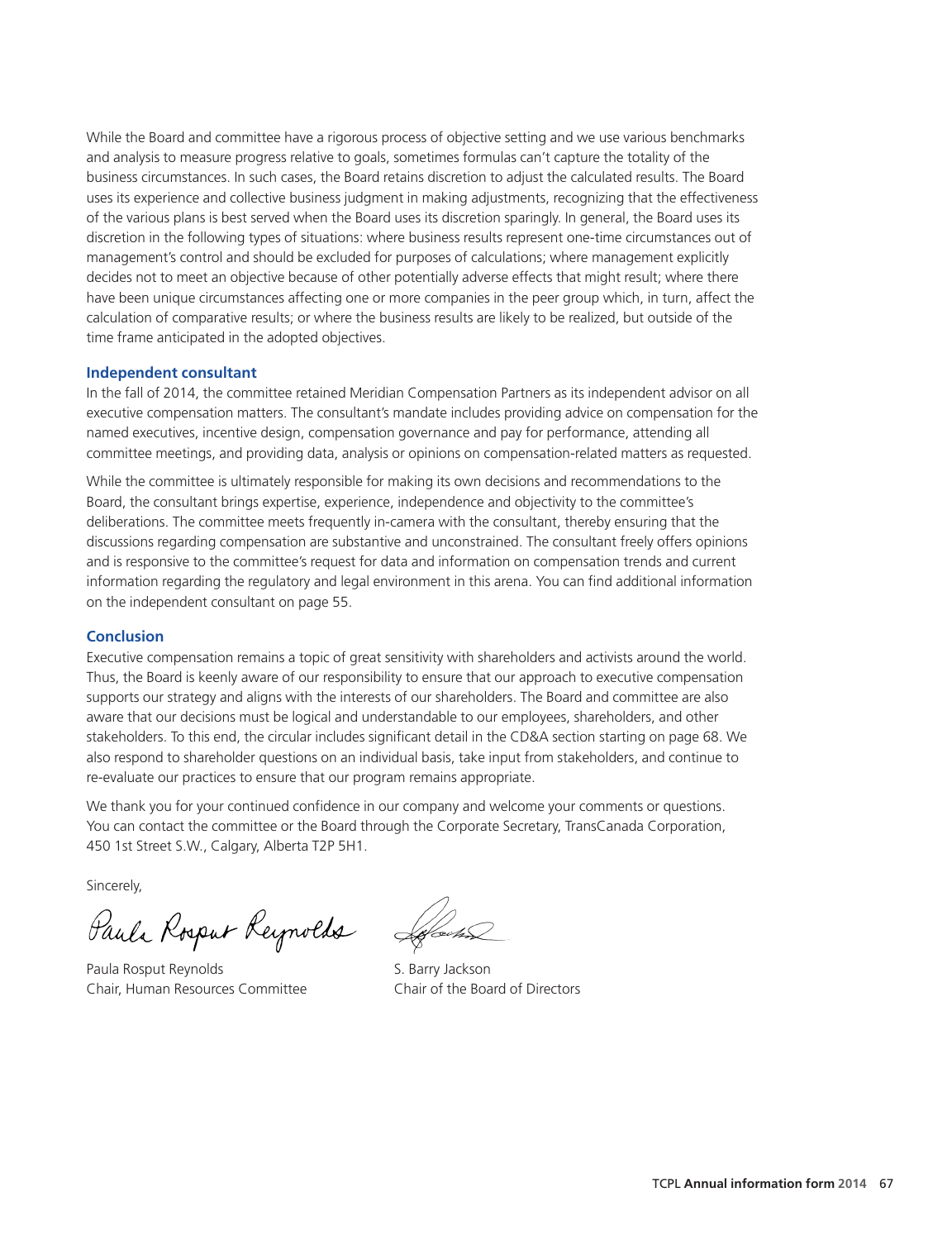While the Board and committee have a rigorous process of objective setting and we use various benchmarks and analysis to measure progress relative to goals, sometimes formulas can't capture the totality of the business circumstances. In such cases, the Board retains discretion to adjust the calculated results. The Board uses its experience and collective business judgment in making adjustments, recognizing that the effectiveness of the various plans is best served when the Board uses its discretion sparingly. In general, the Board uses its discretion in the following types of situations: where business results represent one-time circumstances out of management's control and should be excluded for purposes of calculations; where management explicitly decides not to meet an objective because of other potentially adverse effects that might result; where there have been unique circumstances affecting one or more companies in the peer group which, in turn, affect the calculation of comparative results; or where the business results are likely to be realized, but outside of the time frame anticipated in the adopted objectives.

### Independent consultant

In the fall of 2014, the committee retained Meridian Compensation Partners as its independent advisor on all executive compensation matters. The consultant's mandate includes providing advice on compensation for the named executives, incentive design, compensation governance and pay for performance, attending all committee meetings, and providing data, analysis or opinions on compensation-related matters as requested.

While the committee is ultimately responsible for making its own decisions and recommendations to the Board, the consultant brings expertise, experience, independence and objectivity to the committee's deliberations. The committee meets frequently in-camera with the consultant, thereby ensuring that the discussions regarding compensation are substantive and unconstrained. The consultant freely offers opinions and is responsive to the committee's request for data and information on compensation trends and current information regarding the regulatory and legal environment in this arena. You can find additional information on the independent consultant on page 55.

### Conclusion

Executive compensation remains a topic of great sensitivity with shareholders and activists around the world. Thus, the Board is keenly aware of our responsibility to ensure that our approach to executive compensation supports our strategy and aligns with the interests of our shareholders. The Board and committee are also aware that our decisions must be logical and understandable to our employees, shareholders, and other stakeholders. To this end, the circular includes significant detail in the CD&A section starting on page 68. We also respond to shareholder questions on an individual basis, take input from stakeholders, and continue to re-evaluate our practices to ensure that our program remains appropriate.

We thank you for your continued confidence in our company and welcome your comments or questions. You can contact the committee or the Board through the Corporate Secretary, TransCanada Corporation, 450 1st Street S.W., Calgary, Alberta T2P 5H1.

Sincerely,

Paula Rosput Reynolds
Chair, Human Resources Committee

S. Barry Jackson
Chair of the Board of Directors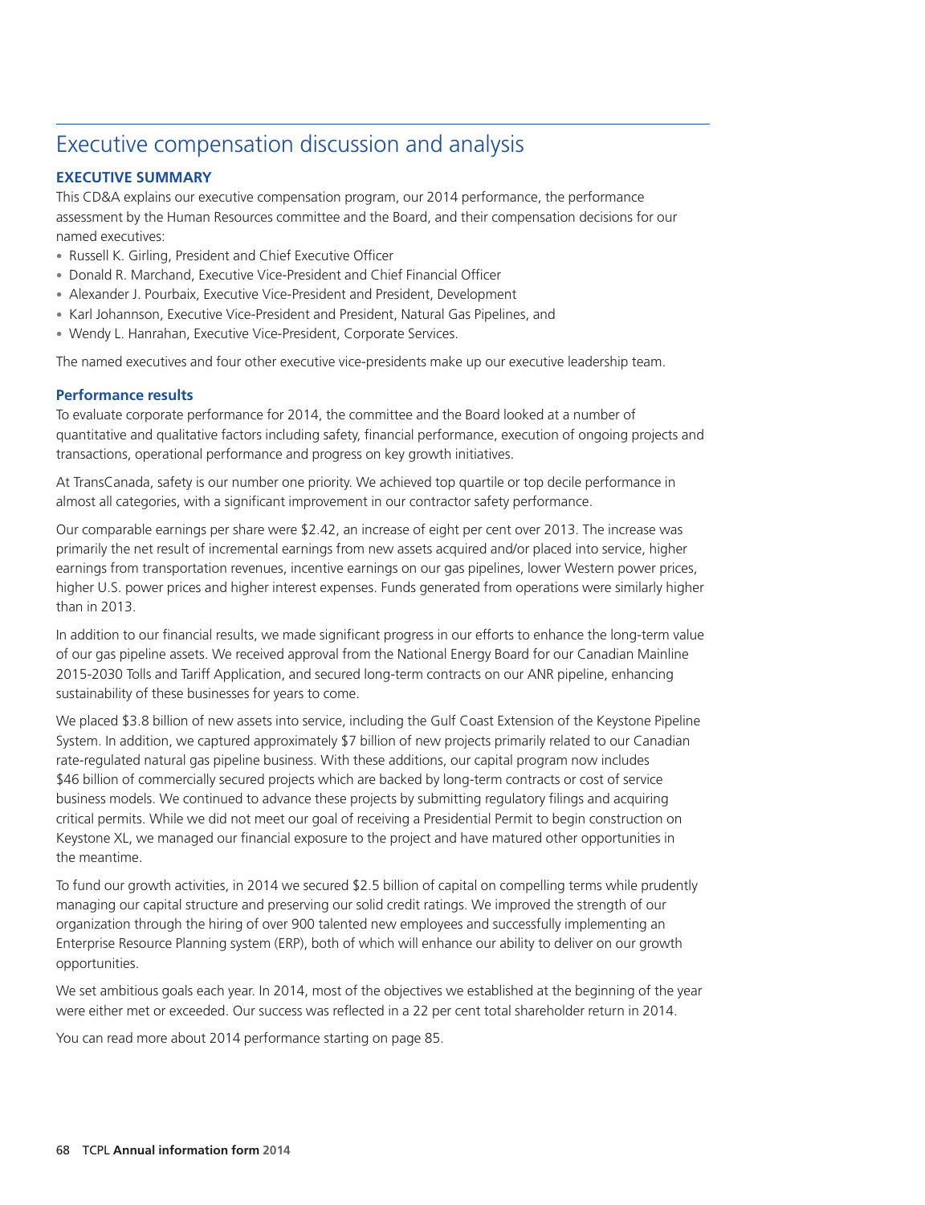# Executive compensation discussion and analysis

## EXECUTIVE SUMMARY

This CD&A explains our executive compensation program, our 2014 performance, the performance assessment by the Human Resources committee and the Board, and their compensation decisions for our named executives:

- Russell K. Girling, President and Chief Executive Officer
- Donald R. Marchand, Executive Vice-President and Chief Financial Officer
- Alexander J. Pourbaix, Executive Vice-President and President, Development
- Karl Johannson, Executive Vice-President and President, Natural Gas Pipelines, and
- Wendy L. Hanrahan, Executive Vice-President, Corporate Services.

The named executives and four other executive vice-presidents make up our executive leadership team.

### Performance results

To evaluate corporate performance for 2014, the committee and the Board looked at a number of quantitative and qualitative factors including safety, financial performance, execution of ongoing projects and transactions, operational performance and progress on key growth initiatives.

At TransCanada, safety is our number one priority. We achieved top quartile or top decile performance in almost all categories, with a significant improvement in our contractor safety performance.

Our comparable earnings per share were $2.42, an increase of eight per cent over 2013. The increase was primarily the net result of incremental earnings from new assets acquired and/or placed into service, higher earnings from transportation revenues, incentive earnings on our gas pipelines, lower Western power prices, higher U.S. power prices and higher interest expenses. Funds generated from operations were similarly higher than in 2013.

In addition to our financial results, we made significant progress in our efforts to enhance the long-term value of our gas pipeline assets. We received approval from the National Energy Board for our Canadian Mainline 2015-2030 Tolls and Tariff Application, and secured long-term contracts on our ANR pipeline, enhancing sustainability of these businesses for years to come.

We placed $3.8 billion of new assets into service, including the Gulf Coast Extension of the Keystone Pipeline System. In addition, we captured approximately $7 billion of new projects primarily related to our Canadian rate-regulated natural gas pipeline business. With these additions, our capital program now includes $46 billion of commercially secured projects which are backed by long-term contracts or cost of service business models. We continued to advance these projects by submitting regulatory filings and acquiring critical permits. While we did not meet our goal of receiving a Presidential Permit to begin construction on Keystone XL, we managed our financial exposure to the project and have matured other opportunities in the meantime.

To fund our growth activities, in 2014 we secured $2.5 billion of capital on compelling terms while prudently managing our capital structure and preserving our solid credit ratings. We improved the strength of our organization through the hiring of over 900 talented new employees and successfully implementing an Enterprise Resource Planning system (ERP), both of which will enhance our ability to deliver on our growth opportunities.

We set ambitious goals each year. In 2014, most of the objectives we established at the beginning of the year were either met or exceeded. Our success was reflected in a 22 per cent total shareholder return in 2014.

You can read more about 2014 performance starting on page 85.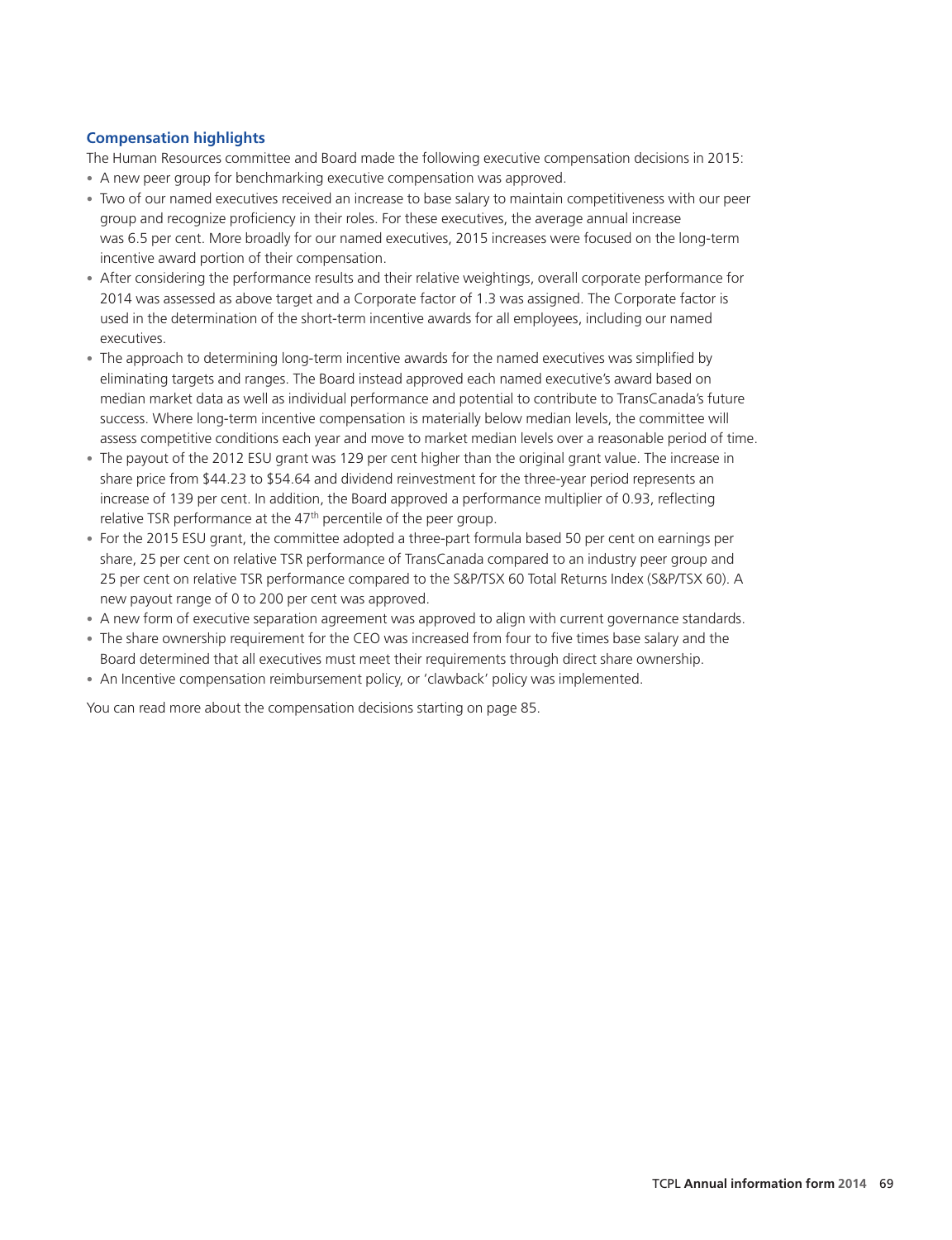### Compensation highlights

The Human Resources committee and Board made the following executive compensation decisions in 2015:

- A new peer group for benchmarking executive compensation was approved.
- Two of our named executives received an increase to base salary to maintain competitiveness with our peer group and recognize proficiency in their roles. For these executives, the average annual increase was 6.5 per cent. More broadly for our named executives, 2015 increases were focused on the long-term incentive award portion of their compensation.
- After considering the performance results and their relative weightings, overall corporate performance for 2014 was assessed as above target and a Corporate factor of 1.3 was assigned. The Corporate factor is used in the determination of the short-term incentive awards for all employees, including our named executives.
- The approach to determining long-term incentive awards for the named executives was simplified by eliminating targets and ranges. The Board instead approved each named executive's award based on median market data as well as individual performance and potential to contribute to TransCanada's future success. Where long-term incentive compensation is materially below median levels, the committee will assess competitive conditions each year and move to market median levels over a reasonable period of time.
- The payout of the 2012 ESU grant was 129 per cent higher than the original grant value. The increase in share price from $44.23 to $54.64 and dividend reinvestment for the three-year period represents an increase of 139 per cent. In addition, the Board approved a performance multiplier of 0.93, reflecting relative TSR performance at the 47th percentile of the peer group.
- For the 2015 ESU grant, the committee adopted a three-part formula based 50 per cent on earnings per share, 25 per cent on relative TSR performance of TransCanada compared to an industry peer group and 25 per cent on relative TSR performance compared to the S&P/TSX 60 Total Returns Index (S&P/TSX 60). A new payout range of 0 to 200 per cent was approved.
- A new form of executive separation agreement was approved to align with current governance standards.
- The share ownership requirement for the CEO was increased from four to five times base salary and the Board determined that all executives must meet their requirements through direct share ownership.
- An Incentive compensation reimbursement policy, or 'clawback' policy was implemented.

You can read more about the compensation decisions starting on page 85.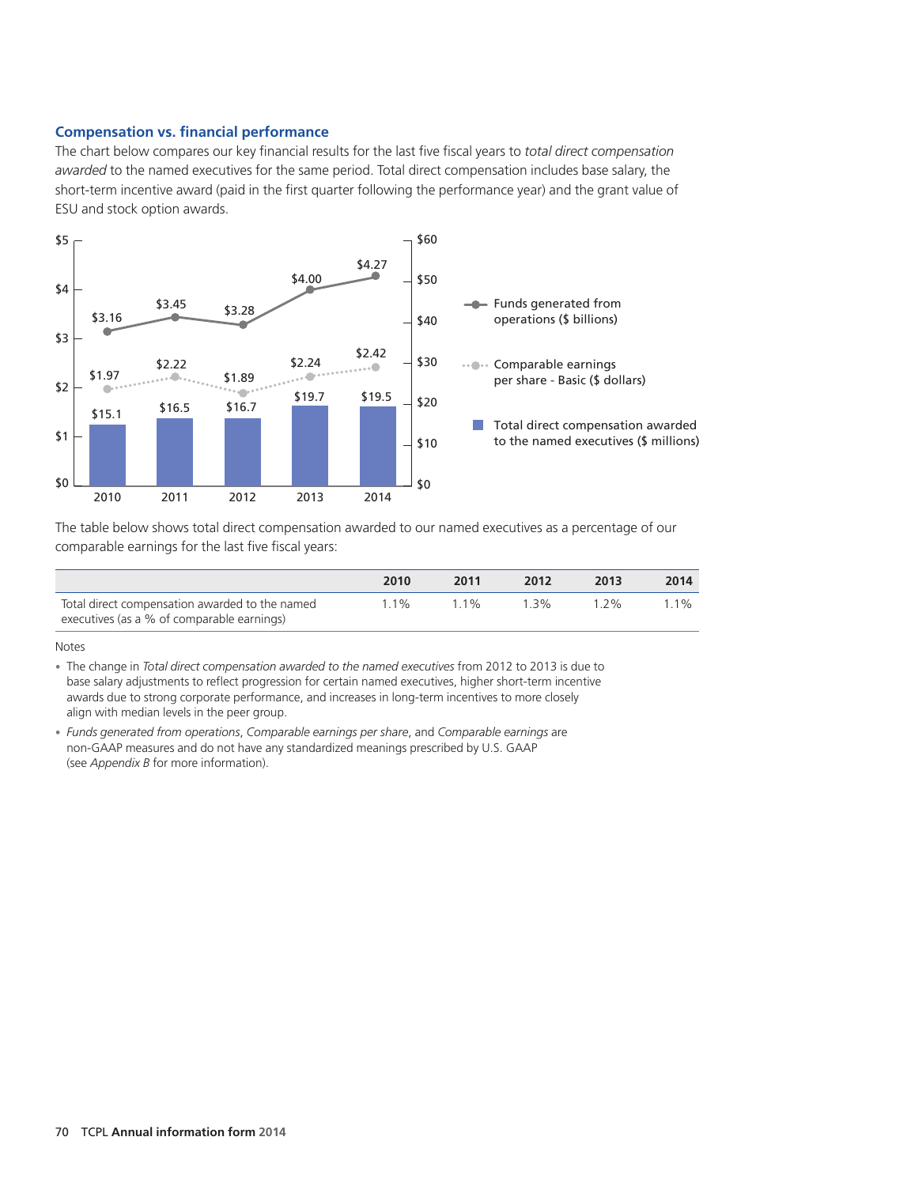### Compensation vs. financial performance

The chart below compares our key financial results for the last five fiscal years to *total direct compensation awarded* to the named executives for the same period. Total direct compensation includes base salary, the short-term incentive award (paid in the first quarter following the performance year) and the grant value of ESU and stock option awards.

| | 2010 | 2011 | 2012 | 2013 | 2014 |
|---|---|---|---|---|---|
| Funds generated from operations ($ billions) | $3.16 | $3.45 | $3.28 | $4.00 | $4.27 |
| Comparable earnings per share - Basic ($ dollars) | $1.97 | $2.22 | $1.89 | $2.24 | $2.42 |
| Total direct compensation awarded to the named executives ($ millions) | $15.1 | $16.5 | $16.7 | $19.7 | $19.5 |

The table below shows total direct compensation awarded to our named executives as a percentage of our comparable earnings for the last five fiscal years:

| | 2010 | 2011 | 2012 | 2013 | 2014 |
|---|---|---|---|---|---|
| Total direct compensation awarded to the named executives (as a % of comparable earnings) | 1.1% | 1.1% | 1.3% | 1.2% | 1.1% |

Notes

- The change in *Total direct compensation awarded to the named executives* from 2012 to 2013 is due to base salary adjustments to reflect progression for certain named executives, higher short-term incentive awards due to strong corporate performance, and increases in long-term incentives to more closely align with median levels in the peer group.
- *Funds generated from operations*, *Comparable earnings per share*, and *Comparable earnings* are non-GAAP measures and do not have any standardized meanings prescribed by U.S. GAAP (see *Appendix B* for more information).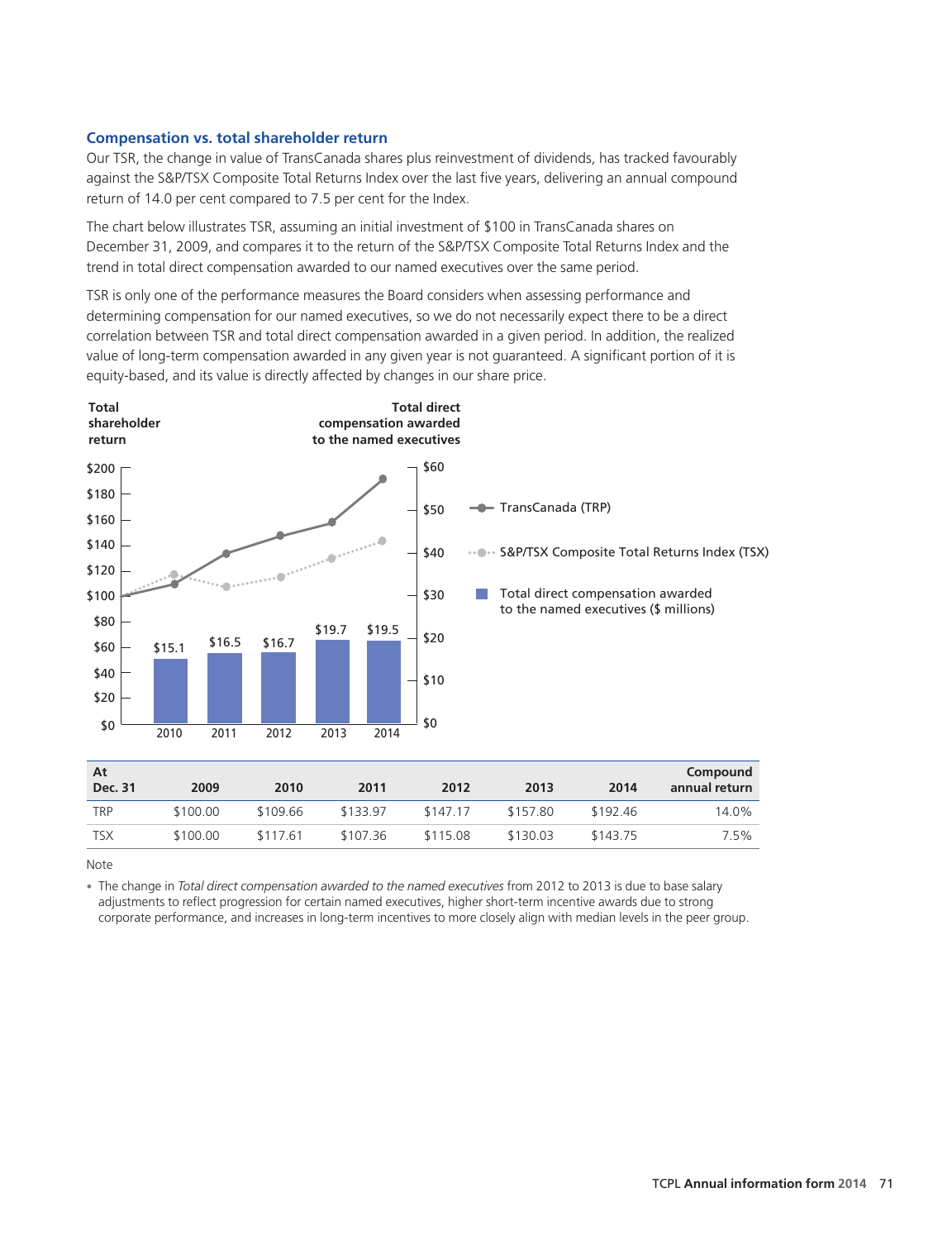## Compensation vs. total shareholder return

Our TSR, the change in value of TransCanada shares plus reinvestment of dividends, has tracked favourably against the S&P/TSX Composite Total Returns Index over the last five years, delivering an annual compound return of 14.0 per cent compared to 7.5 per cent for the Index.

The chart below illustrates TSR, assuming an initial investment of $100 in TransCanada shares on December 31, 2009, and compares it to the return of the S&P/TSX Composite Total Returns Index and the trend in total direct compensation awarded to our named executives over the same period.

TSR is only one of the performance measures the Board considers when assessing performance and determining compensation for our named executives, so we do not necessarily expect there to be a direct correlation between TSR and total direct compensation awarded in a given period. In addition, the realized value of long-term compensation awarded in any given year is not guaranteed. A significant portion of it is equity-based, and its value is directly affected by changes in our share price.

**Total shareholder return** / **Total direct compensation awarded to the named executives**

- TransCanada (TRP)
- S&P/TSX Composite Total Returns Index (TSX)
- Total direct compensation awarded to the named executives ($ millions)

| | 2010 | 2011 | 2012 | 2013 | 2014 |
|---|---|---|---|---|---|
| Total direct compensation ($ millions) | $15.1 | $16.5 | $16.7 | $19.7 | $19.5 |

| At Dec. 31 | 2009 | 2010 | 2011 | 2012 | 2013 | 2014 | Compound annual return |
|---|---|---|---|---|---|---|---|
| TRP | $100.00 | $109.66 | $133.97 | $147.17 | $157.80 | $192.46 | 14.0% |
| TSX | $100.00 | $117.61 | $107.36 | $115.08 | $130.03 | $143.75 | 7.5% |

Note

- The change in *Total direct compensation awarded to the named executives* from 2012 to 2013 is due to base salary adjustments to reflect progression for certain named executives, higher short-term incentive awards due to strong corporate performance, and increases in long-term incentives to more closely align with median levels in the peer group.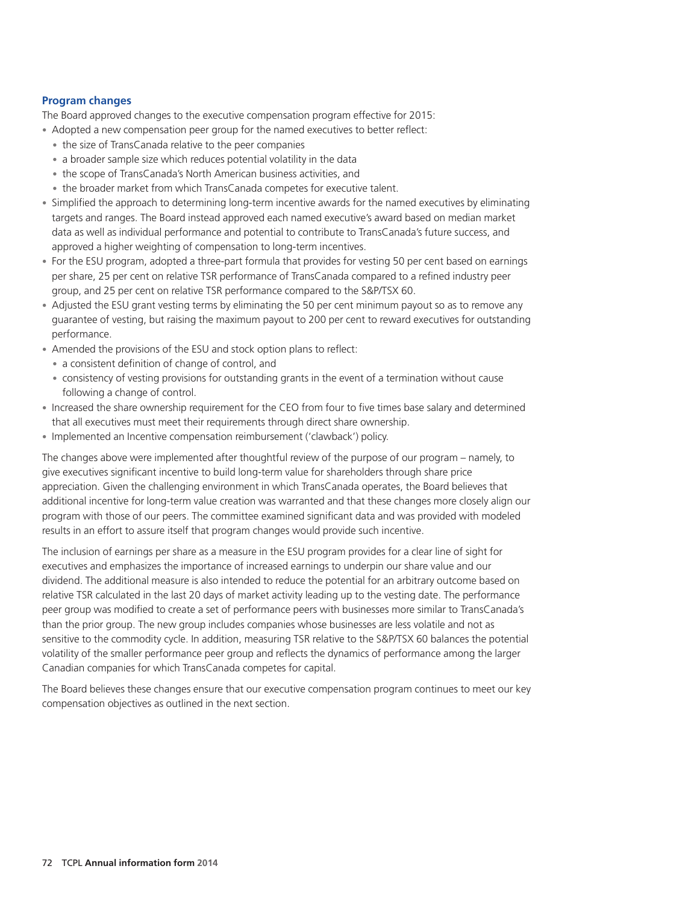### Program changes

The Board approved changes to the executive compensation program effective for 2015:

- Adopted a new compensation peer group for the named executives to better reflect:
  - the size of TransCanada relative to the peer companies
  - a broader sample size which reduces potential volatility in the data
  - the scope of TransCanada's North American business activities, and
  - the broader market from which TransCanada competes for executive talent.
- Simplified the approach to determining long-term incentive awards for the named executives by eliminating targets and ranges. The Board instead approved each named executive's award based on median market data as well as individual performance and potential to contribute to TransCanada's future success, and approved a higher weighting of compensation to long-term incentives.
- For the ESU program, adopted a three-part formula that provides for vesting 50 per cent based on earnings per share, 25 per cent on relative TSR performance of TransCanada compared to a refined industry peer group, and 25 per cent on relative TSR performance compared to the S&P/TSX 60.
- Adjusted the ESU grant vesting terms by eliminating the 50 per cent minimum payout so as to remove any guarantee of vesting, but raising the maximum payout to 200 per cent to reward executives for outstanding performance.
- Amended the provisions of the ESU and stock option plans to reflect:
  - a consistent definition of change of control, and
  - consistency of vesting provisions for outstanding grants in the event of a termination without cause following a change of control.
- Increased the share ownership requirement for the CEO from four to five times base salary and determined that all executives must meet their requirements through direct share ownership.
- Implemented an Incentive compensation reimbursement ('clawback') policy.

The changes above were implemented after thoughtful review of the purpose of our program – namely, to give executives significant incentive to build long-term value for shareholders through share price appreciation. Given the challenging environment in which TransCanada operates, the Board believes that additional incentive for long-term value creation was warranted and that these changes more closely align our program with those of our peers. The committee examined significant data and was provided with modeled results in an effort to assure itself that program changes would provide such incentive.

The inclusion of earnings per share as a measure in the ESU program provides for a clear line of sight for executives and emphasizes the importance of increased earnings to underpin our share value and our dividend. The additional measure is also intended to reduce the potential for an arbitrary outcome based on relative TSR calculated in the last 20 days of market activity leading up to the vesting date. The performance peer group was modified to create a set of performance peers with businesses more similar to TransCanada's than the prior group. The new group includes companies whose businesses are less volatile and not as sensitive to the commodity cycle. In addition, measuring TSR relative to the S&P/TSX 60 balances the potential volatility of the smaller performance peer group and reflects the dynamics of performance among the larger Canadian companies for which TransCanada competes for capital.

The Board believes these changes ensure that our executive compensation program continues to meet our key compensation objectives as outlined in the next section.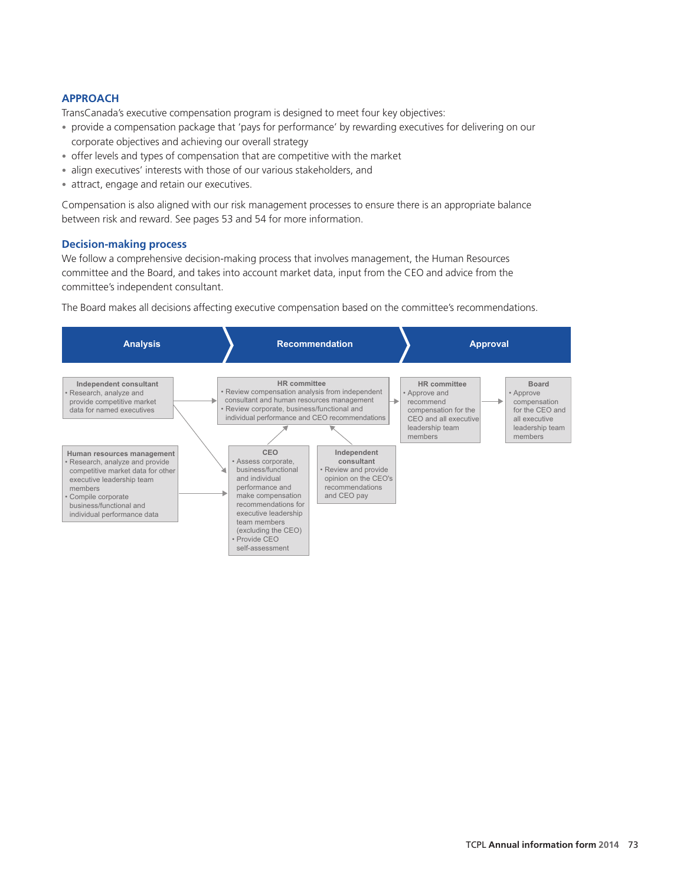## APPROACH

TransCanada's executive compensation program is designed to meet four key objectives:

- provide a compensation package that 'pays for performance' by rewarding executives for delivering on our corporate objectives and achieving our overall strategy
- offer levels and types of compensation that are competitive with the market
- align executives' interests with those of our various stakeholders, and
- attract, engage and retain our executives.

Compensation is also aligned with our risk management processes to ensure there is an appropriate balance between risk and reward. See pages 53 and 54 for more information.

### Decision-making process

We follow a comprehensive decision-making process that involves management, the Human Resources committee and the Board, and takes into account market data, input from the CEO and advice from the committee's independent consultant.

The Board makes all decisions affecting executive compensation based on the committee's recommendations.

| Analysis | Recommendation | | Approval | |
|---|---|---|---|---|
| **Independent consultant**<br>• Research, analyze and provide competitive market data for named executives | **HR committee**<br>• Review compensation analysis from independent consultant and human resources management<br>• Review corporate, business/functional and individual performance and CEO recommendations | | **HR committee**<br>• Approve and recommend compensation for the CEO and all executive leadership team members | **Board**<br>• Approve compensation for the CEO and all executive leadership team members |
| **Human resources management**<br>• Research, analyze and provide competitive market data for other executive leadership team members<br>• Compile corporate business/functional and individual performance data | **CEO**<br>• Assess corporate, business/functional and individual performance and make compensation recommendations for executive leadership team members (excluding the CEO)<br>• Provide CEO self-assessment | **Independent consultant**<br>• Review and provide opinion on the CEO's recommendations and CEO pay | | |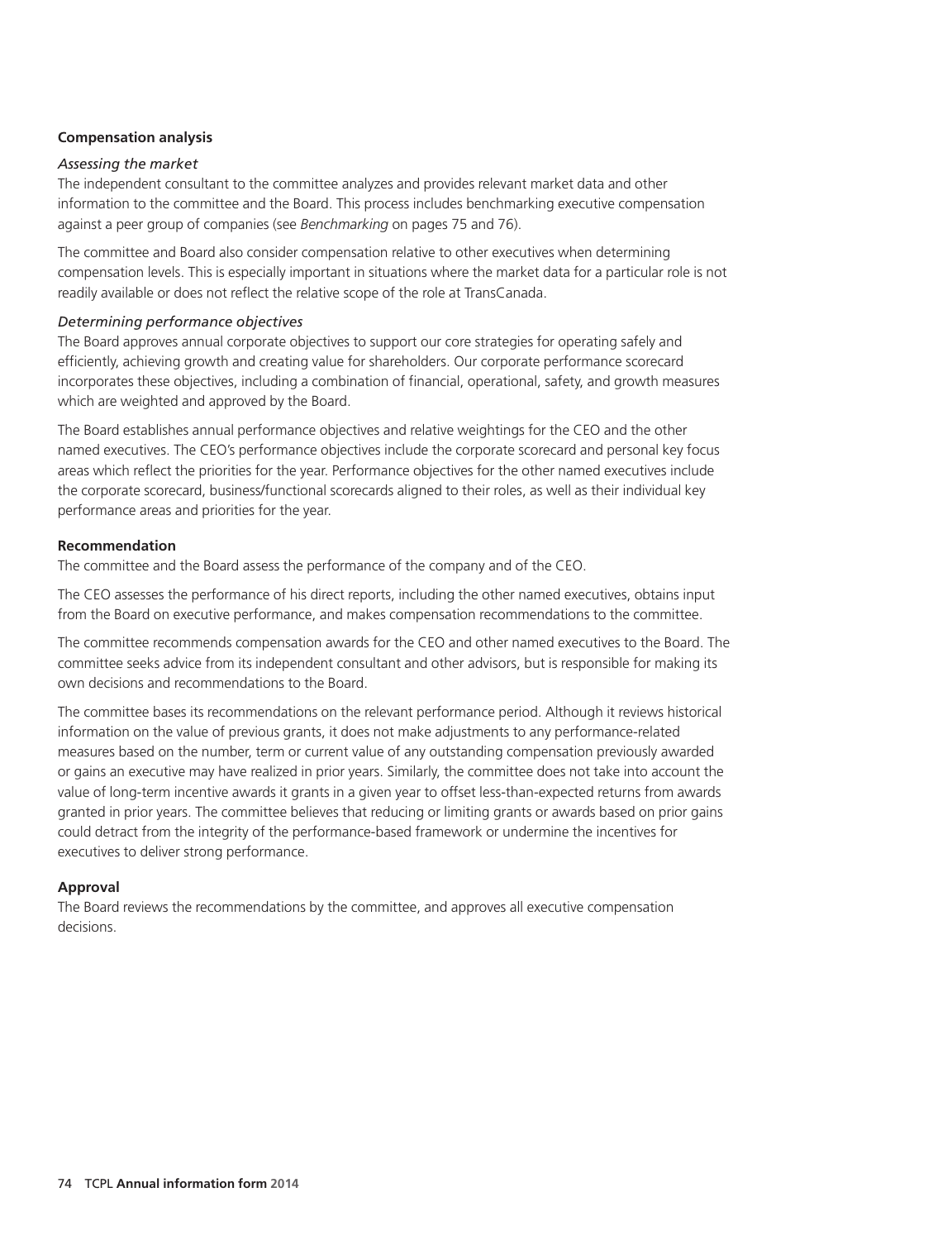### Compensation analysis

*Assessing the market*

The independent consultant to the committee analyzes and provides relevant market data and other information to the committee and the Board. This process includes benchmarking executive compensation against a peer group of companies (see *Benchmarking* on pages 75 and 76).

The committee and Board also consider compensation relative to other executives when determining compensation levels. This is especially important in situations where the market data for a particular role is not readily available or does not reflect the relative scope of the role at TransCanada.

*Determining performance objectives*

The Board approves annual corporate objectives to support our core strategies for operating safely and efficiently, achieving growth and creating value for shareholders. Our corporate performance scorecard incorporates these objectives, including a combination of financial, operational, safety, and growth measures which are weighted and approved by the Board.

The Board establishes annual performance objectives and relative weightings for the CEO and the other named executives. The CEO's performance objectives include the corporate scorecard and personal key focus areas which reflect the priorities for the year. Performance objectives for the other named executives include the corporate scorecard, business/functional scorecards aligned to their roles, as well as their individual key performance areas and priorities for the year.

### Recommendation

The committee and the Board assess the performance of the company and of the CEO.

The CEO assesses the performance of his direct reports, including the other named executives, obtains input from the Board on executive performance, and makes compensation recommendations to the committee.

The committee recommends compensation awards for the CEO and other named executives to the Board. The committee seeks advice from its independent consultant and other advisors, but is responsible for making its own decisions and recommendations to the Board.

The committee bases its recommendations on the relevant performance period. Although it reviews historical information on the value of previous grants, it does not make adjustments to any performance-related measures based on the number, term or current value of any outstanding compensation previously awarded or gains an executive may have realized in prior years. Similarly, the committee does not take into account the value of long-term incentive awards it grants in a given year to offset less-than-expected returns from awards granted in prior years. The committee believes that reducing or limiting grants or awards based on prior gains could detract from the integrity of the performance-based framework or undermine the incentives for executives to deliver strong performance.

### Approval

The Board reviews the recommendations by the committee, and approves all executive compensation decisions.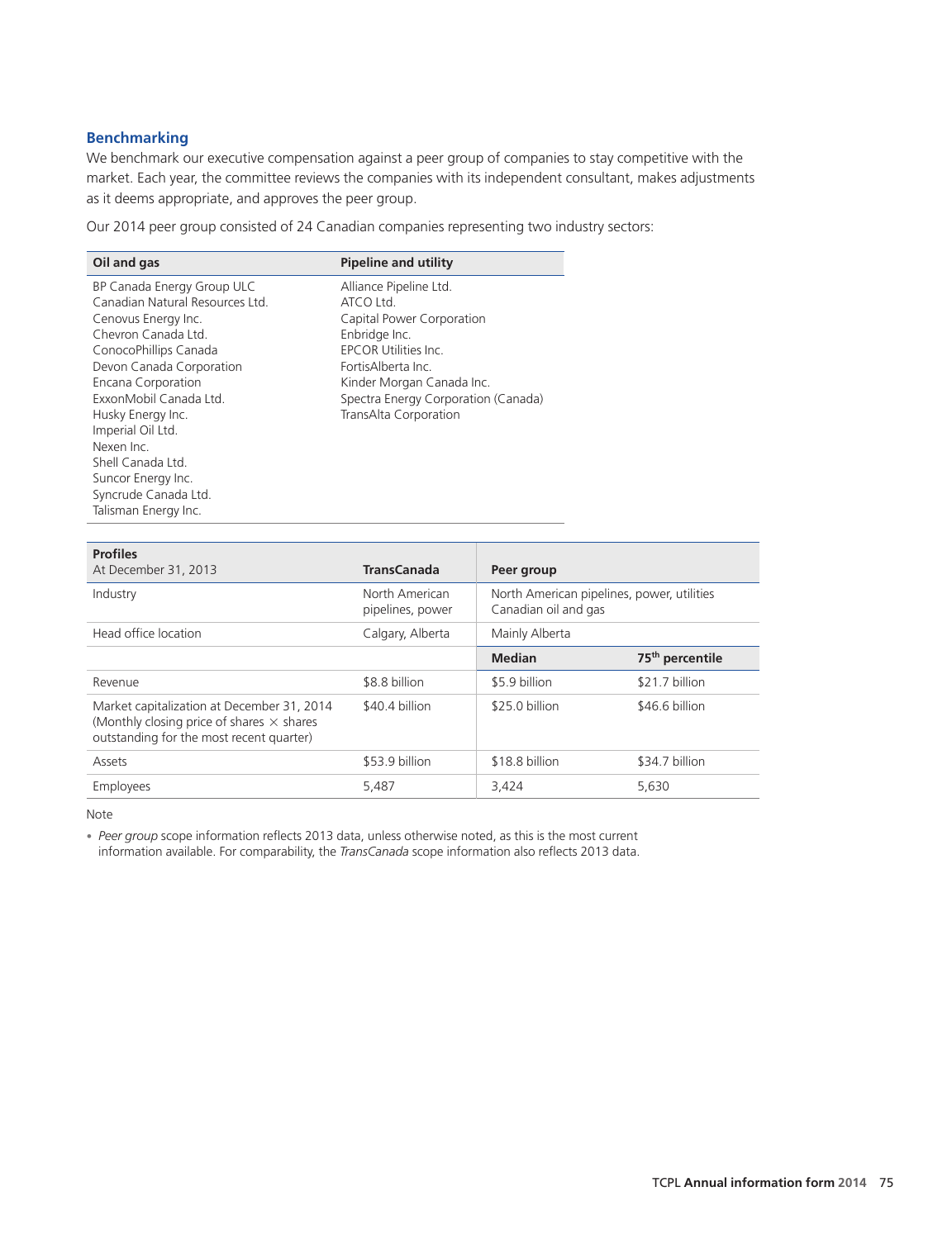## Benchmarking

We benchmark our executive compensation against a peer group of companies to stay competitive with the market. Each year, the committee reviews the companies with its independent consultant, makes adjustments as it deems appropriate, and approves the peer group.

Our 2014 peer group consisted of 24 Canadian companies representing two industry sectors:

| Oil and gas | Pipeline and utility |
|---|---|
| BP Canada Energy Group ULC | Alliance Pipeline Ltd. |
| Canadian Natural Resources Ltd. | ATCO Ltd. |
| Cenovus Energy Inc. | Capital Power Corporation |
| Chevron Canada Ltd. | Enbridge Inc. |
| ConocoPhillips Canada | EPCOR Utilities Inc. |
| Devon Canada Corporation | FortisAlberta Inc. |
| Encana Corporation | Kinder Morgan Canada Inc. |
| ExxonMobil Canada Ltd. | Spectra Energy Corporation (Canada) |
| Husky Energy Inc. | TransAlta Corporation |
| Imperial Oil Ltd. | |
| Nexen Inc. | |
| Shell Canada Ltd. | |
| Suncor Energy Inc. | |
| Syncrude Canada Ltd. | |
| Talisman Energy Inc. | |

| Profiles<br>At December 31, 2013 | TransCanada | Peer group | |
|---|---|---|---|
| Industry | North American pipelines, power | North American pipelines, power, utilities Canadian oil and gas | |
| Head office location | Calgary, Alberta | Mainly Alberta | |
| | | **Median** | **75th percentile** |
| Revenue | $8.8 billion | $5.9 billion | $21.7 billion |
| Market capitalization at December 31, 2014 (Monthly closing price of shares × shares outstanding for the most recent quarter) | $40.4 billion | $25.0 billion | $46.6 billion |
| Assets | $53.9 billion | $18.8 billion | $34.7 billion |
| Employees | 5,487 | 3,424 | 5,630 |

Note

- *Peer group* scope information reflects 2013 data, unless otherwise noted, as this is the most current information available. For comparability, the *TransCanada* scope information also reflects 2013 data.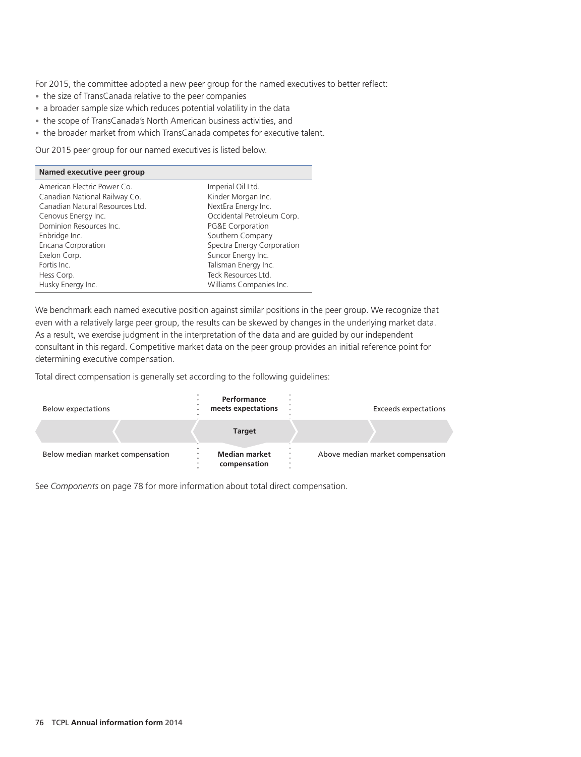For 2015, the committee adopted a new peer group for the named executives to better reflect:

- the size of TransCanada relative to the peer companies
- a broader sample size which reduces potential volatility in the data
- the scope of TransCanada's North American business activities, and
- the broader market from which TransCanada competes for executive talent.

Our 2015 peer group for our named executives is listed below.

| Named executive peer group | |
|---|---|
| American Electric Power Co. | Imperial Oil Ltd. |
| Canadian National Railway Co. | Kinder Morgan Inc. |
| Canadian Natural Resources Ltd. | NextEra Energy Inc. |
| Cenovus Energy Inc. | Occidental Petroleum Corp. |
| Dominion Resources Inc. | PG&E Corporation |
| Enbridge Inc. | Southern Company |
| Encana Corporation | Spectra Energy Corporation |
| Exelon Corp. | Suncor Energy Inc. |
| Fortis Inc. | Talisman Energy Inc. |
| Hess Corp. | Teck Resources Ltd. |
| Husky Energy Inc. | Williams Companies Inc. |

We benchmark each named executive position against similar positions in the peer group. We recognize that even with a relatively large peer group, the results can be skewed by changes in the underlying market data. As a result, we exercise judgment in the interpretation of the data and are guided by our independent consultant in this regard. Competitive market data on the peer group provides an initial reference point for determining executive compensation.

Total direct compensation is generally set according to the following guidelines:

| Below expectations | **Performance meets expectations** | Exceeds expectations |
|---|---|---|
| | **Target** | |
| Below median market compensation | **Median market compensation** | Above median market compensation |

See *Components* on page 78 for more information about total direct compensation.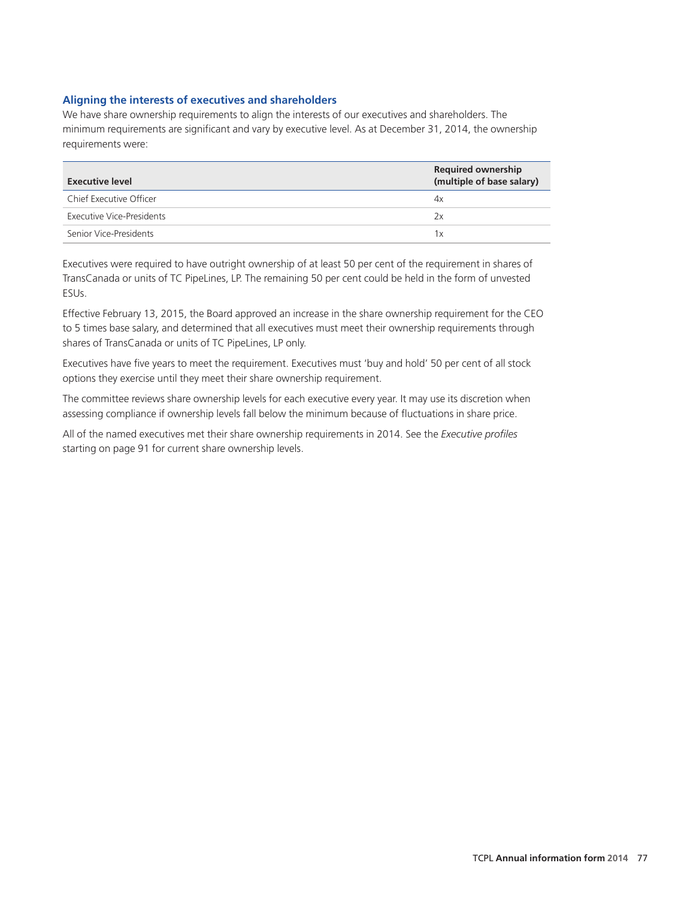### Aligning the interests of executives and shareholders

We have share ownership requirements to align the interests of our executives and shareholders. The minimum requirements are significant and vary by executive level. As at December 31, 2014, the ownership requirements were:

| Executive level | Required ownership (multiple of base salary) |
|---|---|
| Chief Executive Officer | 4x |
| Executive Vice-Presidents | 2x |
| Senior Vice-Presidents | 1x |

Executives were required to have outright ownership of at least 50 per cent of the requirement in shares of TransCanada or units of TC PipeLines, LP. The remaining 50 per cent could be held in the form of unvested ESUs.

Effective February 13, 2015, the Board approved an increase in the share ownership requirement for the CEO to 5 times base salary, and determined that all executives must meet their ownership requirements through shares of TransCanada or units of TC PipeLines, LP only.

Executives have five years to meet the requirement. Executives must 'buy and hold' 50 per cent of all stock options they exercise until they meet their share ownership requirement.

The committee reviews share ownership levels for each executive every year. It may use its discretion when assessing compliance if ownership levels fall below the minimum because of fluctuations in share price.

All of the named executives met their share ownership requirements in 2014. See the *Executive profiles* starting on page 91 for current share ownership levels.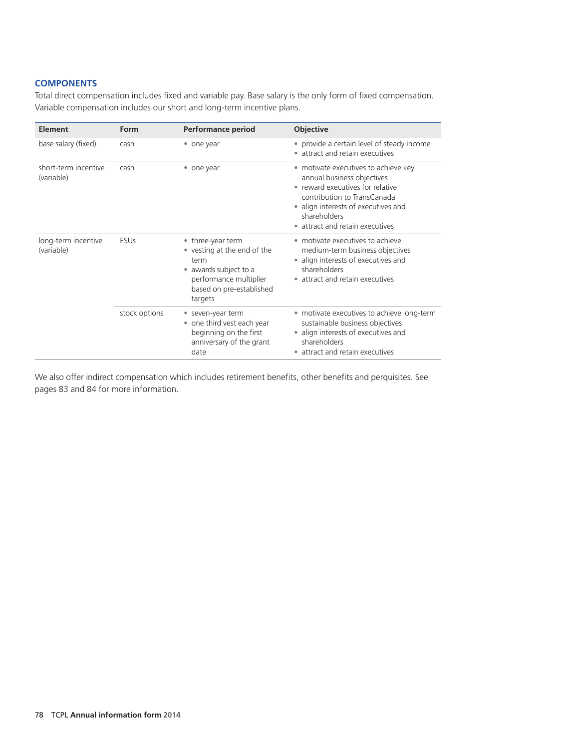## COMPONENTS

Total direct compensation includes fixed and variable pay. Base salary is the only form of fixed compensation. Variable compensation includes our short and long-term incentive plans.

| Element | Form | Performance period | Objective |
|---|---|---|---|
| base salary (fixed) | cash | • one year | • provide a certain level of steady income<br>• attract and retain executives |
| short-term incentive (variable) | cash | • one year | • motivate executives to achieve key annual business objectives<br>• reward executives for relative contribution to TransCanada<br>• align interests of executives and shareholders<br>• attract and retain executives |
| long-term incentive (variable) | ESUs | • three-year term<br>• vesting at the end of the term<br>• awards subject to a performance multiplier based on pre-established targets | • motivate executives to achieve medium-term business objectives<br>• align interests of executives and shareholders<br>• attract and retain executives |
| | stock options | • seven-year term<br>• one third vest each year beginning on the first anniversary of the grant date | • motivate executives to achieve long-term sustainable business objectives<br>• align interests of executives and shareholders<br>• attract and retain executives |

We also offer indirect compensation which includes retirement benefits, other benefits and perquisites. See pages 83 and 84 for more information.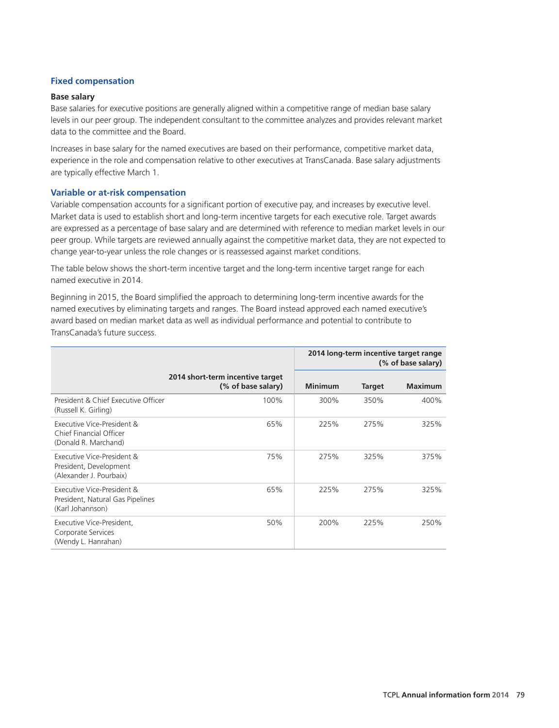## Fixed compensation

### Base salary

Base salaries for executive positions are generally aligned within a competitive range of median base salary levels in our peer group. The independent consultant to the committee analyzes and provides relevant market data to the committee and the Board.

Increases in base salary for the named executives are based on their performance, competitive market data, experience in the role and compensation relative to other executives at TransCanada. Base salary adjustments are typically effective March 1.

## Variable or at-risk compensation

Variable compensation accounts for a significant portion of executive pay, and increases by executive level. Market data is used to establish short and long-term incentive targets for each executive role. Target awards are expressed as a percentage of base salary and are determined with reference to median market levels in our peer group. While targets are reviewed annually against the competitive market data, they are not expected to change year-to-year unless the role changes or is reassessed against market conditions.

The table below shows the short-term incentive target and the long-term incentive target range for each named executive in 2014.

Beginning in 2015, the Board simplified the approach to determining long-term incentive awards for the named executives by eliminating targets and ranges. The Board instead approved each named executive's award based on median market data as well as individual performance and potential to contribute to TransCanada's future success.

| | 2014 short-term incentive target (% of base salary) | 2014 long-term incentive target range (% of base salary) | | |
|---|---|---|---|---|
| | | **Minimum** | **Target** | **Maximum** |
| President & Chief Executive Officer (Russell K. Girling) | 100% | 300% | 350% | 400% |
| Executive Vice-President & Chief Financial Officer (Donald R. Marchand) | 65% | 225% | 275% | 325% |
| Executive Vice-President & President, Development (Alexander J. Pourbaix) | 75% | 275% | 325% | 375% |
| Executive Vice-President & President, Natural Gas Pipelines (Karl Johannson) | 65% | 225% | 275% | 325% |
| Executive Vice-President, Corporate Services (Wendy L. Hanrahan) | 50% | 200% | 225% | 250% |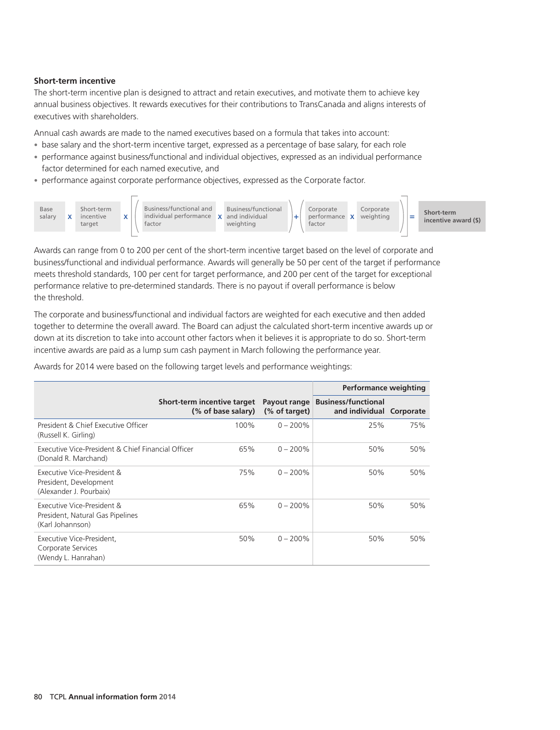### Short-term incentive

The short-term incentive plan is designed to attract and retain executives, and motivate them to achieve key annual business objectives. It rewards executives for their contributions to TransCanada and aligns interests of executives with shareholders.

Annual cash awards are made to the named executives based on a formula that takes into account:

- base salary and the short-term incentive target, expressed as a percentage of base salary, for each role
- performance against business/functional and individual objectives, expressed as an individual performance factor determined for each named executive, and
- performance against corporate performance objectives, expressed as the Corporate factor.

Base salary x Short-term incentive target x [ ( Business/functional and individual performance factor x Business/functional and individual weighting ) + ( Corporate performance factor x Corporate weighting ) ] = **Short-term incentive award ($)**

Awards can range from 0 to 200 per cent of the short-term incentive target based on the level of corporate and business/functional and individual performance. Awards will generally be 50 per cent of the target if performance meets threshold standards, 100 per cent for target performance, and 200 per cent of the target for exceptional performance relative to pre-determined standards. There is no payout if overall performance is below the threshold.

The corporate and business/functional and individual factors are weighted for each executive and then added together to determine the overall award. The Board can adjust the calculated short-term incentive awards up or down at its discretion to take into account other factors when it believes it is appropriate to do so. Short-term incentive awards are paid as a lump sum cash payment in March following the performance year.

Awards for 2014 were based on the following target levels and performance weightings:

| | | | Performance weighting | |
|---|---|---|---|---|
| | Short-term incentive target (% of base salary) | Payout range (% of target) | Business/functional and individual | Corporate |
| President & Chief Executive Officer (Russell K. Girling) | 100% | 0 – 200% | 25% | 75% |
| Executive Vice-President & Chief Financial Officer (Donald R. Marchand) | 65% | 0 – 200% | 50% | 50% |
| Executive Vice-President & President, Development (Alexander J. Pourbaix) | 75% | 0 – 200% | 50% | 50% |
| Executive Vice-President & President, Natural Gas Pipelines (Karl Johannson) | 65% | 0 – 200% | 50% | 50% |
| Executive Vice-President, Corporate Services (Wendy L. Hanrahan) | 50% | 0 – 200% | 50% | 50% |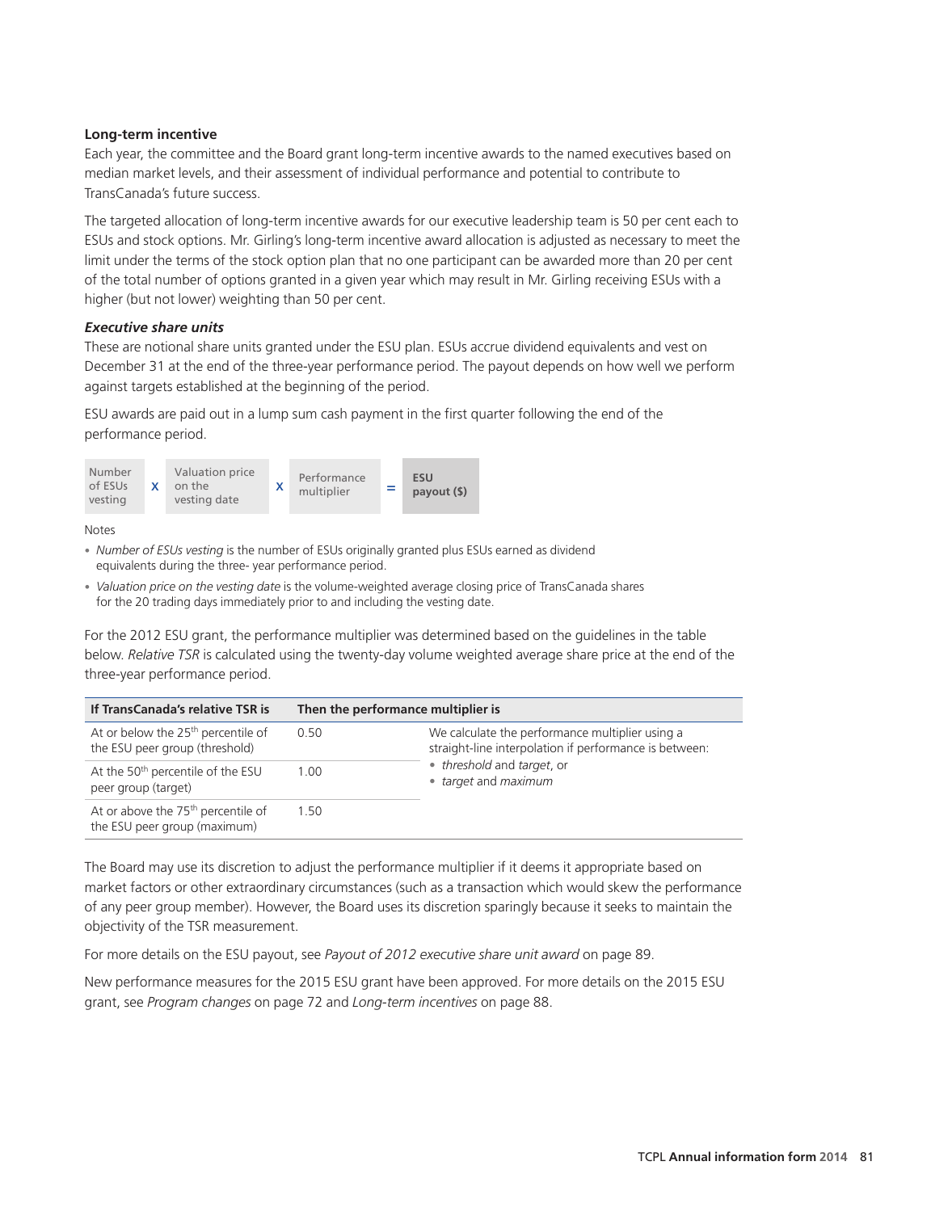**Long-term incentive**

Each year, the committee and the Board grant long-term incentive awards to the named executives based on median market levels, and their assessment of individual performance and potential to contribute to TransCanada's future success.

The targeted allocation of long-term incentive awards for our executive leadership team is 50 per cent each to ESUs and stock options. Mr. Girling's long-term incentive award allocation is adjusted as necessary to meet the limit under the terms of the stock option plan that no one participant can be awarded more than 20 per cent of the total number of options granted in a given year which may result in Mr. Girling receiving ESUs with a higher (but not lower) weighting than 50 per cent.

***Executive share units***

These are notional share units granted under the ESU plan. ESUs accrue dividend equivalents and vest on December 31 at the end of the three-year performance period. The payout depends on how well we perform against targets established at the beginning of the period.

ESU awards are paid out in a lump sum cash payment in the first quarter following the end of the performance period.

| Number of ESUs vesting | x | Valuation price on the vesting date | x | Performance multiplier | = | **ESU payout ($)** |
|---|---|---|---|---|---|---|

Notes

- *Number of ESUs vesting* is the number of ESUs originally granted plus ESUs earned as dividend equivalents during the three- year performance period.
- *Valuation price on the vesting date* is the volume-weighted average closing price of TransCanada shares for the 20 trading days immediately prior to and including the vesting date.

For the 2012 ESU grant, the performance multiplier was determined based on the guidelines in the table below. *Relative TSR* is calculated using the twenty-day volume weighted average share price at the end of the three-year performance period.

| If TransCanada's relative TSR is | Then the performance multiplier is | |
|---|---|---|
| At or below the 25th percentile of the ESU peer group (threshold) | 0.50 | We calculate the performance multiplier using a straight-line interpolation if performance is between: • *threshold* and *target*, or • *target* and *maximum* |
| At the 50th percentile of the ESU peer group (target) | 1.00 | |
| At or above the 75th percentile of the ESU peer group (maximum) | 1.50 | |

The Board may use its discretion to adjust the performance multiplier if it deems it appropriate based on market factors or other extraordinary circumstances (such as a transaction which would skew the performance of any peer group member). However, the Board uses its discretion sparingly because it seeks to maintain the objectivity of the TSR measurement.

For more details on the ESU payout, see *Payout of 2012 executive share unit award* on page 89.

New performance measures for the 2015 ESU grant have been approved. For more details on the 2015 ESU grant, see *Program changes* on page 72 and *Long-term incentives* on page 88.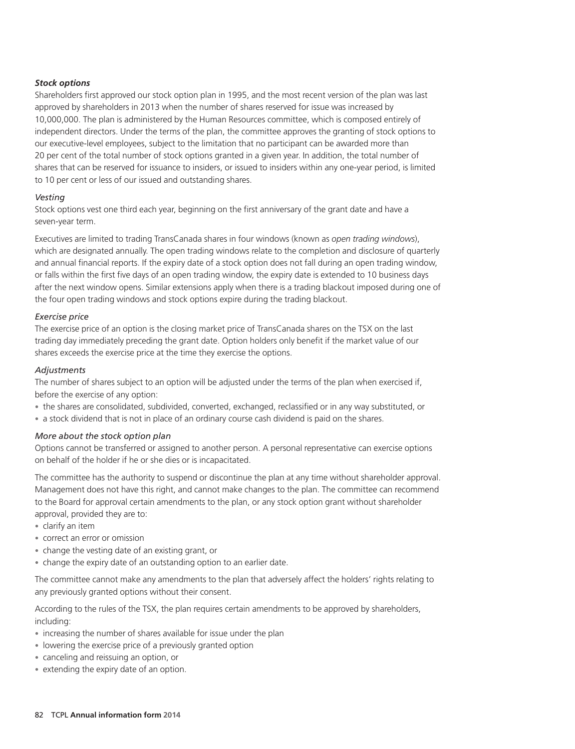***Stock options***

Shareholders first approved our stock option plan in 1995, and the most recent version of the plan was last approved by shareholders in 2013 when the number of shares reserved for issue was increased by 10,000,000. The plan is administered by the Human Resources committee, which is composed entirely of independent directors. Under the terms of the plan, the committee approves the granting of stock options to our executive-level employees, subject to the limitation that no participant can be awarded more than 20 per cent of the total number of stock options granted in a given year. In addition, the total number of shares that can be reserved for issuance to insiders, or issued to insiders within any one-year period, is limited to 10 per cent or less of our issued and outstanding shares.

*Vesting*

Stock options vest one third each year, beginning on the first anniversary of the grant date and have a seven-year term.

Executives are limited to trading TransCanada shares in four windows (known as *open trading windows*), which are designated annually. The open trading windows relate to the completion and disclosure of quarterly and annual financial reports. If the expiry date of a stock option does not fall during an open trading window, or falls within the first five days of an open trading window, the expiry date is extended to 10 business days after the next window opens. Similar extensions apply when there is a trading blackout imposed during one of the four open trading windows and stock options expire during the trading blackout.

*Exercise price*

The exercise price of an option is the closing market price of TransCanada shares on the TSX on the last trading day immediately preceding the grant date. Option holders only benefit if the market value of our shares exceeds the exercise price at the time they exercise the options.

*Adjustments*

The number of shares subject to an option will be adjusted under the terms of the plan when exercised if, before the exercise of any option:

- the shares are consolidated, subdivided, converted, exchanged, reclassified or in any way substituted, or
- a stock dividend that is not in place of an ordinary course cash dividend is paid on the shares.

*More about the stock option plan*

Options cannot be transferred or assigned to another person. A personal representative can exercise options on behalf of the holder if he or she dies or is incapacitated.

The committee has the authority to suspend or discontinue the plan at any time without shareholder approval. Management does not have this right, and cannot make changes to the plan. The committee can recommend to the Board for approval certain amendments to the plan, or any stock option grant without shareholder approval, provided they are to:

- clarify an item
- correct an error or omission
- change the vesting date of an existing grant, or
- change the expiry date of an outstanding option to an earlier date.

The committee cannot make any amendments to the plan that adversely affect the holders' rights relating to any previously granted options without their consent.

According to the rules of the TSX, the plan requires certain amendments to be approved by shareholders, including:

- increasing the number of shares available for issue under the plan
- lowering the exercise price of a previously granted option
- canceling and reissuing an option, or
- extending the expiry date of an option.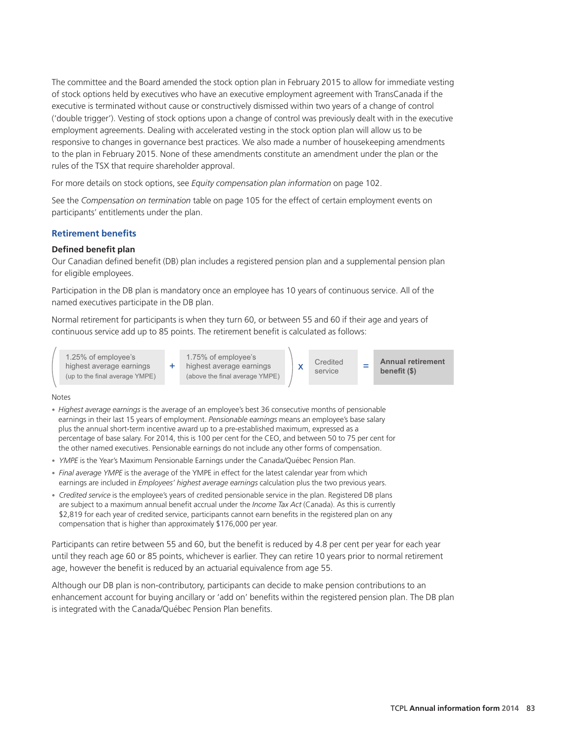The committee and the Board amended the stock option plan in February 2015 to allow for immediate vesting of stock options held by executives who have an executive employment agreement with TransCanada if the executive is terminated without cause or constructively dismissed within two years of a change of control ('double trigger'). Vesting of stock options upon a change of control was previously dealt with in the executive employment agreements. Dealing with accelerated vesting in the stock option plan will allow us to be responsive to changes in governance best practices. We also made a number of housekeeping amendments to the plan in February 2015. None of these amendments constitute an amendment under the plan or the rules of the TSX that require shareholder approval.

For more details on stock options, see *Equity compensation plan information* on page 102.

See the *Compensation on termination* table on page 105 for the effect of certain employment events on participants' entitlements under the plan.

## Retirement benefits

### Defined benefit plan

Our Canadian defined benefit (DB) plan includes a registered pension plan and a supplemental pension plan for eligible employees.

Participation in the DB plan is mandatory once an employee has 10 years of continuous service. All of the named executives participate in the DB plan.

Normal retirement for participants is when they turn 60, or between 55 and 60 if their age and years of continuous service add up to 85 points. The retirement benefit is calculated as follows:

( 1.25% of employee's highest average earnings (up to the final average YMPE) + 1.75% of employee's highest average earnings (above the final average YMPE) ) x Credited service = **Annual retirement benefit ($)**

Notes

- *Highest average earnings* is the average of an employee's best 36 consecutive months of pensionable earnings in their last 15 years of employment. *Pensionable earnings* means an employee's base salary plus the annual short-term incentive award up to a pre-established maximum, expressed as a percentage of base salary. For 2014, this is 100 per cent for the CEO, and between 50 to 75 per cent for the other named executives. Pensionable earnings do not include any other forms of compensation.
- *YMPE* is the Year's Maximum Pensionable Earnings under the Canada/Québec Pension Plan.
- *Final average YMPE* is the average of the YMPE in effect for the latest calendar year from which earnings are included in *Employees' highest average earnings* calculation plus the two previous years.
- *Credited service* is the employee's years of credited pensionable service in the plan. Registered DB plans are subject to a maximum annual benefit accrual under the *Income Tax Act* (Canada). As this is currently $2,819 for each year of credited service, participants cannot earn benefits in the registered plan on any compensation that is higher than approximately $176,000 per year.

Participants can retire between 55 and 60, but the benefit is reduced by 4.8 per cent per year for each year until they reach age 60 or 85 points, whichever is earlier. They can retire 10 years prior to normal retirement age, however the benefit is reduced by an actuarial equivalence from age 55.

Although our DB plan is non-contributory, participants can decide to make pension contributions to an enhancement account for buying ancillary or 'add on' benefits within the registered pension plan. The DB plan is integrated with the Canada/Québec Pension Plan benefits.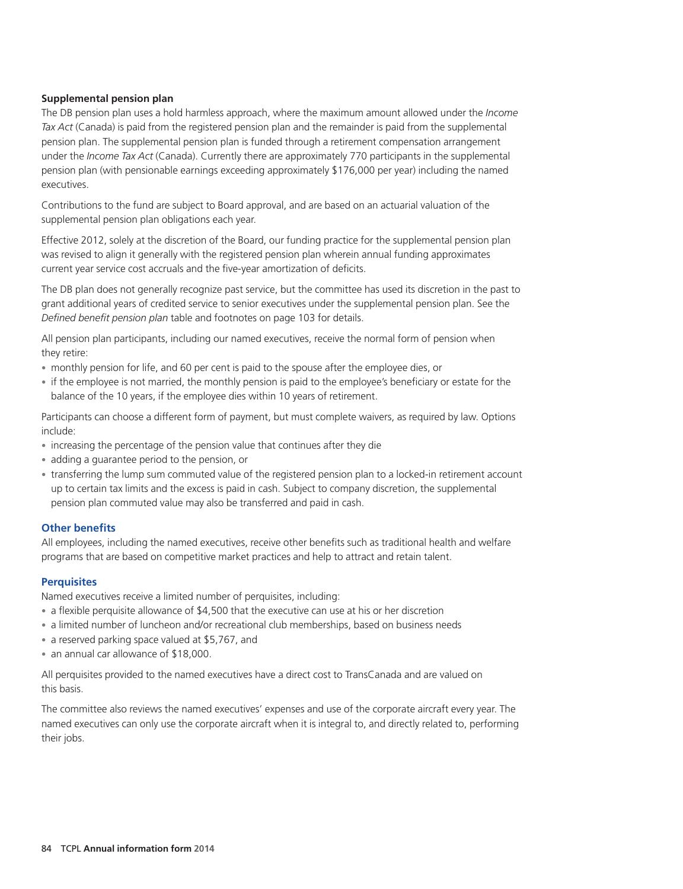**Supplemental pension plan**

The DB pension plan uses a hold harmless approach, where the maximum amount allowed under the *Income Tax Act* (Canada) is paid from the registered pension plan and the remainder is paid from the supplemental pension plan. The supplemental pension plan is funded through a retirement compensation arrangement under the *Income Tax Act* (Canada). Currently there are approximately 770 participants in the supplemental pension plan (with pensionable earnings exceeding approximately $176,000 per year) including the named executives.

Contributions to the fund are subject to Board approval, and are based on an actuarial valuation of the supplemental pension plan obligations each year.

Effective 2012, solely at the discretion of the Board, our funding practice for the supplemental pension plan was revised to align it generally with the registered pension plan wherein annual funding approximates current year service cost accruals and the five-year amortization of deficits.

The DB plan does not generally recognize past service, but the committee has used its discretion in the past to grant additional years of credited service to senior executives under the supplemental pension plan. See the *Defined benefit pension plan* table and footnotes on page 103 for details.

All pension plan participants, including our named executives, receive the normal form of pension when they retire:

- monthly pension for life, and 60 per cent is paid to the spouse after the employee dies, or
- if the employee is not married, the monthly pension is paid to the employee's beneficiary or estate for the balance of the 10 years, if the employee dies within 10 years of retirement.

Participants can choose a different form of payment, but must complete waivers, as required by law. Options include:

- increasing the percentage of the pension value that continues after they die
- adding a guarantee period to the pension, or
- transferring the lump sum commuted value of the registered pension plan to a locked-in retirement account up to certain tax limits and the excess is paid in cash. Subject to company discretion, the supplemental pension plan commuted value may also be transferred and paid in cash.

### Other benefits

All employees, including the named executives, receive other benefits such as traditional health and welfare programs that are based on competitive market practices and help to attract and retain talent.

### Perquisites

Named executives receive a limited number of perquisites, including:

- a flexible perquisite allowance of $4,500 that the executive can use at his or her discretion
- a limited number of luncheon and/or recreational club memberships, based on business needs
- a reserved parking space valued at $5,767, and
- an annual car allowance of $18,000.

All perquisites provided to the named executives have a direct cost to TransCanada and are valued on this basis.

The committee also reviews the named executives' expenses and use of the corporate aircraft every year. The named executives can only use the corporate aircraft when it is integral to, and directly related to, performing their jobs.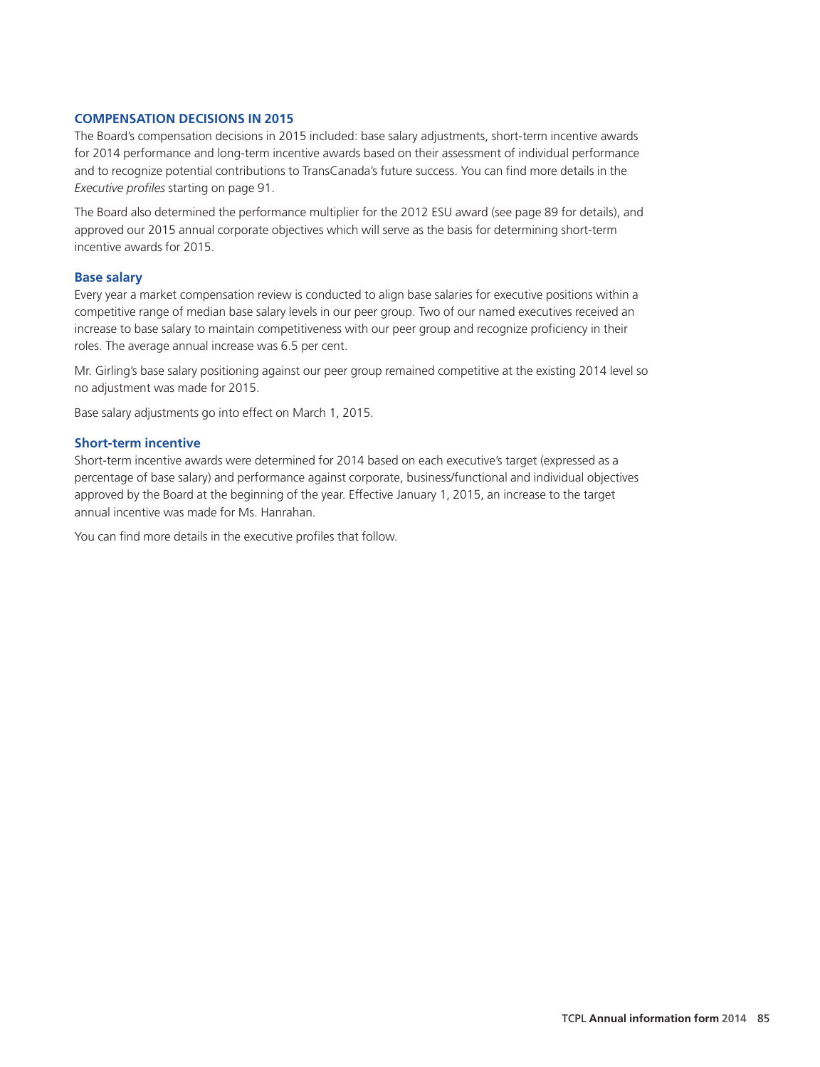## COMPENSATION DECISIONS IN 2015

The Board's compensation decisions in 2015 included: base salary adjustments, short-term incentive awards for 2014 performance and long-term incentive awards based on their assessment of individual performance and to recognize potential contributions to TransCanada's future success. You can find more details in the *Executive profiles* starting on page 91.

The Board also determined the performance multiplier for the 2012 ESU award (see page 89 for details), and approved our 2015 annual corporate objectives which will serve as the basis for determining short-term incentive awards for 2015.

### Base salary

Every year a market compensation review is conducted to align base salaries for executive positions within a competitive range of median base salary levels in our peer group. Two of our named executives received an increase to base salary to maintain competitiveness with our peer group and recognize proficiency in their roles. The average annual increase was 6.5 per cent.

Mr. Girling's base salary positioning against our peer group remained competitive at the existing 2014 level so no adjustment was made for 2015.

Base salary adjustments go into effect on March 1, 2015.

### Short-term incentive

Short-term incentive awards were determined for 2014 based on each executive's target (expressed as a percentage of base salary) and performance against corporate, business/functional and individual objectives approved by the Board at the beginning of the year. Effective January 1, 2015, an increase to the target annual incentive was made for Ms. Hanrahan.

You can find more details in the executive profiles that follow.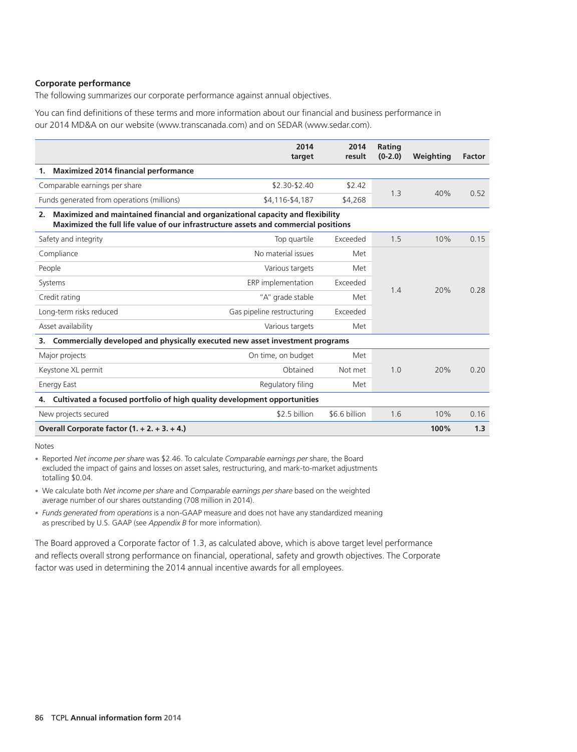### Corporate performance

The following summarizes our corporate performance against annual objectives.

You can find definitions of these terms and more information about our financial and business performance in our 2014 MD&A on our website (www.transcanada.com) and on SEDAR (www.sedar.com).

| | 2014 target | 2014 result | Rating (0-2.0) | Weighting | Factor |
|---|---|---|---|---|---|
| **1. Maximized 2014 financial performance** | | | | | |
| Comparable earnings per share | $2.30-$2.40 | $2.42 | 1.3 | 40% | 0.52 |
| Funds generated from operations (millions) | $4,116-$4,187 | $4,268 | | | |
| **2. Maximized and maintained financial and organizational capacity and flexibility Maximized the full life value of our infrastructure assets and commercial positions** | | | | | |
| Safety and integrity | Top quartile | Exceeded | 1.5 | 10% | 0.15 |
| Compliance | No material issues | Met | 1.4 | 20% | 0.28 |
| People | Various targets | Met | | | |
| Systems | ERP implementation | Exceeded | | | |
| Credit rating | "A" grade stable | Met | | | |
| Long-term risks reduced | Gas pipeline restructuring | Exceeded | | | |
| Asset availability | Various targets | Met | | | |
| **3. Commercially developed and physically executed new asset investment programs** | | | | | |
| Major projects | On time, on budget | Met | 1.0 | 20% | 0.20 |
| Keystone XL permit | Obtained | Not met | | | |
| Energy East | Regulatory filing | Met | | | |
| **4. Cultivated a focused portfolio of high quality development opportunities** | | | | | |
| New projects secured | $2.5 billion | $6.6 billion | 1.6 | 10% | 0.16 |
| **Overall Corporate factor (1. + 2. + 3. + 4.)** | | | | **100%** | **1.3** |

Notes

- Reported *Net income per share* was $2.46. To calculate *Comparable earnings per* share, the Board excluded the impact of gains and losses on asset sales, restructuring, and mark-to-market adjustments totalling $0.04.
- We calculate both *Net income per share* and *Comparable earnings per share* based on the weighted average number of our shares outstanding (708 million in 2014).
- *Funds generated from operations* is a non-GAAP measure and does not have any standardized meaning as prescribed by U.S. GAAP (see *Appendix B* for more information).

The Board approved a Corporate factor of 1.3, as calculated above, which is above target level performance and reflects overall strong performance on financial, operational, safety and growth objectives. The Corporate factor was used in determining the 2014 annual incentive awards for all employees.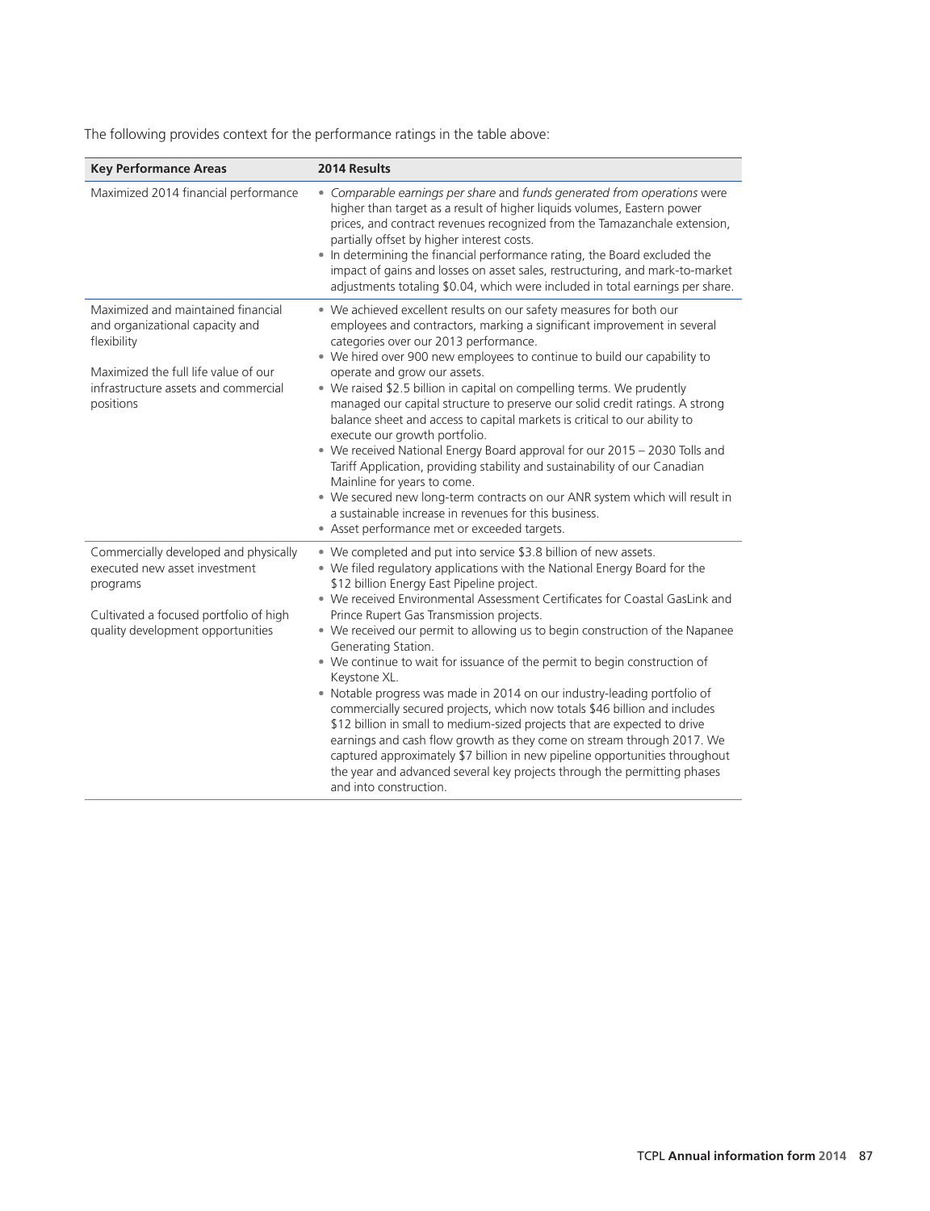The following provides context for the performance ratings in the table above:

| Key Performance Areas | 2014 Results |
|---|---|
| Maximized 2014 financial performance | • *Comparable earnings per share* and *funds generated from operations* were higher than target as a result of higher liquids volumes, Eastern power prices, and contract revenues recognized from the Tamazanchale extension, partially offset by higher interest costs.<br>• In determining the financial performance rating, the Board excluded the impact of gains and losses on asset sales, restructuring, and mark-to-market adjustments totaling $0.04, which were included in total earnings per share. |
| Maximized and maintained financial and organizational capacity and flexibility<br><br>Maximized the full life value of our infrastructure assets and commercial positions | • We achieved excellent results on our safety measures for both our employees and contractors, marking a significant improvement in several categories over our 2013 performance.<br>• We hired over 900 new employees to continue to build our capability to operate and grow our assets.<br>• We raised $2.5 billion in capital on compelling terms. We prudently managed our capital structure to preserve our solid credit ratings. A strong balance sheet and access to capital markets is critical to our ability to execute our growth portfolio.<br>• We received National Energy Board approval for our 2015 – 2030 Tolls and Tariff Application, providing stability and sustainability of our Canadian Mainline for years to come.<br>• We secured new long-term contracts on our ANR system which will result in a sustainable increase in revenues for this business.<br>• Asset performance met or exceeded targets. |
| Commercially developed and physically executed new asset investment programs<br><br>Cultivated a focused portfolio of high quality development opportunities | • We completed and put into service $3.8 billion of new assets.<br>• We filed regulatory applications with the National Energy Board for the $12 billion Energy East Pipeline project.<br>• We received Environmental Assessment Certificates for Coastal GasLink and Prince Rupert Gas Transmission projects.<br>• We received our permit to allowing us to begin construction of the Napanee Generating Station.<br>• We continue to wait for issuance of the permit to begin construction of Keystone XL.<br>• Notable progress was made in 2014 on our industry-leading portfolio of commercially secured projects, which now totals $46 billion and includes $12 billion in small to medium-sized projects that are expected to drive earnings and cash flow growth as they come on stream through 2017. We captured approximately $7 billion in new pipeline opportunities throughout the year and advanced several key projects through the permitting phases and into construction. |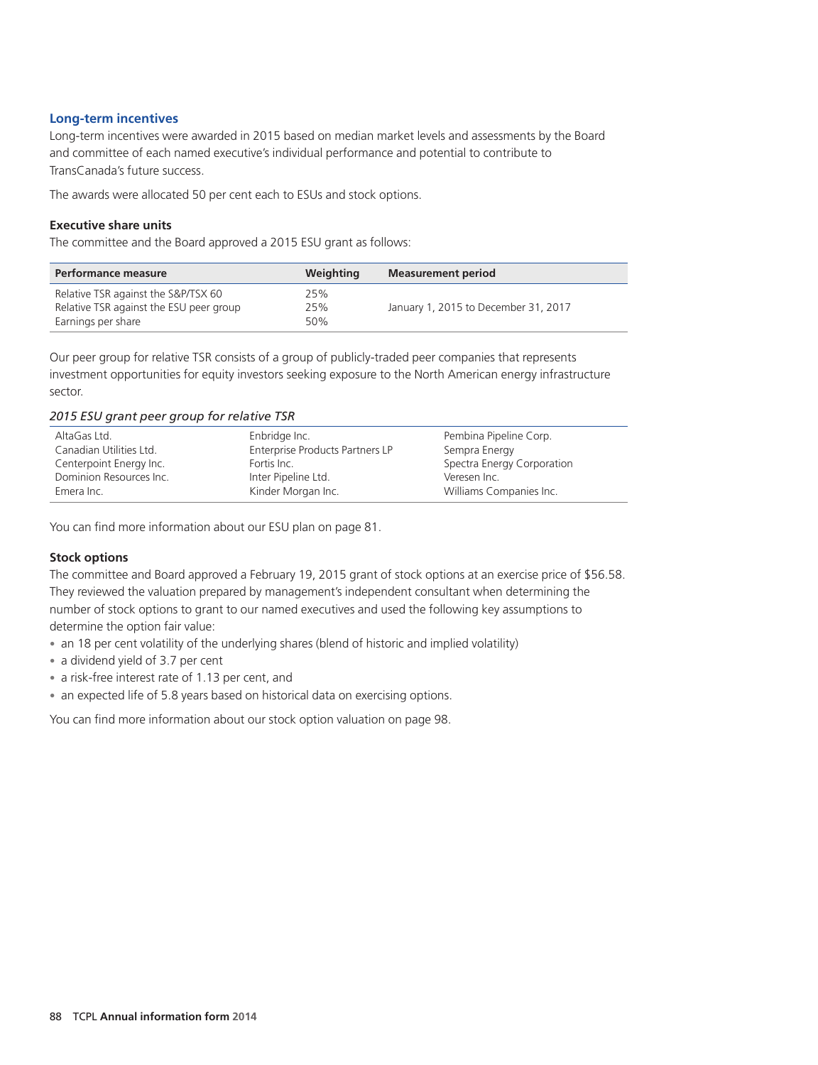## Long-term incentives

Long-term incentives were awarded in 2015 based on median market levels and assessments by the Board and committee of each named executive's individual performance and potential to contribute to TransCanada's future success.

The awards were allocated 50 per cent each to ESUs and stock options.

### Executive share units

The committee and the Board approved a 2015 ESU grant as follows:

| Performance measure | Weighting | Measurement period |
|---|---|---|
| Relative TSR against the S&P/TSX 60 | 25% | January 1, 2015 to December 31, 2017 |
| Relative TSR against the ESU peer group | 25% | |
| Earnings per share | 50% | |

Our peer group for relative TSR consists of a group of publicly-traded peer companies that represents investment opportunities for equity investors seeking exposure to the North American energy infrastructure sector.

*2015 ESU grant peer group for relative TSR*

| | | |
|---|---|---|
| AltaGas Ltd. | Enbridge Inc. | Pembina Pipeline Corp. |
| Canadian Utilities Ltd. | Enterprise Products Partners LP | Sempra Energy |
| Centerpoint Energy Inc. | Fortis Inc. | Spectra Energy Corporation |
| Dominion Resources Inc. | Inter Pipeline Ltd. | Veresen Inc. |
| Emera Inc. | Kinder Morgan Inc. | Williams Companies Inc. |

You can find more information about our ESU plan on page 81.

### Stock options

The committee and Board approved a February 19, 2015 grant of stock options at an exercise price of $56.58. They reviewed the valuation prepared by management's independent consultant when determining the number of stock options to grant to our named executives and used the following key assumptions to determine the option fair value:

- an 18 per cent volatility of the underlying shares (blend of historic and implied volatility)
- a dividend yield of 3.7 per cent
- a risk-free interest rate of 1.13 per cent, and
- an expected life of 5.8 years based on historical data on exercising options.

You can find more information about our stock option valuation on page 98.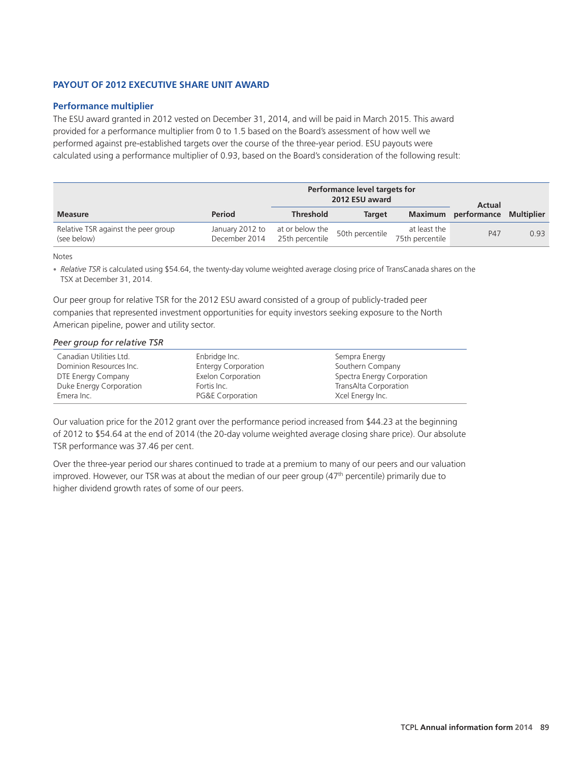## PAYOUT OF 2012 EXECUTIVE SHARE UNIT AWARD

### Performance multiplier

The ESU award granted in 2012 vested on December 31, 2014, and will be paid in March 2015. This award provided for a performance multiplier from 0 to 1.5 based on the Board's assessment of how well we performed against pre-established targets over the course of the three-year period. ESU payouts were calculated using a performance multiplier of 0.93, based on the Board's consideration of the following result:

| Measure | Period | Performance level targets for 2012 ESU award | | | Actual performance | Multiplier |
|---|---|---|---|---|---|---|
| | | Threshold | Target | Maximum | | |
| Relative TSR against the peer group (see below) | January 2012 to December 2014 | at or below the 25th percentile | 50th percentile | at least the 75th percentile | P47 | 0.93 |

Notes

- *Relative TSR* is calculated using $54.64, the twenty-day volume weighted average closing price of TransCanada shares on the TSX at December 31, 2014.

Our peer group for relative TSR for the 2012 ESU award consisted of a group of publicly-traded peer companies that represented investment opportunities for equity investors seeking exposure to the North American pipeline, power and utility sector.

*Peer group for relative TSR*

| | | |
|---|---|---|
| Canadian Utilities Ltd. | Enbridge Inc. | Sempra Energy |
| Dominion Resources Inc. | Entergy Corporation | Southern Company |
| DTE Energy Company | Exelon Corporation | Spectra Energy Corporation |
| Duke Energy Corporation | Fortis Inc. | TransAlta Corporation |
| Emera Inc. | PG&E Corporation | Xcel Energy Inc. |

Our valuation price for the 2012 grant over the performance period increased from $44.23 at the beginning of 2012 to $54.64 at the end of 2014 (the 20-day volume weighted average closing share price). Our absolute TSR performance was 37.46 per cent.

Over the three-year period our shares continued to trade at a premium to many of our peers and our valuation improved. However, our TSR was at about the median of our peer group (47th percentile) primarily due to higher dividend growth rates of some of our peers.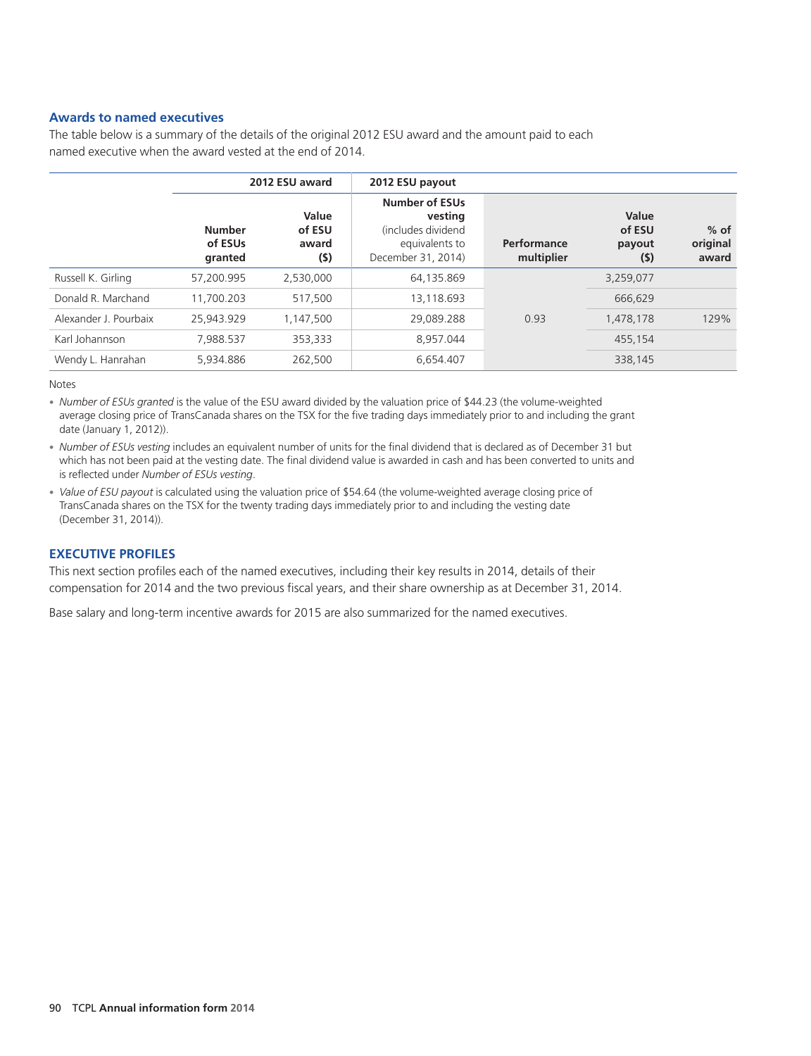### Awards to named executives

The table below is a summary of the details of the original 2012 ESU award and the amount paid to each named executive when the award vested at the end of 2014.

| | 2012 ESU award | | 2012 ESU payout | | | |
|---|---|---|---|---|---|---|
| | **Number of ESUs granted** | **Value of ESU award ($)** | **Number of ESUs vesting** (includes dividend equivalents to December 31, 2014) | **Performance multiplier** | **Value of ESU payout ($)** | **% of original award** |
| Russell K. Girling | 57,200.995 | 2,530,000 | 64,135.869 | 0.93 | 3,259,077 | 129% |
| Donald R. Marchand | 11,700.203 | 517,500 | 13,118.693 | | 666,629 | |
| Alexander J. Pourbaix | 25,943.929 | 1,147,500 | 29,089.288 | | 1,478,178 | |
| Karl Johannson | 7,988.537 | 353,333 | 8,957.044 | | 455,154 | |
| Wendy L. Hanrahan | 5,934.886 | 262,500 | 6,654.407 | | 338,145 | |

Notes

- *Number of ESUs granted* is the value of the ESU award divided by the valuation price of $44.23 (the volume-weighted average closing price of TransCanada shares on the TSX for the five trading days immediately prior to and including the grant date (January 1, 2012)).
- *Number of ESUs vesting* includes an equivalent number of units for the final dividend that is declared as of December 31 but which has not been paid at the vesting date. The final dividend value is awarded in cash and has been converted to units and is reflected under *Number of ESUs vesting*.
- *Value of ESU payout* is calculated using the valuation price of $54.64 (the volume-weighted average closing price of TransCanada shares on the TSX for the twenty trading days immediately prior to and including the vesting date (December 31, 2014)).

### EXECUTIVE PROFILES

This next section profiles each of the named executives, including their key results in 2014, details of their compensation for 2014 and the two previous fiscal years, and their share ownership as at December 31, 2014.

Base salary and long-term incentive awards for 2015 are also summarized for the named executives.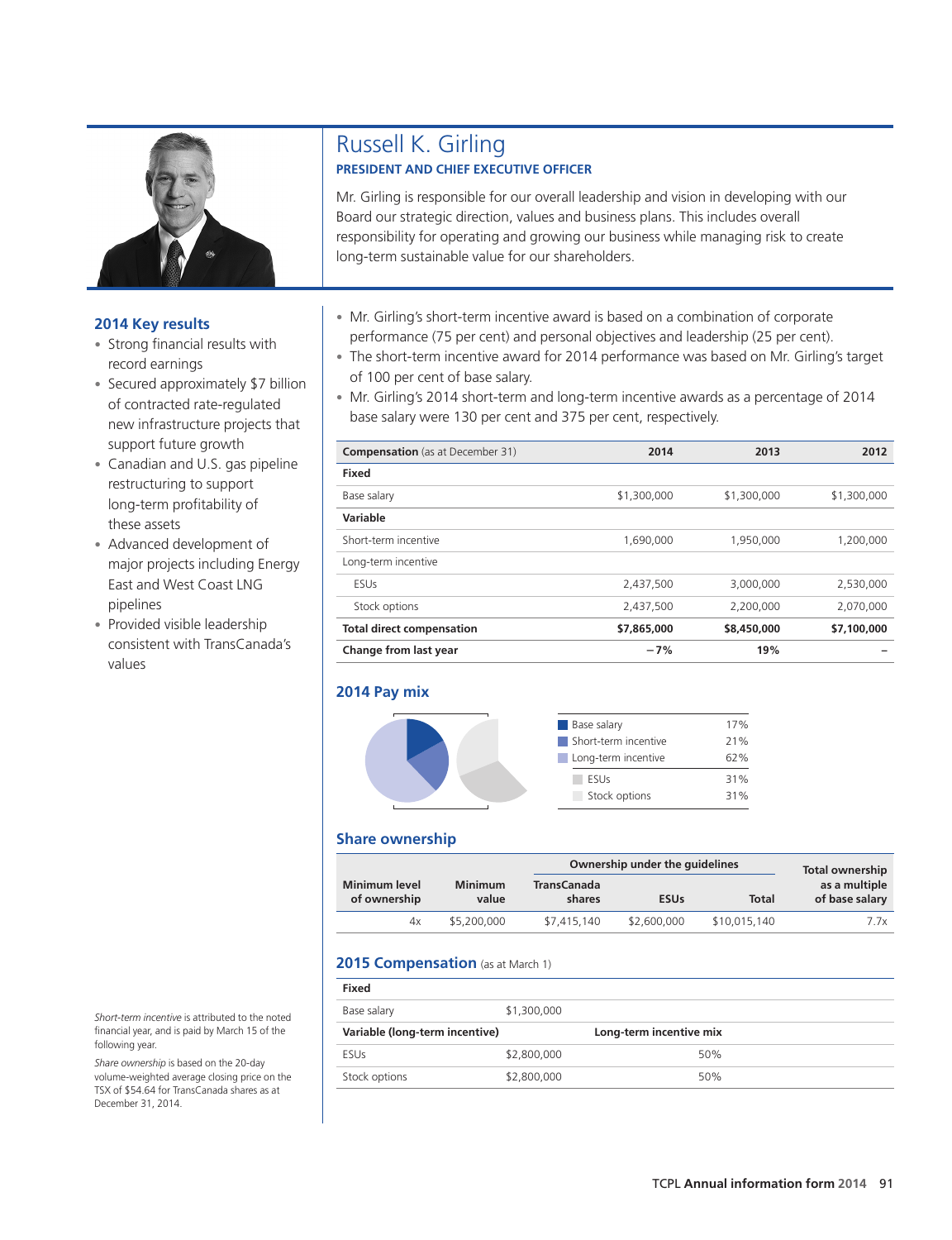# Russell K. Girling

**PRESIDENT AND CHIEF EXECUTIVE OFFICER**

Mr. Girling is responsible for our overall leadership and vision in developing with our Board our strategic direction, values and business plans. This includes overall responsibility for operating and growing our business while managing risk to create long-term sustainable value for our shareholders.

## 2014 Key results

- Strong financial results with record earnings
- Secured approximately $7 billion of contracted rate-regulated new infrastructure projects that support future growth
- Canadian and U.S. gas pipeline restructuring to support long-term profitability of these assets
- Advanced development of major projects including Energy East and West Coast LNG pipelines
- Provided visible leadership consistent with TransCanada's values

*Short-term incentive* is attributed to the noted financial year, and is paid by March 15 of the following year.

*Share ownership* is based on the 20-day volume-weighted average closing price on the TSX of $54.64 for TransCanada shares as at December 31, 2014.

- Mr. Girling's short-term incentive award is based on a combination of corporate performance (75 per cent) and personal objectives and leadership (25 per cent).
- The short-term incentive award for 2014 performance was based on Mr. Girling's target of 100 per cent of base salary.
- Mr. Girling's 2014 short-term and long-term incentive awards as a percentage of 2014 base salary were 130 per cent and 375 per cent, respectively.

| **Compensation** (as at December 31) | 2014 | 2013 | 2012 |
|---|---|---|---|
| **Fixed** | | | |
| Base salary | $1,300,000 | $1,300,000 | $1,300,000 |
| **Variable** | | | |
| Short-term incentive | 1,690,000 | 1,950,000 | 1,200,000 |
| Long-term incentive | | | |
| ESUs | 2,437,500 | 3,000,000 | 2,530,000 |
| Stock options | 2,437,500 | 2,200,000 | 2,070,000 |
| **Total direct compensation** | **$7,865,000** | **$8,450,000** | **$7,100,000** |
| **Change from last year** | **−7%** | **19%** | **–** |

## 2014 Pay mix

| | |
|---|---|
| Base salary | 17% |
| Short-term incentive | 21% |
| Long-term incentive | 62% |
| ESUs | 31% |
| Stock options | 31% |

## Share ownership

| Minimum level of ownership | Minimum value | Ownership under the guidelines | | | Total ownership as a multiple of base salary |
|---|---|---|---|---|---|
| | | TransCanada shares | ESUs | Total | |
| 4x | $5,200,000 | $7,415,140 | $2,600,000 | $10,015,140 | 7.7x |

## 2015 Compensation (as at March 1)

| **Fixed** | | |
|---|---|---|
| Base salary | $1,300,000 | |
| **Variable (long-term incentive)** | | **Long-term incentive mix** |
| ESUs | $2,800,000 | 50% |
| Stock options | $2,800,000 | 50% |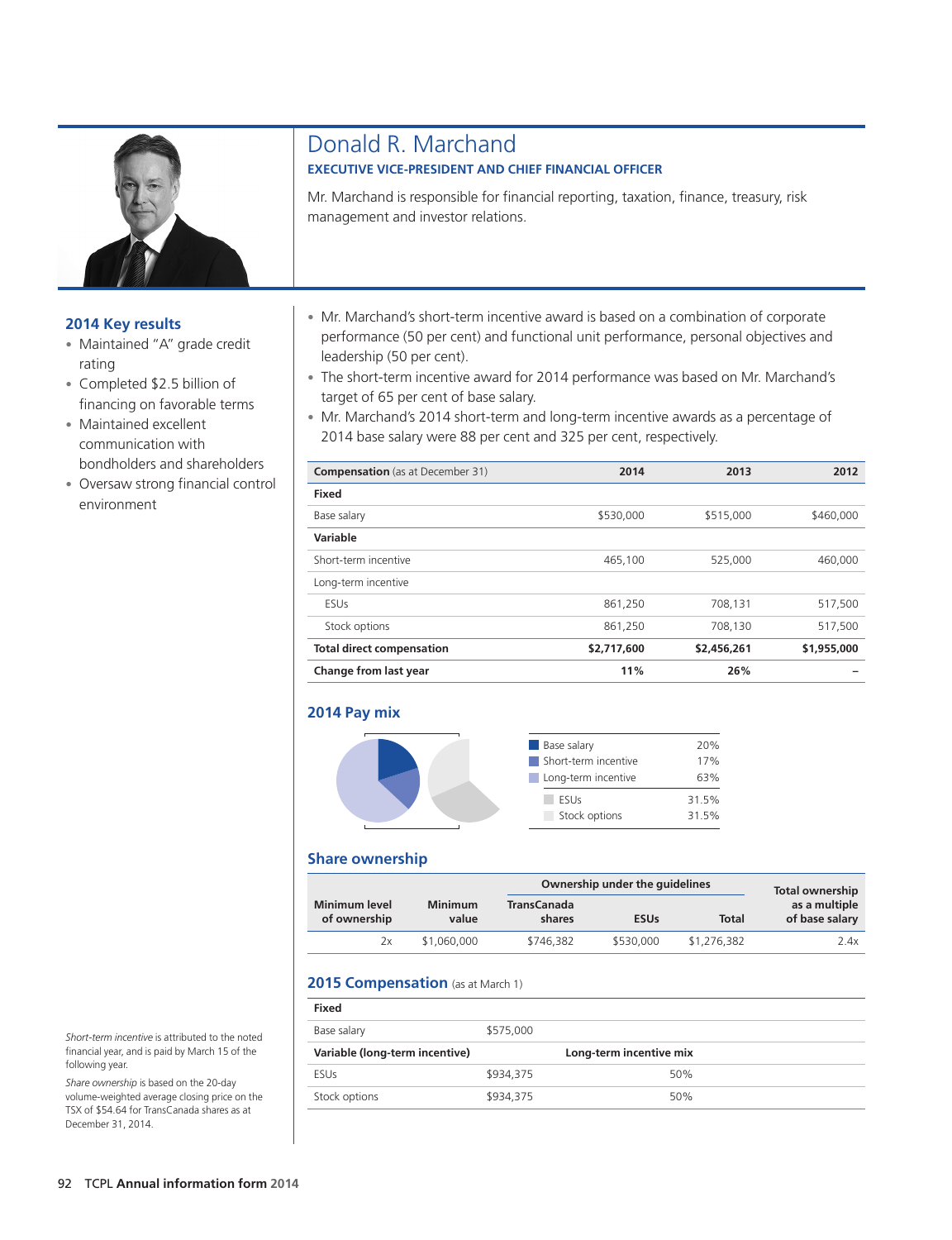# Donald R. Marchand

**EXECUTIVE VICE-PRESIDENT AND CHIEF FINANCIAL OFFICER**

Mr. Marchand is responsible for financial reporting, taxation, finance, treasury, risk management and investor relations.

## 2014 Key results

- Maintained "A" grade credit rating
- Completed $2.5 billion of financing on favorable terms
- Maintained excellent communication with bondholders and shareholders
- Oversaw strong financial control environment

- Mr. Marchand's short-term incentive award is based on a combination of corporate performance (50 per cent) and functional unit performance, personal objectives and leadership (50 per cent).
- The short-term incentive award for 2014 performance was based on Mr. Marchand's target of 65 per cent of base salary.
- Mr. Marchand's 2014 short-term and long-term incentive awards as a percentage of 2014 base salary were 88 per cent and 325 per cent, respectively.

| **Compensation** (as at December 31) | **2014** | **2013** | **2012** |
|---|---|---|---|
| **Fixed** | | | |
| Base salary | $530,000 | $515,000 | $460,000 |
| **Variable** | | | |
| Short-term incentive | 465,100 | 525,000 | 460,000 |
| Long-term incentive | | | |
| ESUs | 861,250 | 708,131 | 517,500 |
| Stock options | 861,250 | 708,130 | 517,500 |
| **Total direct compensation** | **$2,717,600** | **$2,456,261** | **$1,955,000** |
| **Change from last year** | **11%** | **26%** | – |

## 2014 Pay mix

| | |
|---|---|
| Base salary | 20% |
| Short-term incentive | 17% |
| Long-term incentive | 63% |
| ESUs | 31.5% |
| Stock options | 31.5% |

## Share ownership

| Minimum level of ownership | Minimum value | Ownership under the guidelines | | | Total ownership as a multiple of base salary |
|---|---|---|---|---|---|
| | | TransCanada shares | ESUs | Total | |
| 2x | $1,060,000 | $746,382 | $530,000 | $1,276,382 | 2.4x |

## 2015 Compensation (as at March 1)

| **Fixed** | | |
|---|---|---|
| Base salary | $575,000 | |
| **Variable (long-term incentive)** | | **Long-term incentive mix** |
| ESUs | $934,375 | 50% |
| Stock options | $934,375 | 50% |

*Short-term incentive* is attributed to the noted financial year, and is paid by March 15 of the following year.

*Share ownership* is based on the 20-day volume-weighted average closing price on the TSX of $54.64 for TransCanada shares as at December 31, 2014.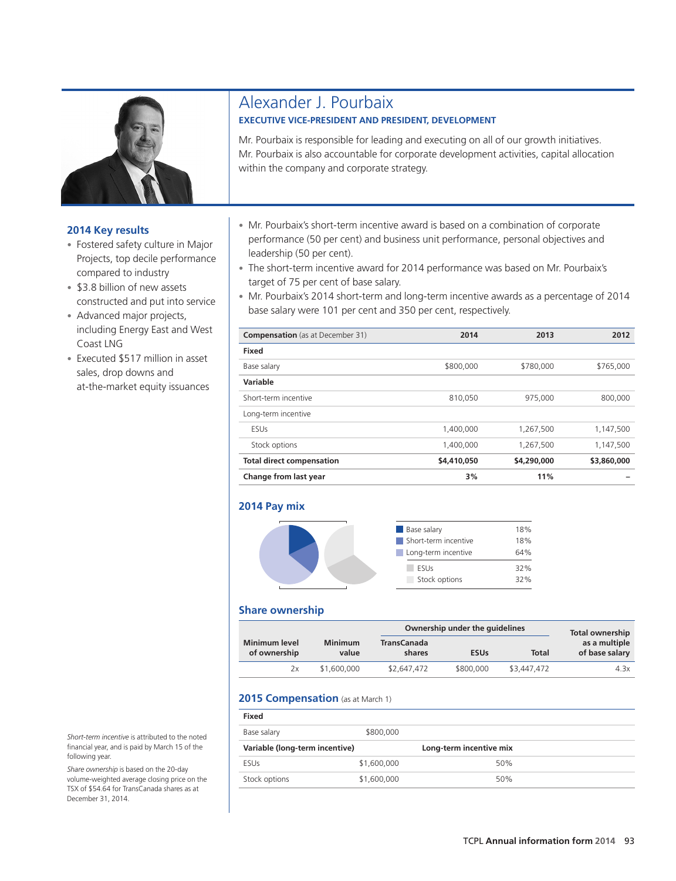# Alexander J. Pourbaix

**EXECUTIVE VICE-PRESIDENT AND PRESIDENT, DEVELOPMENT**

Mr. Pourbaix is responsible for leading and executing on all of our growth initiatives. Mr. Pourbaix is also accountable for corporate development activities, capital allocation within the company and corporate strategy.

### 2014 Key results

- Fostered safety culture in Major Projects, top decile performance compared to industry
- $3.8 billion of new assets constructed and put into service
- Advanced major projects, including Energy East and West Coast LNG
- Executed $517 million in asset sales, drop downs and at-the-market equity issuances

- Mr. Pourbaix's short-term incentive award is based on a combination of corporate performance (50 per cent) and business unit performance, personal objectives and leadership (50 per cent).
- The short-term incentive award for 2014 performance was based on Mr. Pourbaix's target of 75 per cent of base salary.
- Mr. Pourbaix's 2014 short-term and long-term incentive awards as a percentage of 2014 base salary were 101 per cent and 350 per cent, respectively.

| **Compensation** (as at December 31) | 2014 | 2013 | 2012 |
|---|---|---|---|
| **Fixed** | | | |
| Base salary | $800,000 | $780,000 | $765,000 |
| **Variable** | | | |
| Short-term incentive | 810,050 | 975,000 | 800,000 |
| Long-term incentive | | | |
| ESUs | 1,400,000 | 1,267,500 | 1,147,500 |
| Stock options | 1,400,000 | 1,267,500 | 1,147,500 |
| **Total direct compensation** | **$4,410,050** | **$4,290,000** | **$3,860,000** |
| **Change from last year** | **3%** | **11%** | – |

### 2014 Pay mix

| | |
|---|---|
| Base salary | 18% |
| Short-term incentive | 18% |
| Long-term incentive | 64% |
| ESUs | 32% |
| Stock options | 32% |

### Share ownership

| Minimum level of ownership | Minimum value | Ownership under the guidelines | | | Total ownership as a multiple of base salary |
|---|---|---|---|---|---|
| | | TransCanada shares | ESUs | Total | |
| 2x | $1,600,000 | $2,647,472 | $800,000 | $3,447,472 | 4.3x |

### 2015 Compensation (as at March 1)

| **Fixed** | | |
|---|---|---|
| Base salary | $800,000 | |
| **Variable (long-term incentive)** | | **Long-term incentive mix** |
| ESUs | $1,600,000 | 50% |
| Stock options | $1,600,000 | 50% |

*Short-term incentive* is attributed to the noted financial year, and is paid by March 15 of the following year.

*Share ownership* is based on the 20-day volume-weighted average closing price on the TSX of $54.64 for TransCanada shares as at December 31, 2014.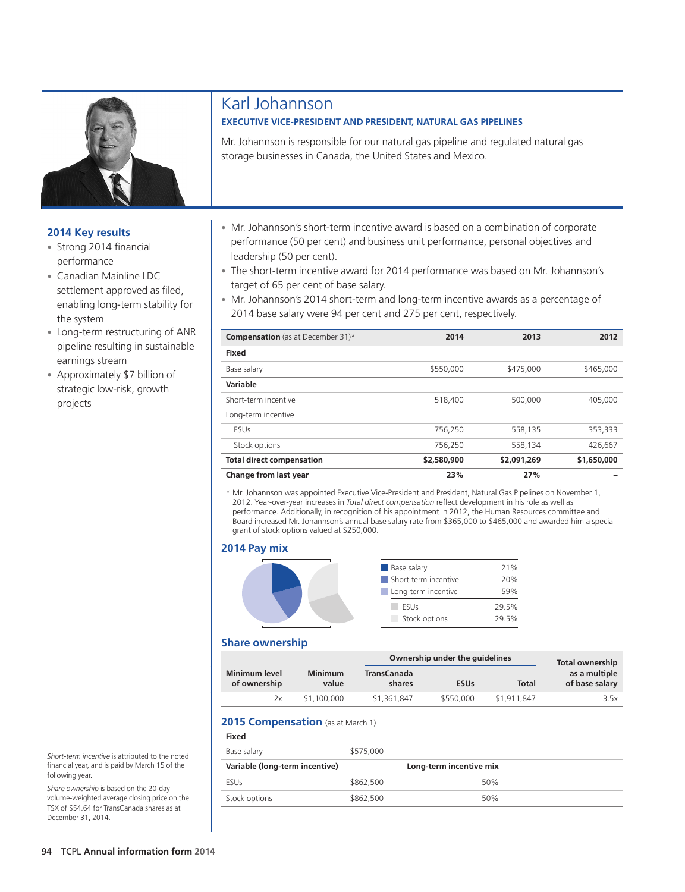# Karl Johannson

**EXECUTIVE VICE-PRESIDENT AND PRESIDENT, NATURAL GAS PIPELINES**

Mr. Johannson is responsible for our natural gas pipeline and regulated natural gas storage businesses in Canada, the United States and Mexico.

## 2014 Key results

- Strong 2014 financial performance
- Canadian Mainline LDC settlement approved as filed, enabling long-term stability for the system
- Long-term restructuring of ANR pipeline resulting in sustainable earnings stream
- Approximately $7 billion of strategic low-risk, growth projects

- Mr. Johannson's short-term incentive award is based on a combination of corporate performance (50 per cent) and business unit performance, personal objectives and leadership (50 per cent).
- The short-term incentive award for 2014 performance was based on Mr. Johannson's target of 65 per cent of base salary.
- Mr. Johannson's 2014 short-term and long-term incentive awards as a percentage of 2014 base salary were 94 per cent and 275 per cent, respectively.

| **Compensation** (as at December 31)* | 2014 | 2013 | 2012 |
|---|---|---|---|
| **Fixed** | | | |
| Base salary | $550,000 | $475,000 | $465,000 |
| **Variable** | | | |
| Short-term incentive | 518,400 | 500,000 | 405,000 |
| Long-term incentive | | | |
| ESUs | 756,250 | 558,135 | 353,333 |
| Stock options | 756,250 | 558,134 | 426,667 |
| **Total direct compensation** | **$2,580,900** | **$2,091,269** | **$1,650,000** |
| **Change from last year** | **23%** | **27%** | – |

\* Mr. Johannson was appointed Executive Vice-President and President, Natural Gas Pipelines on November 1, 2012. Year-over-year increases in *Total direct compensation* reflect development in his role as well as performance. Additionally, in recognition of his appointment in 2012, the Human Resources committee and Board increased Mr. Johannson's annual base salary rate from $365,000 to $465,000 and awarded him a special grant of stock options valued at $250,000.

## 2014 Pay mix

| | |
|---|---|
| Base salary | 21% |
| Short-term incentive | 20% |
| Long-term incentive | 59% |
| ESUs | 29.5% |
| Stock options | 29.5% |

## Share ownership

| Minimum level of ownership | Minimum value | Ownership under the guidelines: TransCanada shares | ESUs | Total | Total ownership as a multiple of base salary |
|---|---|---|---|---|---|
| 2x | $1,100,000 | $1,361,847 | $550,000 | $1,911,847 | 3.5x |

## 2015 Compensation (as at March 1)

| **Fixed** | | |
|---|---|---|
| Base salary | $575,000 | |
| **Variable (long-term incentive)** | | **Long-term incentive mix** |
| ESUs | $862,500 | 50% |
| Stock options | $862,500 | 50% |

*Short-term incentive* is attributed to the noted financial year, and is paid by March 15 of the following year.

*Share ownership* is based on the 20-day volume-weighted average closing price on the TSX of $54.64 for TransCanada shares as at December 31, 2014.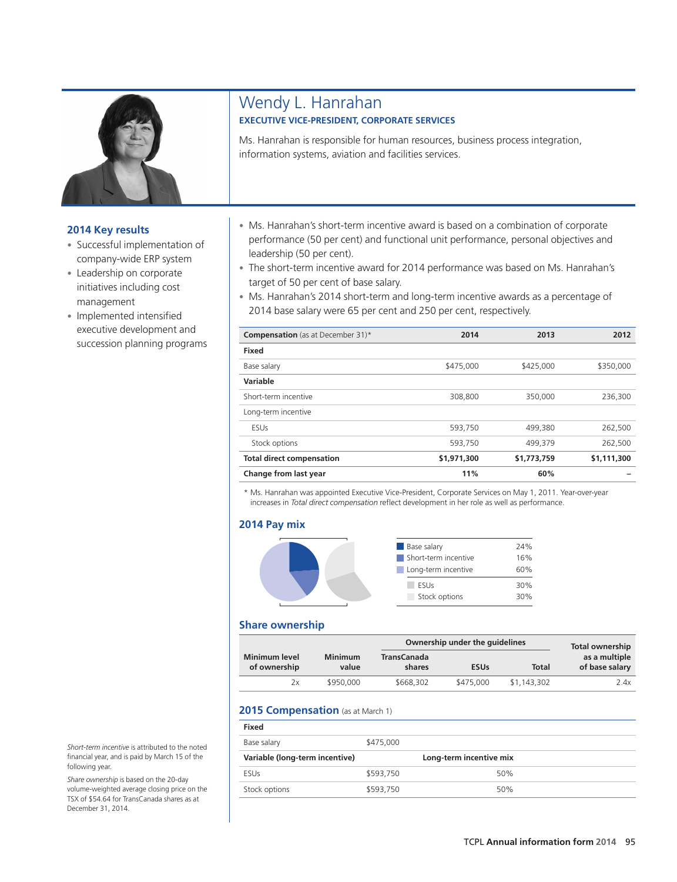# Wendy L. Hanrahan

**EXECUTIVE VICE-PRESIDENT, CORPORATE SERVICES**

Ms. Hanrahan is responsible for human resources, business process integration, information systems, aviation and facilities services.

## 2014 Key results

- Successful implementation of company-wide ERP system
- Leadership on corporate initiatives including cost management
- Implemented intensified executive development and succession planning programs

- Ms. Hanrahan's short-term incentive award is based on a combination of corporate performance (50 per cent) and functional unit performance, personal objectives and leadership (50 per cent).
- The short-term incentive award for 2014 performance was based on Ms. Hanrahan's target of 50 per cent of base salary.
- Ms. Hanrahan's 2014 short-term and long-term incentive awards as a percentage of 2014 base salary were 65 per cent and 250 per cent, respectively.

| **Compensation** (as at December 31)* | **2014** | **2013** | **2012** |
|---|---|---|---|
| **Fixed** | | | |
| Base salary | $475,000 | $425,000 | $350,000 |
| **Variable** | | | |
| Short-term incentive | 308,800 | 350,000 | 236,300 |
| Long-term incentive | | | |
| ESUs | 593,750 | 499,380 | 262,500 |
| Stock options | 593,750 | 499,379 | 262,500 |
| **Total direct compensation** | **$1,971,300** | **$1,773,759** | **$1,111,300** |
| **Change from last year** | **11%** | **60%** | **–** |

\* Ms. Hanrahan was appointed Executive Vice-President, Corporate Services on May 1, 2011. Year-over-year increases in *Total direct compensation* reflect development in her role as well as performance.

## 2014 Pay mix

| | |
|---|---|
| Base salary | 24% |
| Short-term incentive | 16% |
| Long-term incentive | 60% |
| ESUs | 30% |
| Stock options | 30% |

## Share ownership

| | | Ownership under the guidelines | | | |
|---|---|---|---|---|---|
| **Minimum level of ownership** | **Minimum value** | **TransCanada shares** | **ESUs** | **Total** | **Total ownership as a multiple of base salary** |
| 2x | $950,000 | $668,302 | $475,000 | $1,143,302 | 2.4x |

## 2015 Compensation (as at March 1)

| **Fixed** | | |
|---|---|---|
| Base salary | $475,000 | |
| **Variable (long-term incentive)** | | **Long-term incentive mix** |
| ESUs | $593,750 | 50% |
| Stock options | $593,750 | 50% |

*Short-term incentive* is attributed to the noted financial year, and is paid by March 15 of the following year.

*Share ownership* is based on the 20-day volume-weighted average closing price on the TSX of $54.64 for TransCanada shares as at December 31, 2014.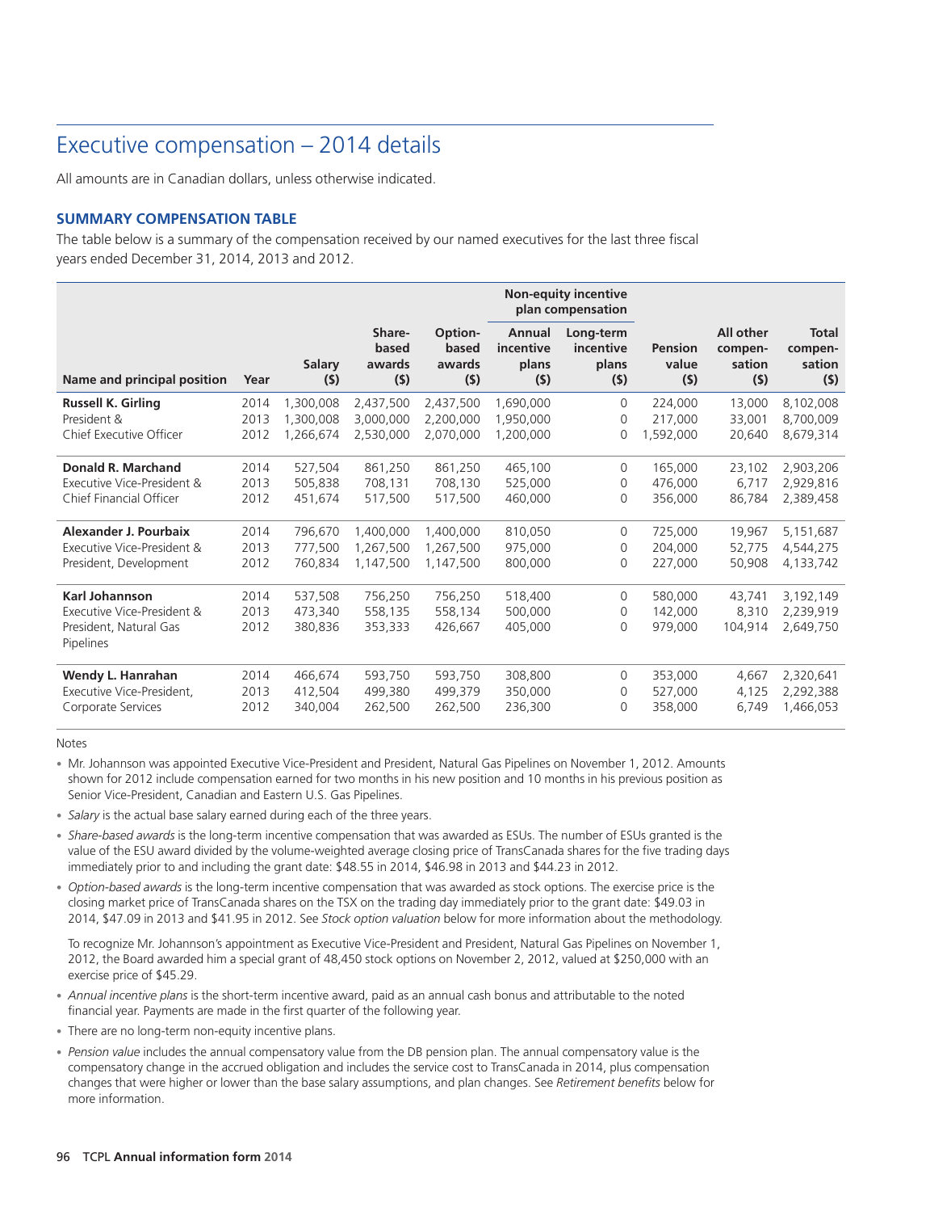# Executive compensation – 2014 details

All amounts are in Canadian dollars, unless otherwise indicated.

### SUMMARY COMPENSATION TABLE

The table below is a summary of the compensation received by our named executives for the last three fiscal years ended December 31, 2014, 2013 and 2012.

| | | | | | Non-equity incentive plan compensation | | | | |
|---|---|---|---|---|---|---|---|---|---|
| Name and principal position | Year | Salary ($) | Share-based awards ($) | Option-based awards ($) | Annual incentive plans ($) | Long-term incentive plans ($) | Pension value ($) | All other compen-sation ($) | Total compen-sation ($) |
| **Russell K. Girling** | 2014 | 1,300,008 | 2,437,500 | 2,437,500 | 1,690,000 | 0 | 224,000 | 13,000 | 8,102,008 |
| President & | 2013 | 1,300,008 | 3,000,000 | 2,200,000 | 1,950,000 | 0 | 217,000 | 33,001 | 8,700,009 |
| Chief Executive Officer | 2012 | 1,266,674 | 2,530,000 | 2,070,000 | 1,200,000 | 0 | 1,592,000 | 20,640 | 8,679,314 |
| **Donald R. Marchand** | 2014 | 527,504 | 861,250 | 861,250 | 465,100 | 0 | 165,000 | 23,102 | 2,903,206 |
| Executive Vice-President & | 2013 | 505,838 | 708,131 | 708,130 | 525,000 | 0 | 476,000 | 6,717 | 2,929,816 |
| Chief Financial Officer | 2012 | 451,674 | 517,500 | 517,500 | 460,000 | 0 | 356,000 | 86,784 | 2,389,458 |
| **Alexander J. Pourbaix** | 2014 | 796,670 | 1,400,000 | 1,400,000 | 810,050 | 0 | 725,000 | 19,967 | 5,151,687 |
| Executive Vice-President & | 2013 | 777,500 | 1,267,500 | 1,267,500 | 975,000 | 0 | 204,000 | 52,775 | 4,544,275 |
| President, Development | 2012 | 760,834 | 1,147,500 | 1,147,500 | 800,000 | 0 | 227,000 | 50,908 | 4,133,742 |
| **Karl Johannson** | 2014 | 537,508 | 756,250 | 756,250 | 518,400 | 0 | 580,000 | 43,741 | 3,192,149 |
| Executive Vice-President & | 2013 | 473,340 | 558,135 | 558,134 | 500,000 | 0 | 142,000 | 8,310 | 2,239,919 |
| President, Natural Gas Pipelines | 2012 | 380,836 | 353,333 | 426,667 | 405,000 | 0 | 979,000 | 104,914 | 2,649,750 |
| **Wendy L. Hanrahan** | 2014 | 466,674 | 593,750 | 593,750 | 308,800 | 0 | 353,000 | 4,667 | 2,320,641 |
| Executive Vice-President, | 2013 | 412,504 | 499,380 | 499,379 | 350,000 | 0 | 527,000 | 4,125 | 2,292,388 |
| Corporate Services | 2012 | 340,004 | 262,500 | 262,500 | 236,300 | 0 | 358,000 | 6,749 | 1,466,053 |

Notes

- Mr. Johannson was appointed Executive Vice-President and President, Natural Gas Pipelines on November 1, 2012. Amounts shown for 2012 include compensation earned for two months in his new position and 10 months in his previous position as Senior Vice-President, Canadian and Eastern U.S. Gas Pipelines.
- *Salary* is the actual base salary earned during each of the three years.
- *Share-based awards* is the long-term incentive compensation that was awarded as ESUs. The number of ESUs granted is the value of the ESU award divided by the volume-weighted average closing price of TransCanada shares for the five trading days immediately prior to and including the grant date: $48.55 in 2014, $46.98 in 2013 and $44.23 in 2012.
- *Option-based awards* is the long-term incentive compensation that was awarded as stock options. The exercise price is the closing market price of TransCanada shares on the TSX on the trading day immediately prior to the grant date: $49.03 in 2014, $47.09 in 2013 and $41.95 in 2012. See *Stock option valuation* below for more information about the methodology.

  To recognize Mr. Johannson's appointment as Executive Vice-President and President, Natural Gas Pipelines on November 1, 2012, the Board awarded him a special grant of 48,450 stock options on November 2, 2012, valued at $250,000 with an exercise price of $45.29.
- *Annual incentive plans* is the short-term incentive award, paid as an annual cash bonus and attributable to the noted financial year. Payments are made in the first quarter of the following year.
- There are no long-term non-equity incentive plans.
- *Pension value* includes the annual compensatory value from the DB pension plan. The annual compensatory value is the compensatory change in the accrued obligation and includes the service cost to TransCanada in 2014, plus compensation changes that were higher or lower than the base salary assumptions, and plan changes. See *Retirement benefits* below for more information.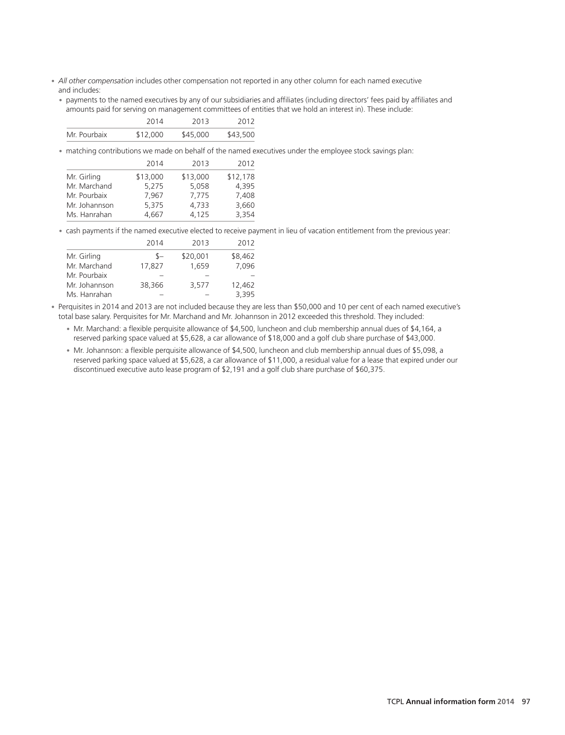- *All other compensation* includes other compensation not reported in any other column for each named executive and includes:
  - payments to the named executives by any of our subsidiaries and affiliates (including directors' fees paid by affiliates and amounts paid for serving on management committees of entities that we hold an interest in). These include:

| | 2014 | 2013 | 2012 |
|---|---|---|---|
| Mr. Pourbaix | $12,000 | $45,000 | $43,500 |

  - matching contributions we made on behalf of the named executives under the employee stock savings plan:

| | 2014 | 2013 | 2012 |
|---|---|---|---|
| Mr. Girling | $13,000 | $13,000 | $12,178 |
| Mr. Marchand | 5,275 | 5,058 | 4,395 |
| Mr. Pourbaix | 7,967 | 7,775 | 7,408 |
| Mr. Johannson | 5,375 | 4,733 | 3,660 |
| Ms. Hanrahan | 4,667 | 4,125 | 3,354 |

  - cash payments if the named executive elected to receive payment in lieu of vacation entitlement from the previous year:

| | 2014 | 2013 | 2012 |
|---|---|---|---|
| Mr. Girling | $– | $20,001 | $8,462 |
| Mr. Marchand | 17,827 | 1,659 | 7,096 |
| Mr. Pourbaix | – | – | – |
| Mr. Johannson | 38,366 | 3,577 | 12,462 |
| Ms. Hanrahan | – | – | 3,395 |

- Perquisites in 2014 and 2013 are not included because they are less than $50,000 and 10 per cent of each named executive's total base salary. Perquisites for Mr. Marchand and Mr. Johannson in 2012 exceeded this threshold. They included:
  - Mr. Marchand: a flexible perquisite allowance of $4,500, luncheon and club membership annual dues of $4,164, a reserved parking space valued at $5,628, a car allowance of $18,000 and a golf club share purchase of $43,000.
  - Mr. Johannson: a flexible perquisite allowance of $4,500, luncheon and club membership annual dues of $5,098, a reserved parking space valued at $5,628, a car allowance of $11,000, a residual value for a lease that expired under our discontinued executive auto lease program of $2,191 and a golf club share purchase of $60,375.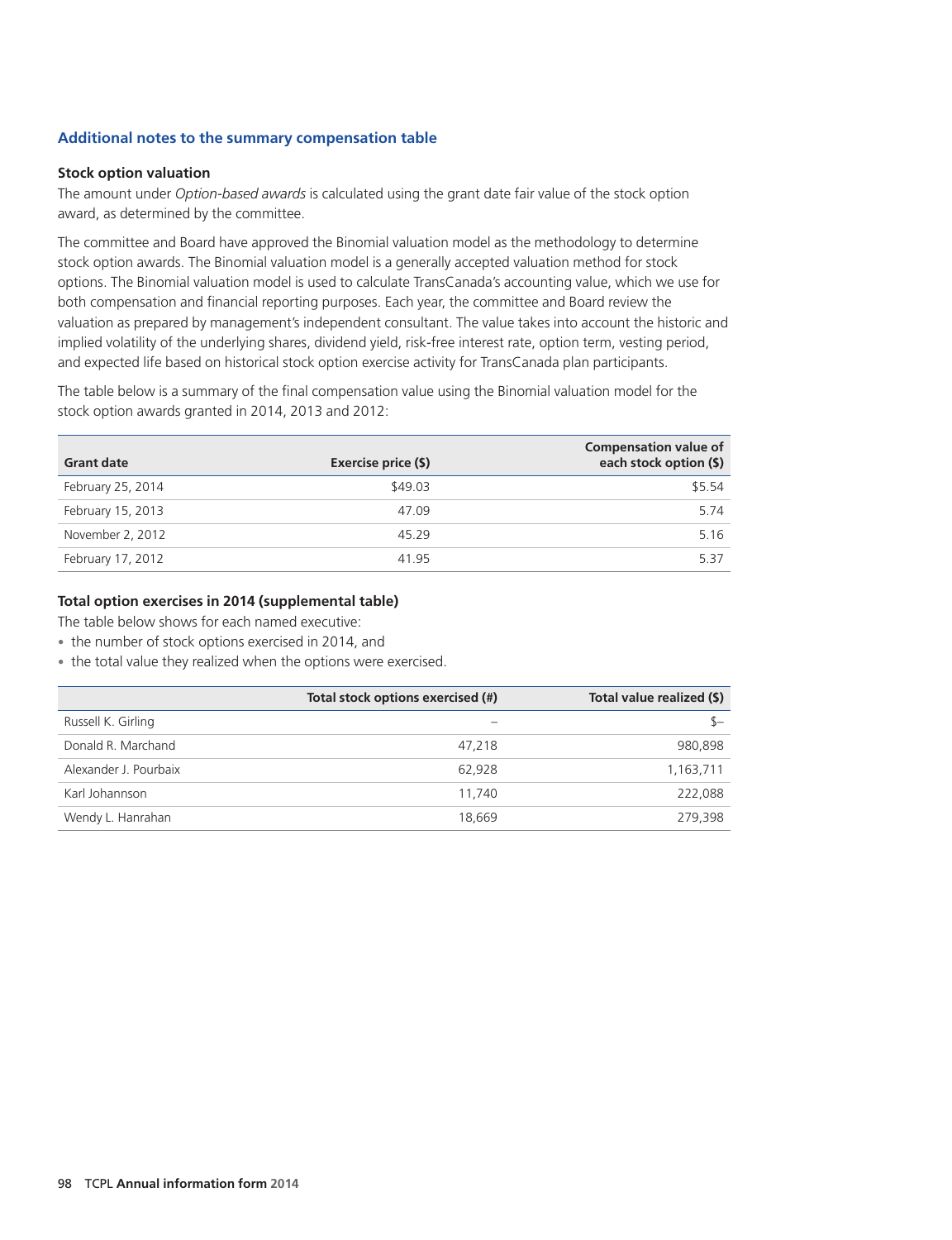## Additional notes to the summary compensation table

### Stock option valuation

The amount under *Option-based awards* is calculated using the grant date fair value of the stock option award, as determined by the committee.

The committee and Board have approved the Binomial valuation model as the methodology to determine stock option awards. The Binomial valuation model is a generally accepted valuation method for stock options. The Binomial valuation model is used to calculate TransCanada's accounting value, which we use for both compensation and financial reporting purposes. Each year, the committee and Board review the valuation as prepared by management's independent consultant. The value takes into account the historic and implied volatility of the underlying shares, dividend yield, risk-free interest rate, option term, vesting period, and expected life based on historical stock option exercise activity for TransCanada plan participants.

The table below is a summary of the final compensation value using the Binomial valuation model for the stock option awards granted in 2014, 2013 and 2012:

| Grant date | Exercise price ($) | Compensation value of each stock option ($) |
|---|---|---|
| February 25, 2014 | $49.03 | $5.54 |
| February 15, 2013 | 47.09 | 5.74 |
| November 2, 2012 | 45.29 | 5.16 |
| February 17, 2012 | 41.95 | 5.37 |

### Total option exercises in 2014 (supplemental table)

The table below shows for each named executive:

- the number of stock options exercised in 2014, and
- the total value they realized when the options were exercised.

| | Total stock options exercised (#) | Total value realized ($) |
|---|---|---|
| Russell K. Girling | – | $– |
| Donald R. Marchand | 47,218 | 980,898 |
| Alexander J. Pourbaix | 62,928 | 1,163,711 |
| Karl Johannson | 11,740 | 222,088 |
| Wendy L. Hanrahan | 18,669 | 279,398 |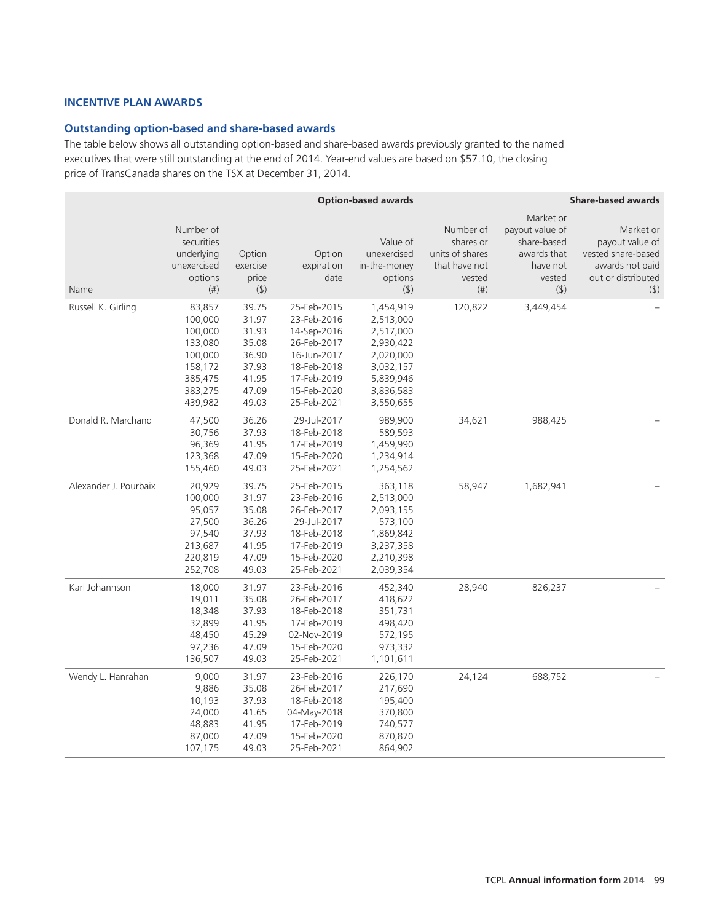## INCENTIVE PLAN AWARDS

### Outstanding option-based and share-based awards

The table below shows all outstanding option-based and share-based awards previously granted to the named executives that were still outstanding at the end of 2014. Year-end values are based on $57.10, the closing price of TransCanada shares on the TSX at December 31, 2014.

| | Option-based awards | | | | Share-based awards | | |
|---|---|---|---|---|---|---|---|
| Name | Number of securities underlying unexercised options (#) | Option exercise price ($) | Option expiration date | Value of unexercised in-the-money options ($) | Number of shares or units of shares that have not vested (#) | Market or payout value of share-based awards that have not vested ($) | Market or payout value of vested share-based awards not paid out or distributed ($) |
| Russell K. Girling | 83,857 | 39.75 | 25-Feb-2015 | 1,454,919 | 120,822 | 3,449,454 | – |
| | 100,000 | 31.97 | 23-Feb-2016 | 2,513,000 | | | |
| | 100,000 | 31.93 | 14-Sep-2016 | 2,517,000 | | | |
| | 133,080 | 35.08 | 26-Feb-2017 | 2,930,422 | | | |
| | 100,000 | 36.90 | 16-Jun-2017 | 2,020,000 | | | |
| | 158,172 | 37.93 | 18-Feb-2018 | 3,032,157 | | | |
| | 385,475 | 41.95 | 17-Feb-2019 | 5,839,946 | | | |
| | 383,275 | 47.09 | 15-Feb-2020 | 3,836,583 | | | |
| | 439,982 | 49.03 | 25-Feb-2021 | 3,550,655 | | | |
| Donald R. Marchand | 47,500 | 36.26 | 29-Jul-2017 | 989,900 | 34,621 | 988,425 | – |
| | 30,756 | 37.93 | 18-Feb-2018 | 589,593 | | | |
| | 96,369 | 41.95 | 17-Feb-2019 | 1,459,990 | | | |
| | 123,368 | 47.09 | 15-Feb-2020 | 1,234,914 | | | |
| | 155,460 | 49.03 | 25-Feb-2021 | 1,254,562 | | | |
| Alexander J. Pourbaix | 20,929 | 39.75 | 25-Feb-2015 | 363,118 | 58,947 | 1,682,941 | – |
| | 100,000 | 31.97 | 23-Feb-2016 | 2,513,000 | | | |
| | 95,057 | 35.08 | 26-Feb-2017 | 2,093,155 | | | |
| | 27,500 | 36.26 | 29-Jul-2017 | 573,100 | | | |
| | 97,540 | 37.93 | 18-Feb-2018 | 1,869,842 | | | |
| | 213,687 | 41.95 | 17-Feb-2019 | 3,237,358 | | | |
| | 220,819 | 47.09 | 15-Feb-2020 | 2,210,398 | | | |
| | 252,708 | 49.03 | 25-Feb-2021 | 2,039,354 | | | |
| Karl Johannson | 18,000 | 31.97 | 23-Feb-2016 | 452,340 | 28,940 | 826,237 | – |
| | 19,011 | 35.08 | 26-Feb-2017 | 418,622 | | | |
| | 18,348 | 37.93 | 18-Feb-2018 | 351,731 | | | |
| | 32,899 | 41.95 | 17-Feb-2019 | 498,420 | | | |
| | 48,450 | 45.29 | 02-Nov-2019 | 572,195 | | | |
| | 97,236 | 47.09 | 15-Feb-2020 | 973,332 | | | |
| | 136,507 | 49.03 | 25-Feb-2021 | 1,101,611 | | | |
| Wendy L. Hanrahan | 9,000 | 31.97 | 23-Feb-2016 | 226,170 | 24,124 | 688,752 | – |
| | 9,886 | 35.08 | 26-Feb-2017 | 217,690 | | | |
| | 10,193 | 37.93 | 18-Feb-2018 | 195,400 | | | |
| | 24,000 | 41.65 | 04-May-2018 | 370,800 | | | |
| | 48,883 | 41.95 | 17-Feb-2019 | 740,577 | | | |
| | 87,000 | 47.09 | 15-Feb-2020 | 870,870 | | | |
| | 107,175 | 49.03 | 25-Feb-2021 | 864,902 | | | |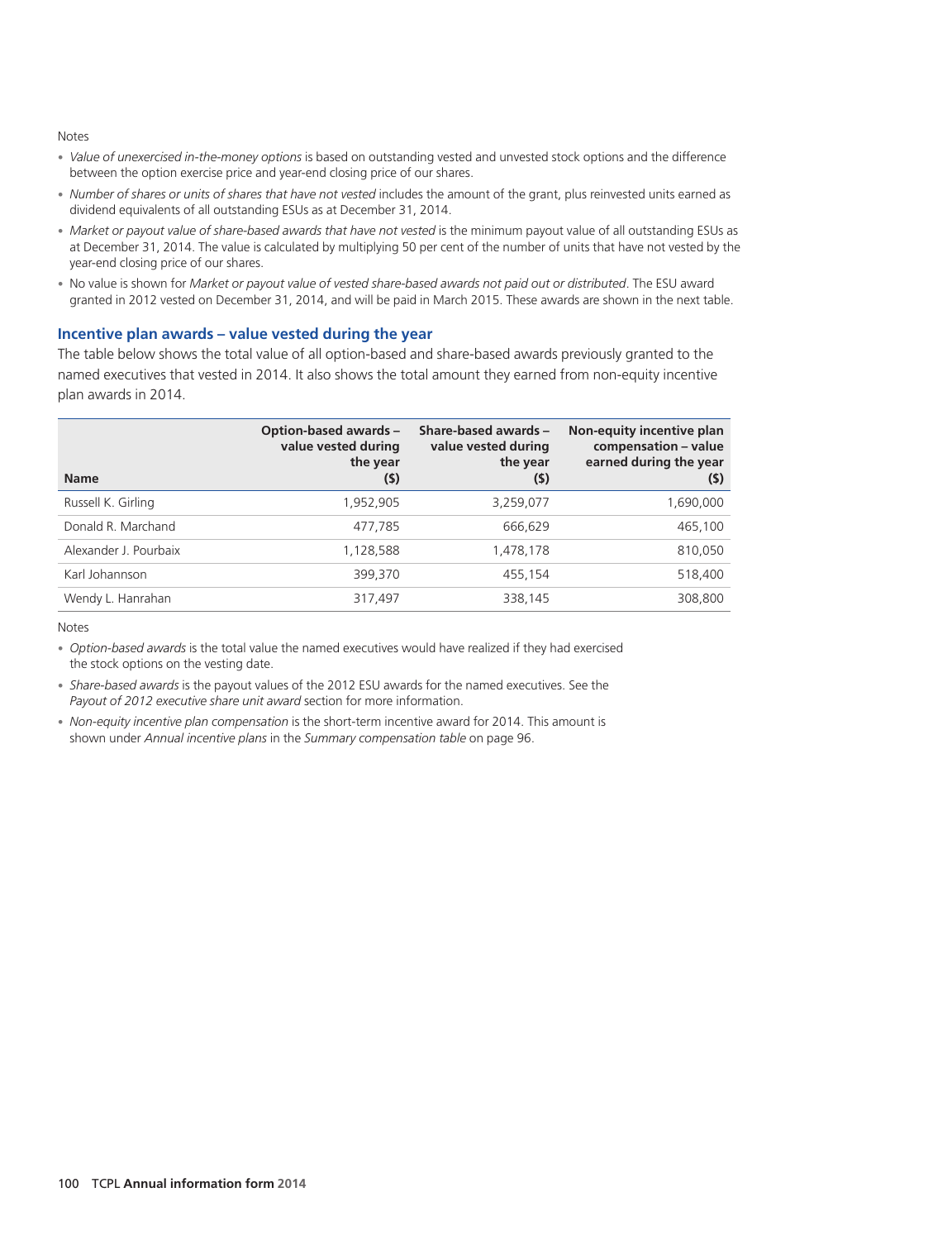Notes

- *Value of unexercised in-the-money options* is based on outstanding vested and unvested stock options and the difference between the option exercise price and year-end closing price of our shares.
- *Number of shares or units of shares that have not vested* includes the amount of the grant, plus reinvested units earned as dividend equivalents of all outstanding ESUs as at December 31, 2014.
- *Market or payout value of share-based awards that have not vested* is the minimum payout value of all outstanding ESUs as at December 31, 2014. The value is calculated by multiplying 50 per cent of the number of units that have not vested by the year-end closing price of our shares.
- No value is shown for *Market or payout value of vested share-based awards not paid out or distributed*. The ESU award granted in 2012 vested on December 31, 2014, and will be paid in March 2015. These awards are shown in the next table.

### Incentive plan awards – value vested during the year

The table below shows the total value of all option-based and share-based awards previously granted to the named executives that vested in 2014. It also shows the total amount they earned from non-equity incentive plan awards in 2014.

| Name | Option-based awards – value vested during the year ($) | Share-based awards – value vested during the year ($) | Non-equity incentive plan compensation – value earned during the year ($) |
|---|---:|---:|---:|
| Russell K. Girling | 1,952,905 | 3,259,077 | 1,690,000 |
| Donald R. Marchand | 477,785 | 666,629 | 465,100 |
| Alexander J. Pourbaix | 1,128,588 | 1,478,178 | 810,050 |
| Karl Johannson | 399,370 | 455,154 | 518,400 |
| Wendy L. Hanrahan | 317,497 | 338,145 | 308,800 |

Notes

- *Option-based awards* is the total value the named executives would have realized if they had exercised the stock options on the vesting date.
- *Share-based awards* is the payout values of the 2012 ESU awards for the named executives. See the *Payout of 2012 executive share unit award* section for more information.
- *Non-equity incentive plan compensation* is the short-term incentive award for 2014. This amount is shown under *Annual incentive plans* in the *Summary compensation table* on page 96.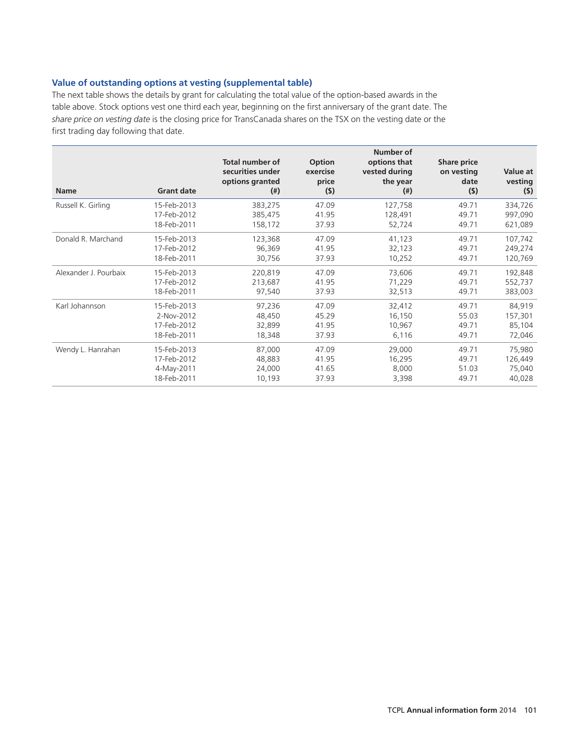### Value of outstanding options at vesting (supplemental table)

The next table shows the details by grant for calculating the total value of the option-based awards in the table above. Stock options vest one third each year, beginning on the first anniversary of the grant date. The *share price on vesting date* is the closing price for TransCanada shares on the TSX on the vesting date or the first trading day following that date.

| Name | Grant date | Total number of securities under options granted (#) | Option exercise price ($) | Number of options that vested during the year (#) | Share price on vesting date ($) | Value at vesting ($) |
|---|---|---|---|---|---|---|
| Russell K. Girling | 15-Feb-2013 | 383,275 | 47.09 | 127,758 | 49.71 | 334,726 |
| | 17-Feb-2012 | 385,475 | 41.95 | 128,491 | 49.71 | 997,090 |
| | 18-Feb-2011 | 158,172 | 37.93 | 52,724 | 49.71 | 621,089 |
| Donald R. Marchand | 15-Feb-2013 | 123,368 | 47.09 | 41,123 | 49.71 | 107,742 |
| | 17-Feb-2012 | 96,369 | 41.95 | 32,123 | 49.71 | 249,274 |
| | 18-Feb-2011 | 30,756 | 37.93 | 10,252 | 49.71 | 120,769 |
| Alexander J. Pourbaix | 15-Feb-2013 | 220,819 | 47.09 | 73,606 | 49.71 | 192,848 |
| | 17-Feb-2012 | 213,687 | 41.95 | 71,229 | 49.71 | 552,737 |
| | 18-Feb-2011 | 97,540 | 37.93 | 32,513 | 49.71 | 383,003 |
| Karl Johannson | 15-Feb-2013 | 97,236 | 47.09 | 32,412 | 49.71 | 84,919 |
| | 2-Nov-2012 | 48,450 | 45.29 | 16,150 | 55.03 | 157,301 |
| | 17-Feb-2012 | 32,899 | 41.95 | 10,967 | 49.71 | 85,104 |
| | 18-Feb-2011 | 18,348 | 37.93 | 6,116 | 49.71 | 72,046 |
| Wendy L. Hanrahan | 15-Feb-2013 | 87,000 | 47.09 | 29,000 | 49.71 | 75,980 |
| | 17-Feb-2012 | 48,883 | 41.95 | 16,295 | 49.71 | 126,449 |
| | 4-May-2011 | 24,000 | 41.65 | 8,000 | 51.03 | 75,040 |
| | 18-Feb-2011 | 10,193 | 37.93 | 3,398 | 49.71 | 40,028 |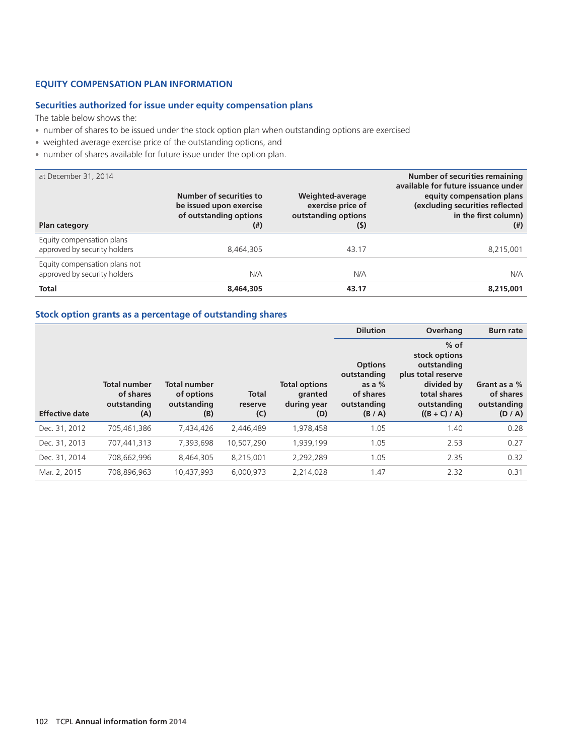## EQUITY COMPENSATION PLAN INFORMATION

### Securities authorized for issue under equity compensation plans

The table below shows the:

- number of shares to be issued under the stock option plan when outstanding options are exercised
- weighted average exercise price of the outstanding options, and
- number of shares available for future issue under the option plan.

| at December 31, 2014<br>Plan category | Number of securities to be issued upon exercise of outstanding options (#) | Weighted-average exercise price of outstanding options ($) | Number of securities remaining available for future issuance under equity compensation plans (excluding securities reflected in the first column) (#) |
|---|---|---|---|
| Equity compensation plans approved by security holders | 8,464,305 | 43.17 | 8,215,001 |
| Equity compensation plans not approved by security holders | N/A | N/A | N/A |
| **Total** | **8,464,305** | **43.17** | **8,215,001** |

### Stock option grants as a percentage of outstanding shares

| | | | | | Dilution | Overhang | Burn rate |
|---|---|---|---|---|---|---|---|
| Effective date | Total number of shares outstanding (A) | Total number of options outstanding (B) | Total reserve (C) | Total options granted during year (D) | Options outstanding as a % of shares outstanding (B / A) | % of stock options outstanding plus total reserve divided by total shares outstanding ((B + C) / A) | Grant as a % of shares outstanding (D / A) |
| Dec. 31, 2012 | 705,461,386 | 7,434,426 | 2,446,489 | 1,978,458 | 1.05 | 1.40 | 0.28 |
| Dec. 31, 2013 | 707,441,313 | 7,393,698 | 10,507,290 | 1,939,199 | 1.05 | 2.53 | 0.27 |
| Dec. 31, 2014 | 708,662,996 | 8,464,305 | 8,215,001 | 2,292,289 | 1.05 | 2.35 | 0.32 |
| Mar. 2, 2015 | 708,896,963 | 10,437,993 | 6,000,973 | 2,214,028 | 1.47 | 2.32 | 0.31 |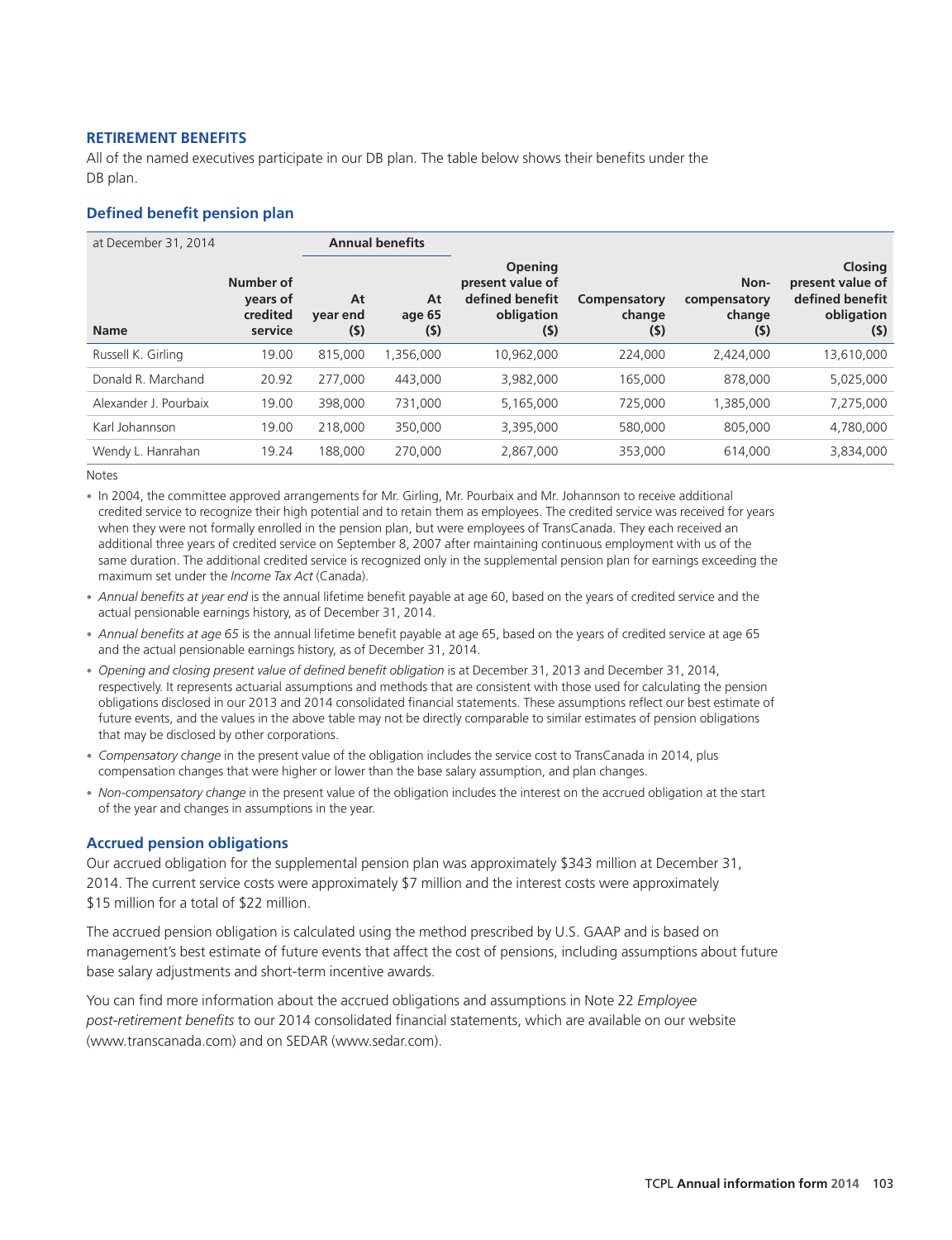## RETIREMENT BENEFITS

All of the named executives participate in our DB plan. The table below shows their benefits under the DB plan.

### Defined benefit pension plan

| at December 31, 2014 | | Annual benefits | | | | | |
|---|---|---|---|---|---|---|---|
| **Name** | **Number of years of credited service** | **At year end ($)** | **At age 65 ($)** | **Opening present value of defined benefit obligation ($)** | **Compensatory change ($)** | **Non-compensatory change ($)** | **Closing present value of defined benefit obligation ($)** |
| Russell K. Girling | 19.00 | 815,000 | 1,356,000 | 10,962,000 | 224,000 | 2,424,000 | 13,610,000 |
| Donald R. Marchand | 20.92 | 277,000 | 443,000 | 3,982,000 | 165,000 | 878,000 | 5,025,000 |
| Alexander J. Pourbaix | 19.00 | 398,000 | 731,000 | 5,165,000 | 725,000 | 1,385,000 | 7,275,000 |
| Karl Johannson | 19.00 | 218,000 | 350,000 | 3,395,000 | 580,000 | 805,000 | 4,780,000 |
| Wendy L. Hanrahan | 19.24 | 188,000 | 270,000 | 2,867,000 | 353,000 | 614,000 | 3,834,000 |

Notes

- In 2004, the committee approved arrangements for Mr. Girling, Mr. Pourbaix and Mr. Johannson to receive additional credited service to recognize their high potential and to retain them as employees. The credited service was received for years when they were not formally enrolled in the pension plan, but were employees of TransCanada. They each received an additional three years of credited service on September 8, 2007 after maintaining continuous employment with us of the same duration. The additional credited service is recognized only in the supplemental pension plan for earnings exceeding the maximum set under the *Income Tax Act* (Canada).
- *Annual benefits at year end* is the annual lifetime benefit payable at age 60, based on the years of credited service and the actual pensionable earnings history, as of December 31, 2014.
- *Annual benefits at age 65* is the annual lifetime benefit payable at age 65, based on the years of credited service at age 65 and the actual pensionable earnings history, as of December 31, 2014.
- *Opening and closing present value of defined benefit obligation* is at December 31, 2013 and December 31, 2014, respectively. It represents actuarial assumptions and methods that are consistent with those used for calculating the pension obligations disclosed in our 2013 and 2014 consolidated financial statements. These assumptions reflect our best estimate of future events, and the values in the above table may not be directly comparable to similar estimates of pension obligations that may be disclosed by other corporations.
- *Compensatory change* in the present value of the obligation includes the service cost to TransCanada in 2014, plus compensation changes that were higher or lower than the base salary assumption, and plan changes.
- *Non-compensatory change* in the present value of the obligation includes the interest on the accrued obligation at the start of the year and changes in assumptions in the year.

### Accrued pension obligations

Our accrued obligation for the supplemental pension plan was approximately $343 million at December 31, 2014. The current service costs were approximately $7 million and the interest costs were approximately $15 million for a total of $22 million.

The accrued pension obligation is calculated using the method prescribed by U.S. GAAP and is based on management's best estimate of future events that affect the cost of pensions, including assumptions about future base salary adjustments and short-term incentive awards.

You can find more information about the accrued obligations and assumptions in Note 22 *Employee post-retirement benefits* to our 2014 consolidated financial statements, which are available on our website (www.transcanada.com) and on SEDAR (www.sedar.com).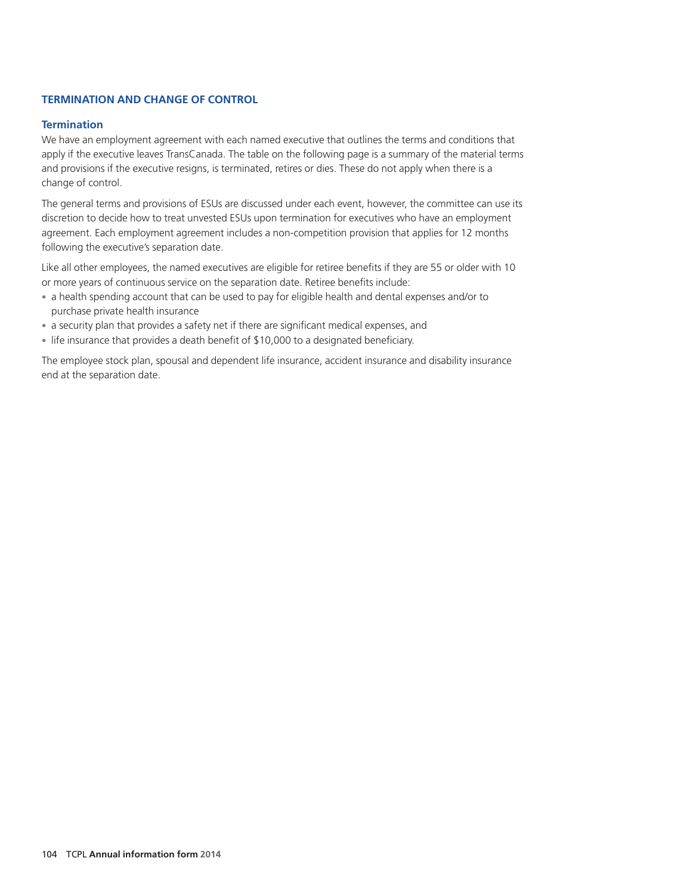## TERMINATION AND CHANGE OF CONTROL

### Termination

We have an employment agreement with each named executive that outlines the terms and conditions that apply if the executive leaves TransCanada. The table on the following page is a summary of the material terms and provisions if the executive resigns, is terminated, retires or dies. These do not apply when there is a change of control.

The general terms and provisions of ESUs are discussed under each event, however, the committee can use its discretion to decide how to treat unvested ESUs upon termination for executives who have an employment agreement. Each employment agreement includes a non-competition provision that applies for 12 months following the executive's separation date.

Like all other employees, the named executives are eligible for retiree benefits if they are 55 or older with 10 or more years of continuous service on the separation date. Retiree benefits include:

- a health spending account that can be used to pay for eligible health and dental expenses and/or to purchase private health insurance
- a security plan that provides a safety net if there are significant medical expenses, and
- life insurance that provides a death benefit of $10,000 to a designated beneficiary.

The employee stock plan, spousal and dependent life insurance, accident insurance and disability insurance end at the separation date.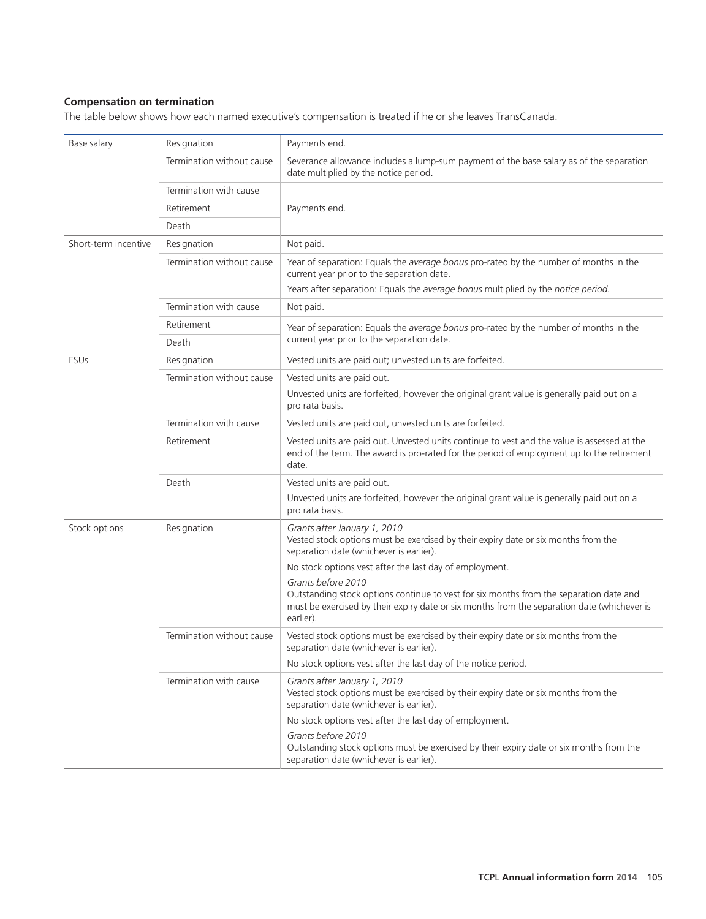**Compensation on termination**

The table below shows how each named executive's compensation is treated if he or she leaves TransCanada.

| | | |
|---|---|---|
| Base salary | Resignation | Payments end. |
| | Termination without cause | Severance allowance includes a lump-sum payment of the base salary as of the separation date multiplied by the notice period. |
| | Termination with cause | Payments end. |
| | Retirement | |
| | Death | |
| Short-term incentive | Resignation | Not paid. |
| | Termination without cause | Year of separation: Equals the *average bonus* pro-rated by the number of months in the current year prior to the separation date.<br>Years after separation: Equals the *average bonus* multiplied by the *notice period.* |
| | Termination with cause | Not paid. |
| | Retirement | Year of separation: Equals the *average bonus* pro-rated by the number of months in the current year prior to the separation date. |
| | Death | |
| ESUs | Resignation | Vested units are paid out; unvested units are forfeited. |
| | Termination without cause | Vested units are paid out.<br>Unvested units are forfeited, however the original grant value is generally paid out on a pro rata basis. |
| | Termination with cause | Vested units are paid out, unvested units are forfeited. |
| | Retirement | Vested units are paid out. Unvested units continue to vest and the value is assessed at the end of the term. The award is pro-rated for the period of employment up to the retirement date. |
| | Death | Vested units are paid out.<br>Unvested units are forfeited, however the original grant value is generally paid out on a pro rata basis. |
| Stock options | Resignation | *Grants after January 1, 2010*<br>Vested stock options must be exercised by their expiry date or six months from the separation date (whichever is earlier).<br>No stock options vest after the last day of employment.<br>*Grants before 2010*<br>Outstanding stock options continue to vest for six months from the separation date and must be exercised by their expiry date or six months from the separation date (whichever is earlier). |
| | Termination without cause | Vested stock options must be exercised by their expiry date or six months from the separation date (whichever is earlier).<br>No stock options vest after the last day of the notice period. |
| | Termination with cause | *Grants after January 1, 2010*<br>Vested stock options must be exercised by their expiry date or six months from the separation date (whichever is earlier).<br>No stock options vest after the last day of employment.<br>*Grants before 2010*<br>Outstanding stock options must be exercised by their expiry date or six months from the separation date (whichever is earlier). |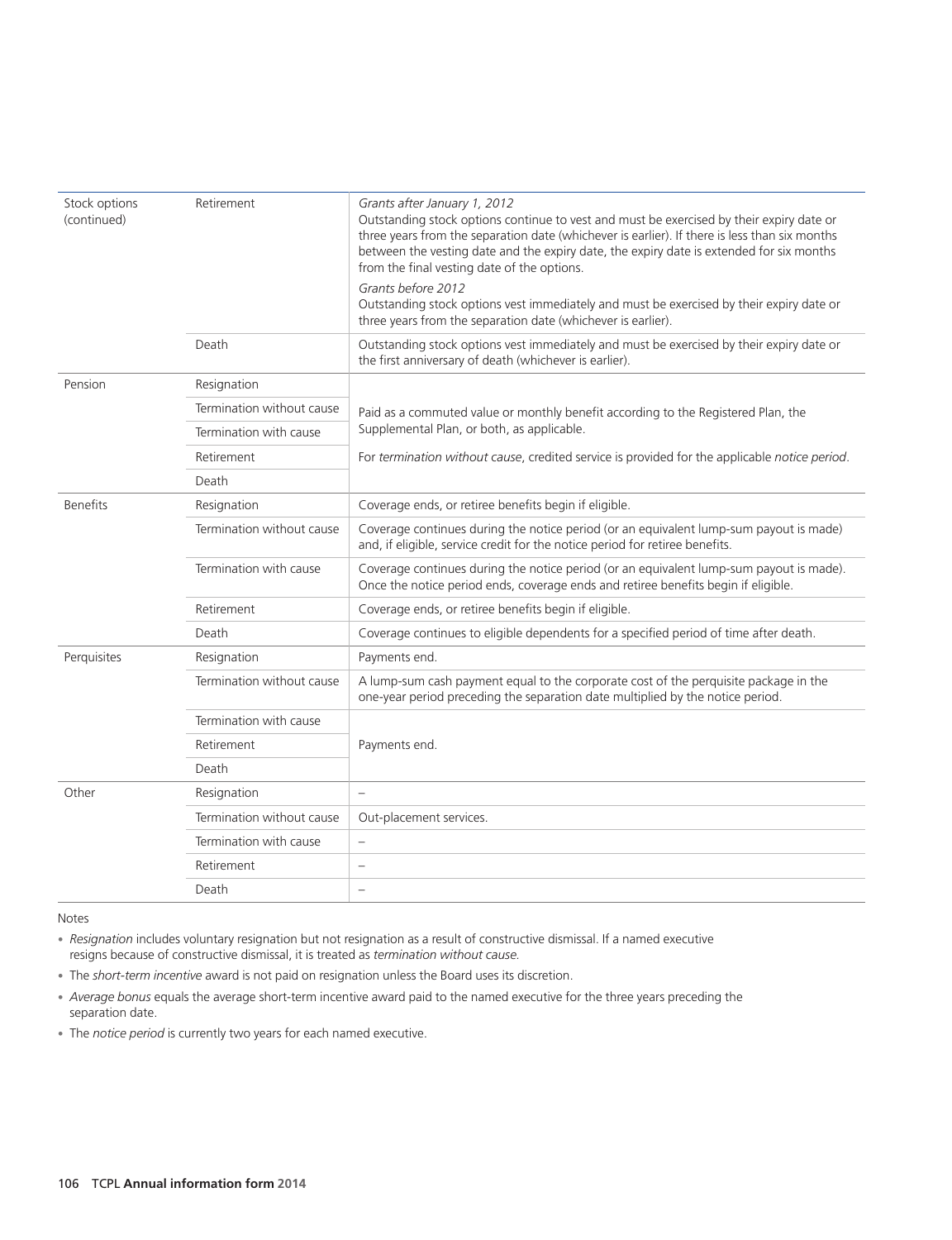| | | |
|---|---|---|
| Stock options (continued) | Retirement | *Grants after January 1, 2012*<br>Outstanding stock options continue to vest and must be exercised by their expiry date or three years from the separation date (whichever is earlier). If there is less than six months between the vesting date and the expiry date, the expiry date is extended for six months from the final vesting date of the options.<br>*Grants before 2012*<br>Outstanding stock options vest immediately and must be exercised by their expiry date or three years from the separation date (whichever is earlier). |
| | Death | Outstanding stock options vest immediately and must be exercised by their expiry date or the first anniversary of death (whichever is earlier). |
| Pension | Resignation | Paid as a commuted value or monthly benefit according to the Registered Plan, the Supplemental Plan, or both, as applicable.<br>For *termination without cause*, credited service is provided for the applicable *notice period*. |
| | Termination without cause | |
| | Termination with cause | |
| | Retirement | |
| | Death | |
| Benefits | Resignation | Coverage ends, or retiree benefits begin if eligible. |
| | Termination without cause | Coverage continues during the notice period (or an equivalent lump-sum payout is made) and, if eligible, service credit for the notice period for retiree benefits. |
| | Termination with cause | Coverage continues during the notice period (or an equivalent lump-sum payout is made). Once the notice period ends, coverage ends and retiree benefits begin if eligible. |
| | Retirement | Coverage ends, or retiree benefits begin if eligible. |
| | Death | Coverage continues to eligible dependents for a specified period of time after death. |
| Perquisites | Resignation | Payments end. |
| | Termination without cause | A lump-sum cash payment equal to the corporate cost of the perquisite package in the one-year period preceding the separation date multiplied by the notice period. |
| | Termination with cause | Payments end. |
| | Retirement | |
| | Death | |
| Other | Resignation | – |
| | Termination without cause | Out-placement services. |
| | Termination with cause | – |
| | Retirement | – |
| | Death | – |

Notes

- *Resignation* includes voluntary resignation but not resignation as a result of constructive dismissal. If a named executive resigns because of constructive dismissal, it is treated as *termination without cause*.
- The *short-term incentive* award is not paid on resignation unless the Board uses its discretion.
- *Average bonus* equals the average short-term incentive award paid to the named executive for the three years preceding the separation date.
- The *notice period* is currently two years for each named executive.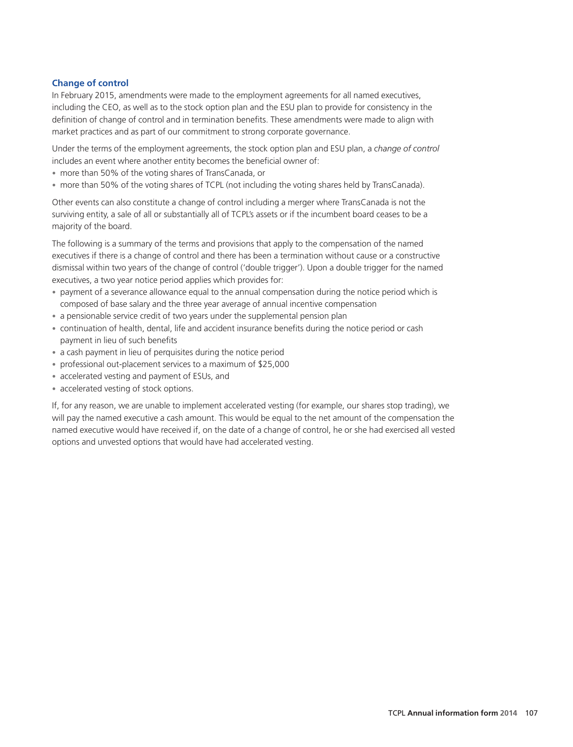### Change of control

In February 2015, amendments were made to the employment agreements for all named executives, including the CEO, as well as to the stock option plan and the ESU plan to provide for consistency in the definition of change of control and in termination benefits. These amendments were made to align with market practices and as part of our commitment to strong corporate governance.

Under the terms of the employment agreements, the stock option plan and ESU plan, a *change of control* includes an event where another entity becomes the beneficial owner of:

- more than 50% of the voting shares of TransCanada, or
- more than 50% of the voting shares of TCPL (not including the voting shares held by TransCanada).

Other events can also constitute a change of control including a merger where TransCanada is not the surviving entity, a sale of all or substantially all of TCPL's assets or if the incumbent board ceases to be a majority of the board.

The following is a summary of the terms and provisions that apply to the compensation of the named executives if there is a change of control and there has been a termination without cause or a constructive dismissal within two years of the change of control ('double trigger'). Upon a double trigger for the named executives, a two year notice period applies which provides for:

- payment of a severance allowance equal to the annual compensation during the notice period which is composed of base salary and the three year average of annual incentive compensation
- a pensionable service credit of two years under the supplemental pension plan
- continuation of health, dental, life and accident insurance benefits during the notice period or cash payment in lieu of such benefits
- a cash payment in lieu of perquisites during the notice period
- professional out-placement services to a maximum of $25,000
- accelerated vesting and payment of ESUs, and
- accelerated vesting of stock options.

If, for any reason, we are unable to implement accelerated vesting (for example, our shares stop trading), we will pay the named executive a cash amount. This would be equal to the net amount of the compensation the named executive would have received if, on the date of a change of control, he or she had exercised all vested options and unvested options that would have had accelerated vesting.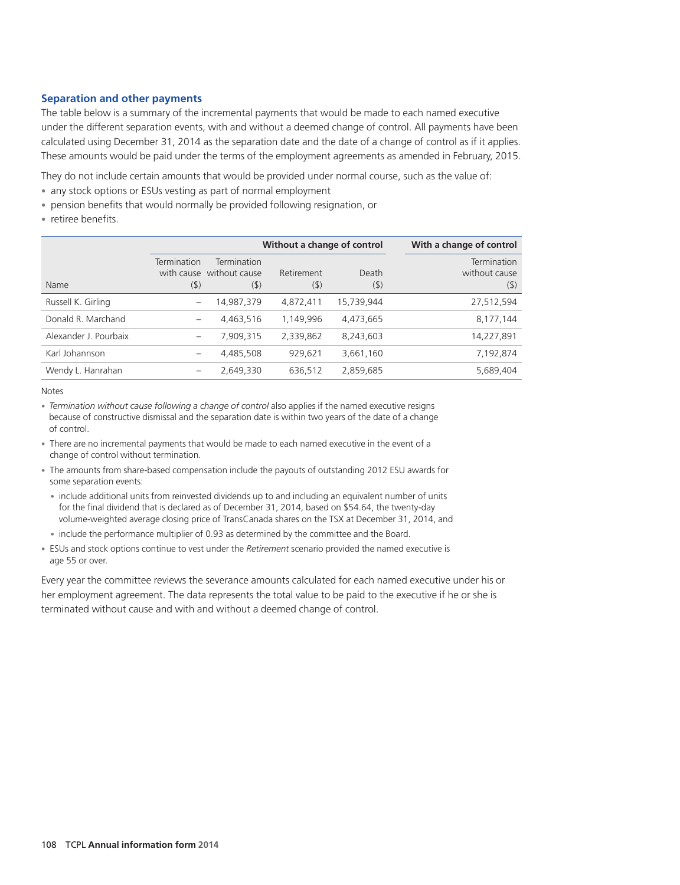### Separation and other payments

The table below is a summary of the incremental payments that would be made to each named executive under the different separation events, with and without a deemed change of control. All payments have been calculated using December 31, 2014 as the separation date and the date of a change of control as if it applies. These amounts would be paid under the terms of the employment agreements as amended in February, 2015.

They do not include certain amounts that would be provided under normal course, such as the value of:

- any stock options or ESUs vesting as part of normal employment
- pension benefits that would normally be provided following resignation, or
- retiree benefits.

| | Without a change of control | | | | With a change of control |
|---|---|---|---|---|---|
| Name | Termination with cause ($) | Termination without cause ($) | Retirement ($) | Death ($) | Termination without cause ($) |
| Russell K. Girling | – | 14,987,379 | 4,872,411 | 15,739,944 | 27,512,594 |
| Donald R. Marchand | – | 4,463,516 | 1,149,996 | 4,473,665 | 8,177,144 |
| Alexander J. Pourbaix | – | 7,909,315 | 2,339,862 | 8,243,603 | 14,227,891 |
| Karl Johannson | – | 4,485,508 | 929,621 | 3,661,160 | 7,192,874 |
| Wendy L. Hanrahan | – | 2,649,330 | 636,512 | 2,859,685 | 5,689,404 |

Notes

- *Termination without cause following a change of control* also applies if the named executive resigns because of constructive dismissal and the separation date is within two years of the date of a change of control.
- There are no incremental payments that would be made to each named executive in the event of a change of control without termination.
- The amounts from share-based compensation include the payouts of outstanding 2012 ESU awards for some separation events:
  - include additional units from reinvested dividends up to and including an equivalent number of units for the final dividend that is declared as of December 31, 2014, based on $54.64, the twenty-day volume-weighted average closing price of TransCanada shares on the TSX at December 31, 2014, and
  - include the performance multiplier of 0.93 as determined by the committee and the Board.
- ESUs and stock options continue to vest under the *Retirement* scenario provided the named executive is age 55 or over.

Every year the committee reviews the severance amounts calculated for each named executive under his or her employment agreement. The data represents the total value to be paid to the executive if he or she is terminated without cause and with and without a deemed change of control.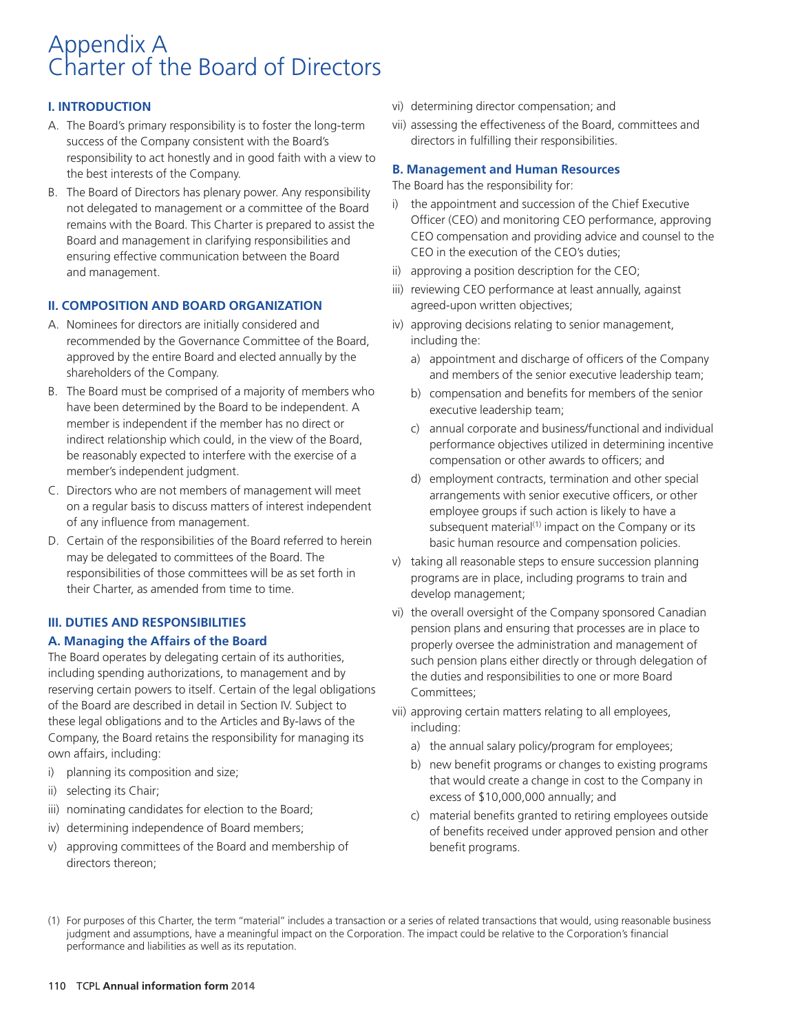# Appendix A
# Charter of the Board of Directors

### I. INTRODUCTION

A. The Board's primary responsibility is to foster the long-term success of the Company consistent with the Board's responsibility to act honestly and in good faith with a view to the best interests of the Company.

B. The Board of Directors has plenary power. Any responsibility not delegated to management or a committee of the Board remains with the Board. This Charter is prepared to assist the Board and management in clarifying responsibilities and ensuring effective communication between the Board and management.

### II. COMPOSITION AND BOARD ORGANIZATION

A. Nominees for directors are initially considered and recommended by the Governance Committee of the Board, approved by the entire Board and elected annually by the shareholders of the Company.

B. The Board must be comprised of a majority of members who have been determined by the Board to be independent. A member is independent if the member has no direct or indirect relationship which could, in the view of the Board, be reasonably expected to interfere with the exercise of a member's independent judgment.

C. Directors who are not members of management will meet on a regular basis to discuss matters of interest independent of any influence from management.

D. Certain of the responsibilities of the Board referred to herein may be delegated to committees of the Board. The responsibilities of those committees will be as set forth in their Charter, as amended from time to time.

### III. DUTIES AND RESPONSIBILITIES

#### A. Managing the Affairs of the Board

The Board operates by delegating certain of its authorities, including spending authorizations, to management and by reserving certain powers to itself. Certain of the legal obligations of the Board are described in detail in Section IV. Subject to these legal obligations and to the Articles and By-laws of the Company, the Board retains the responsibility for managing its own affairs, including:

i) planning its composition and size;
ii) selecting its Chair;
iii) nominating candidates for election to the Board;
iv) determining independence of Board members;
v) approving committees of the Board and membership of directors thereon;
vi) determining director compensation; and
vii) assessing the effectiveness of the Board, committees and directors in fulfilling their responsibilities.

#### B. Management and Human Resources

The Board has the responsibility for:

i) the appointment and succession of the Chief Executive Officer (CEO) and monitoring CEO performance, approving CEO compensation and providing advice and counsel to the CEO in the execution of the CEO's duties;
ii) approving a position description for the CEO;
iii) reviewing CEO performance at least annually, against agreed-upon written objectives;
iv) approving decisions relating to senior management, including the:
   a) appointment and discharge of officers of the Company and members of the senior executive leadership team;
   b) compensation and benefits for members of the senior executive leadership team;
   c) annual corporate and business/functional and individual performance objectives utilized in determining incentive compensation or other awards to officers; and
   d) employment contracts, termination and other special arrangements with senior executive officers, or other employee groups if such action is likely to have a subsequent material[1] impact on the Company or its basic human resource and compensation policies.
v) taking all reasonable steps to ensure succession planning programs are in place, including programs to train and develop management;
vi) the overall oversight of the Company sponsored Canadian pension plans and ensuring that processes are in place to properly oversee the administration and management of such pension plans either directly or through delegation of the duties and responsibilities to one or more Board Committees;
vii) approving certain matters relating to all employees, including:
   a) the annual salary policy/program for employees;
   b) new benefit programs or changes to existing programs that would create a change in cost to the Company in excess of $10,000,000 annually; and
   c) material benefits granted to retiring employees outside of benefits received under approved pension and other benefit programs.

(1) For purposes of this Charter, the term "material" includes a transaction or a series of related transactions that would, using reasonable business judgment and assumptions, have a meaningful impact on the Corporation. The impact could be relative to the Corporation's financial performance and liabilities as well as its reputation.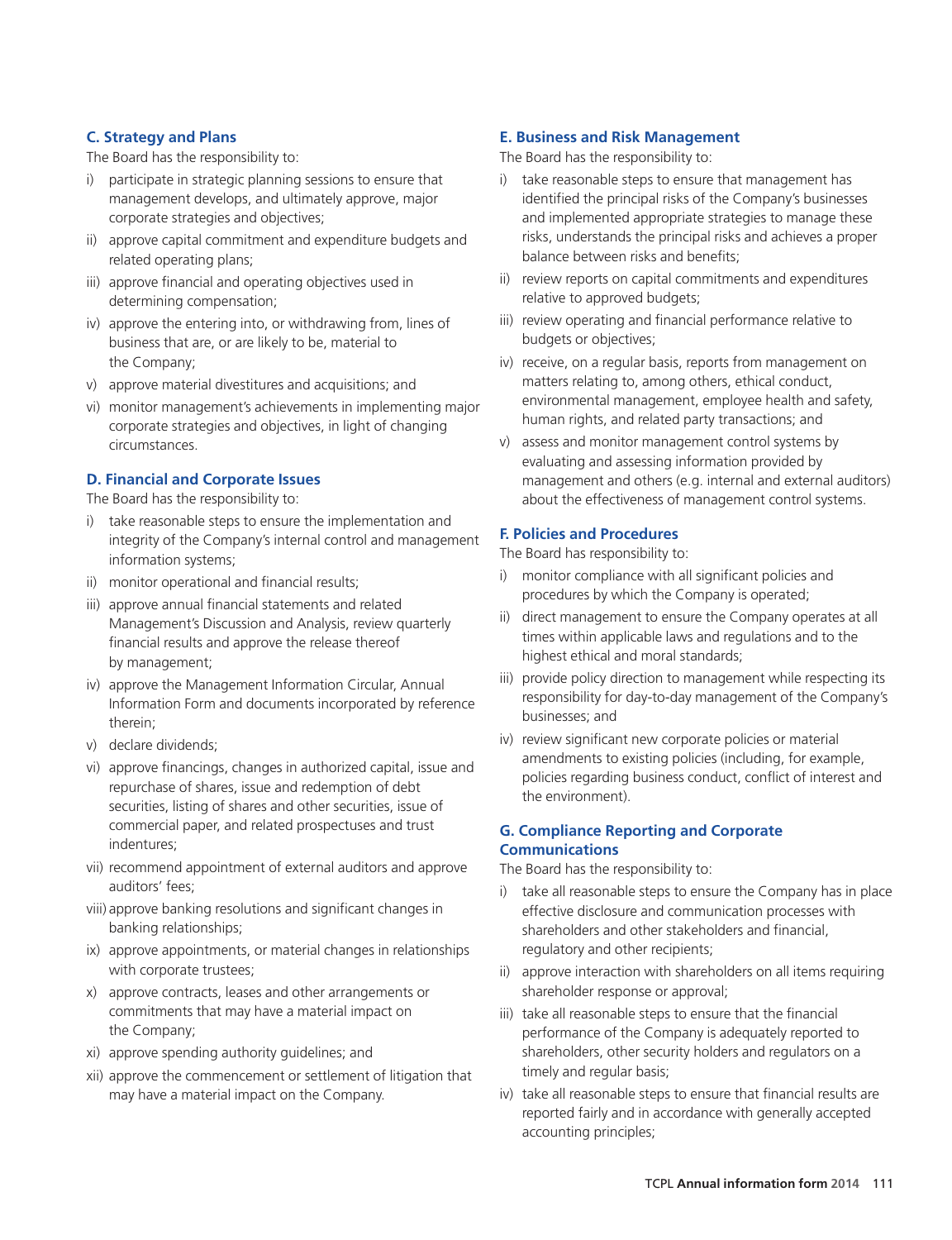### C. Strategy and Plans

The Board has the responsibility to:

i) participate in strategic planning sessions to ensure that management develops, and ultimately approve, major corporate strategies and objectives;

ii) approve capital commitment and expenditure budgets and related operating plans;

iii) approve financial and operating objectives used in determining compensation;

iv) approve the entering into, or withdrawing from, lines of business that are, or are likely to be, material to the Company;

v) approve material divestitures and acquisitions; and

vi) monitor management's achievements in implementing major corporate strategies and objectives, in light of changing circumstances.

### D. Financial and Corporate Issues

The Board has the responsibility to:

i) take reasonable steps to ensure the implementation and integrity of the Company's internal control and management information systems;

ii) monitor operational and financial results;

iii) approve annual financial statements and related Management's Discussion and Analysis, review quarterly financial results and approve the release thereof by management;

iv) approve the Management Information Circular, Annual Information Form and documents incorporated by reference therein;

v) declare dividends;

vi) approve financings, changes in authorized capital, issue and repurchase of shares, issue and redemption of debt securities, listing of shares and other securities, issue of commercial paper, and related prospectuses and trust indentures;

vii) recommend appointment of external auditors and approve auditors' fees;

viii) approve banking resolutions and significant changes in banking relationships;

ix) approve appointments, or material changes in relationships with corporate trustees;

x) approve contracts, leases and other arrangements or commitments that may have a material impact on the Company;

xi) approve spending authority guidelines; and

xii) approve the commencement or settlement of litigation that may have a material impact on the Company.

### E. Business and Risk Management

The Board has the responsibility to:

i) take reasonable steps to ensure that management has identified the principal risks of the Company's businesses and implemented appropriate strategies to manage these risks, understands the principal risks and achieves a proper balance between risks and benefits;

ii) review reports on capital commitments and expenditures relative to approved budgets;

iii) review operating and financial performance relative to budgets or objectives;

iv) receive, on a regular basis, reports from management on matters relating to, among others, ethical conduct, environmental management, employee health and safety, human rights, and related party transactions; and

v) assess and monitor management control systems by evaluating and assessing information provided by management and others (e.g. internal and external auditors) about the effectiveness of management control systems.

### F. Policies and Procedures

The Board has responsibility to:

i) monitor compliance with all significant policies and procedures by which the Company is operated;

ii) direct management to ensure the Company operates at all times within applicable laws and regulations and to the highest ethical and moral standards;

iii) provide policy direction to management while respecting its responsibility for day-to-day management of the Company's businesses; and

iv) review significant new corporate policies or material amendments to existing policies (including, for example, policies regarding business conduct, conflict of interest and the environment).

### G. Compliance Reporting and Corporate Communications

The Board has the responsibility to:

i) take all reasonable steps to ensure the Company has in place effective disclosure and communication processes with shareholders and other stakeholders and financial, regulatory and other recipients;

ii) approve interaction with shareholders on all items requiring shareholder response or approval;

iii) take all reasonable steps to ensure that the financial performance of the Company is adequately reported to shareholders, other security holders and regulators on a timely and regular basis;

iv) take all reasonable steps to ensure that financial results are reported fairly and in accordance with generally accepted accounting principles;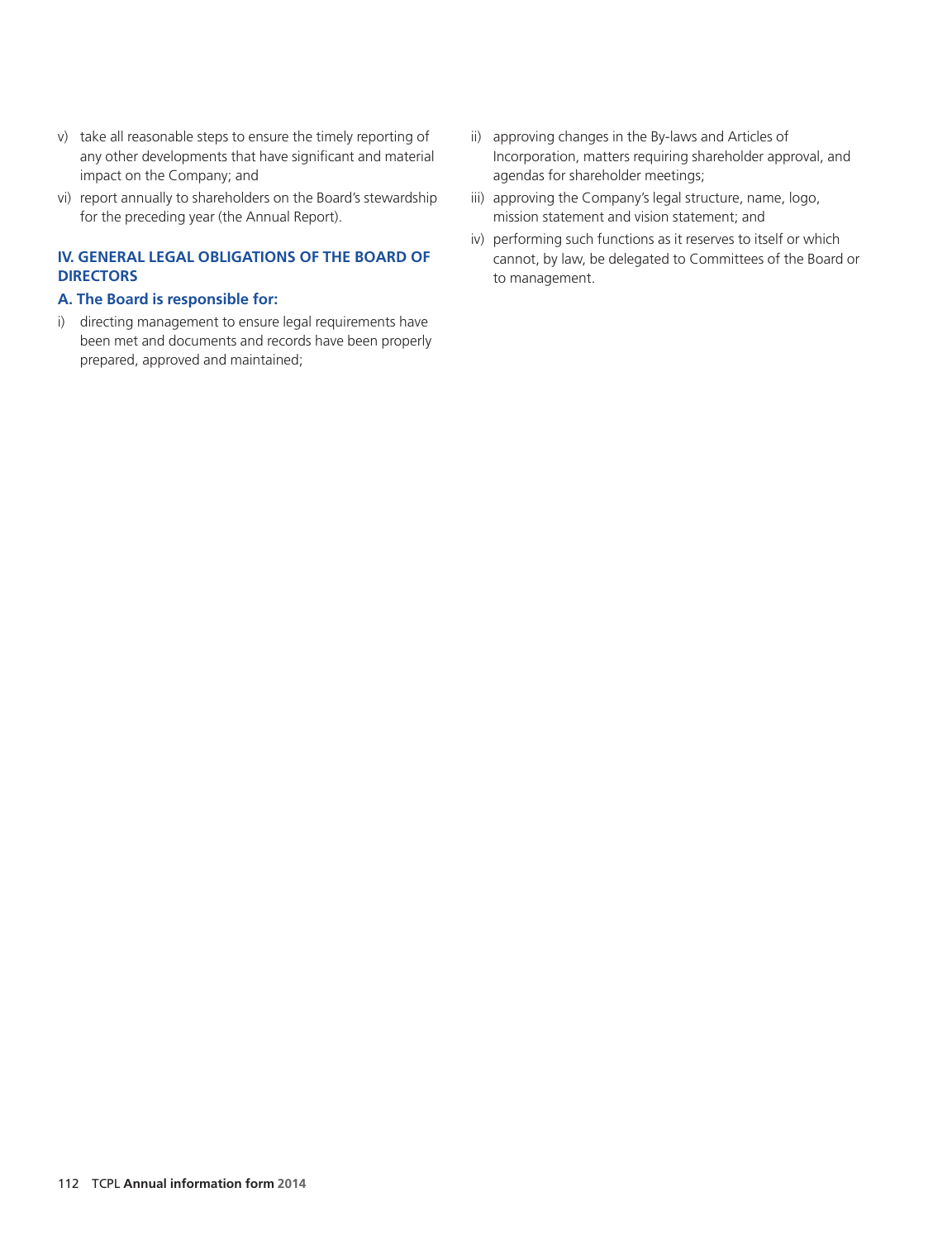v) take all reasonable steps to ensure the timely reporting of any other developments that have significant and material impact on the Company; and

vi) report annually to shareholders on the Board's stewardship for the preceding year (the Annual Report).

## IV. GENERAL LEGAL OBLIGATIONS OF THE BOARD OF DIRECTORS

### A. The Board is responsible for:

i) directing management to ensure legal requirements have been met and documents and records have been properly prepared, approved and maintained;

ii) approving changes in the By-laws and Articles of Incorporation, matters requiring shareholder approval, and agendas for shareholder meetings;

iii) approving the Company's legal structure, name, logo, mission statement and vision statement; and

iv) performing such functions as it reserves to itself or which cannot, by law, be delegated to Committees of the Board or to management.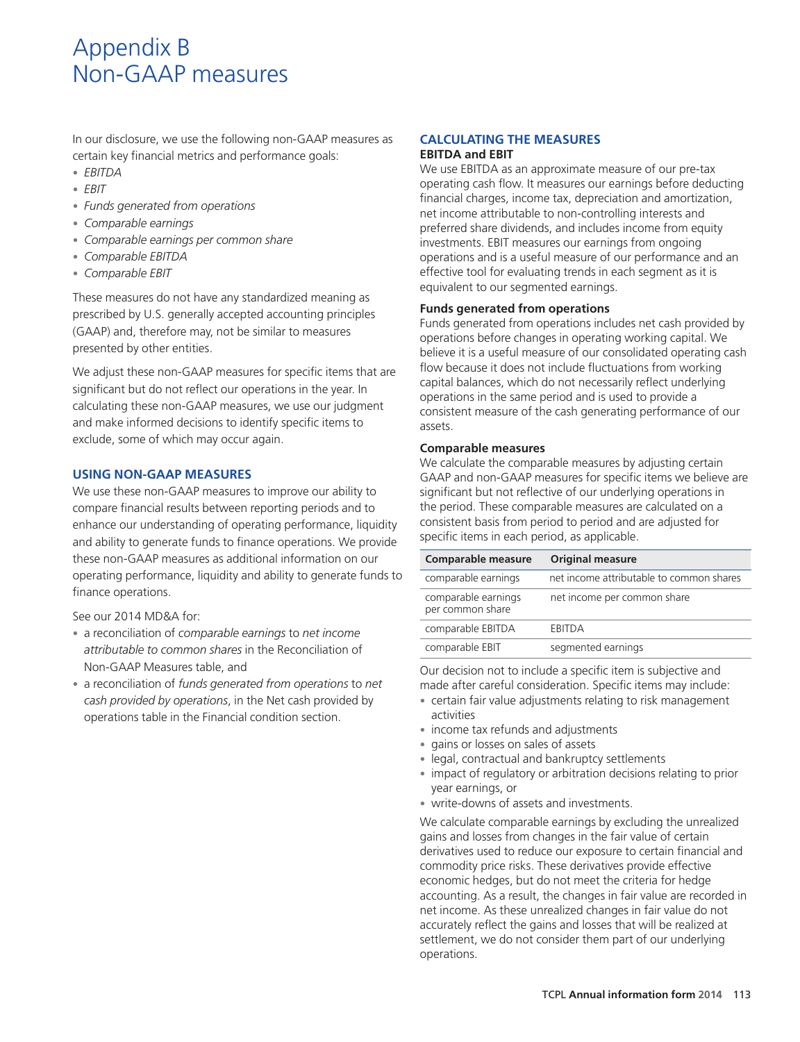# Appendix B
# Non-GAAP measures

In our disclosure, we use the following non-GAAP measures as certain key financial metrics and performance goals:

- *EBITDA*
- *EBIT*
- *Funds generated from operations*
- *Comparable earnings*
- *Comparable earnings per common share*
- *Comparable EBITDA*
- *Comparable EBIT*

These measures do not have any standardized meaning as prescribed by U.S. generally accepted accounting principles (GAAP) and, therefore may, not be similar to measures presented by other entities.

We adjust these non-GAAP measures for specific items that are significant but do not reflect our operations in the year. In calculating these non-GAAP measures, we use our judgment and make informed decisions to identify specific items to exclude, some of which may occur again.

## USING NON-GAAP MEASURES

We use these non-GAAP measures to improve our ability to compare financial results between reporting periods and to enhance our understanding of operating performance, liquidity and ability to generate funds to finance operations. We provide these non-GAAP measures as additional information on our operating performance, liquidity and ability to generate funds to finance operations.

See our 2014 MD&A for:

- a reconciliation of *comparable earnings* to *net income attributable to common shares* in the Reconciliation of Non-GAAP Measures table, and
- a reconciliation of *funds generated from operations* to *net cash provided by operations*, in the Net cash provided by operations table in the Financial condition section.

## CALCULATING THE MEASURES

### EBITDA and EBIT

We use EBITDA as an approximate measure of our pre-tax operating cash flow. It measures our earnings before deducting financial charges, income tax, depreciation and amortization, net income attributable to non-controlling interests and preferred share dividends, and includes income from equity investments. EBIT measures our earnings from ongoing operations and is a useful measure of our performance and an effective tool for evaluating trends in each segment as it is equivalent to our segmented earnings.

### Funds generated from operations

Funds generated from operations includes net cash provided by operations before changes in operating working capital. We believe it is a useful measure of our consolidated operating cash flow because it does not include fluctuations from working capital balances, which do not necessarily reflect underlying operations in the same period and is used to provide a consistent measure of the cash generating performance of our assets.

### Comparable measures

We calculate the comparable measures by adjusting certain GAAP and non-GAAP measures for specific items we believe are significant but not reflective of our underlying operations in the period. These comparable measures are calculated on a consistent basis from period to period and are adjusted for specific items in each period, as applicable.

| Comparable measure | Original measure |
|---|---|
| comparable earnings | net income attributable to common shares |
| comparable earnings per common share | net income per common share |
| comparable EBITDA | EBITDA |
| comparable EBIT | segmented earnings |

Our decision not to include a specific item is subjective and made after careful consideration. Specific items may include:

- certain fair value adjustments relating to risk management activities
- income tax refunds and adjustments
- gains or losses on sales of assets
- legal, contractual and bankruptcy settlements
- impact of regulatory or arbitration decisions relating to prior year earnings, or
- write-downs of assets and investments.

We calculate comparable earnings by excluding the unrealized gains and losses from changes in the fair value of certain derivatives used to reduce our exposure to certain financial and commodity price risks. These derivatives provide effective economic hedges, but do not meet the criteria for hedge accounting. As a result, the changes in fair value are recorded in net income. As these unrealized changes in fair value do not accurately reflect the gains and losses that will be realized at settlement, we do not consider them part of our underlying operations.